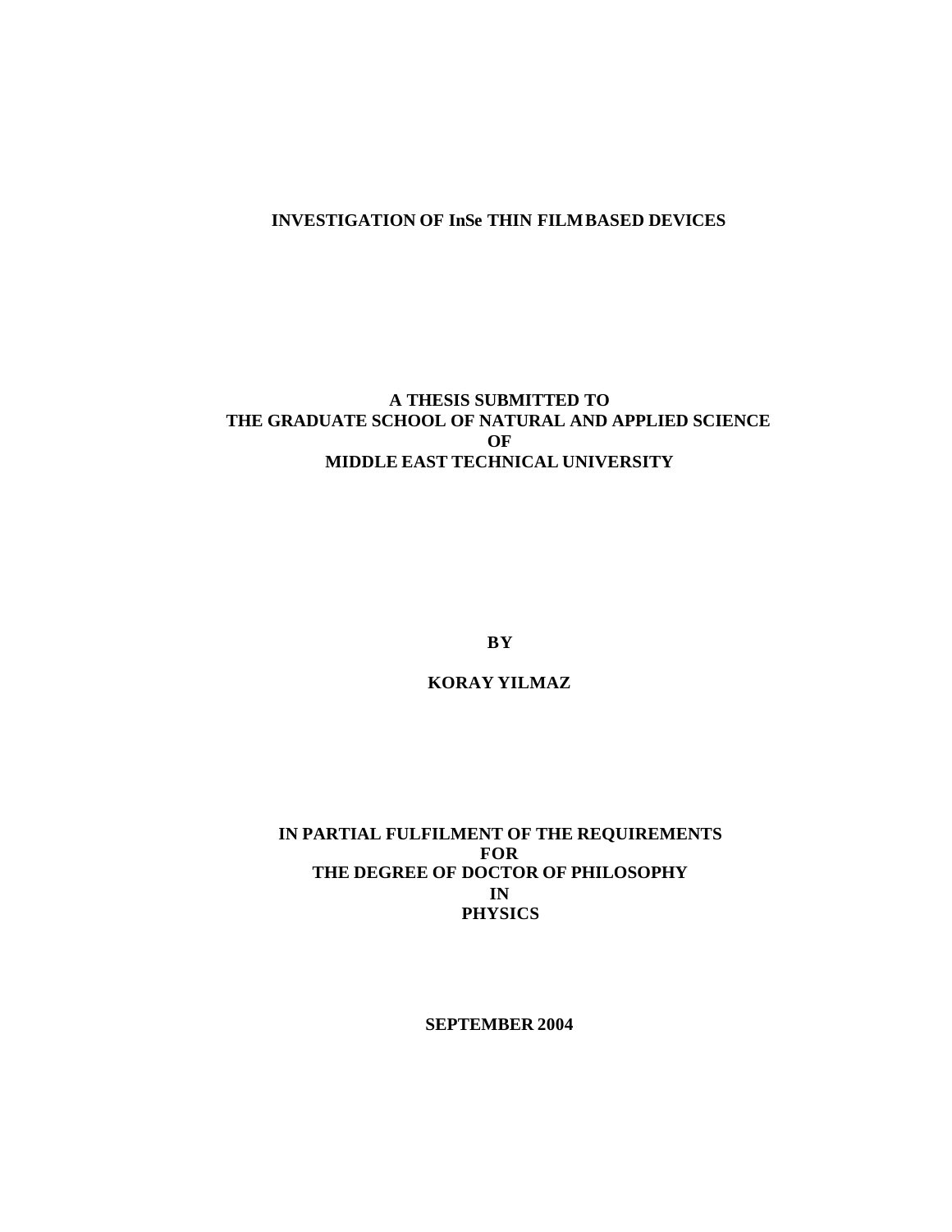# INVESTIGATION OF InSe THIN FILM BASED DEVICES

**A THESIS SUBMITTED TO**
**THE GRADUATE SCHOOL OF NATURAL AND APPLIED SCIENCE**
**OF**
**MIDDLE EAST TECHNICAL UNIVERSITY**

**BY**

**KORAY YILMAZ**

**IN PARTIAL FULFILMENT OF THE REQUIREMENTS**
**FOR**
**THE DEGREE OF DOCTOR OF PHILOSOPHY**
**IN**
**PHYSICS**

**SEPTEMBER 2004**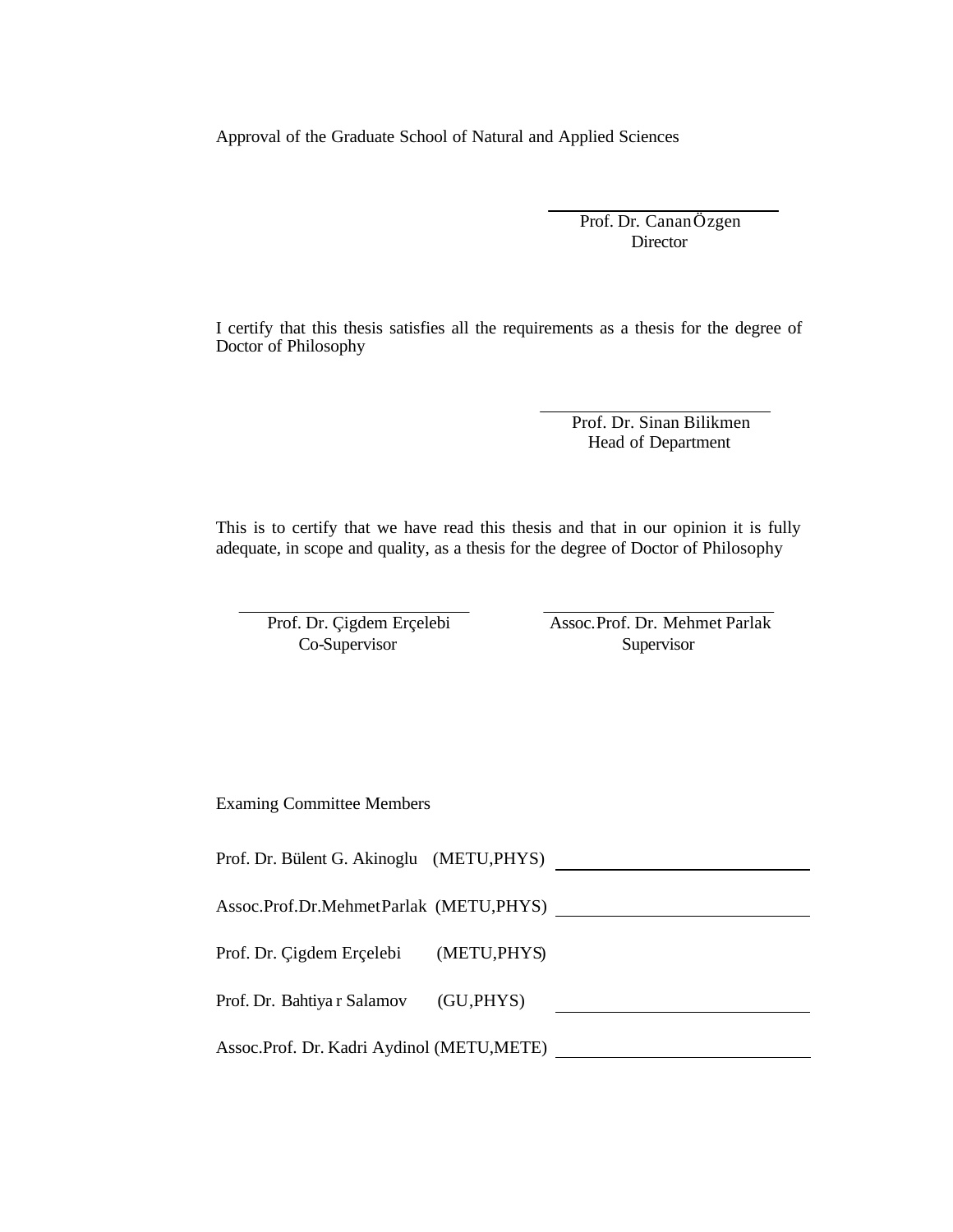Approval of the Graduate School of Natural and Applied Sciences

Prof. Dr. Canan Özgen
Director

I certify that this thesis satisfies all the requirements as a thesis for the degree of Doctor of Philosophy

Prof. Dr. Sinan Bilikmen
Head of Department

This is to certify that we have read this thesis and that in our opinion it is fully adequate, in scope and quality, as a thesis for the degree of Doctor of Philosophy

Prof. Dr. Çigdem Erçelebi
Co-Supervisor

Assoc.Prof. Dr. Mehmet Parlak
Supervisor

Examing Committee Members

Prof. Dr. Bülent G. Akinoglu (METU,PHYS)

Assoc.Prof.Dr.Mehmet Parlak (METU,PHYS)

Prof. Dr. Çigdem Erçelebi (METU,PHYS)

Prof. Dr. Bahtiyar Salamov (GU,PHYS)

Assoc.Prof. Dr. Kadri Aydinol (METU,METE)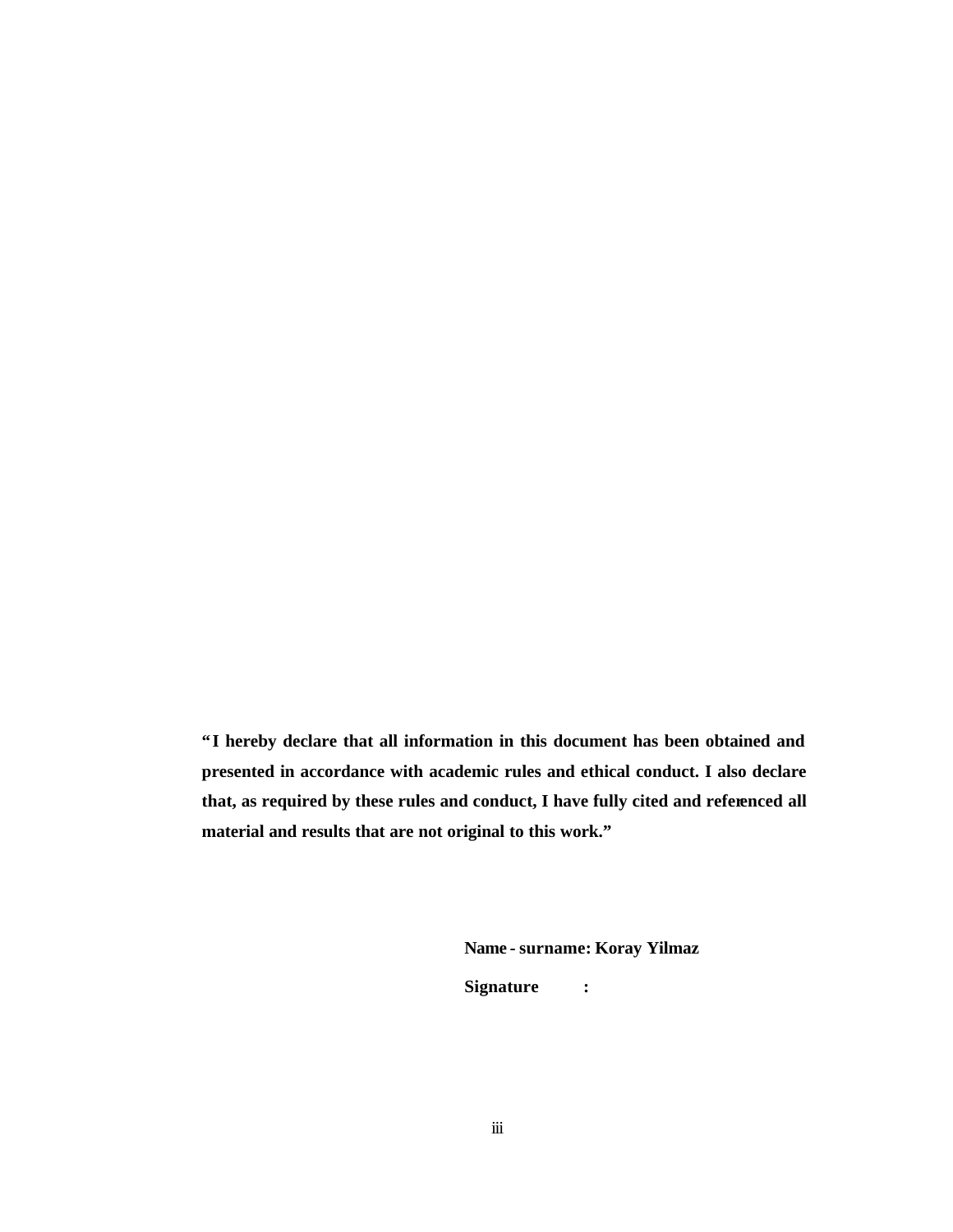**"I hereby declare that all information in this document has been obtained and presented in accordance with academic rules and ethical conduct. I also declare that, as required by these rules and conduct, I have fully cited and referenced all material and results that are not original to this work."**

**Name - surname: Koray Yilmaz**

**Signature :**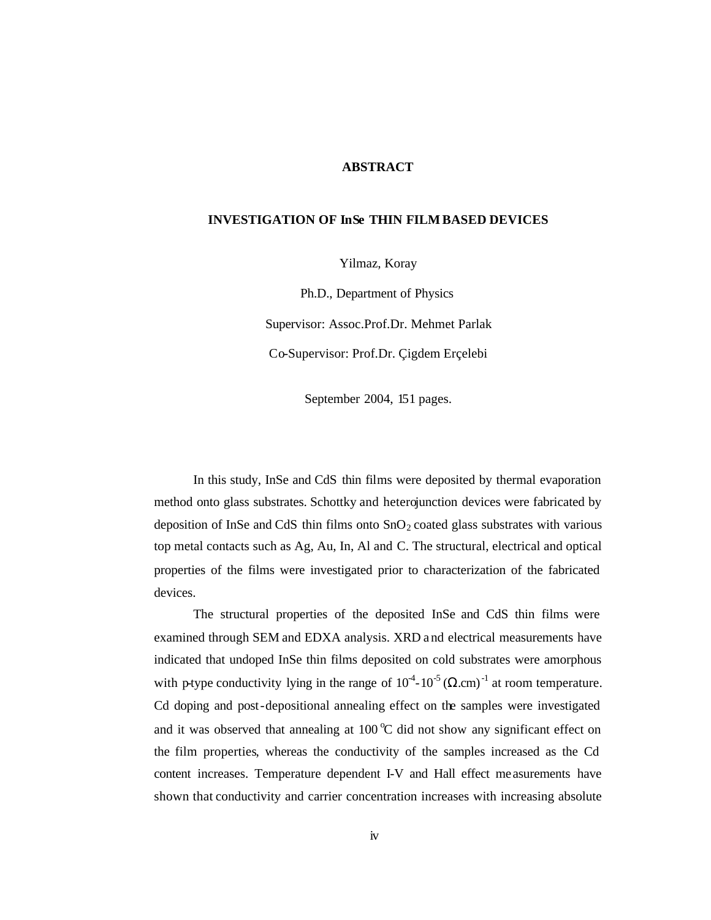# ABSTRACT

## INVESTIGATION OF InSe THIN FILM BASED DEVICES

Yilmaz, Koray

Ph.D., Department of Physics

Supervisor: Assoc.Prof.Dr. Mehmet Parlak

Co-Supervisor: Prof.Dr. Çigdem Erçelebi

September 2004, 151 pages.

In this study, InSe and CdS thin films were deposited by thermal evaporation method onto glass substrates. Schottky and heterojunction devices were fabricated by deposition of InSe and CdS thin films onto $SnO_2$ coated glass substrates with various top metal contacts such as Ag, Au, In, Al and C. The structural, electrical and optical properties of the films were investigated prior to characterization of the fabricated devices.

The structural properties of the deposited InSe and CdS thin films were examined through SEM and EDXA analysis. XRD and electrical measurements have indicated that undoped InSe thin films deposited on cold substrates were amorphous with p-type conductivity lying in the range of $10^{-4}$-$10^{-5}$ $(\Omega.cm)^{-1}$ at room temperature. Cd doping and post-depositional annealing effect on the samples were investigated and it was observed that annealing at 100 $^{o}$C did not show any significant effect on the film properties, whereas the conductivity of the samples increased as the Cd content increases. Temperature dependent I-V and Hall effect measurements have shown that conductivity and carrier concentration increases with increasing absolute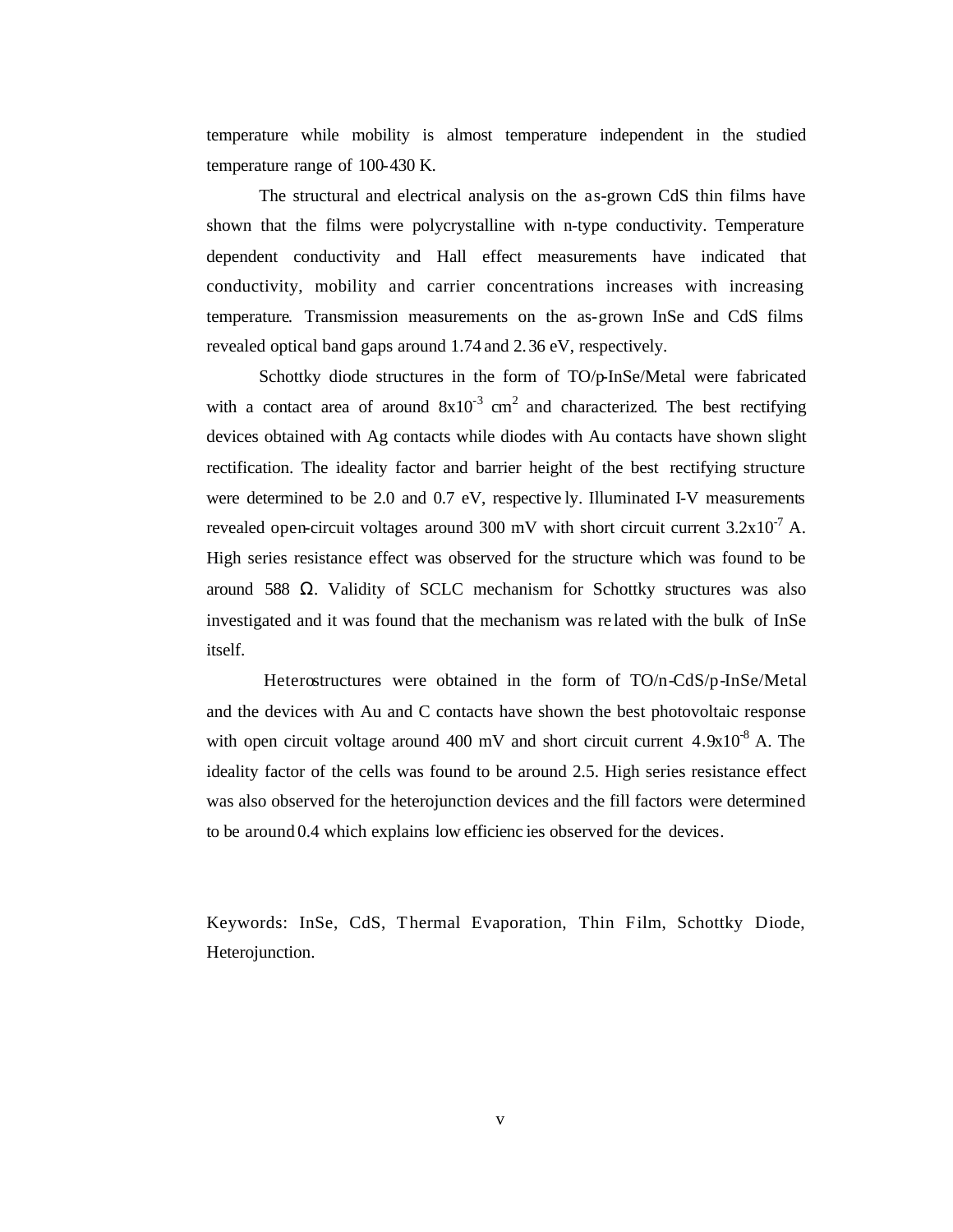temperature while mobility is almost temperature independent in the studied temperature range of 100-430 K.

The structural and electrical analysis on the as-grown CdS thin films have shown that the films were polycrystalline with n-type conductivity. Temperature dependent conductivity and Hall effect measurements have indicated that conductivity, mobility and carrier concentrations increases with increasing temperature. Transmission measurements on the as-grown InSe and CdS films revealed optical band gaps around 1.74 and 2.36 eV, respectively.

Schottky diode structures in the form of TO/p-InSe/Metal were fabricated with a contact area of around $8x10^{-3}$ $cm^2$ and characterized. The best rectifying devices obtained with Ag contacts while diodes with Au contacts have shown slight rectification. The ideality factor and barrier height of the best rectifying structure were determined to be 2.0 and 0.7 eV, respectively. Illuminated I-V measurements revealed open-circuit voltages around 300 mV with short circuit current $3.2x10^{-7}$ A. High series resistance effect was observed for the structure which was found to be around 588 $\Omega$. Validity of SCLC mechanism for Schottky structures was also investigated and it was found that the mechanism was related with the bulk of InSe itself.

Heterostructures were obtained in the form of TO/n-CdS/p-InSe/Metal and the devices with Au and C contacts have shown the best photovoltaic response with open circuit voltage around 400 mV and short circuit current $4.9x10^{-8}$ A. The ideality factor of the cells was found to be around 2.5. High series resistance effect was also observed for the heterojunction devices and the fill factors were determined to be around 0.4 which explains low efficiencies observed for the devices.

Keywords: InSe, CdS, Thermal Evaporation, Thin Film, Schottky Diode, Heterojunction.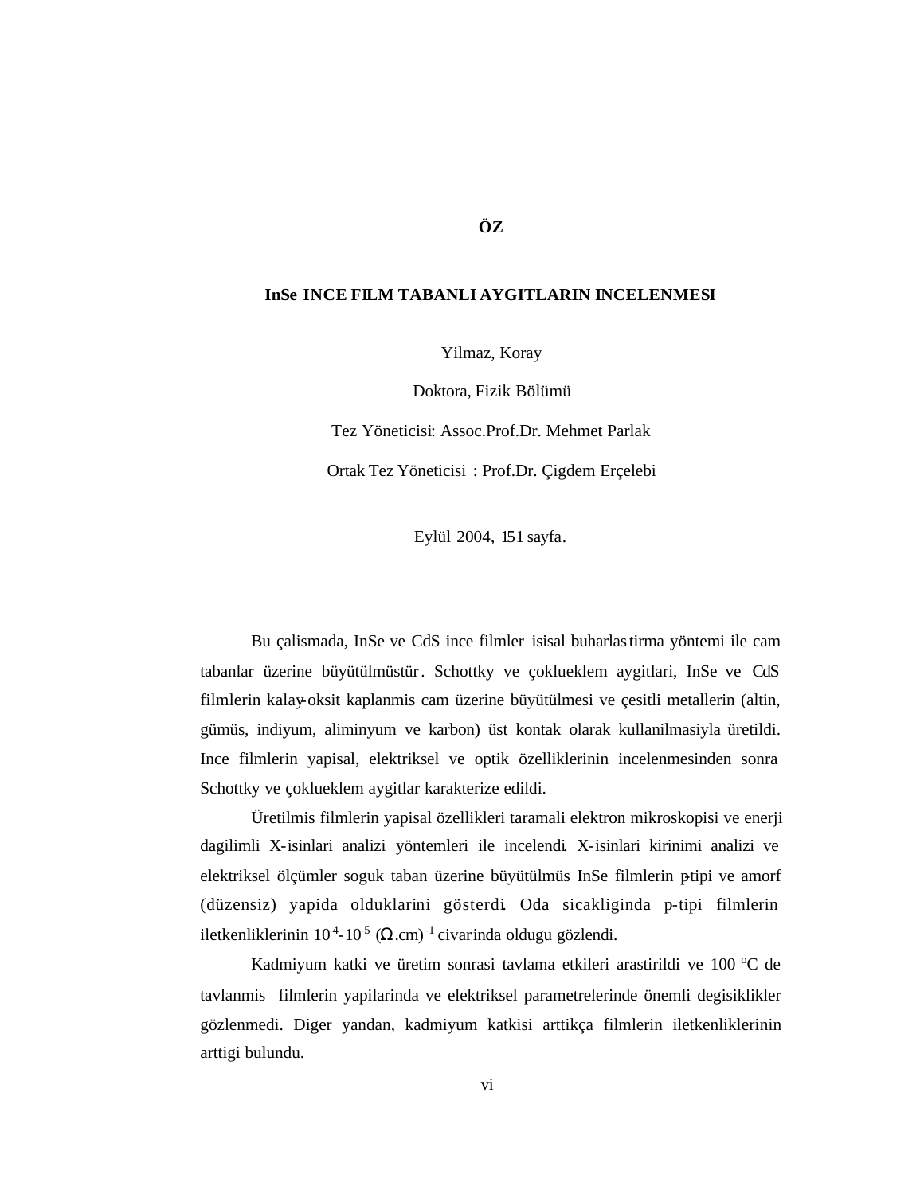# ÖZ

## InSe INCE FILM TABANLI AYGITLARIN INCELENMESI

Yilmaz, Koray

Doktora, Fizik Bölümü

Tez Yöneticisi: Assoc.Prof.Dr. Mehmet Parlak

Ortak Tez Yöneticisi : Prof.Dr. Çigdem Erçelebi

Eylül 2004, 151 sayfa.

Bu çalismada, InSe ve CdS ince filmler isisal buharlastirma yöntemi ile cam tabanlar üzerine büyütülmüstür. Schottky ve çokluеklem aygitlari, InSe ve CdS filmlerin kalay-oksit kaplanmis cam üzerine büyütülmesi ve çesitli metallerin (altin, gümüs, indiyum, aliminyum ve karbon) üst kontak olarak kullanilmasiyla üretildi. Ince filmlerin yapisal, elektriksel ve optik özelliklerinin incelenmesinden sonra Schottky ve çokluеklem aygitlar karakterize edildi.

Üretilmis filmlerin yapisal özellikleri taramali elektron mikroskopisi ve enerji dagilimli X-isinlari analizi yöntemleri ile incelendi. X-isinlari kirinimi analizi ve elektriksel ölçümler soguk taban üzerine büyütülmüs InSe filmlerin p-tipi ve amorf (düzensiz) yapida olduklarini gösterdi. Oda sicakliginda p-tipi filmlerin iletkenliklerinin $10^{-4}$-$10^{-5}$ $(\Omega.\text{cm})^{-1}$ civarinda oldugu gözlendi.

Kadmiyum katki ve üretim sonrasi tavlama etkileri arastirildi ve 100 $^{o}$C de tavlanmis filmlerin yapilarinda ve elektriksel parametrelerinde önemli degisiklikler gözlenmedi. Diger yandan, kadmiyum katkisi arttikça filmlerin iletkenliklerinin arttigi bulundu.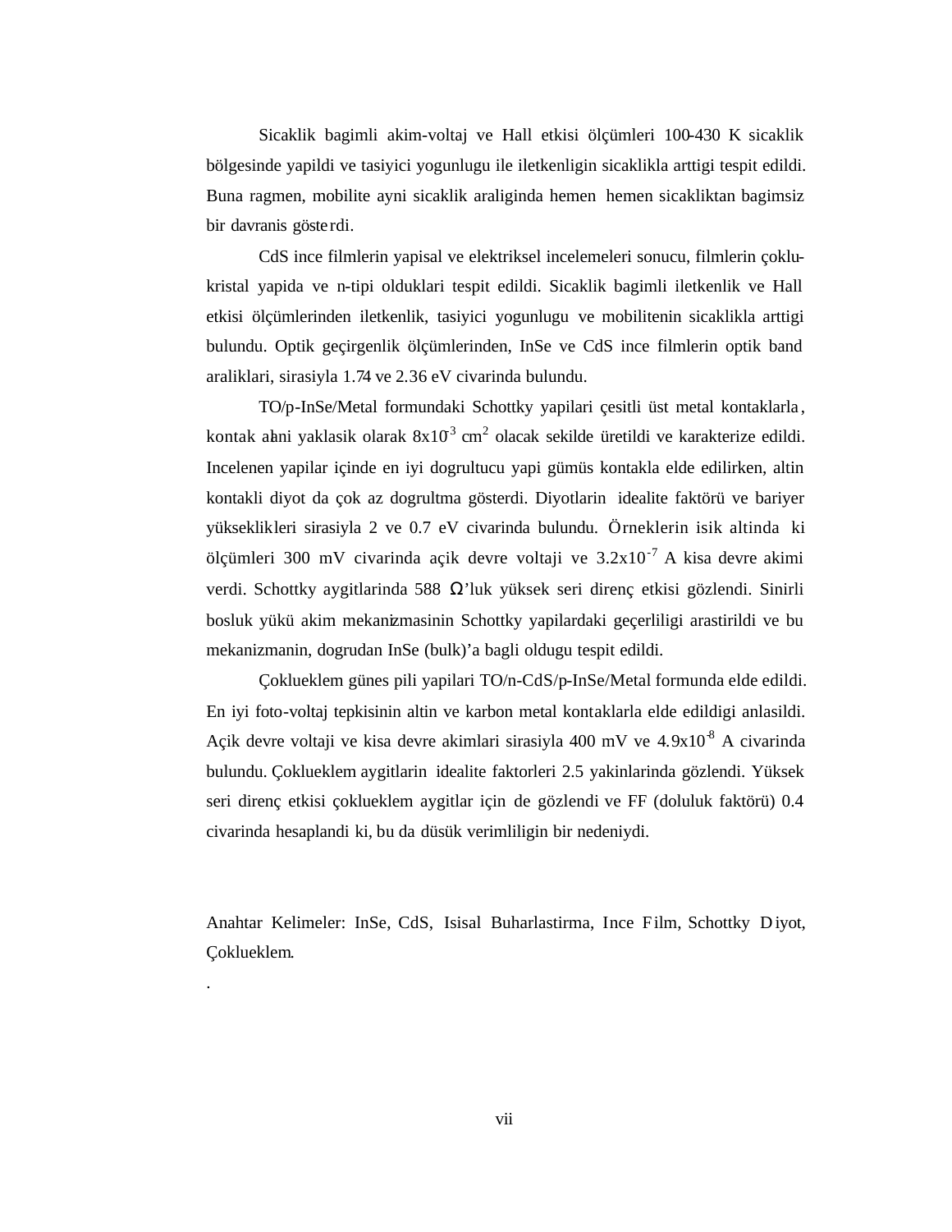Sicaklik bagimli akim-voltaj ve Hall etkisi ölçümleri 100-430 K sicaklik bölgesinde yapildi ve tasiyici yogunlugu ile iletkenligin sicaklikla arttigi tespit edildi. Buna ragmen, mobilite ayni sicaklik araliginda hemen hemen sicakliktan bagimsiz bir davranis gösterdi.

CdS ince filmlerin yapisal ve elektriksel incelemeleri sonucu, filmlerin çoklu-kristal yapida ve n-tipi olduklari tespit edildi. Sicaklik bagimli iletkenlik ve Hall etkisi ölçümlerinden iletkenlik, tasiyici yogunlugu ve mobilitenin sicaklikla arttigi bulundu. Optik geçirgenlik ölçümlerinden, InSe ve CdS ince filmlerin optik band araliklari, sirasiyla 1.74 ve 2.36 eV civarinda bulundu.

TO/p-InSe/Metal formundaki Schottky yapilari çesitli üst metal kontaklarla, kontak alani yaklasik olarak $8x10^{-3}$ $cm^2$ olacak sekilde üretildi ve karakterize edildi. Incelenen yapilar içinde en iyi dogrultucu yapi gümüs kontakla elde edilirken, altin kontakli diyot da çok az dogrultma gösterdi. Diyotlarin idealite faktörü ve bariyer yükseklikleri sirasiyla 2 ve 0.7 eV civarinda bulundu. Örneklerin isik altinda ki ölçümleri 300 mV civarinda açik devre voltaji ve $3.2x10^{-7}$ A kisa devre akimi verdi. Schottky aygitlarinda 588 $\Omega$'luk yüksek seri direnç etkisi gözlendi. Sinirli bosluk yükü akim mekanizmasinin Schottky yapilardaki geçerliligi arastirildi ve bu mekanizmanin, dogrudan InSe (bulk)'a bagli oldugu tespit edildi.

Çoklueklem günes pili yapilari TO/n-CdS/p-InSe/Metal formunda elde edildi. En iyi foto-voltaj tepkisinin altin ve karbon metal kontaklarla elde edildigi anlasildi. Açik devre voltaji ve kisa devre akimlari sirasiyla 400 mV ve $4.9x10^{-8}$ A civarinda bulundu. Çokluеklem aygitlarin idealite faktorleri 2.5 yakinlarinda gözlendi. Yüksek seri direnç etkisi çokluеklem aygitlar için de gözlendi ve FF (doluluk faktörü) 0.4 civarinda hesaplandi ki, bu da düsük verimliligin bir nedeniydi.

Anahtar Kelimeler: InSe, CdS, Isisal Buharlastirma, Ince Film, Schottky Diyot, Çokluеklem.

.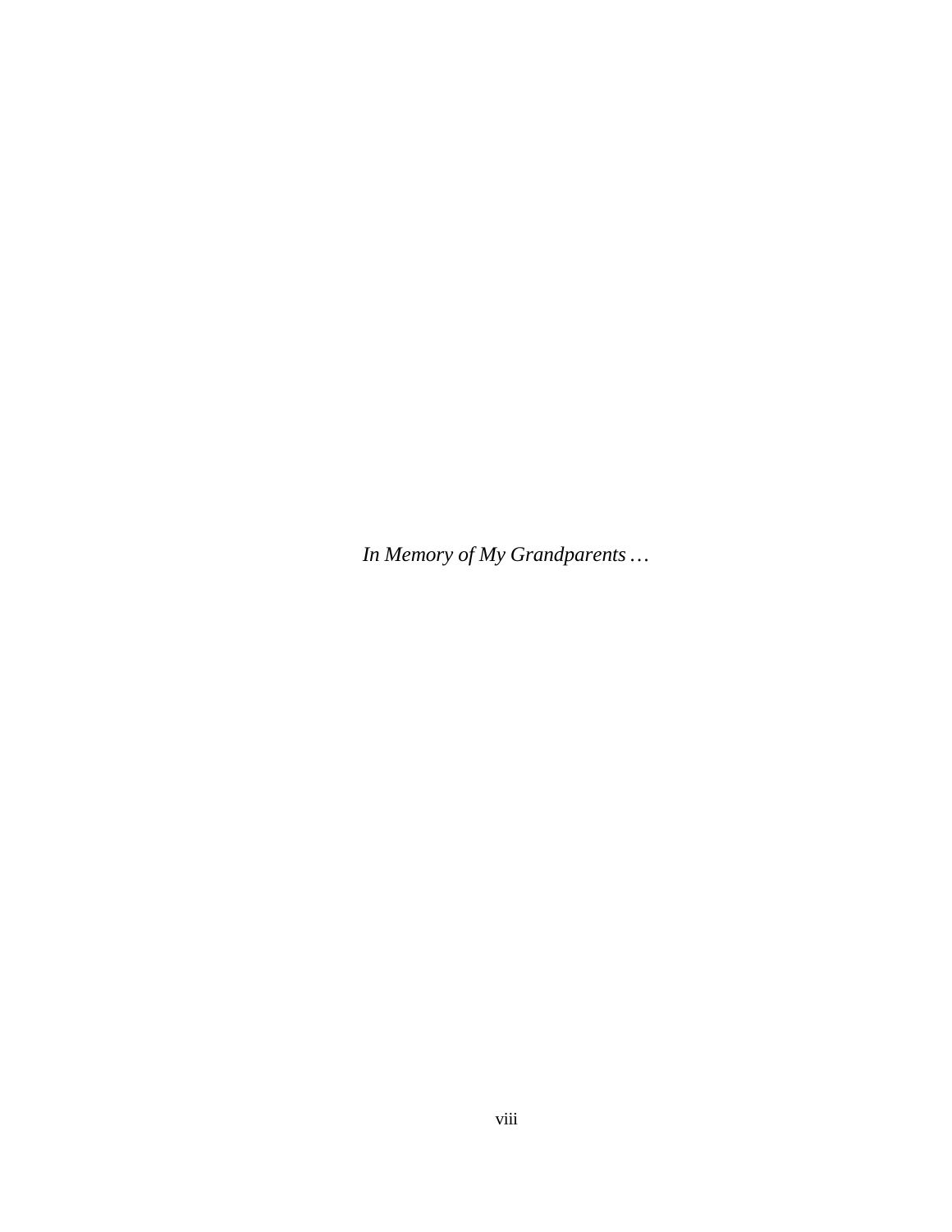*In Memory of My Grandparents …*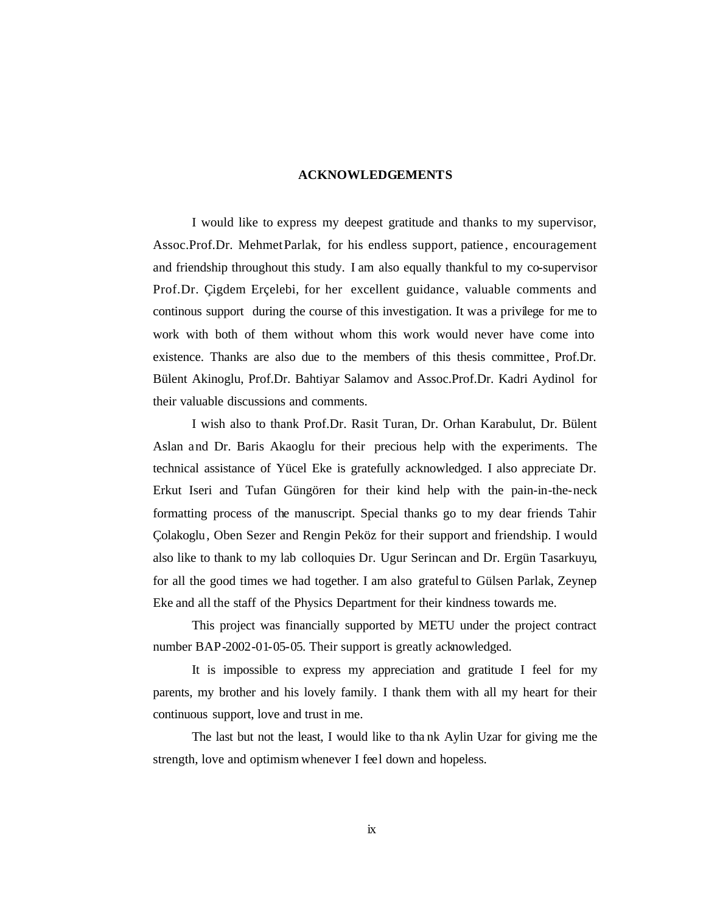# ACKNOWLEDGEMENTS

I would like to express my deepest gratitude and thanks to my supervisor, Assoc.Prof.Dr. Mehmet Parlak, for his endless support, patience, encouragement and friendship throughout this study. I am also equally thankful to my co-supervisor Prof.Dr. Çigdem Erçelebi, for her excellent guidance, valuable comments and continous support during the course of this investigation. It was a privilege for me to work with both of them without whom this work would never have come into existence. Thanks are also due to the members of this thesis committee, Prof.Dr. Bülent Akinoglu, Prof.Dr. Bahtiyar Salamov and Assoc.Prof.Dr. Kadri Aydinol for their valuable discussions and comments.

I wish also to thank Prof.Dr. Rasit Turan, Dr. Orhan Karabulut, Dr. Bülent Aslan and Dr. Baris Akaoglu for their precious help with the experiments. The technical assistance of Yücel Eke is gratefully acknowledged. I also appreciate Dr. Erkut Iseri and Tufan Güngören for their kind help with the pain-in-the-neck formatting process of the manuscript. Special thanks go to my dear friends Tahir Çolakoglu, Oben Sezer and Rengin Peköz for their support and friendship. I would also like to thank to my lab colloquies Dr. Ugur Serincan and Dr. Ergün Tasarkuyu, for all the good times we had together. I am also grateful to Gülsen Parlak, Zeynep Eke and all the staff of the Physics Department for their kindness towards me.

This project was financially supported by METU under the project contract number BAP-2002-01-05-05. Their support is greatly acknowledged.

It is impossible to express my appreciation and gratitude I feel for my parents, my brother and his lovely family. I thank them with all my heart for their continuous support, love and trust in me.

The last but not the least, I would like to thank Aylin Uzar for giving me the strength, love and optimism whenever I feel down and hopeless.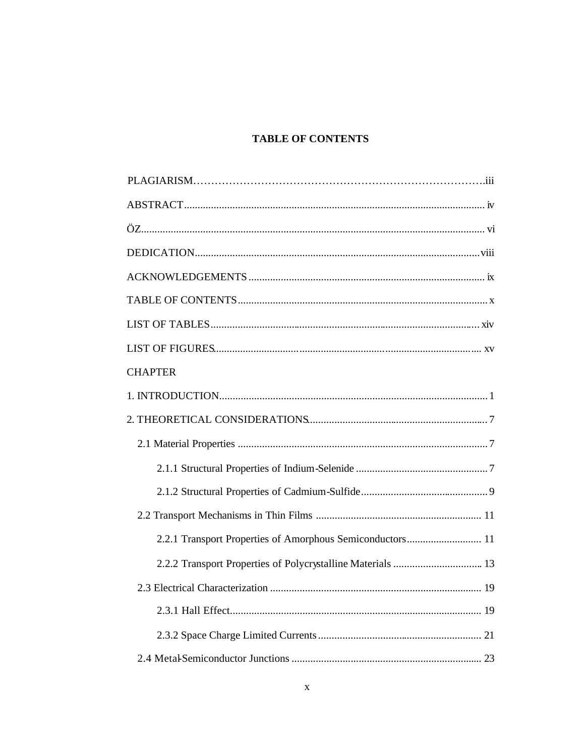# TABLE OF CONTENTS

PLAGIARISM..........................................................................................iii

ABSTRACT............................................................................................iv

ÖZ..........................................................................................................vi

DEDICATION......................................................................................viii

ACKNOWLEDGEMENTS......................................................................ix

TABLE OF CONTENTS...........................................................................x

LIST OF TABLES.................................................................................xiv

LIST OF FIGURES.................................................................................xv

CHAPTER

1. INTRODUCTION....................................................................................1

2. THEORETICAL CONSIDERATIONS.......................................................7

  2.1 Material Properties ...........................................................................7

    2.1.1 Structural Properties of Indium-Selenide ..........................................7

    2.1.2 Structural Properties of Cadmium-Sulfide..........................................9

  2.2 Transport Mechanisms in Thin Films ..................................................11

    2.2.1 Transport Properties of Amorphous Semiconductors........................11

    2.2.2 Transport Properties of Polycrystalline Materials .............................13

  2.3 Electrical Characterization ...............................................................19

    2.3.1 Hall Effect.......................................................................................19

    2.3.2 Space Charge Limited Currents........................................................21

  2.4 Metal-Semiconductor Junctions .........................................................23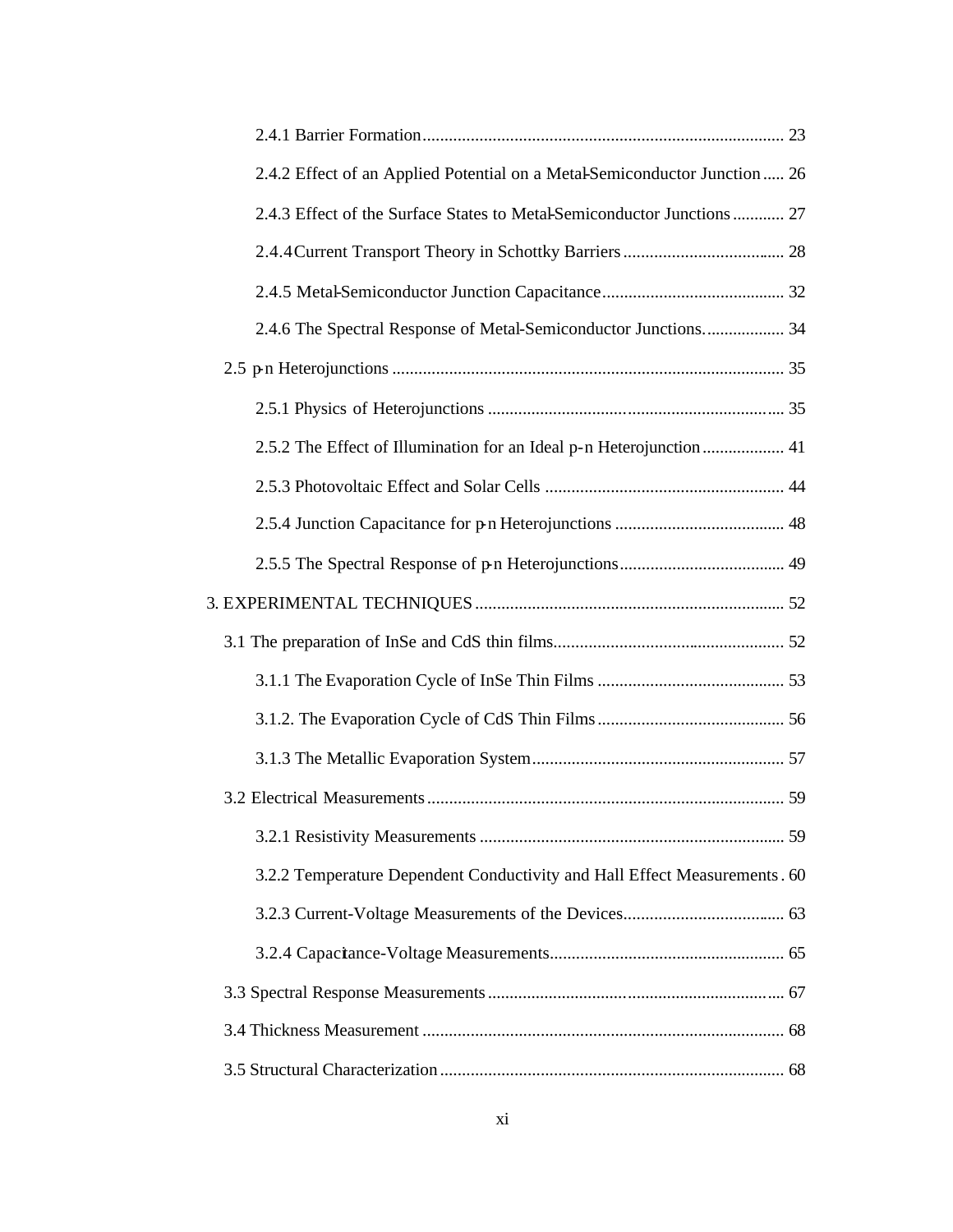2.4.1 Barrier Formation ................................................................................... 23

2.4.2 Effect of an Applied Potential on a Metal-Semiconductor Junction ..... 26

2.4.3 Effect of the Surface States to Metal-Semiconductor Junctions ............ 27

2.4.4 Current Transport Theory in Schottky Barriers ..................................... 28

2.4.5 Metal-Semiconductor Junction Capacitance .......................................... 32

2.4.6 The Spectral Response of Metal-Semiconductor Junctions. .................. 34

2.5 p-n Heterojunctions .......................................................................................... 35

2.5.1 Physics of Heterojunctions ...................................................................... 35

2.5.2 The Effect of Illumination for an Ideal p-n Heterojunction ................... 41

2.5.3 Photovoltaic Effect and Solar Cells ....................................................... 44

2.5.4 Junction Capacitance for p-n Heterojunctions ....................................... 48

2.5.5 The Spectral Response of p-n Heterojunctions ...................................... 49

3. EXPERIMENTAL TECHNIQUES ....................................................................... 52

3.1 The preparation of InSe and CdS thin films ..................................................... 52

3.1.1 The Evaporation Cycle of InSe Thin Films ........................................... 53

3.1.2. The Evaporation Cycle of CdS Thin Films ........................................... 56

3.1.3 The Metallic Evaporation System .......................................................... 57

3.2 Electrical Measurements .................................................................................. 59

3.2.1 Resistivity Measurements ...................................................................... 59

3.2.2 Temperature Dependent Conductivity and Hall Effect Measurements . 60

3.2.3 Current-Voltage Measurements of the Devices ...................................... 63

3.2.4 Capacitance-Voltage Measurements ...................................................... 65

3.3 Spectral Response Measurements .................................................................... 67

3.4 Thickness Measurement ................................................................................... 68

3.5 Structural Characterization ............................................................................... 68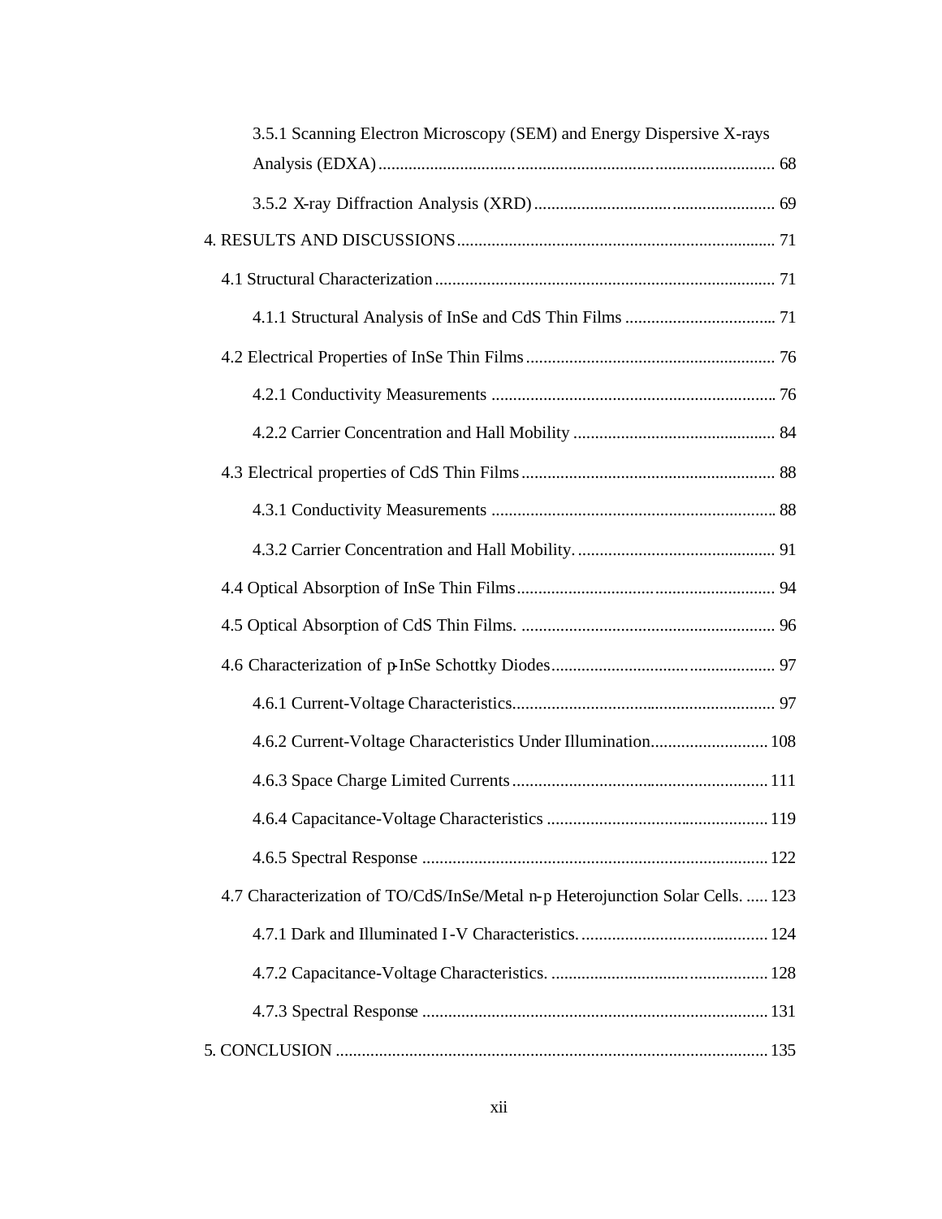3.5.1 Scanning Electron Microscopy (SEM) and Energy Dispersive X-rays Analysis (EDXA) ............................................................................................. 68

3.5.2 X-ray Diffraction Analysis (XRD) ........................................................ 69

4. RESULTS AND DISCUSSIONS ......................................................................... 71

4.1 Structural Characterization ............................................................................... 71

4.1.1 Structural Analysis of InSe and CdS Thin Films .................................. 71

4.2 Electrical Properties of InSe Thin Films .......................................................... 76

4.2.1 Conductivity Measurements ................................................................. 76

4.2.2 Carrier Concentration and Hall Mobility ............................................... 84

4.3 Electrical properties of CdS Thin Films ........................................................... 88

4.3.1 Conductivity Measurements ................................................................. 88

4.3.2 Carrier Concentration and Hall Mobility. .............................................. 91

4.4 Optical Absorption of InSe Thin Films ............................................................ 94

4.5 Optical Absorption of CdS Thin Films. ........................................................... 96

4.6 Characterization of p-InSe Schottky Diodes ................................................... 97

4.6.1 Current-Voltage Characteristics ............................................................. 97

4.6.2 Current-Voltage Characteristics Under Illumination ........................... 108

4.6.3 Space Charge Limited Currents ........................................................... 111

4.6.4 Capacitance-Voltage Characteristics ................................................... 119

4.6.5 Spectral Response ................................................................................ 122

4.7 Characterization of TO/CdS/InSe/Metal n-p Heterojunction Solar Cells. ..... 123

4.7.1 Dark and Illuminated I-V Characteristics. ........................................... 124

4.7.2 Capacitance-Voltage Characteristics. ................................................. 128

4.7.3 Spectral Response ................................................................................ 131

5. CONCLUSION .................................................................................................. 135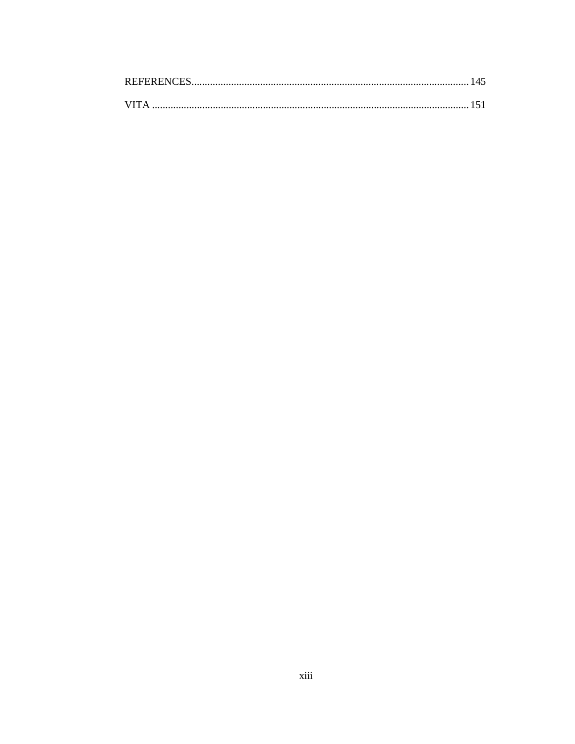REFERENCES........................................................................................................ 145

VITA ...................................................................................................................... 151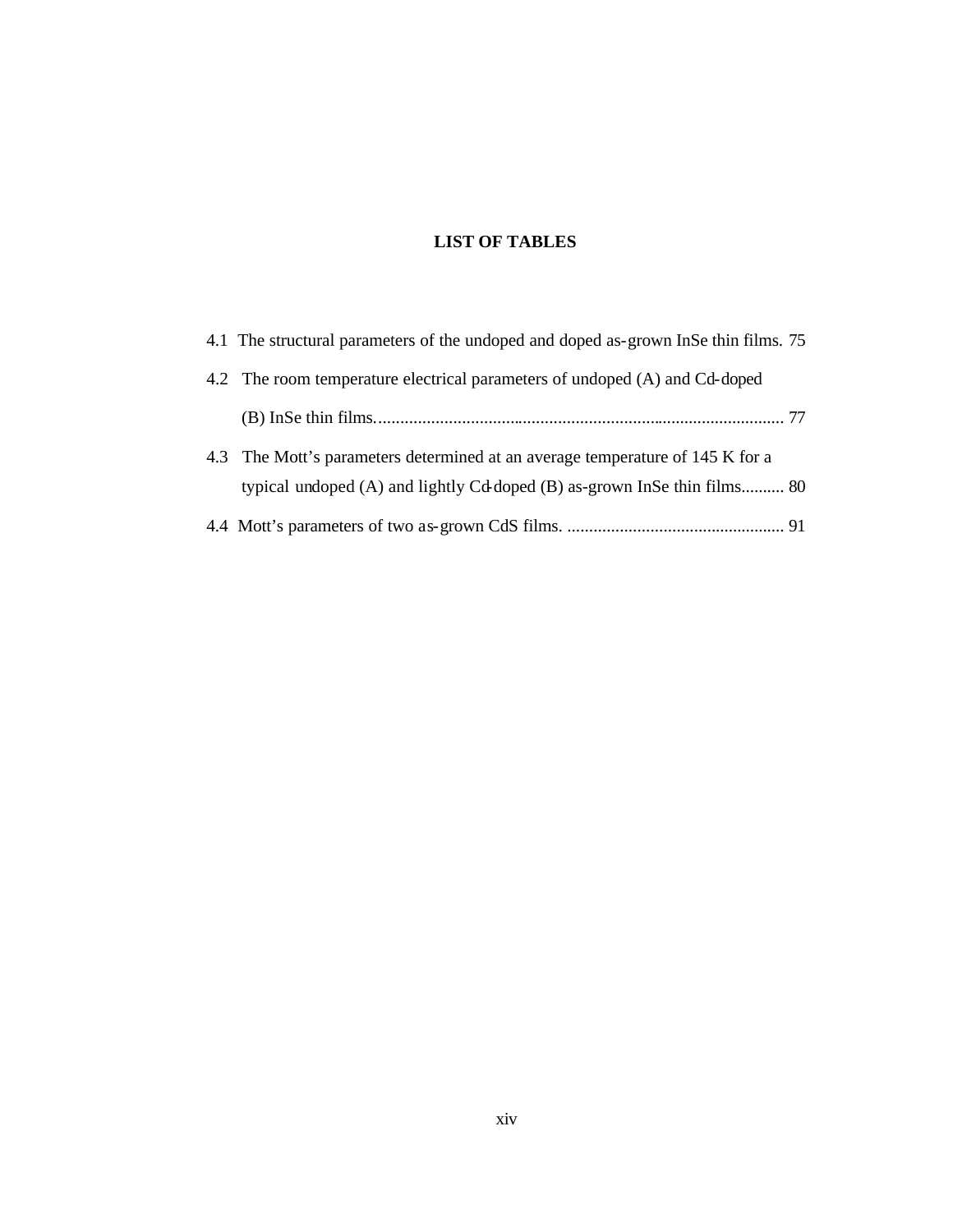# LIST OF TABLES

4.1 The structural parameters of the undoped and doped as-grown InSe thin films. 75

4.2 The room temperature electrical parameters of undoped (A) and Cd-doped (B) InSe thin films. ........................................................................................... 77

4.3 The Mott's parameters determined at an average temperature of 145 K for a typical undoped (A) and lightly Cd-doped (B) as-grown InSe thin films.......... 80

4.4 Mott's parameters of two as-grown CdS films. .................................................. 91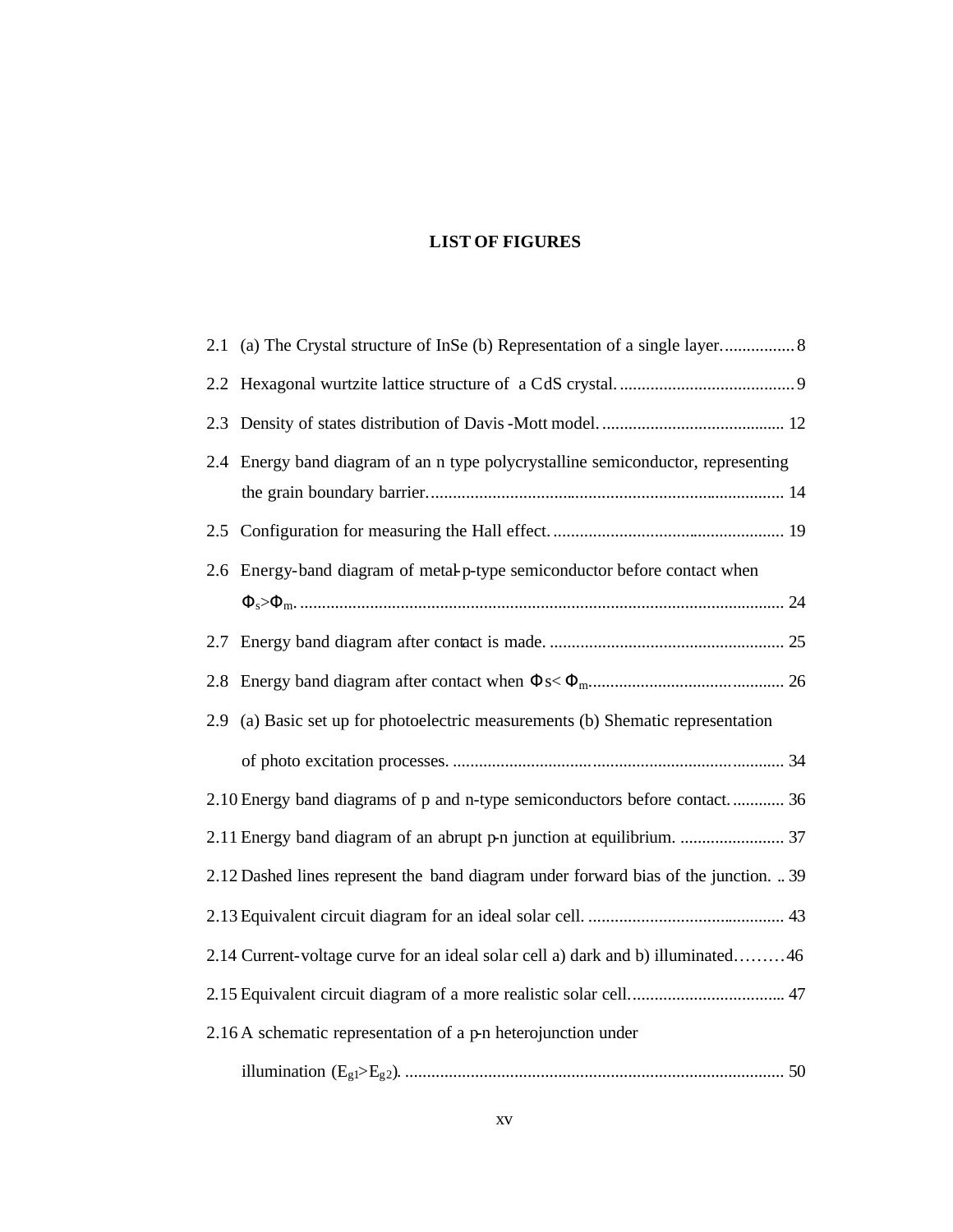# LIST OF FIGURES

2.1 (a) The Crystal structure of InSe (b) Representation of a single layer................ 8

2.2 Hexagonal wurtzite lattice structure of a CdS crystal........................................ 9

2.3 Density of states distribution of Davis -Mott model.......................................... 12

2.4 Energy band diagram of an n type polycrystalline semiconductor, representing the grain boundary barrier.................................................................................. 14

2.5 Configuration for measuring the Hall effect...................................................... 19

2.6 Energy-band diagram of metal-p-type semiconductor before contact when $\Phi_s>\Phi_m$................................................................................................................ 24

2.7 Energy band diagram after contact is made...................................................... 25

2.8 Energy band diagram after contact when $\Phi s<\Phi_m$............................................. 26

2.9 (a) Basic set up for photoelectric measurements (b) Shematic representation of photo excitation processes.............................................................................. 34

2.10 Energy band diagrams of p and n-type semiconductors before contact............ 36

2.11 Energy band diagram of an abrupt p-n junction at equilibrium. ........................ 37

2.12 Dashed lines represent the band diagram under forward bias of the junction. .. 39

2.13 Equivalent circuit diagram for an ideal solar cell. ............................................. 43

2.14 Current-voltage curve for an ideal solar cell a) dark and b) illuminated………46

2.15 Equivalent circuit diagram of a more realistic solar cell.................................... 47

2.16 A schematic representation of a p-n heterojunction under illumination ($E_{g1}>E_{g2}$)....................................................................................... 50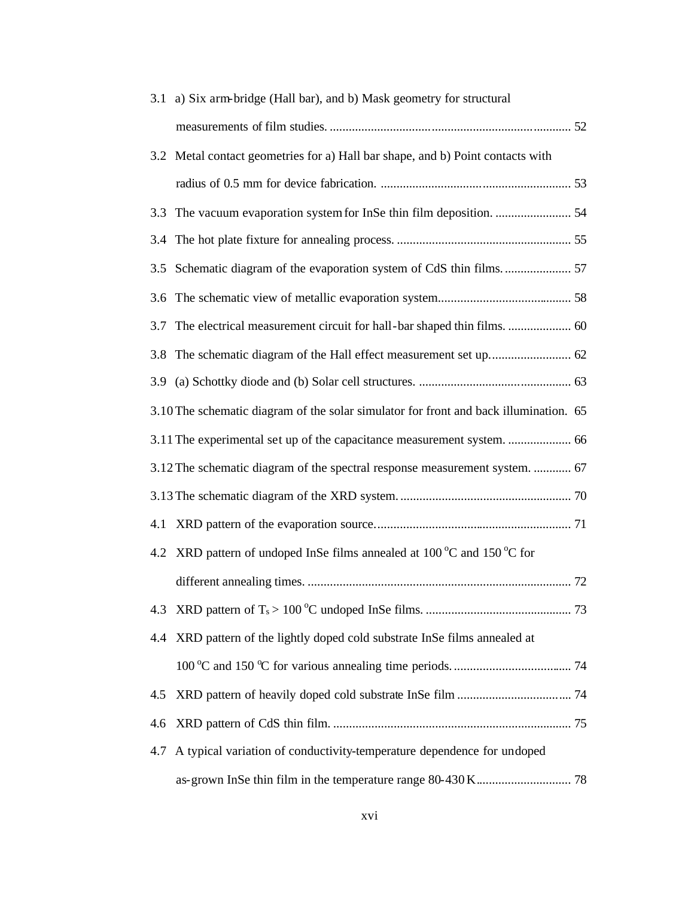3.1 a) Six arm-bridge (Hall bar), and b) Mask geometry for structural measurements of film studies. ............................................................................ 52

3.2 Metal contact geometries for a) Hall bar shape, and b) Point contacts with radius of 0.5 mm for device fabrication. ........................................................ 53

3.3 The vacuum evaporation system for InSe thin film deposition. ........................ 54

3.4 The hot plate fixture for annealing process. ....................................................... 55

3.5 Schematic diagram of the evaporation system of CdS thin films. ..................... 57

3.6 The schematic view of metallic evaporation system.......................................... 58

3.7 The electrical measurement circuit for hall-bar shaped thin films. .................... 60

3.8 The schematic diagram of the Hall effect measurement set up.......................... 62

3.9 (a) Schottky diode and (b) Solar cell structures. ............................................... 63

3.10 The schematic diagram of the solar simulator for front and back illumination. 65

3.11 The experimental set up of the capacitance measurement system. .................... 66

3.12 The schematic diagram of the spectral response measurement system. ............ 67

3.13 The schematic diagram of the XRD system. ...................................................... 70

4.1 XRD pattern of the evaporation source.............................................................. 71

4.2 XRD pattern of undoped InSe films annealed at 100 $^{o}$C and 150 $^{o}$C for different annealing times. .................................................................................. 72

4.3 XRD pattern of $T_s$ > 100 $^{o}$C undoped InSe films. .............................................. 73

4.4 XRD pattern of the lightly doped cold substrate InSe films annealed at 100 $^{o}$C and 150 $^{o}$C for various annealing time periods. .................................... 74

4.5 XRD pattern of heavily doped cold substrate InSe film ..................................... 74

4.6 XRD pattern of CdS thin film. ........................................................................... 75

4.7 A typical variation of conductivity-temperature dependence for undoped as-grown InSe thin film in the temperature range 80-430 K............................. 78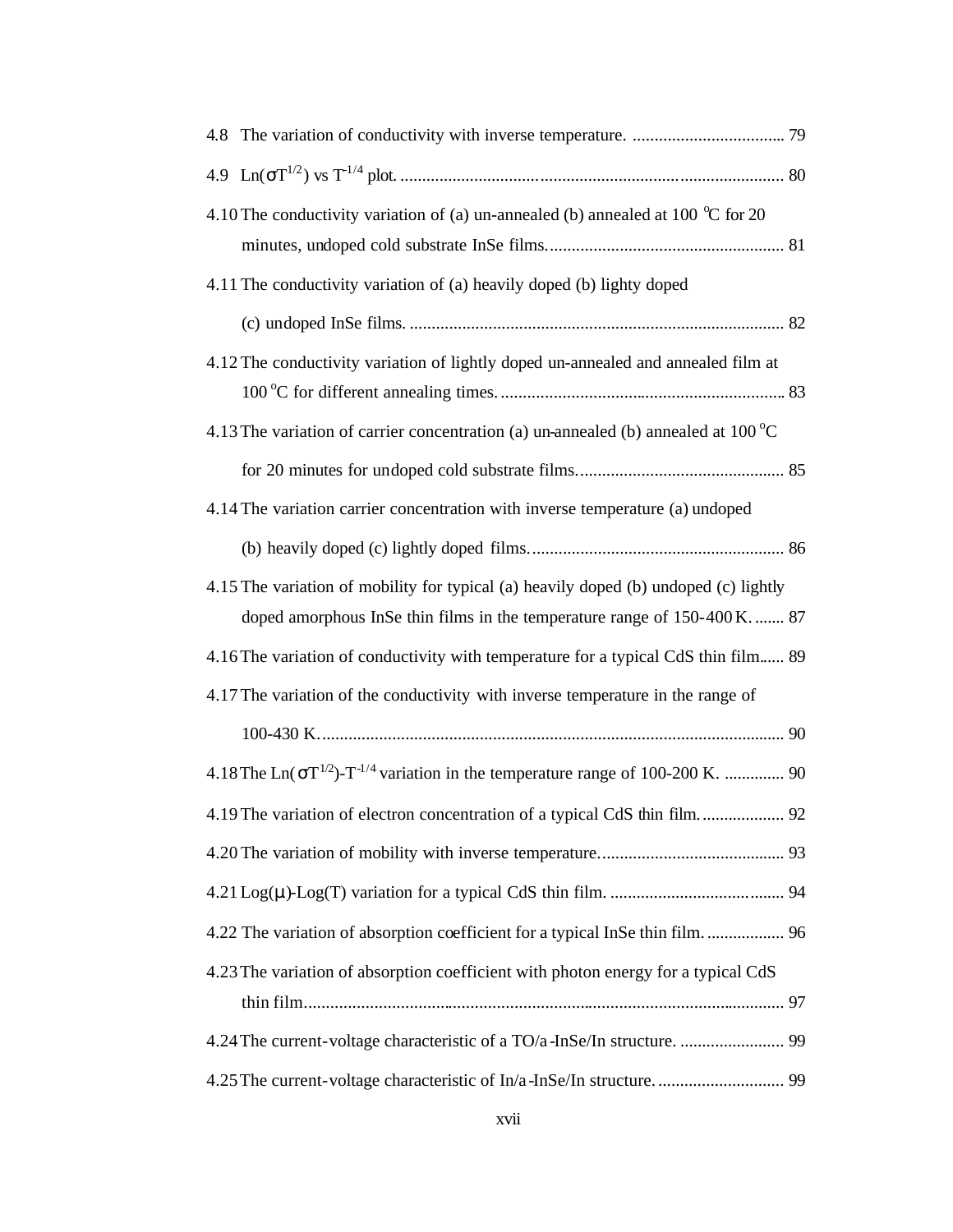4.8 The variation of conductivity with inverse temperature. .................................. 79

4.9 Ln($\sigma T^{1/2}$) vs $T^{-1/4}$ plot. ......................................................................................... 80

4.10 The conductivity variation of (a) un-annealed (b) annealed at 100 °C for 20 minutes, undoped cold substrate InSe films. ...................................................... 81

4.11 The conductivity variation of (a) heavily doped (b) lighty doped (c) undoped InSe films. ..................................................................................... 82

4.12 The conductivity variation of lightly doped un-annealed and annealed film at 100 °C for different annealing times. ................................................................ 83

4.13 The variation of carrier concentration (a) un-annealed (b) annealed at 100 °C for 20 minutes for undoped cold substrate films. ............................................... 85

4.14 The variation carrier concentration with inverse temperature (a) undoped (b) heavily doped (c) lightly doped films. .......................................................... 86

4.15 The variation of mobility for typical (a) heavily doped (b) undoped (c) lightly doped amorphous InSe thin films in the temperature range of 150-400 K. ....... 87

4.16 The variation of conductivity with temperature for a typical CdS thin film...... 89

4.17 The variation of the conductivity with inverse temperature in the range of 100-430 K. ........................................................................................................ 90

4.18 The Ln($\sigma T^{1/2}$)-$T^{-1/4}$ variation in the temperature range of 100-200 K. .............. 90

4.19 The variation of electron concentration of a typical CdS thin film. .................. 92

4.20 The variation of mobility with inverse temperature. .......................................... 93

4.21 Log($\mu$)-Log(T) variation for a typical CdS thin film. ......................................... 94

4.22 The variation of absorption coefficient for a typical InSe thin film. .................. 96

4.23 The variation of absorption coefficient with photon energy for a typical CdS thin film............................................................................................................. 97

4.24 The current-voltage characteristic of a TO/a-InSe/In structure. ........................ 99

4.25 The current-voltage characteristic of In/a-InSe/In structure. ............................. 99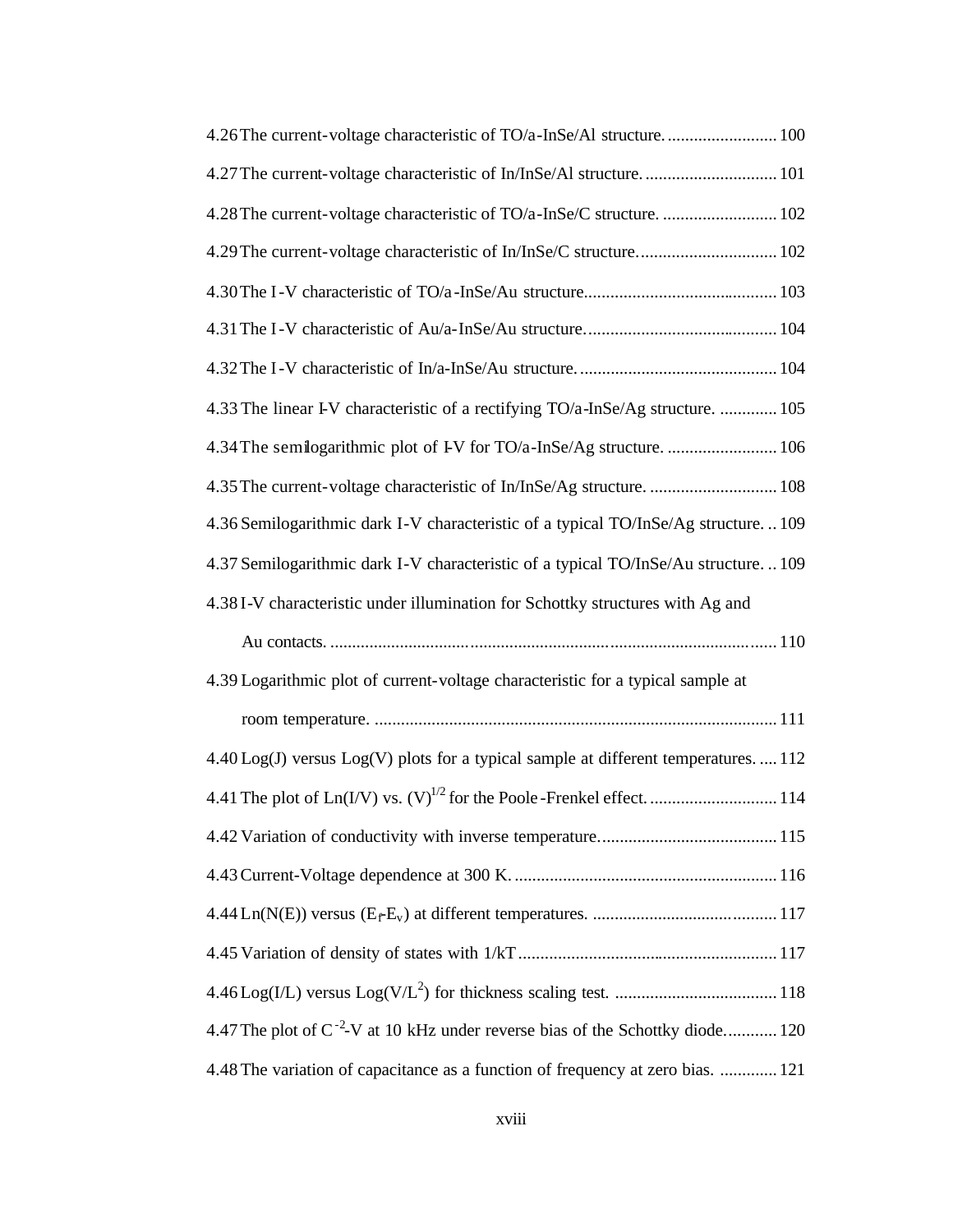4.26 The current-voltage characteristic of TO/a-InSe/Al structure. .......................... 100

4.27 The current-voltage characteristic of In/InSe/Al structure. .............................. 101

4.28 The current-voltage characteristic of TO/a-InSe/C structure. .......................... 102

4.29 The current-voltage characteristic of In/InSe/C structure. ............................... 102

4.30 The I-V characteristic of TO/a-InSe/Au structure............................................ 103

4.31 The I-V characteristic of Au/a-InSe/Au structure. .......................................... 104

4.32 The I-V characteristic of In/a-InSe/Au structure. ............................................ 104

4.33 The linear I-V characteristic of a rectifying TO/a-InSe/Ag structure. ............. 105

4.34 The semilogarithmic plot of I-V for TO/a-InSe/Ag structure. ......................... 106

4.35 The current-voltage characteristic of In/InSe/Ag structure. ............................. 108

4.36 Semilogarithmic dark I-V characteristic of a typical TO/InSe/Ag structure. .. 109

4.37 Semilogarithmic dark I-V characteristic of a typical TO/InSe/Au structure. .. 109

4.38 I-V characteristic under illumination for Schottky structures with Ag and Au contacts. ...................................................................................................... 110

4.39 Logarithmic plot of current-voltage characteristic for a typical sample at room temperature. ............................................................................................ 111

4.40 Log(J) versus Log(V) plots for a typical sample at different temperatures. ..... 112

4.41 The plot of Ln(I/V) vs. $(V)^{1/2}$ for the Poole-Frenkel effect. ............................ 114

4.42 Variation of conductivity with inverse temperature. ........................................ 115

4.43 Current-Voltage dependence at 300 K. ............................................................ 116

4.44 Ln(N(E)) versus $(E_f-E_v)$ at different temperatures. ........................................... 117

4.45 Variation of density of states with 1/kT ........................................................... 117

4.46 Log(I/L) versus Log($V/L^2$) for thickness scaling test. ..................................... 118

4.47 The plot of $C^{-2}$-V at 10 kHz under reverse bias of the Schottky diode. ........... 120

4.48 The variation of capacitance as a function of frequency at zero bias. ............. 121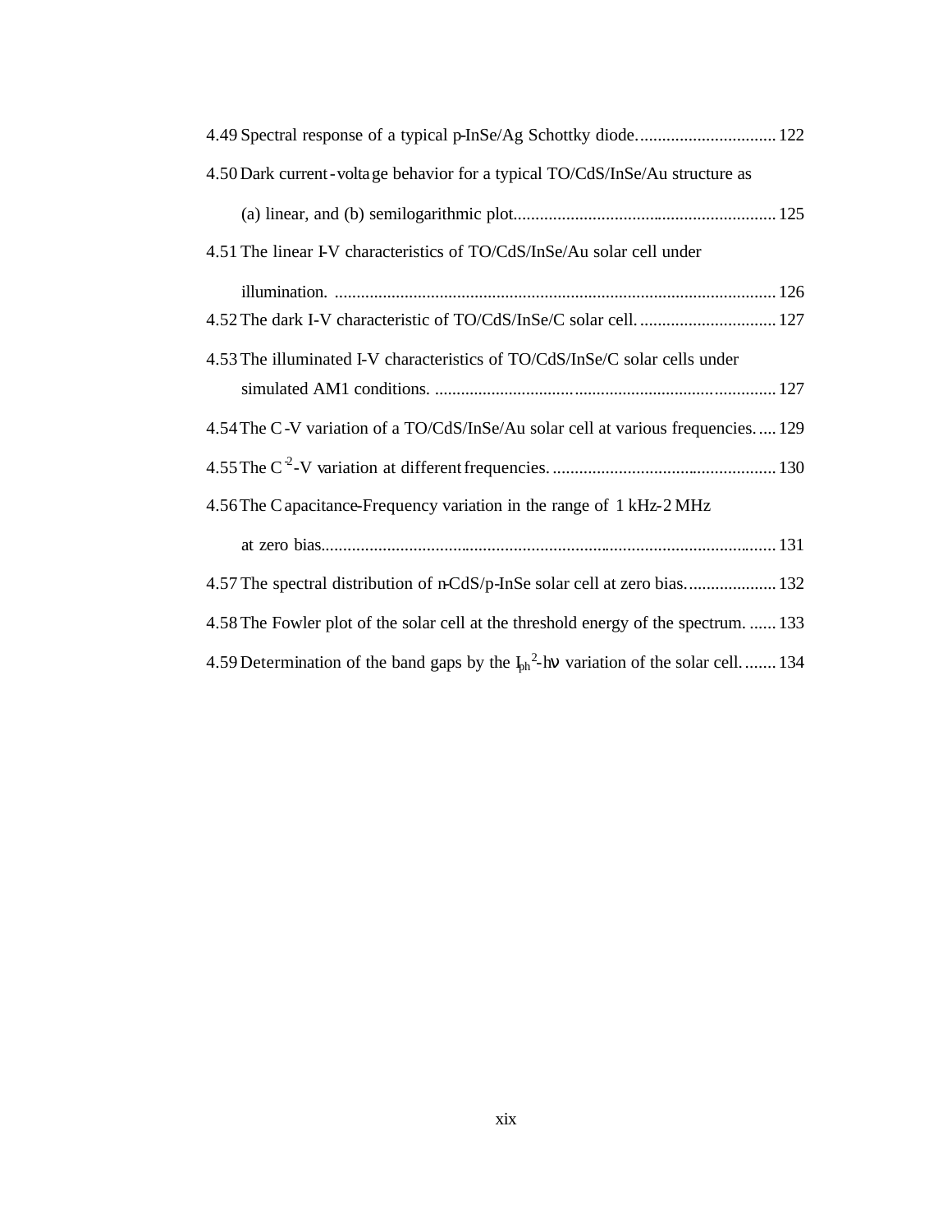4.49 Spectral response of a typical p-InSe/Ag Schottky diode. ............................... 122

4.50 Dark current-voltage behavior for a typical TO/CdS/InSe/Au structure as (a) linear, and (b) semilogarithmic plot. ........................................................... 125

4.51 The linear I-V characteristics of TO/CdS/InSe/Au solar cell under illumination. ..................................................................................................... 126

4.52 The dark I-V characteristic of TO/CdS/InSe/C solar cell. ............................... 127

4.53 The illuminated I-V characteristics of TO/CdS/InSe/C solar cells under simulated AM1 conditions. ............................................................................. 127

4.54 The C-V variation of a TO/CdS/InSe/Au solar cell at various frequencies. .... 129

4.55 The $C^{-2}$-V variation at different frequencies. .................................................. 130

4.56 The Capacitance-Frequency variation in the range of 1 kHz-2 MHz at zero bias. ...................................................................................................... 131

4.57 The spectral distribution of n-CdS/p-InSe solar cell at zero bias. .................... 132

4.58 The Fowler plot of the solar cell at the threshold energy of the spectrum. ...... 133

4.59 Determination of the band gaps by the $I_{ph}^2$-$h\nu$ variation of the solar cell. ....... 134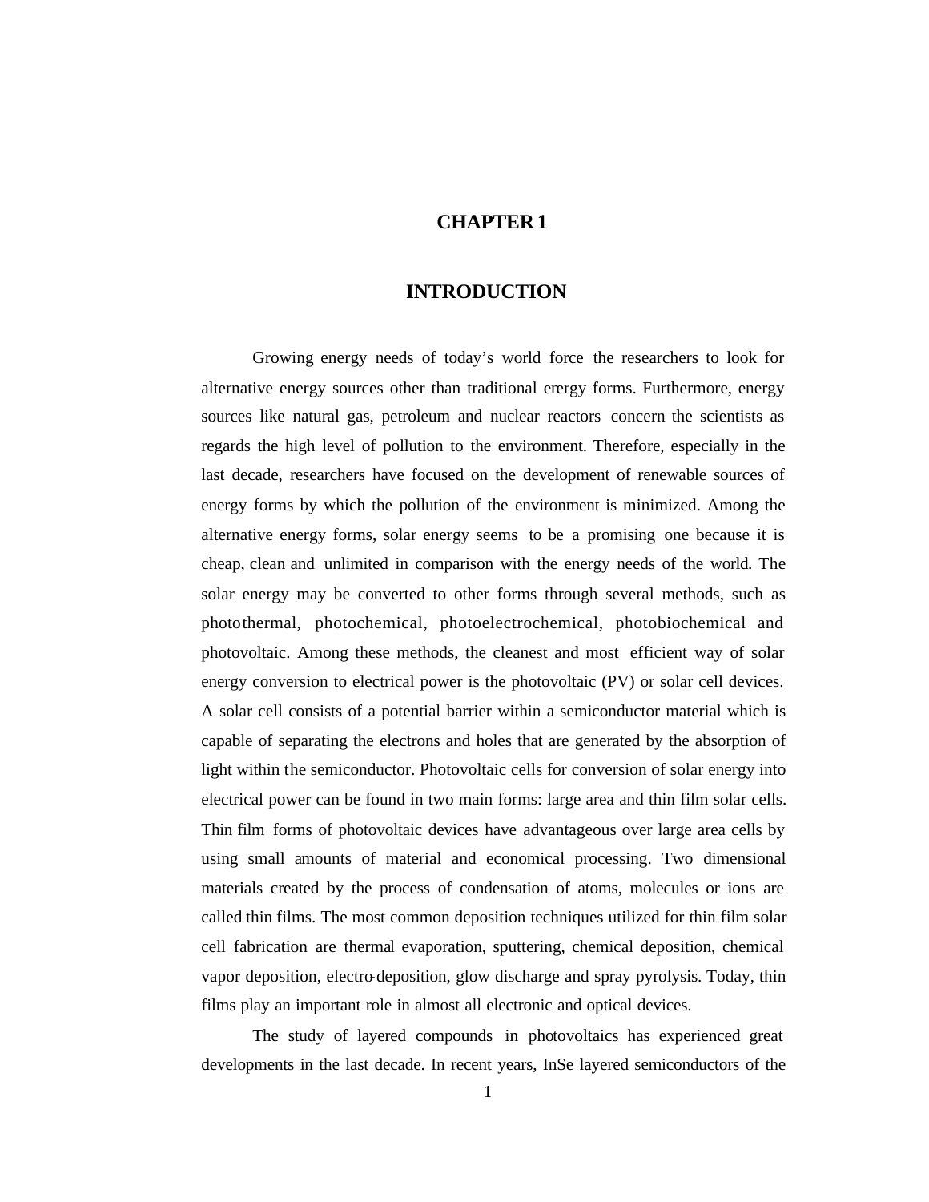# CHAPTER 1

# INTRODUCTION

Growing energy needs of today's world force the researchers to look for alternative energy sources other than traditional energy forms. Furthermore, energy sources like natural gas, petroleum and nuclear reactors concern the scientists as regards the high level of pollution to the environment. Therefore, especially in the last decade, researchers have focused on the development of renewable sources of energy forms by which the pollution of the environment is minimized. Among the alternative energy forms, solar energy seems to be a promising one because it is cheap, clean and unlimited in comparison with the energy needs of the world. The solar energy may be converted to other forms through several methods, such as photothermal, photochemical, photoelectrochemical, photobiochemical and photovoltaic. Among these methods, the cleanest and most efficient way of solar energy conversion to electrical power is the photovoltaic (PV) or solar cell devices. A solar cell consists of a potential barrier within a semiconductor material which is capable of separating the electrons and holes that are generated by the absorption of light within the semiconductor. Photovoltaic cells for conversion of solar energy into electrical power can be found in two main forms: large area and thin film solar cells. Thin film forms of photovoltaic devices have advantageous over large area cells by using small amounts of material and economical processing. Two dimensional materials created by the process of condensation of atoms, molecules or ions are called thin films. The most common deposition techniques utilized for thin film solar cell fabrication are thermal evaporation, sputtering, chemical deposition, chemical vapor deposition, electro-deposition, glow discharge and spray pyrolysis. Today, thin films play an important role in almost all electronic and optical devices.

The study of layered compounds in photovoltaics has experienced great developments in the last decade. In recent years, InSe layered semiconductors of the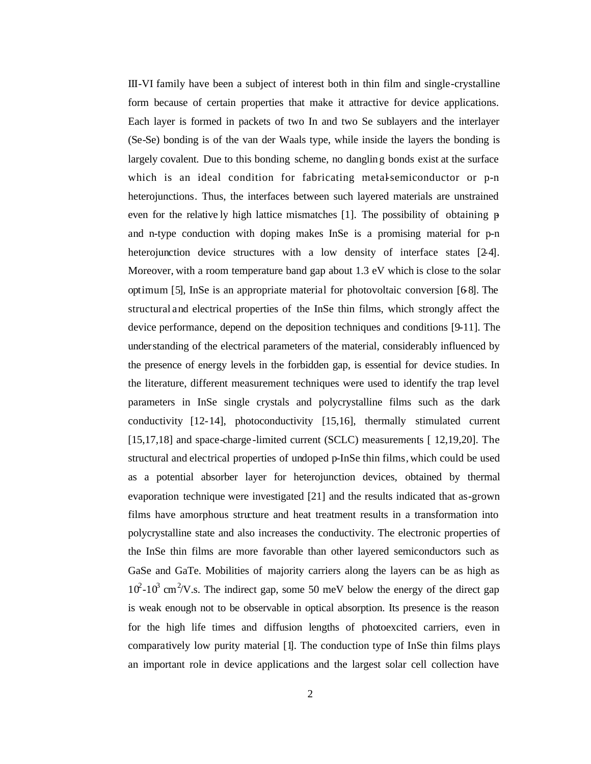III-VI family have been a subject of interest both in thin film and single-crystalline form because of certain properties that make it attractive for device applications. Each layer is formed in packets of two In and two Se sublayers and the interlayer (Se-Se) bonding is of the van der Waals type, while inside the layers the bonding is largely covalent. Due to this bonding scheme, no dangling bonds exist at the surface which is an ideal condition for fabricating metal-semiconductor or p-n heterojunctions. Thus, the interfaces between such layered materials are unstrained even for the relatively high lattice mismatches [1]. The possibility of obtaining p- and n-type conduction with doping makes InSe is a promising material for p-n heterojunction device structures with a low density of interface states [2-4]. Moreover, with a room temperature band gap about 1.3 eV which is close to the solar optimum [5], InSe is an appropriate material for photovoltaic conversion [6-8]. The structural and electrical properties of the InSe thin films, which strongly affect the device performance, depend on the deposition techniques and conditions [9-11]. The understanding of the electrical parameters of the material, considerably influenced by the presence of energy levels in the forbidden gap, is essential for device studies. In the literature, different measurement techniques were used to identify the trap level parameters in InSe single crystals and polycrystalline films such as the dark conductivity [12-14], photoconductivity [15,16], thermally stimulated current [15,17,18] and space-charge-limited current (SCLC) measurements [ 12,19,20]. The structural and electrical properties of undoped p-InSe thin films, which could be used as a potential absorber layer for heterojunction devices, obtained by thermal evaporation technique were investigated [21] and the results indicated that as-grown films have amorphous structure and heat treatment results in a transformation into polycrystalline state and also increases the conductivity. The electronic properties of the InSe thin films are more favorable than other layered semiconductors such as GaSe and GaTe. Mobilities of majority carriers along the layers can be as high as $10^2$-$10^3$ $cm^2$/V.s. The indirect gap, some 50 meV below the energy of the direct gap is weak enough not to be observable in optical absorption. Its presence is the reason for the high life times and diffusion lengths of photoexcited carriers, even in comparatively low purity material [1]. The conduction type of InSe thin films plays an important role in device applications and the largest solar cell collection have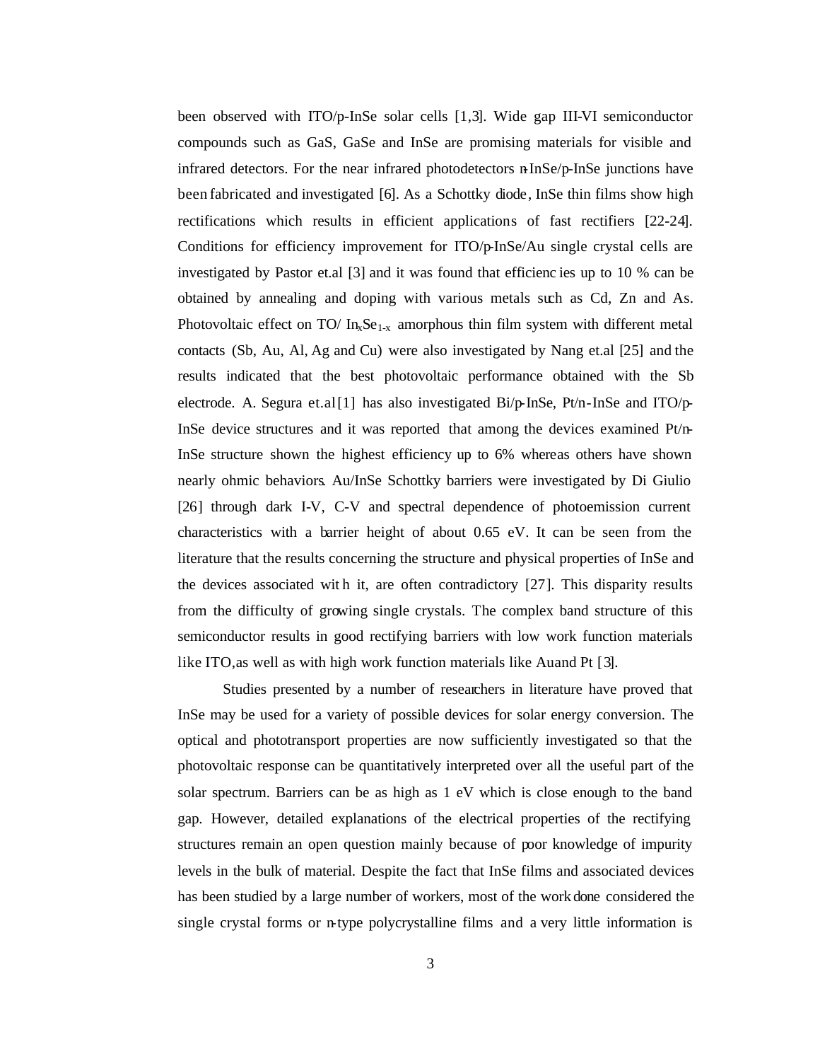been observed with ITO/p-InSe solar cells [1,3]. Wide gap III-VI semiconductor compounds such as GaS, GaSe and InSe are promising materials for visible and infrared detectors. For the near infrared photodetectors n-InSe/p-InSe junctions have been fabricated and investigated [6]. As a Schottky diode, InSe thin films show high rectifications which results in efficient applications of fast rectifiers [22-24]. Conditions for efficiency improvement for ITO/p-InSe/Au single crystal cells are investigated by Pastor et.al [3] and it was found that efficiencies up to 10 % can be obtained by annealing and doping with various metals such as Cd, Zn and As. Photovoltaic effect on TO/ $In_xSe_{1-x}$ amorphous thin film system with different metal contacts (Sb, Au, Al, Ag and Cu) were also investigated by Nang et.al [25] and the results indicated that the best photovoltaic performance obtained with the Sb electrode. A. Segura et.al [1] has also investigated Bi/p-InSe, Pt/n-InSe and ITO/p-InSe device structures and it was reported that among the devices examined Pt/n-InSe structure shown the highest efficiency up to 6% whereas others have shown nearly ohmic behaviors. Au/InSe Schottky barriers were investigated by Di Giulio [26] through dark I-V, C-V and spectral dependence of photoemission current characteristics with a barrier height of about 0.65 eV. It can be seen from the literature that the results concerning the structure and physical properties of InSe and the devices associated with it, are often contradictory [27]. This disparity results from the difficulty of growing single crystals. The complex band structure of this semiconductor results in good rectifying barriers with low work function materials like ITO, as well as with high work function materials like Au and Pt [3].

Studies presented by a number of researchers in literature have proved that InSe may be used for a variety of possible devices for solar energy conversion. The optical and phototransport properties are now sufficiently investigated so that the photovoltaic response can be quantitatively interpreted over all the useful part of the solar spectrum. Barriers can be as high as 1 eV which is close enough to the band gap. However, detailed explanations of the electrical properties of the rectifying structures remain an open question mainly because of poor knowledge of impurity levels in the bulk of material. Despite the fact that InSe films and associated devices has been studied by a large number of workers, most of the work done considered the single crystal forms or n-type polycrystalline films and a very little information is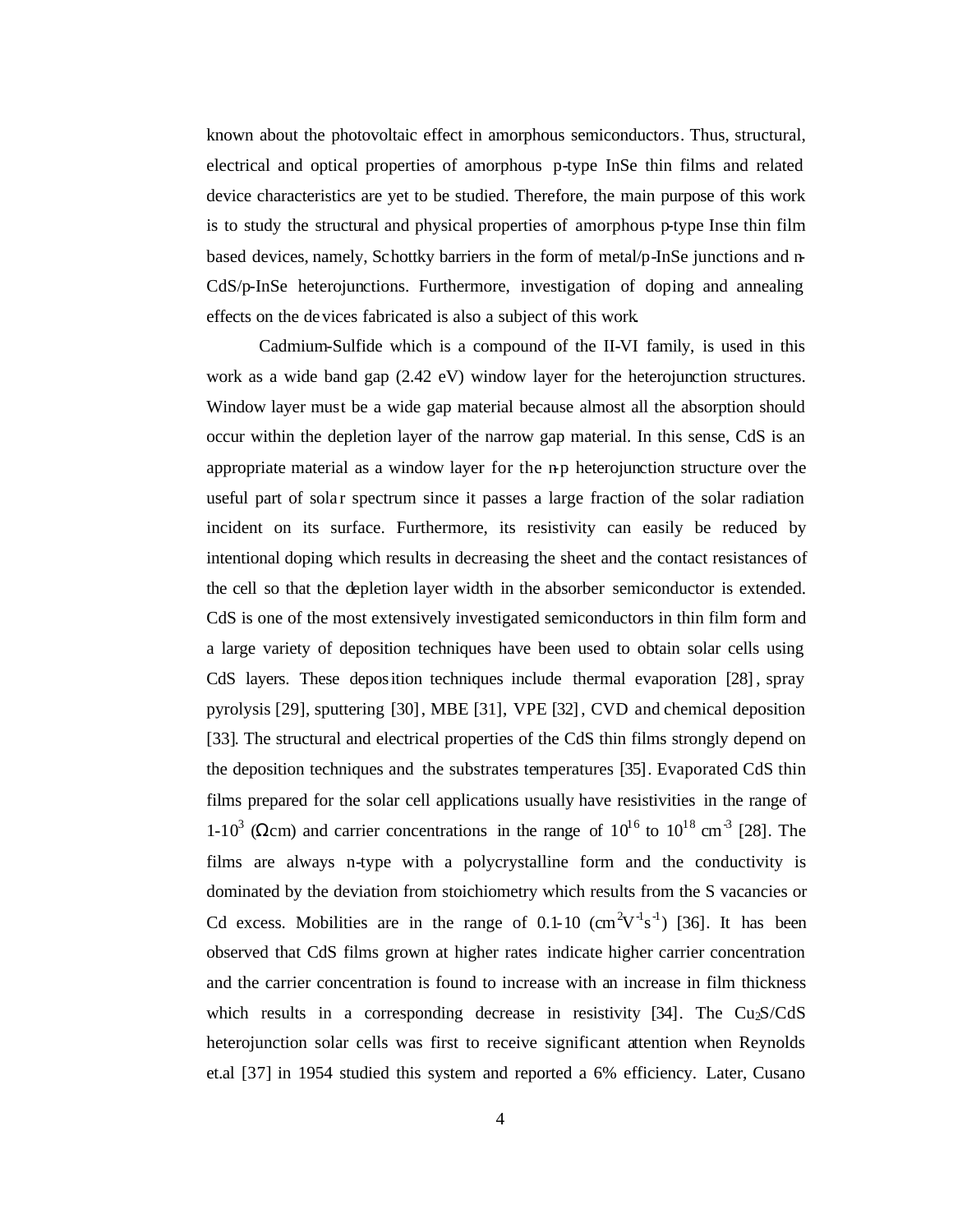known about the photovoltaic effect in amorphous semiconductors. Thus, structural, electrical and optical properties of amorphous p-type InSe thin films and related device characteristics are yet to be studied. Therefore, the main purpose of this work is to study the structural and physical properties of amorphous p-type Inse thin film based devices, namely, Schottky barriers in the form of metal/p-InSe junctions and n-CdS/p-InSe heterojunctions. Furthermore, investigation of doping and annealing effects on the devices fabricated is also a subject of this work.

Cadmium-Sulfide which is a compound of the II-VI family, is used in this work as a wide band gap (2.42 eV) window layer for the heterojunction structures. Window layer must be a wide gap material because almost all the absorption should occur within the depletion layer of the narrow gap material. In this sense, CdS is an appropriate material as a window layer for the n-p heterojunction structure over the useful part of solar spectrum since it passes a large fraction of the solar radiation incident on its surface. Furthermore, its resistivity can easily be reduced by intentional doping which results in decreasing the sheet and the contact resistances of the cell so that the depletion layer width in the absorber semiconductor is extended. CdS is one of the most extensively investigated semiconductors in thin film form and a large variety of deposition techniques have been used to obtain solar cells using CdS layers. These deposition techniques include thermal evaporation [28], spray pyrolysis [29], sputtering [30], MBE [31], VPE [32], CVD and chemical deposition [33]. The structural and electrical properties of the CdS thin films strongly depend on the deposition techniques and the substrates temperatures [35]. Evaporated CdS thin films prepared for the solar cell applications usually have resistivities in the range of 1-$10^3$ ($\Omega$cm) and carrier concentrations in the range of $10^{16}$ to $10^{18}$ $cm^{-3}$ [28]. The films are always n-type with a polycrystalline form and the conductivity is dominated by the deviation from stoichiometry which results from the S vacancies or Cd excess. Mobilities are in the range of 0.1-10 ($cm^2V^{-1}s^{-1}$) [36]. It has been observed that CdS films grown at higher rates indicate higher carrier concentration and the carrier concentration is found to increase with an increase in film thickness which results in a corresponding decrease in resistivity [34]. The $Cu_2S$/CdS heterojunction solar cells was first to receive significant attention when Reynolds et.al [37] in 1954 studied this system and reported a 6% efficiency. Later, Cusano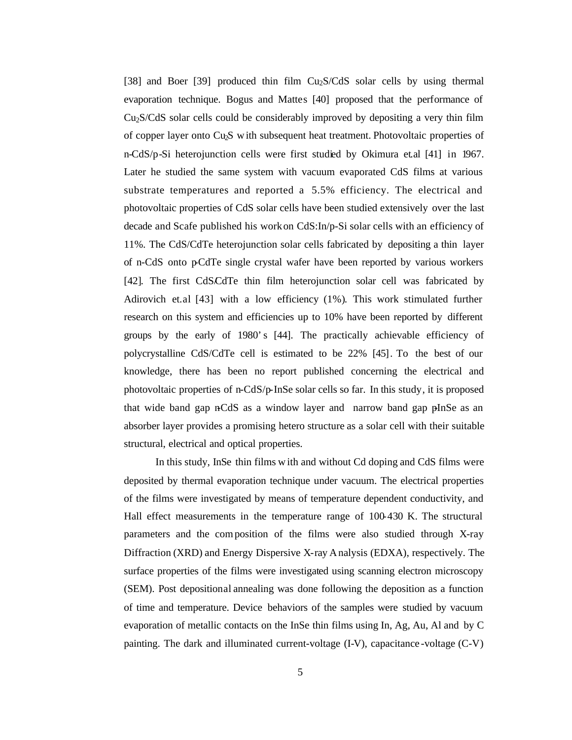[38] and Boer [39] produced thin film $Cu_2S$/CdS solar cells by using thermal evaporation technique. Bogus and Mattes [40] proposed that the performance of $Cu_2S$/CdS solar cells could be considerably improved by depositing a very thin film of copper layer onto $Cu_2S$ with subsequent heat treatment. Photovoltaic properties of n-CdS/p-Si heterojunction cells were first studied by Okimura et.al [41] in 1967. Later he studied the same system with vacuum evaporated CdS films at various substrate temperatures and reported a 5.5% efficiency. The electrical and photovoltaic properties of CdS solar cells have been studied extensively over the last decade and Scafe published his work on CdS:In/p-Si solar cells with an efficiency of 11%. The CdS/CdTe heterojunction solar cells fabricated by depositing a thin layer of n-CdS onto p-CdTe single crystal wafer have been reported by various workers [42]. The first CdS/CdTe thin film heterojunction solar cell was fabricated by Adirovich et.al [43] with a low efficiency (1%). This work stimulated further research on this system and efficiencies up to 10% have been reported by different groups by the early of 1980's [44]. The practically achievable efficiency of polycrystalline CdS/CdTe cell is estimated to be 22% [45]. To the best of our knowledge, there has been no report published concerning the electrical and photovoltaic properties of n-CdS/p-InSe solar cells so far. In this study, it is proposed that wide band gap n-CdS as a window layer and narrow band gap p-InSe as an absorber layer provides a promising hetero structure as a solar cell with their suitable structural, electrical and optical properties.

In this study, InSe thin films with and without Cd doping and CdS films were deposited by thermal evaporation technique under vacuum. The electrical properties of the films were investigated by means of temperature dependent conductivity, and Hall effect measurements in the temperature range of 100-430 K. The structural parameters and the composition of the films were also studied through X-ray Diffraction (XRD) and Energy Dispersive X-ray Analysis (EDXA), respectively. The surface properties of the films were investigated using scanning electron microscopy (SEM). Post depositional annealing was done following the deposition as a function of time and temperature. Device behaviors of the samples were studied by vacuum evaporation of metallic contacts on the InSe thin films using In, Ag, Au, Al and by C painting. The dark and illuminated current-voltage (I-V), capacitance-voltage (C-V)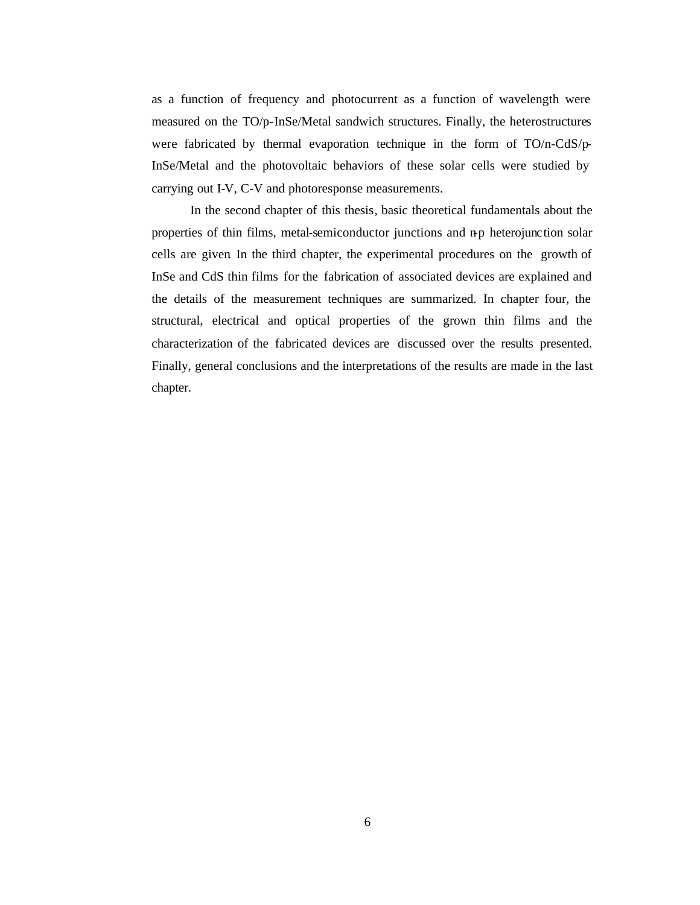as a function of frequency and photocurrent as a function of wavelength were measured on the TO/p-InSe/Metal sandwich structures. Finally, the heterostructures were fabricated by thermal evaporation technique in the form of TO/n-CdS/p-InSe/Metal and the photovoltaic behaviors of these solar cells were studied by carrying out I-V, C-V and photoresponse measurements.

In the second chapter of this thesis, basic theoretical fundamentals about the properties of thin films, metal-semiconductor junctions and n-p heterojunction solar cells are given. In the third chapter, the experimental procedures on the growth of InSe and CdS thin films for the fabrication of associated devices are explained and the details of the measurement techniques are summarized. In chapter four, the structural, electrical and optical properties of the grown thin films and the characterization of the fabricated devices are discussed over the results presented. Finally, general conclusions and the interpretations of the results are made in the last chapter.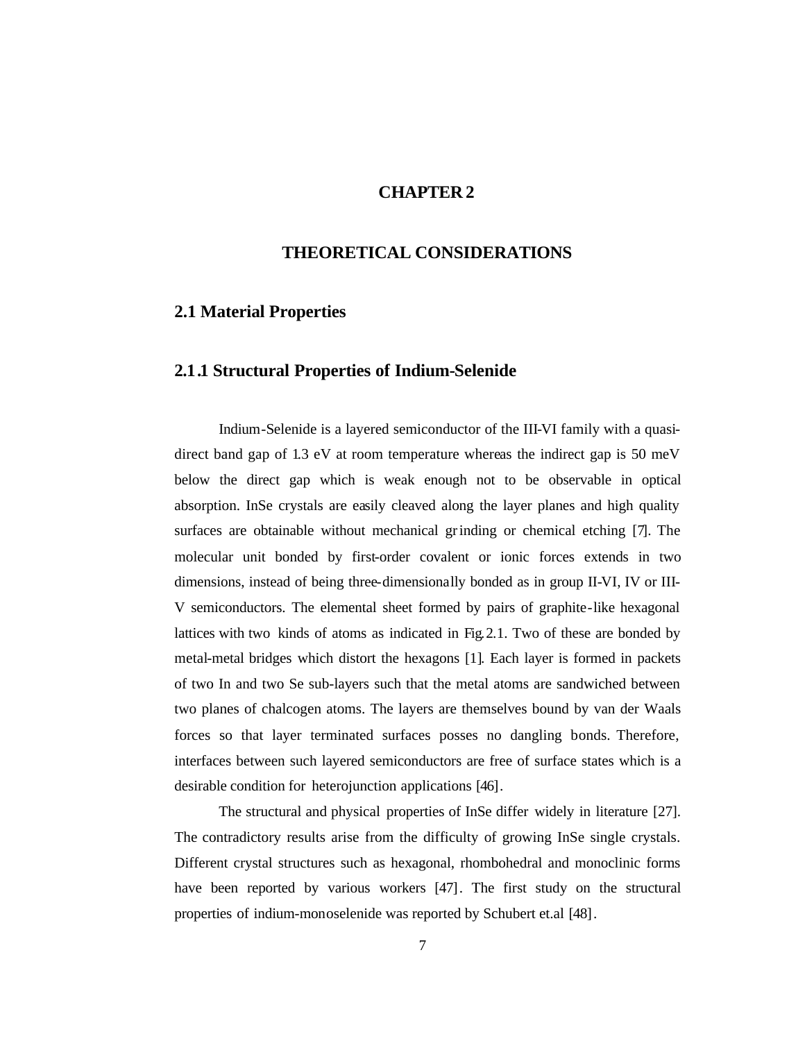# CHAPTER 2

# THEORETICAL CONSIDERATIONS

## 2.1 Material Properties

### 2.1.1 Structural Properties of Indium-Selenide

Indium-Selenide is a layered semiconductor of the III-VI family with a quasi-direct band gap of 1.3 eV at room temperature whereas the indirect gap is 50 meV below the direct gap which is weak enough not to be observable in optical absorption. InSe crystals are easily cleaved along the layer planes and high quality surfaces are obtainable without mechanical grinding or chemical etching [7]. The molecular unit bonded by first-order covalent or ionic forces extends in two dimensions, instead of being three-dimensionally bonded as in group II-VI, IV or III-V semiconductors. The elemental sheet formed by pairs of graphite-like hexagonal lattices with two kinds of atoms as indicated in Fig.2.1. Two of these are bonded by metal-metal bridges which distort the hexagons [1]. Each layer is formed in packets of two In and two Se sub-layers such that the metal atoms are sandwiched between two planes of chalcogen atoms. The layers are themselves bound by van der Waals forces so that layer terminated surfaces posses no dangling bonds. Therefore, interfaces between such layered semiconductors are free of surface states which is a desirable condition for heterojunction applications [46].

The structural and physical properties of InSe differ widely in literature [27]. The contradictory results arise from the difficulty of growing InSe single crystals. Different crystal structures such as hexagonal, rhombohedral and monoclinic forms have been reported by various workers [47]. The first study on the structural properties of indium-monoselenide was reported by Schubert et.al [48].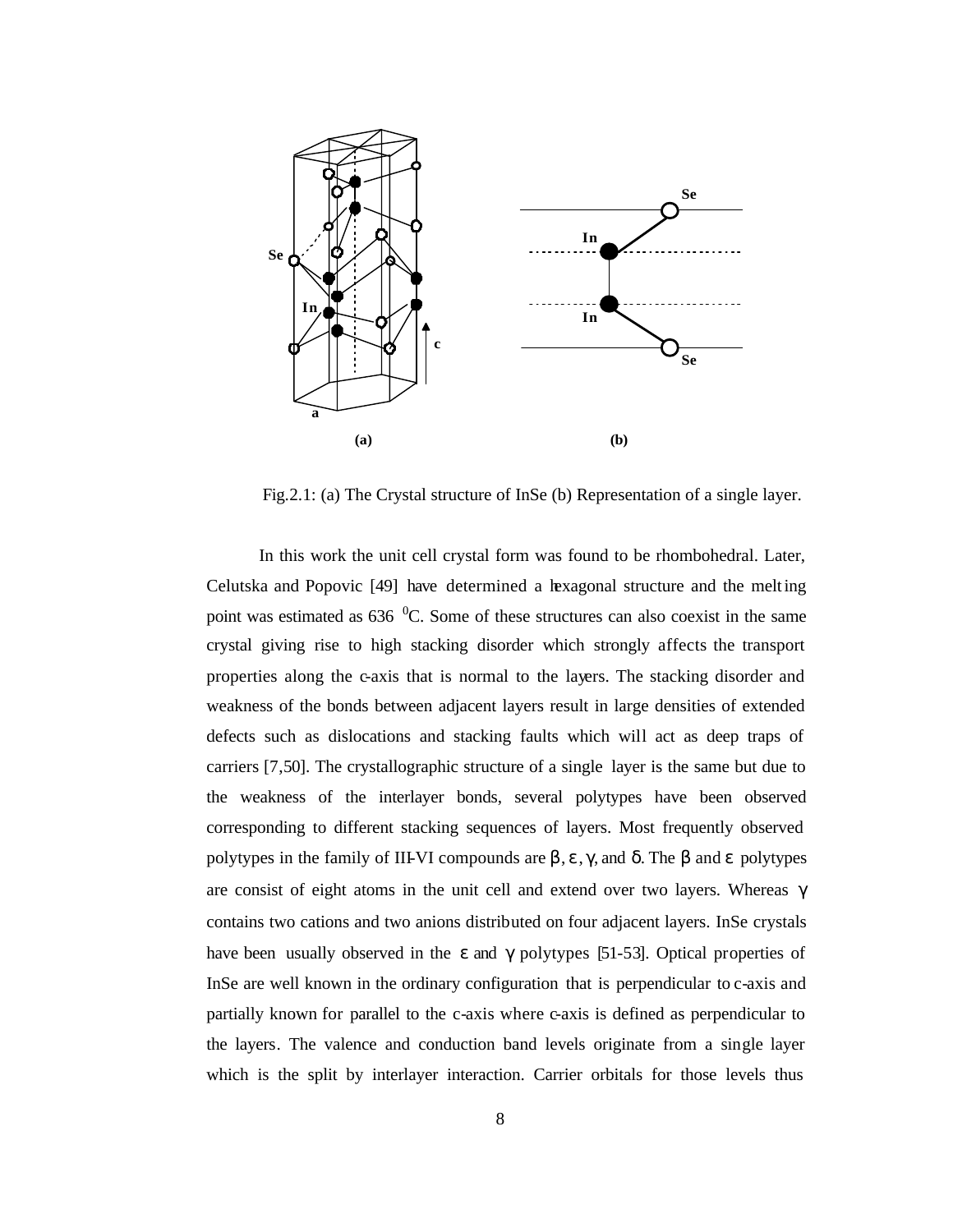Fig.2.1: (a) The Crystal structure of InSe (b) Representation of a single layer.

In this work the unit cell crystal form was found to be rhombohedral. Later, Celutska and Popovic [49] have determined a hexagonal structure and the melting point was estimated as 636 $^0$C. Some of these structures can also coexist in the same crystal giving rise to high stacking disorder which strongly affects the transport properties along the c-axis that is normal to the layers. The stacking disorder and weakness of the bonds between adjacent layers result in large densities of extended defects such as dislocations and stacking faults which will act as deep traps of carriers [7,50]. The crystallographic structure of a single layer is the same but due to the weakness of the interlayer bonds, several polytypes have been observed corresponding to different stacking sequences of layers. Most frequently observed polytypes in the family of III-VI compounds are β, ε, γ, and δ. The β and ε polytypes are consist of eight atoms in the unit cell and extend over two layers. Whereas γ contains two cations and two anions distributed on four adjacent layers. InSe crystals have been usually observed in the ε and γ polytypes [51-53]. Optical properties of InSe are well known in the ordinary configuration that is perpendicular to c-axis and partially known for parallel to the c-axis where c-axis is defined as perpendicular to the layers. The valence and conduction band levels originate from a single layer which is the split by interlayer interaction. Carrier orbitals for those levels thus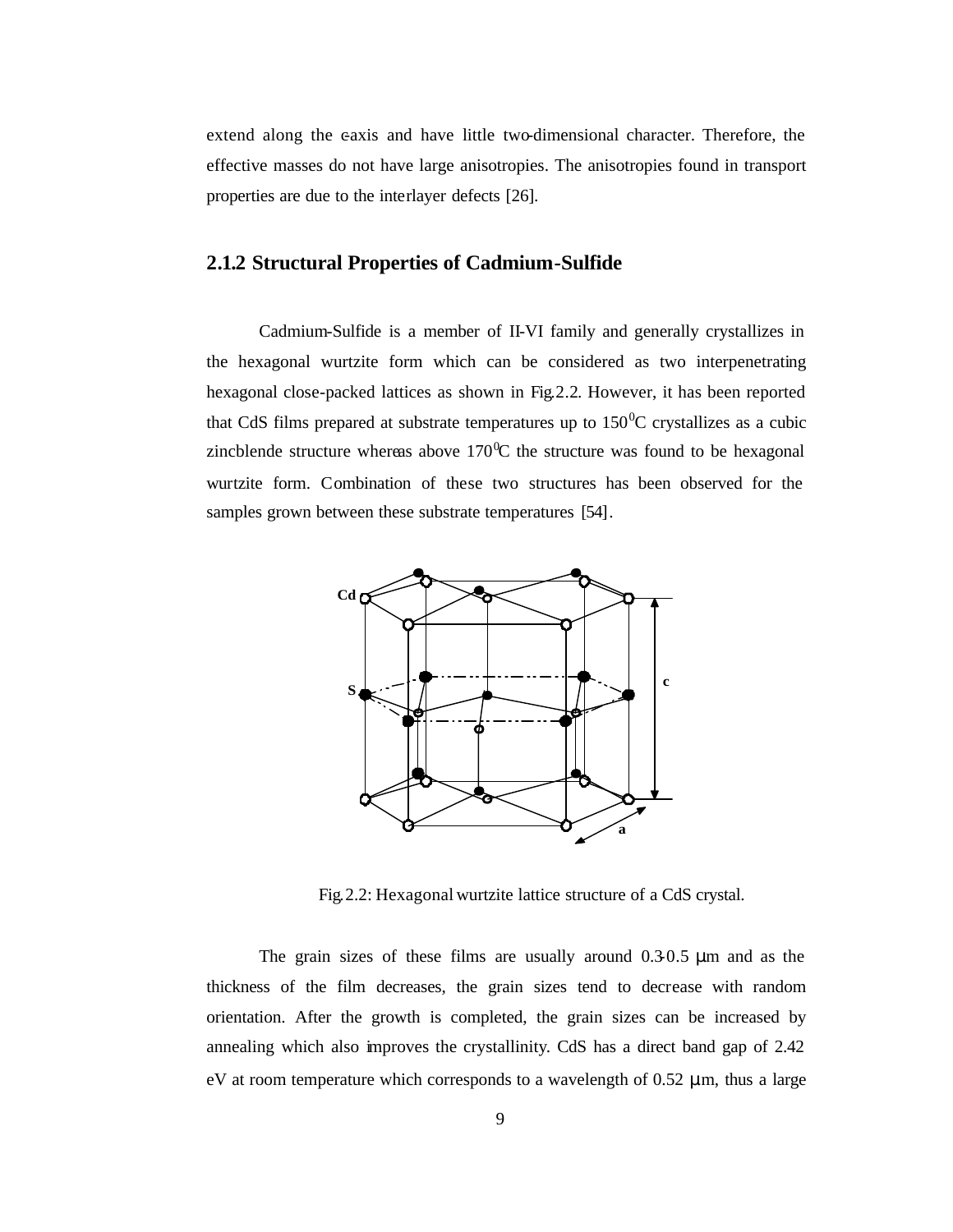extend along the c-axis and have little two-dimensional character. Therefore, the effective masses do not have large anisotropies. The anisotropies found in transport properties are due to the interlayer defects [26].

### 2.1.2 Structural Properties of Cadmium-Sulfide

Cadmium-Sulfide is a member of II-VI family and generally crystallizes in the hexagonal wurtzite form which can be considered as two interpenetrating hexagonal close-packed lattices as shown in Fig.2.2. However, it has been reported that CdS films prepared at substrate temperatures up to $150^0$C crystallizes as a cubic zincblende structure whereas above $170^0$C the structure was found to be hexagonal wurtzite form. Combination of these two structures has been observed for the samples grown between these substrate temperatures [54].

Fig.2.2: Hexagonal wurtzite lattice structure of a CdS crystal.

The grain sizes of these films are usually around 0.3-0.5 μm and as the thickness of the film decreases, the grain sizes tend to decrease with random orientation. After the growth is completed, the grain sizes can be increased by annealing which also improves the crystallinity. CdS has a direct band gap of 2.42 eV at room temperature which corresponds to a wavelength of 0.52 μm, thus a large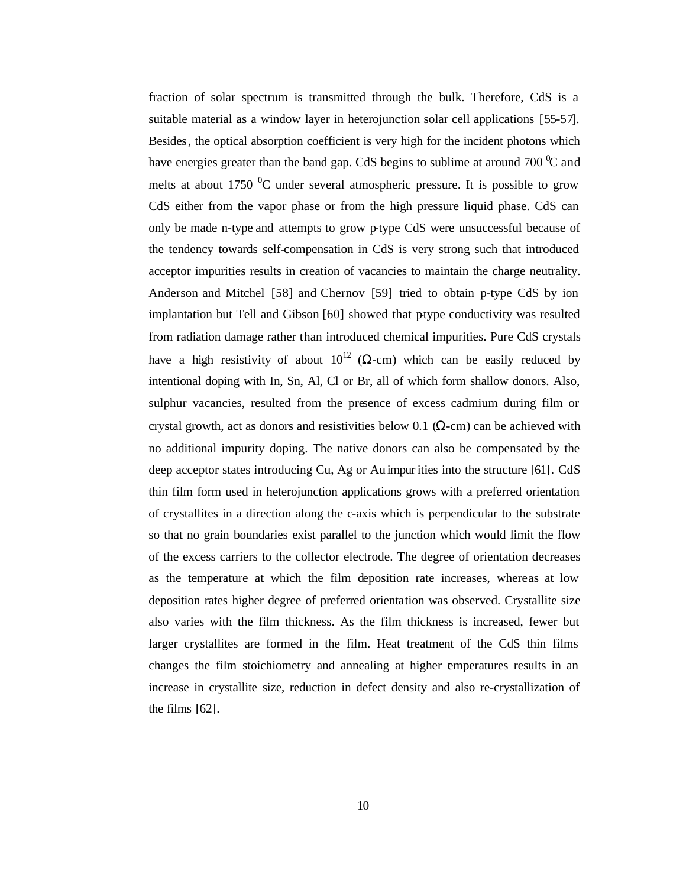fraction of solar spectrum is transmitted through the bulk. Therefore, CdS is a suitable material as a window layer in heterojunction solar cell applications [55-57]. Besides, the optical absorption coefficient is very high for the incident photons which have energies greater than the band gap. CdS begins to sublime at around 700 $^0$C and melts at about 1750 $^0$C under several atmospheric pressure. It is possible to grow CdS either from the vapor phase or from the high pressure liquid phase. CdS can only be made n-type and attempts to grow p-type CdS were unsuccessful because of the tendency towards self-compensation in CdS is very strong such that introduced acceptor impurities results in creation of vacancies to maintain the charge neutrality. Anderson and Mitchel [58] and Chernov [59] tried to obtain p-type CdS by ion implantation but Tell and Gibson [60] showed that p-type conductivity was resulted from radiation damage rather than introduced chemical impurities. Pure CdS crystals have a high resistivity of about $10^{12}$ ($\Omega$-cm) which can be easily reduced by intentional doping with In, Sn, Al, Cl or Br, all of which form shallow donors. Also, sulphur vacancies, resulted from the presence of excess cadmium during film or crystal growth, act as donors and resistivities below 0.1 ($\Omega$-cm) can be achieved with no additional impurity doping. The native donors can also be compensated by the deep acceptor states introducing Cu, Ag or Au impurities into the structure [61]. CdS thin film form used in heterojunction applications grows with a preferred orientation of crystallites in a direction along the c-axis which is perpendicular to the substrate so that no grain boundaries exist parallel to the junction which would limit the flow of the excess carriers to the collector electrode. The degree of orientation decreases as the temperature at which the film deposition rate increases, whereas at low deposition rates higher degree of preferred orientation was observed. Crystallite size also varies with the film thickness. As the film thickness is increased, fewer but larger crystallites are formed in the film. Heat treatment of the CdS thin films changes the film stoichiometry and annealing at higher temperatures results in an increase in crystallite size, reduction in defect density and also re-crystallization of the films [62].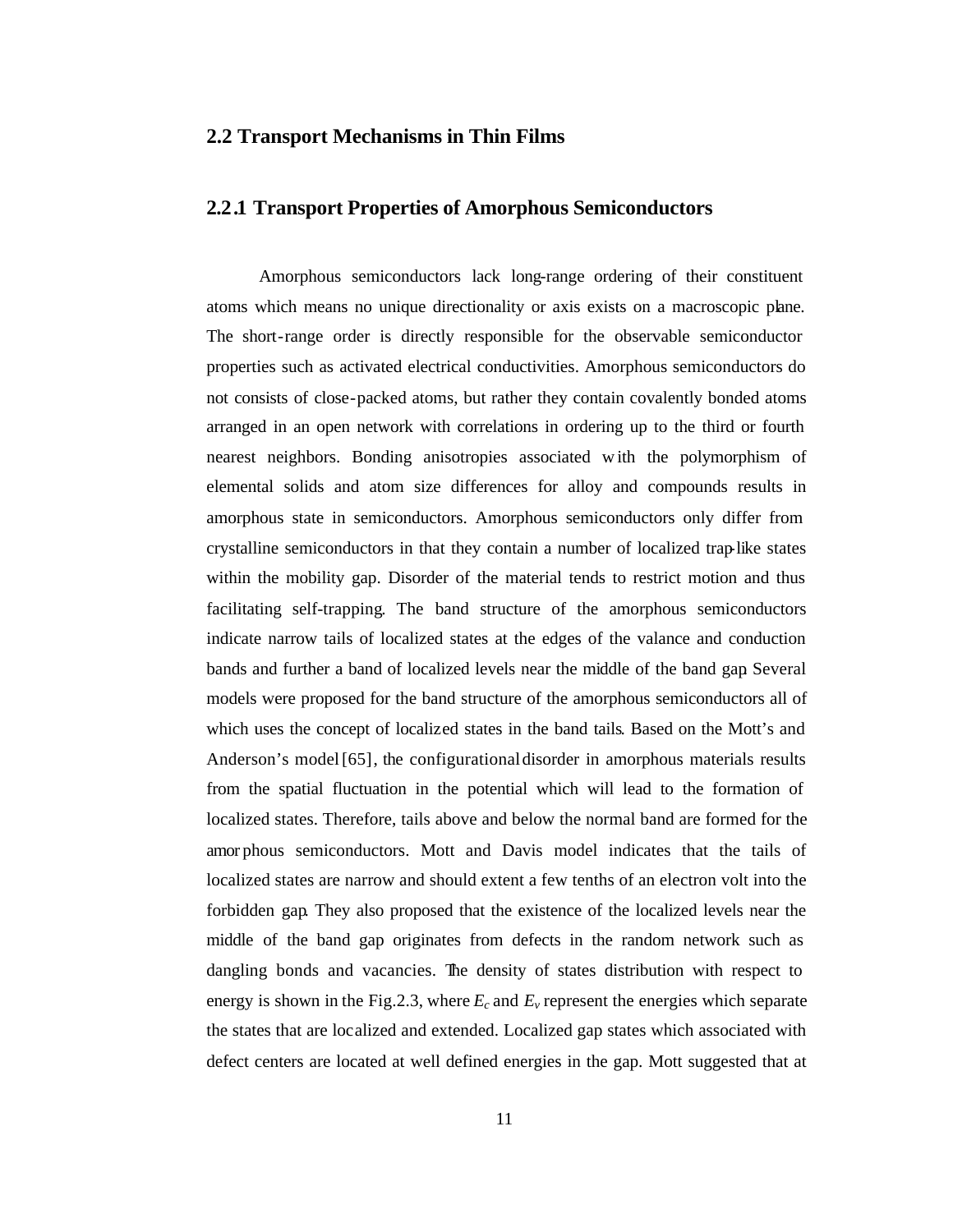## 2.2 Transport Mechanisms in Thin Films

### 2.2.1 Transport Properties of Amorphous Semiconductors

Amorphous semiconductors lack long-range ordering of their constituent atoms which means no unique directionality or axis exists on a macroscopic plane. The short-range order is directly responsible for the observable semiconductor properties such as activated electrical conductivities. Amorphous semiconductors do not consists of close-packed atoms, but rather they contain covalently bonded atoms arranged in an open network with correlations in ordering up to the third or fourth nearest neighbors. Bonding anisotropies associated with the polymorphism of elemental solids and atom size differences for alloy and compounds results in amorphous state in semiconductors. Amorphous semiconductors only differ from crystalline semiconductors in that they contain a number of localized trap-like states within the mobility gap. Disorder of the material tends to restrict motion and thus facilitating self-trapping. The band structure of the amorphous semiconductors indicate narrow tails of localized states at the edges of the valance and conduction bands and further a band of localized levels near the middle of the band gap. Several models were proposed for the band structure of the amorphous semiconductors all of which uses the concept of localized states in the band tails. Based on the Mott's and Anderson's model [65], the configurational disorder in amorphous materials results from the spatial fluctuation in the potential which will lead to the formation of localized states. Therefore, tails above and below the normal band are formed for the amorphous semiconductors. Mott and Davis model indicates that the tails of localized states are narrow and should extent a few tenths of an electron volt into the forbidden gap. They also proposed that the existence of the localized levels near the middle of the band gap originates from defects in the random network such as dangling bonds and vacancies. The density of states distribution with respect to energy is shown in the Fig.2.3, where $E_c$ and $E_v$ represent the energies which separate the states that are localized and extended. Localized gap states which associated with defect centers are located at well defined energies in the gap. Mott suggested that at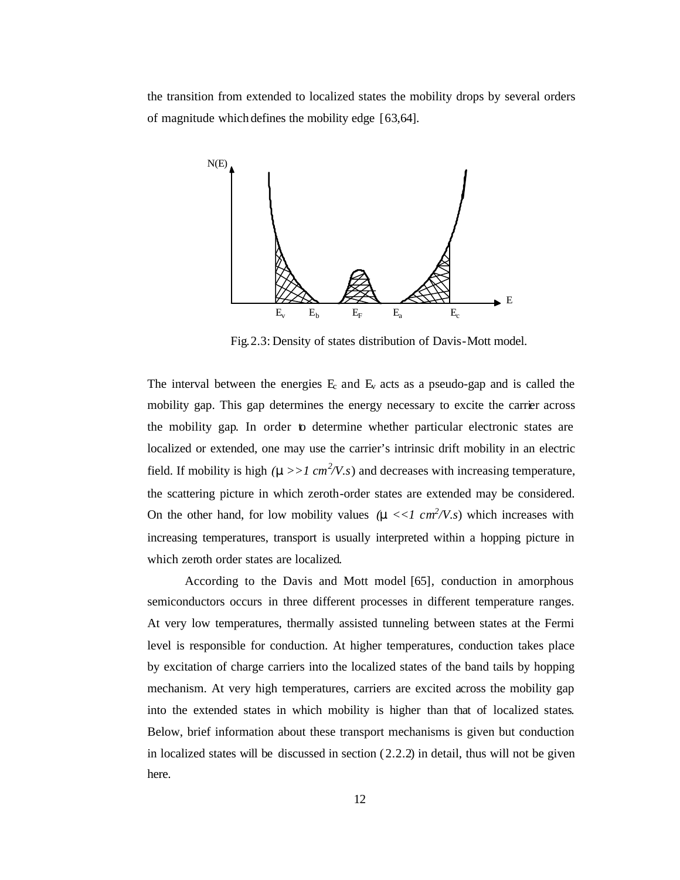the transition from extended to localized states the mobility drops by several orders of magnitude which defines the mobility edge [63,64].

Fig.2.3: Density of states distribution of Davis-Mott model.

The interval between the energies $E_c$ and $E_v$ acts as a pseudo-gap and is called the mobility gap. This gap determines the energy necessary to excite the carrier across the mobility gap. In order to determine whether particular electronic states are localized or extended, one may use the carrier's intrinsic drift mobility in an electric field. If mobility is high ($\mu >> 1\ cm^2/V.s$) and decreases with increasing temperature, the scattering picture in which zeroth-order states are extended may be considered. On the other hand, for low mobility values ($\mu << 1\ cm^2/V.s$) which increases with increasing temperatures, transport is usually interpreted within a hopping picture in which zeroth order states are localized.

According to the Davis and Mott model [65], conduction in amorphous semiconductors occurs in three different processes in different temperature ranges. At very low temperatures, thermally assisted tunneling between states at the Fermi level is responsible for conduction. At higher temperatures, conduction takes place by excitation of charge carriers into the localized states of the band tails by hopping mechanism. At very high temperatures, carriers are excited across the mobility gap into the extended states in which mobility is higher than that of localized states. Below, brief information about these transport mechanisms is given but conduction in localized states will be discussed in section (2.2.2) in detail, thus will not be given here.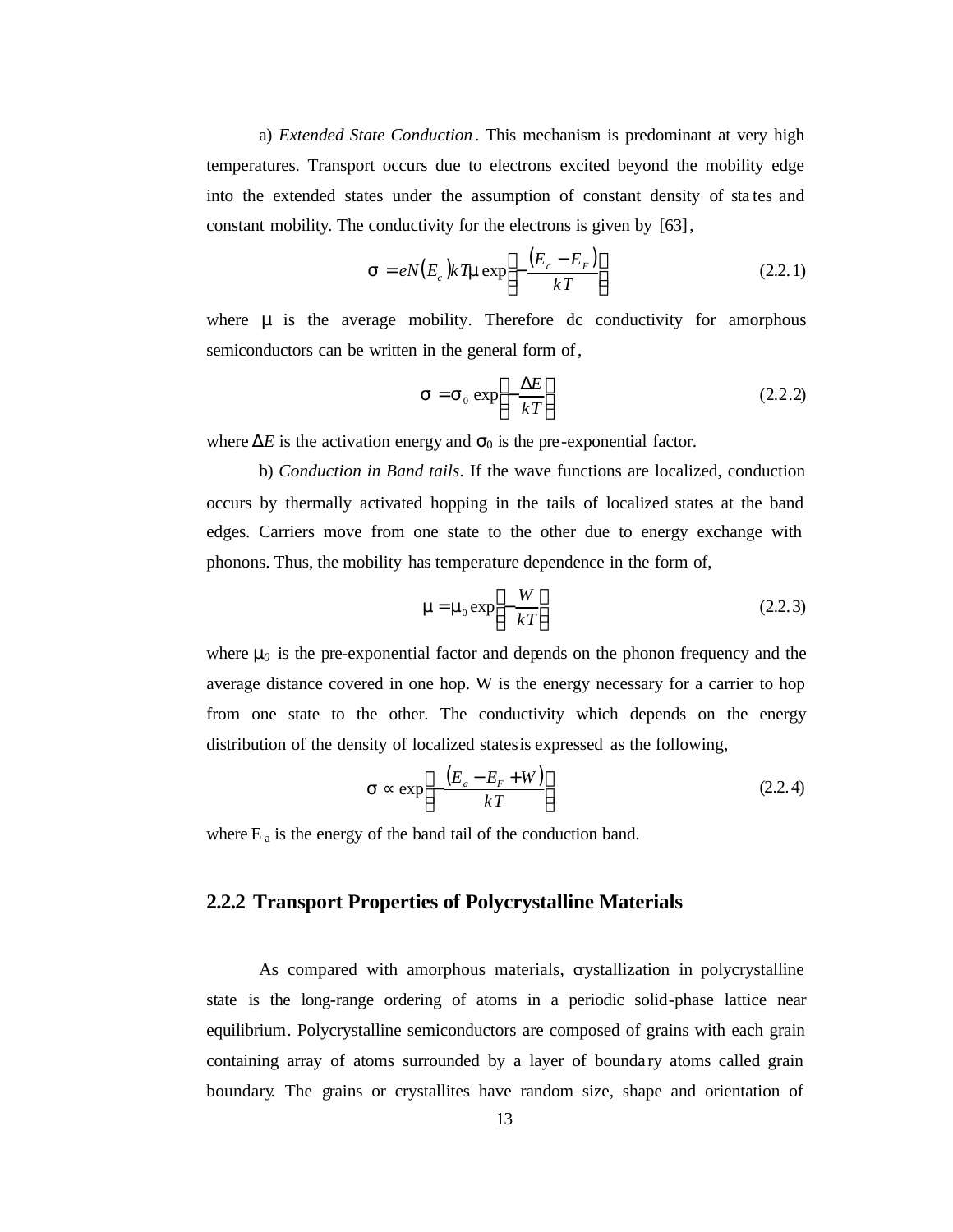a) *Extended State Conduction*. This mechanism is predominant at very high temperatures. Transport occurs due to electrons excited beyond the mobility edge into the extended states under the assumption of constant density of states and constant mobility. The conductivity for the electrons is given by [63],

$$\sigma = eN(E_c)kT\mu \exp\left(-\frac{(E_c - E_F)}{kT}\right) \tag{2.2.1}$$

where $\mu$ is the average mobility. Therefore dc conductivity for amorphous semiconductors can be written in the general form of,

$$\sigma = \sigma_0 \exp\left(-\frac{\Delta E}{kT}\right) \tag{2.2.2}$$

where $\Delta E$ is the activation energy and $\sigma_0$ is the pre-exponential factor.

b) *Conduction in Band tails*. If the wave functions are localized, conduction occurs by thermally activated hopping in the tails of localized states at the band edges. Carriers move from one state to the other due to energy exchange with phonons. Thus, the mobility has temperature dependence in the form of,

$$\mu = \mu_0 \exp\left(-\frac{W}{kT}\right) \tag{2.2.3}$$

where $\mu_0$ is the pre-exponential factor and depends on the phonon frequency and the average distance covered in one hop. W is the energy necessary for a carrier to hop from one state to the other. The conductivity which depends on the energy distribution of the density of localized states is expressed as the following,

$$\sigma \propto \exp\left(-\frac{(E_a - E_F + W)}{kT}\right) \tag{2.2.4}$$

where $E_a$ is the energy of the band tail of the conduction band.

### 2.2.2 Transport Properties of Polycrystalline Materials

As compared with amorphous materials, crystallization in polycrystalline state is the long-range ordering of atoms in a periodic solid-phase lattice near equilibrium. Polycrystalline semiconductors are composed of grains with each grain containing array of atoms surrounded by a layer of boundary atoms called grain boundary. The grains or crystallites have random size, shape and orientation of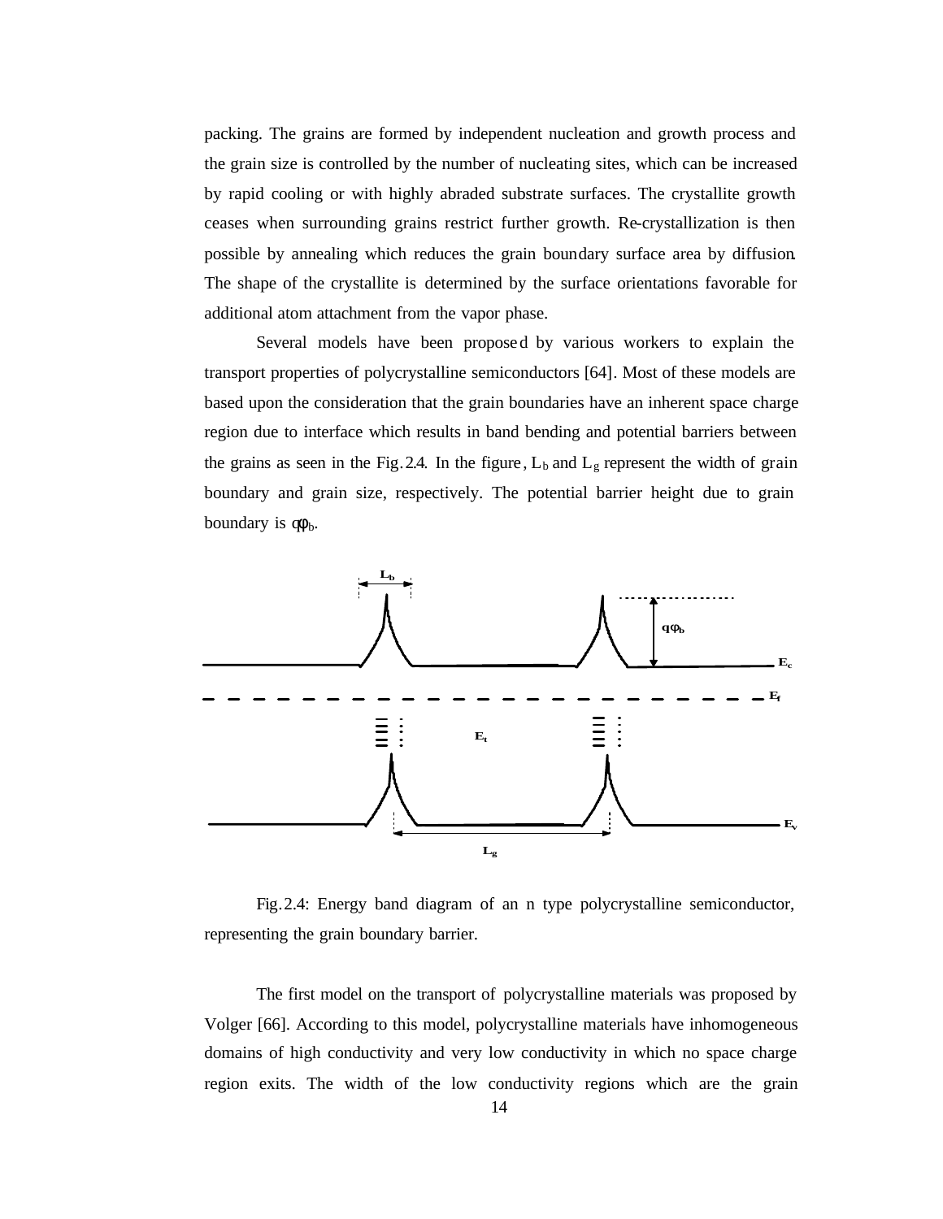packing. The grains are formed by independent nucleation and growth process and the grain size is controlled by the number of nucleating sites, which can be increased by rapid cooling or with highly abraded substrate surfaces. The crystallite growth ceases when surrounding grains restrict further growth. Re-crystallization is then possible by annealing which reduces the grain boundary surface area by diffusion. The shape of the crystallite is determined by the surface orientations favorable for additional atom attachment from the vapor phase.

Several models have been proposed by various workers to explain the transport properties of polycrystalline semiconductors [64]. Most of these models are based upon the consideration that the grain boundaries have an inherent space charge region due to interface which results in band bending and potential barriers between the grains as seen in the Fig.2.4. In the figure, $L_b$ and $L_g$ represent the width of grain boundary and grain size, respectively. The potential barrier height due to grain boundary is $q\phi_b$.

Fig.2.4: Energy band diagram of an n type polycrystalline semiconductor, representing the grain boundary barrier.

The first model on the transport of polycrystalline materials was proposed by Volger [66]. According to this model, polycrystalline materials have inhomogeneous domains of high conductivity and very low conductivity in which no space charge region exits. The width of the low conductivity regions which are the grain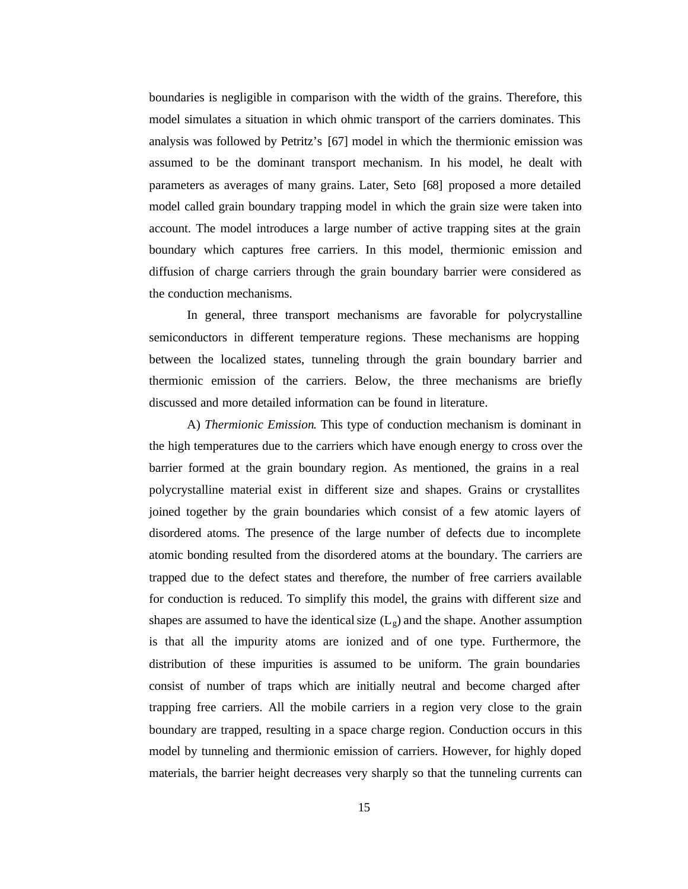boundaries is negligible in comparison with the width of the grains. Therefore, this model simulates a situation in which ohmic transport of the carriers dominates. This analysis was followed by Petritz's [67] model in which the thermionic emission was assumed to be the dominant transport mechanism. In his model, he dealt with parameters as averages of many grains. Later, Seto [68] proposed a more detailed model called grain boundary trapping model in which the grain size were taken into account. The model introduces a large number of active trapping sites at the grain boundary which captures free carriers. In this model, thermionic emission and diffusion of charge carriers through the grain boundary barrier were considered as the conduction mechanisms.

In general, three transport mechanisms are favorable for polycrystalline semiconductors in different temperature regions. These mechanisms are hopping between the localized states, tunneling through the grain boundary barrier and thermionic emission of the carriers. Below, the three mechanisms are briefly discussed and more detailed information can be found in literature.

A) *Thermionic Emission*. This type of conduction mechanism is dominant in the high temperatures due to the carriers which have enough energy to cross over the barrier formed at the grain boundary region. As mentioned, the grains in a real polycrystalline material exist in different size and shapes. Grains or crystallites joined together by the grain boundaries which consist of a few atomic layers of disordered atoms. The presence of the large number of defects due to incomplete atomic bonding resulted from the disordered atoms at the boundary. The carriers are trapped due to the defect states and therefore, the number of free carriers available for conduction is reduced. To simplify this model, the grains with different size and shapes are assumed to have the identical size ($L_g$) and the shape. Another assumption is that all the impurity atoms are ionized and of one type. Furthermore, the distribution of these impurities is assumed to be uniform. The grain boundaries consist of number of traps which are initially neutral and become charged after trapping free carriers. All the mobile carriers in a region very close to the grain boundary are trapped, resulting in a space charge region. Conduction occurs in this model by tunneling and thermionic emission of carriers. However, for highly doped materials, the barrier height decreases very sharply so that the tunneling currents can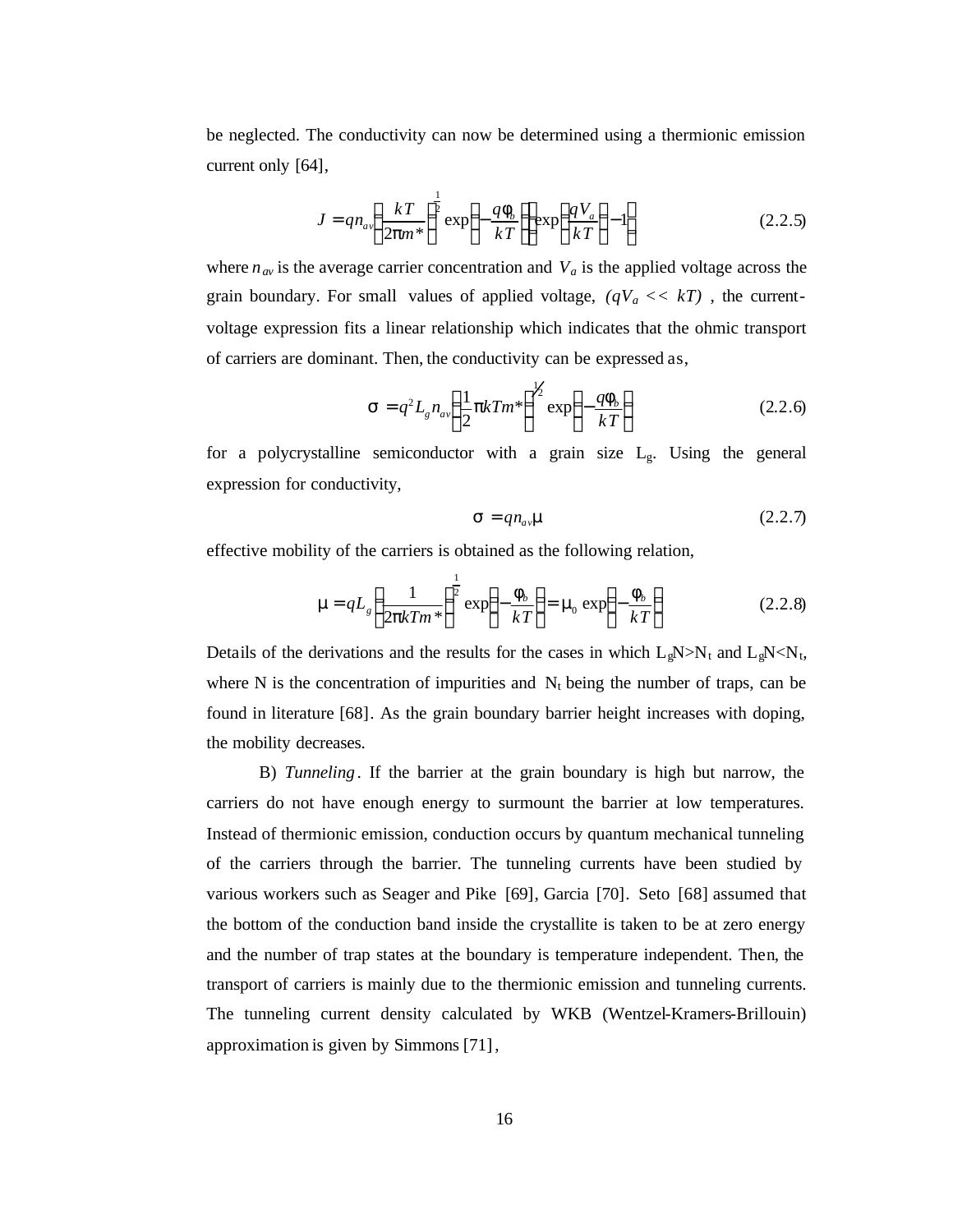be neglected. The conductivity can now be determined using a thermionic emission current only [64],

$$J = qn_{av}\left(\frac{kT}{2\pi m^*}\right)^{\frac{1}{2}}\exp\left(-\frac{q\phi_b}{kT}\right)\left[\exp\left(\frac{qV_a}{kT}\right)-1\right] \tag{2.2.5}$$

where $n_{av}$ is the average carrier concentration and $V_a$ is the applied voltage across the grain boundary. For small values of applied voltage, $(qV_a << kT)$, the current-voltage expression fits a linear relationship which indicates that the ohmic transport of carriers are dominant. Then, the conductivity can be expressed as,

$$\sigma = q^2 L_g n_{av}\left(\frac{1}{2}\pi kTm^*\right)^{1/2}\exp\left(-\frac{q\phi_b}{kT}\right) \tag{2.2.6}$$

for a polycrystalline semiconductor with a grain size $L_g$. Using the general expression for conductivity,

$$\sigma = qn_{av}\mu \tag{2.2.7}$$

effective mobility of the carriers is obtained as the following relation,

$$\mu = qL_g\left(\frac{1}{2\pi kTm^*}\right)^{\frac{1}{2}}\exp\left(-\frac{\phi_b}{kT}\right) = \mu_0\exp\left(-\frac{\phi_b}{kT}\right) \tag{2.2.8}$$

Details of the derivations and the results for the cases in which $L_gN>N_t$ and $L_gN<N_t$, where N is the concentration of impurities and $N_t$ being the number of traps, can be found in literature [68]. As the grain boundary barrier height increases with doping, the mobility decreases.

B) *Tunneling*. If the barrier at the grain boundary is high but narrow, the carriers do not have enough energy to surmount the barrier at low temperatures. Instead of thermionic emission, conduction occurs by quantum mechanical tunneling of the carriers through the barrier. The tunneling currents have been studied by various workers such as Seager and Pike [69], Garcia [70]. Seto [68] assumed that the bottom of the conduction band inside the crystallite is taken to be at zero energy and the number of trap states at the boundary is temperature independent. Then, the transport of carriers is mainly due to the thermionic emission and tunneling currents. The tunneling current density calculated by WKB (Wentzel-Kramers-Brillouin) approximation is given by Simmons [71],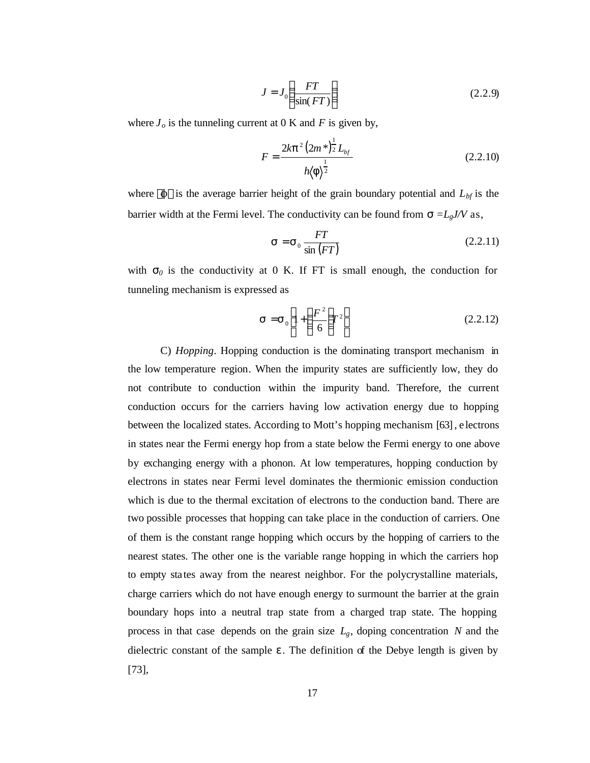$$J = J_0 \left( \frac{FT}{\sin(FT)} \right) \tag{2.2.9}$$

where $J_o$ is the tunneling current at 0 K and $F$ is given by,

$$F = \frac{2k\pi^2 (2m^*)^{\frac{1}{2}} L_{bf}}{h\langle\phi\rangle^{\frac{1}{2}}} \tag{2.2.10}$$

where $\langle\phi\rangle$ is the average barrier height of the grain boundary potential and $L_{bf}$ is the barrier width at the Fermi level. The conductivity can be found from $\sigma = L_g J/V$ as,

$$\sigma = \sigma_0 \frac{FT}{\sin(FT)} \tag{2.2.11}$$

with $\sigma_0$ is the conductivity at 0 K. If FT is small enough, the conduction for tunneling mechanism is expressed as

$$\sigma = \sigma_0 \left[ 1 + \left( \frac{F^2}{6} \right) T^2 \right] \tag{2.2.12}$$

C) *Hopping*. Hopping conduction is the dominating transport mechanism in the low temperature region. When the impurity states are sufficiently low, they do not contribute to conduction within the impurity band. Therefore, the current conduction occurs for the carriers having low activation energy due to hopping between the localized states. According to Mott's hopping mechanism [63], electrons in states near the Fermi energy hop from a state below the Fermi energy to one above by exchanging energy with a phonon. At low temperatures, hopping conduction by electrons in states near Fermi level dominates the thermionic emission conduction which is due to the thermal excitation of electrons to the conduction band. There are two possible processes that hopping can take place in the conduction of carriers. One of them is the constant range hopping which occurs by the hopping of carriers to the nearest states. The other one is the variable range hopping in which the carriers hop to empty states away from the nearest neighbor. For the polycrystalline materials, charge carriers which do not have enough energy to surmount the barrier at the grain boundary hops into a neutral trap state from a charged trap state. The hopping process in that case depends on the grain size $L_g$, doping concentration $N$ and the dielectric constant of the sample $\varepsilon$. The definition of the Debye length is given by [73],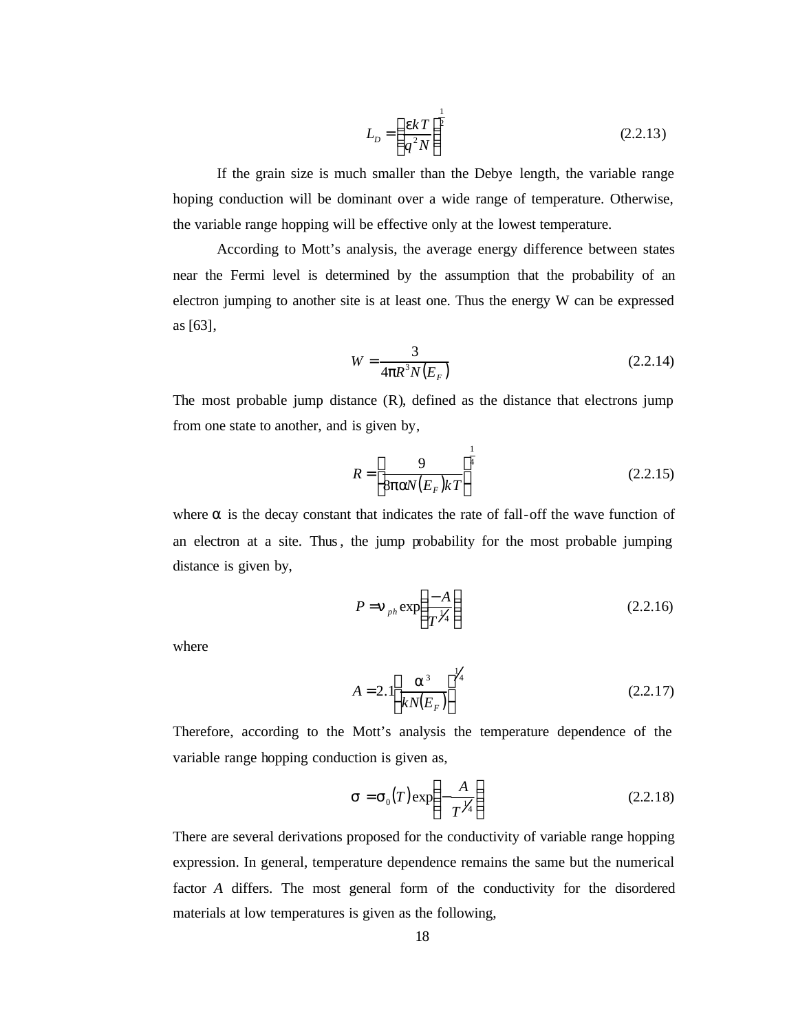$$L_D = \left(\frac{\varepsilon k T}{q^2 N}\right)^{\frac{1}{2}} \tag{2.2.13}$$

If the grain size is much smaller than the Debye length, the variable range hoping conduction will be dominant over a wide range of temperature. Otherwise, the variable range hopping will be effective only at the lowest temperature.

According to Mott's analysis, the average energy difference between states near the Fermi level is determined by the assumption that the probability of an electron jumping to another site is at least one. Thus the energy W can be expressed as [63],

$$W = \frac{3}{4\pi R^3 N(E_F)} \tag{2.2.14}$$

The most probable jump distance (R), defined as the distance that electrons jump from one state to another, and is given by,

$$R = \left(\frac{9}{8\pi\alpha N(E_F) k T}\right)^{\frac{1}{4}} \tag{2.2.15}$$

where $\alpha$ is the decay constant that indicates the rate of fall-off the wave function of an electron at a site. Thus, the jump probability for the most probable jumping distance is given by,

$$P = \nu_{ph} \exp\left(\frac{-A}{T^{1/4}}\right) \tag{2.2.16}$$

where

$$A = 2.1\left(\frac{\alpha^3}{kN(E_F)}\right)^{1/4} \tag{2.2.17}$$

Therefore, according to the Mott's analysis the temperature dependence of the variable range hopping conduction is given as,

$$\sigma = \sigma_0(T) \exp\left(-\frac{A}{T^{1/4}}\right) \tag{2.2.18}$$

There are several derivations proposed for the conductivity of variable range hopping expression. In general, temperature dependence remains the same but the numerical factor *A* differs. The most general form of the conductivity for the disordered materials at low temperatures is given as the following,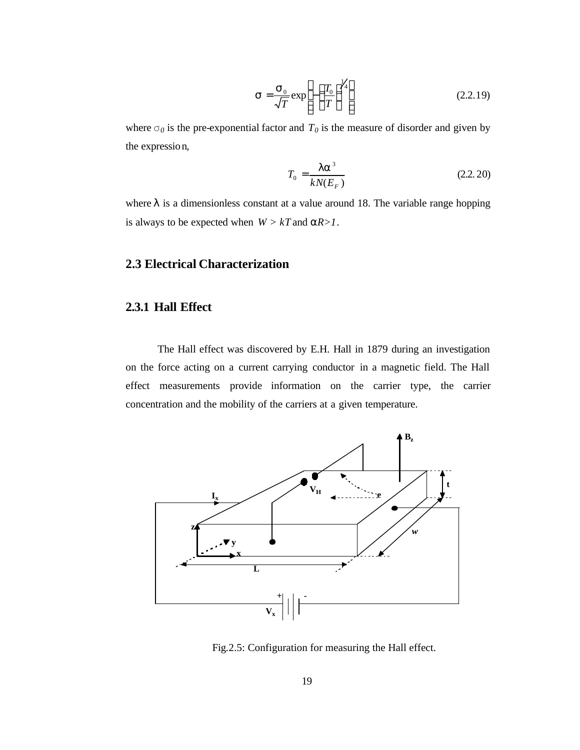$$\sigma = \frac{\sigma_0}{\sqrt{T}} \exp\left[-\left(\frac{T_0}{T}\right)^{1/4}\right] \tag{2.2.19}$$

where $\sigma_0$ is the pre-exponential factor and $T_0$ is the measure of disorder and given by the expression,

$$T_0 = \frac{\lambda\alpha^3}{kN(E_F)} \tag{2.2.20}$$

where $\lambda$ is a dimensionless constant at a value around 18. The variable range hopping is always to be expected when $W > kT$ and $\alpha R > 1$.

## 2.3 Electrical Characterization

### 2.3.1 Hall Effect

The Hall effect was discovered by E.H. Hall in 1879 during an investigation on the force acting on a current carrying conductor in a magnetic field. The Hall effect measurements provide information on the carrier type, the carrier concentration and the mobility of the carriers at a given temperature.

Fig.2.5: Configuration for measuring the Hall effect.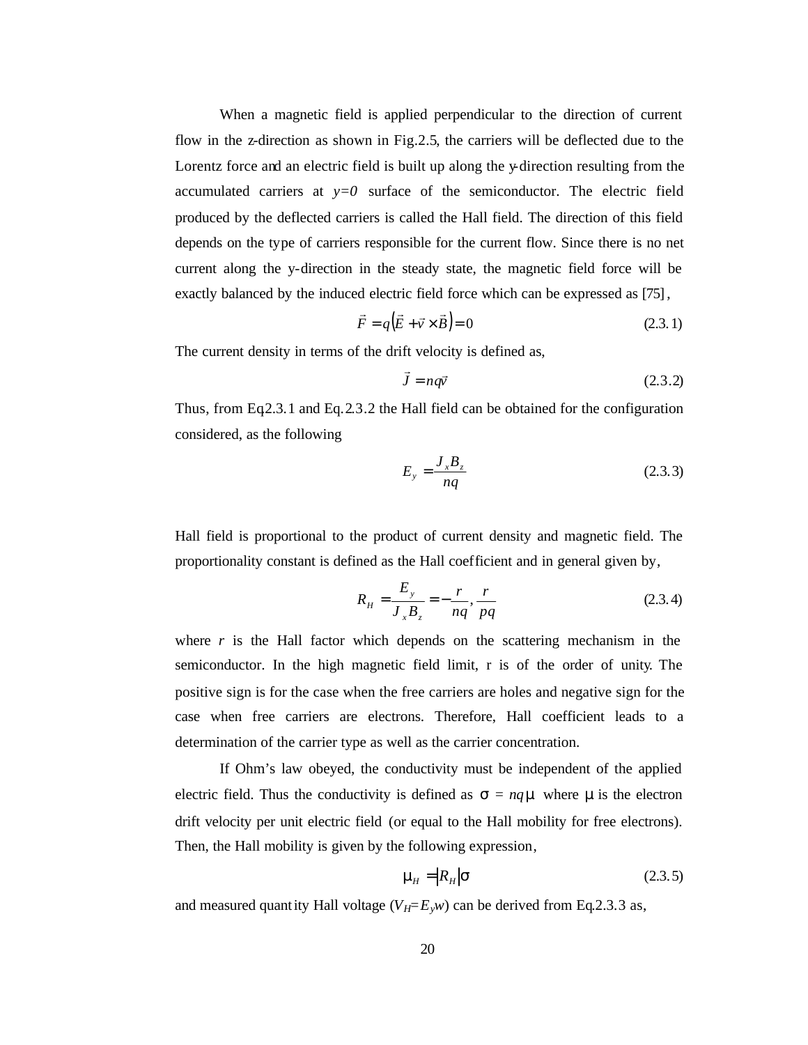When a magnetic field is applied perpendicular to the direction of current flow in the z-direction as shown in Fig.2.5, the carriers will be deflected due to the Lorentz force and an electric field is built up along the y-direction resulting from the accumulated carriers at $y=0$ surface of the semiconductor. The electric field produced by the deflected carriers is called the Hall field. The direction of this field depends on the type of carriers responsible for the current flow. Since there is no net current along the y-direction in the steady state, the magnetic field force will be exactly balanced by the induced electric field force which can be expressed as [75],

$$\vec{F} = q\left(\vec{E} + \vec{v} \times \vec{B}\right) = 0 \tag{2.3.1}$$

The current density in terms of the drift velocity is defined as,

$$\vec{J} = nq\vec{v} \tag{2.3.2}$$

Thus, from Eq.2.3.1 and Eq.2.3.2 the Hall field can be obtained for the configuration considered, as the following

$$E_y = \frac{J_x B_z}{nq} \tag{2.3.3}$$

Hall field is proportional to the product of current density and magnetic field. The proportionality constant is defined as the Hall coefficient and in general given by,

$$R_H = \frac{E_y}{J_x B_z} = -\frac{r}{nq}, \frac{r}{pq} \tag{2.3.4}$$

where $r$ is the Hall factor which depends on the scattering mechanism in the semiconductor. In the high magnetic field limit, r is of the order of unity. The positive sign is for the case when the free carriers are holes and negative sign for the case when free carriers are electrons. Therefore, Hall coefficient leads to a determination of the carrier type as well as the carrier concentration.

If Ohm's law obeyed, the conductivity must be independent of the applied electric field. Thus the conductivity is defined as $\sigma = nq\mu$ where $\mu$ is the electron drift velocity per unit electric field (or equal to the Hall mobility for free electrons). Then, the Hall mobility is given by the following expression,

$$\mu_H = |R_H|\sigma \tag{2.3.5}$$

and measured quantity Hall voltage ($V_H=E_y w$) can be derived from Eq.2.3.3 as,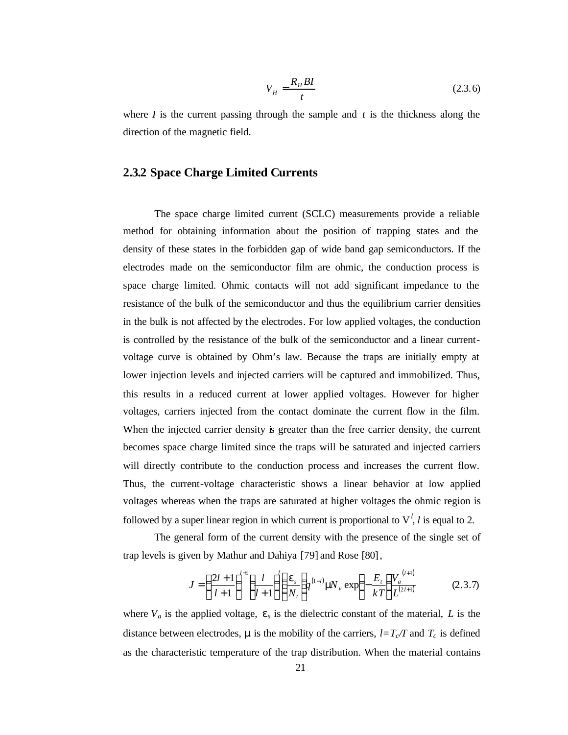$$V_H = \frac{R_H BI}{t} \tag{2.3.6}$$

where $I$ is the current passing through the sample and $t$ is the thickness along the direction of the magnetic field.

### 2.3.2 Space Charge Limited Currents

The space charge limited current (SCLC) measurements provide a reliable method for obtaining information about the position of trapping states and the density of these states in the forbidden gap of wide band gap semiconductors. If the electrodes made on the semiconductor film are ohmic, the conduction process is space charge limited. Ohmic contacts will not add significant impedance to the resistance of the bulk of the semiconductor and thus the equilibrium carrier densities in the bulk is not affected by the electrodes. For low applied voltages, the conduction is controlled by the resistance of the bulk of the semiconductor and a linear current-voltage curve is obtained by Ohm's law. Because the traps are initially empty at lower injection levels and injected carriers will be captured and immobilized. Thus, this results in a reduced current at lower applied voltages. However for higher voltages, carriers injected from the contact dominate the current flow in the film. When the injected carrier density is greater than the free carrier density, the current becomes space charge limited since the traps will be saturated and injected carriers will directly contribute to the conduction process and increases the current flow. Thus, the current-voltage characteristic shows a linear behavior at low applied voltages whereas when the traps are saturated at higher voltages the ohmic region is followed by a super linear region in which current is proportional to $V^l$, $l$ is equal to 2.

The general form of the current density with the presence of the single set of trap levels is given by Mathur and Dahiya [79] and Rose [80],

$$J = \left(\frac{2l+1}{l+1}\right)^{l+1} \left(\frac{l}{l+1}\right)^{l} \left(\frac{\varepsilon_s}{N_t}\right) q^{(1-l)} \mu N_v \exp\left(-\frac{E_t}{kT}\right) \frac{V_a^{(l+1)}}{L^{(2l+1)}} \tag{2.3.7}$$

where $V_a$ is the applied voltage, $\varepsilon_s$ is the dielectric constant of the material, $L$ is the distance between electrodes, $\mu$ is the mobility of the carriers, $l = T_c/T$ and $T_c$ is defined as the characteristic temperature of the trap distribution. When the material contains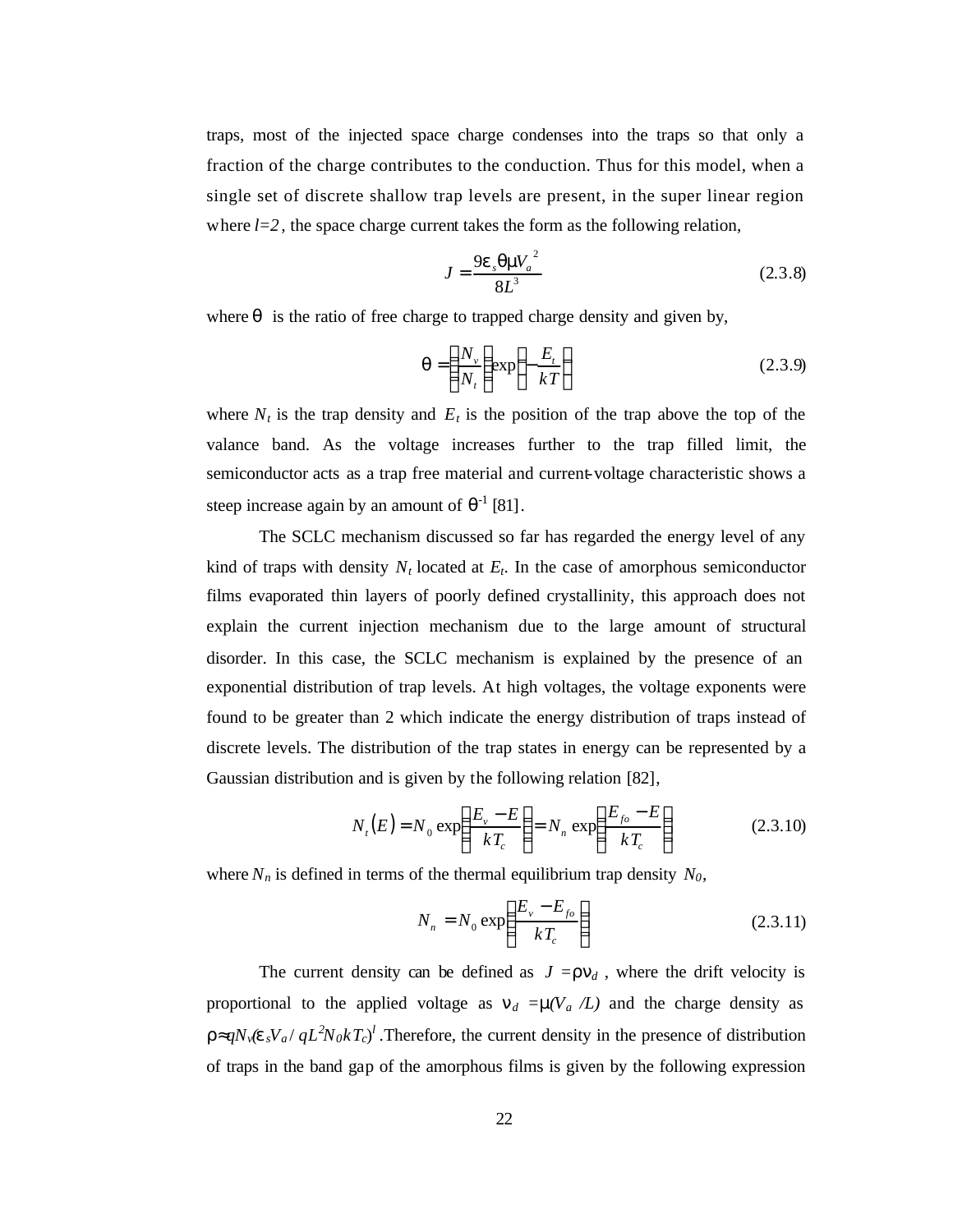traps, most of the injected space charge condenses into the traps so that only a fraction of the charge contributes to the conduction. Thus for this model, when a single set of discrete shallow trap levels are present, in the super linear region where $l=2$, the space charge current takes the form as the following relation,

$$J = \frac{9\varepsilon_s \theta \mu V_a^{\;2}}{8L^3} \tag{2.3.8}$$

where $\theta$ is the ratio of free charge to trapped charge density and given by,

$$\theta = \left(\frac{N_v}{N_t}\right)\exp\left(-\frac{E_t}{kT}\right) \tag{2.3.9}$$

where $N_t$ is the trap density and $E_t$ is the position of the trap above the top of the valance band. As the voltage increases further to the trap filled limit, the semiconductor acts as a trap free material and current-voltage characteristic shows a steep increase again by an amount of $\theta^{-1}$ [81].

The SCLC mechanism discussed so far has regarded the energy level of any kind of traps with density $N_t$ located at $E_t$. In the case of amorphous semiconductor films evaporated thin layers of poorly defined crystallinity, this approach does not explain the current injection mechanism due to the large amount of structural disorder. In this case, the SCLC mechanism is explained by the presence of an exponential distribution of trap levels. At high voltages, the voltage exponents were found to be greater than 2 which indicate the energy distribution of traps instead of discrete levels. The distribution of the trap states in energy can be represented by a Gaussian distribution and is given by the following relation [82],

$$N_t(E) = N_0 \exp\left(\frac{E_v - E}{kT_c}\right) = N_n \exp\left(\frac{E_{fo} - E}{kT_c}\right) \tag{2.3.10}$$

where $N_n$ is defined in terms of the thermal equilibrium trap density $N_0$,

$$N_n = N_0 \exp\left(\frac{E_v - E_{fo}}{kT_c}\right) \tag{2.3.11}$$

The current density can be defined as $J = \rho \nu_d$, where the drift velocity is proportional to the applied voltage as $\nu_d = \mu(V_a / L)$ and the charge density as $\rho \approx qN_v(\varepsilon_s V_a / qL^2 N_0 kT_c)^l$. Therefore, the current density in the presence of distribution of traps in the band gap of the amorphous films is given by the following expression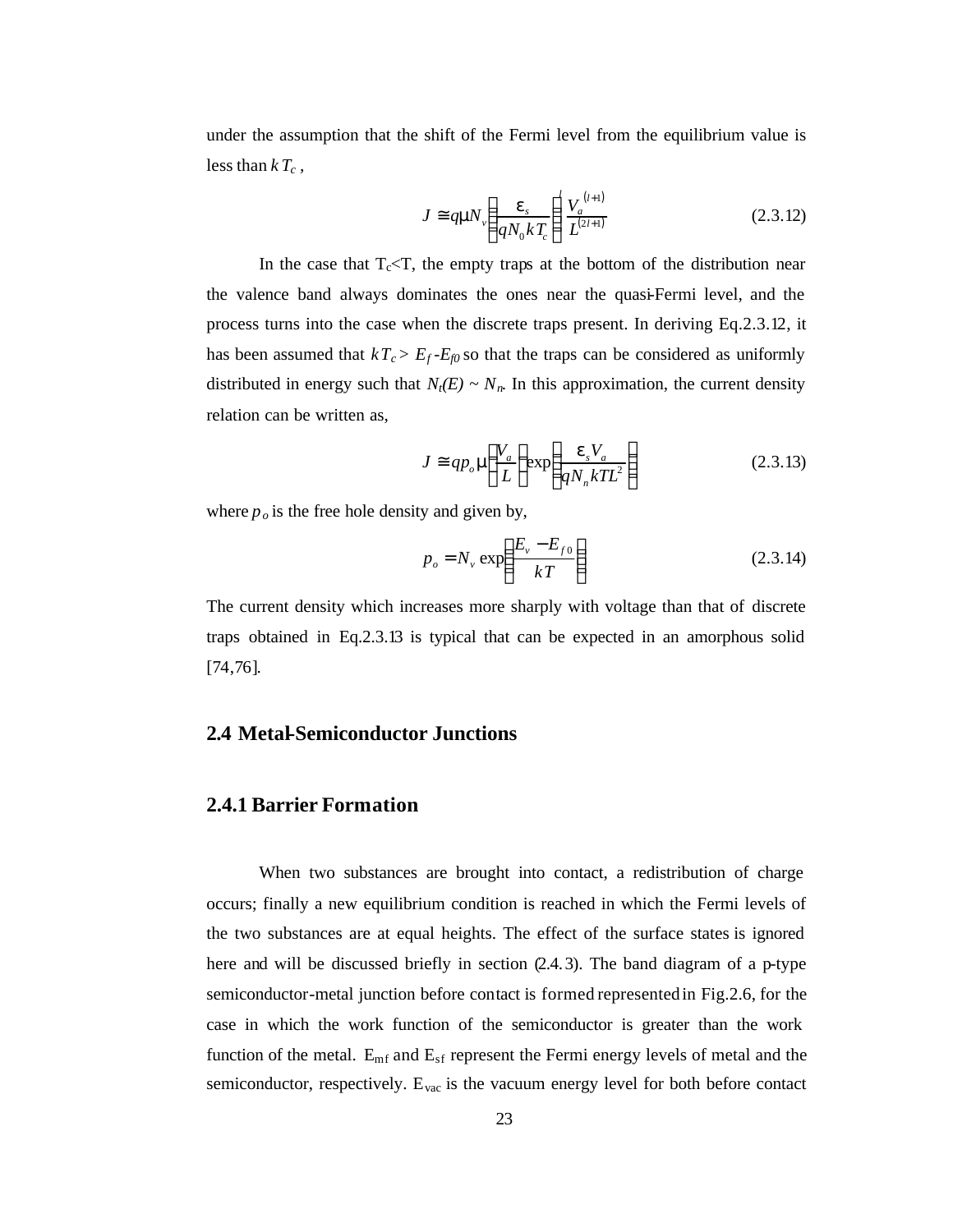under the assumption that the shift of the Fermi level from the equilibrium value is less than $kT_c$ ,

$$J \cong q\mu N_v \left(\frac{\varepsilon_s}{qN_0 kT_c}\right)^l \frac{V_a^{(l+1)}}{L^{(2l+1)}} \tag{2.3.12}$$

In the case that $T_c<T$, the empty traps at the bottom of the distribution near the valence band always dominates the ones near the quasi-Fermi level, and the process turns into the case when the discrete traps present. In deriving Eq.2.3.12, it has been assumed that $kT_c > E_f - E_{f0}$ so that the traps can be considered as uniformly distributed in energy such that $N_t(E) \sim N_n$. In this approximation, the current density relation can be written as,

$$J \cong qp_o\mu\left(\frac{V_a}{L}\right)\exp\left(\frac{\varepsilon_s V_a}{qN_n kTL^2}\right) \tag{2.3.13}$$

where $p_o$ is the free hole density and given by,

$$p_o = N_v \exp\left(\frac{E_v - E_{f0}}{kT}\right) \tag{2.3.14}$$

The current density which increases more sharply with voltage than that of discrete traps obtained in Eq.2.3.13 is typical that can be expected in an amorphous solid [74,76].

## 2.4 Metal-Semiconductor Junctions

### 2.4.1 Barrier Formation

When two substances are brought into contact, a redistribution of charge occurs; finally a new equilibrium condition is reached in which the Fermi levels of the two substances are at equal heights. The effect of the surface states is ignored here and will be discussed briefly in section (2.4.3). The band diagram of a p-type semiconductor-metal junction before contact is formed represented in Fig.2.6, for the case in which the work function of the semiconductor is greater than the work function of the metal. $E_{mf}$ and $E_{sf}$ represent the Fermi energy levels of metal and the semiconductor, respectively. $E_{vac}$ is the vacuum energy level for both before contact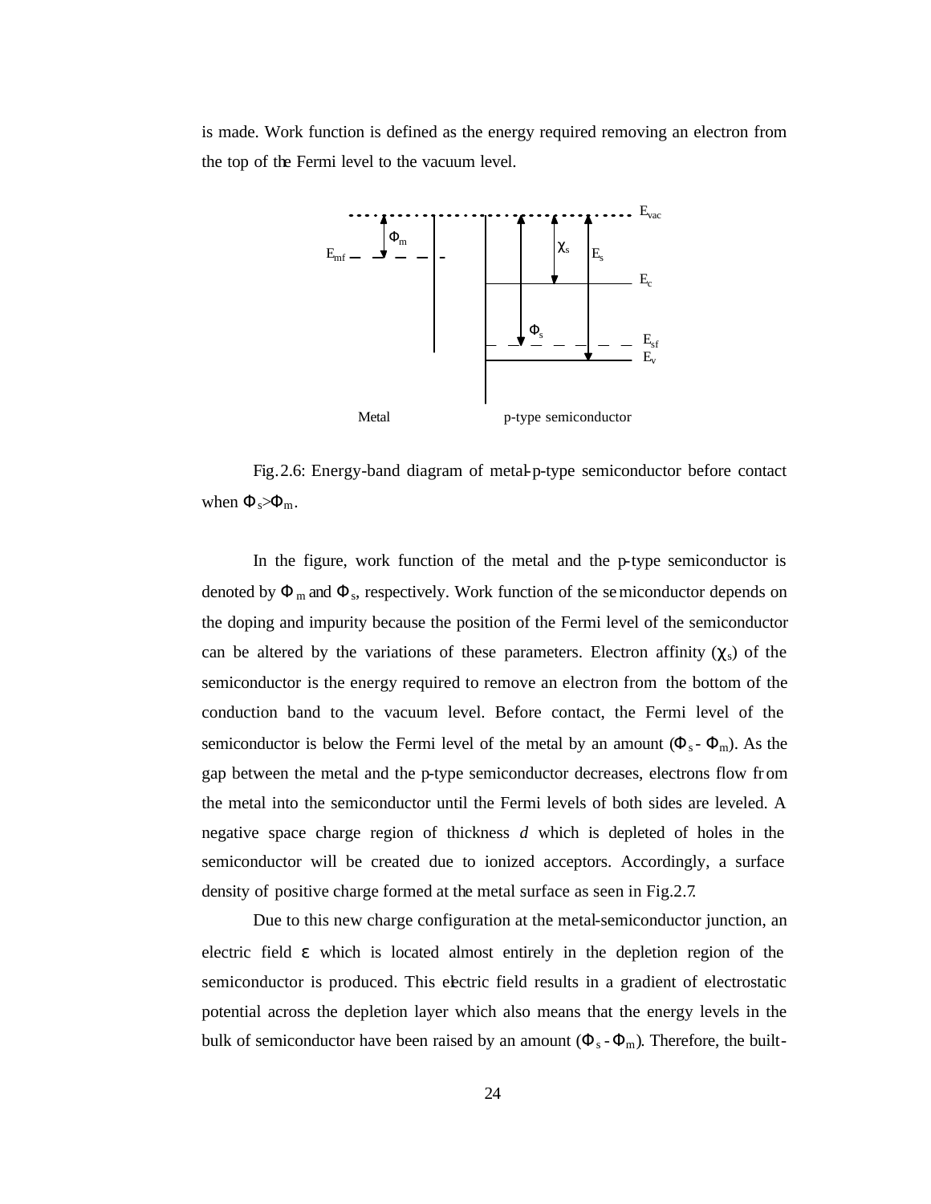is made. Work function is defined as the energy required removing an electron from the top of the Fermi level to the vacuum level.

Fig.2.6: Energy-band diagram of metal-p-type semiconductor before contact when $\Phi_s > \Phi_m$.

In the figure, work function of the metal and the p-type semiconductor is denoted by $\Phi_m$ and $\Phi_s$, respectively. Work function of the semiconductor depends on the doping and impurity because the position of the Fermi level of the semiconductor can be altered by the variations of these parameters. Electron affinity ($\chi_s$) of the semiconductor is the energy required to remove an electron from the bottom of the conduction band to the vacuum level. Before contact, the Fermi level of the semiconductor is below the Fermi level of the metal by an amount ($\Phi_s - \Phi_m$). As the gap between the metal and the p-type semiconductor decreases, electrons flow from the metal into the semiconductor until the Fermi levels of both sides are leveled. A negative space charge region of thickness *d* which is depleted of holes in the semiconductor will be created due to ionized acceptors. Accordingly, a surface density of positive charge formed at the metal surface as seen in Fig.2.7.

Due to this new charge configuration at the metal-semiconductor junction, an electric field $\varepsilon$ which is located almost entirely in the depletion region of the semiconductor is produced. This electric field results in a gradient of electrostatic potential across the depletion layer which also means that the energy levels in the bulk of semiconductor have been raised by an amount ($\Phi_s - \Phi_m$). Therefore, the built-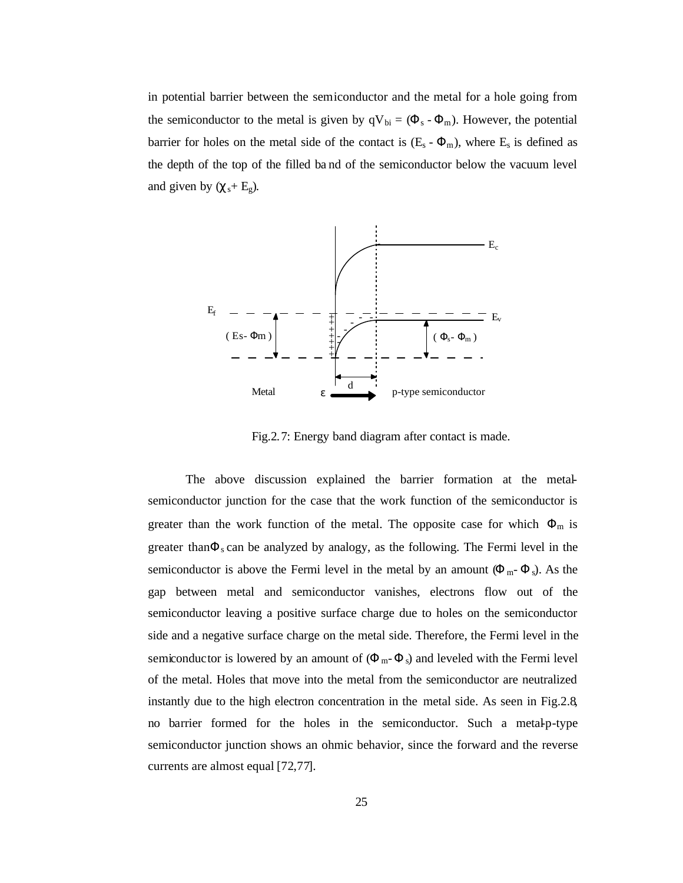in potential barrier between the semiconductor and the metal for a hole going from the semiconductor to the metal is given by $qV_{bi} = (\Phi_s - \Phi_m)$. However, the potential barrier for holes on the metal side of the contact is $(E_s - \Phi_m)$, where $E_s$ is defined as the depth of the top of the filled band of the semiconductor below the vacuum level and given by $(\chi_s + E_g)$.

Fig.2.7: Energy band diagram after contact is made.

The above discussion explained the barrier formation at the metal-semiconductor junction for the case that the work function of the semiconductor is greater than the work function of the metal. The opposite case for which $\Phi_m$ is greater than $\Phi_s$ can be analyzed by analogy, as the following. The Fermi level in the semiconductor is above the Fermi level in the metal by an amount $(\Phi_m - \Phi_s)$. As the gap between metal and semiconductor vanishes, electrons flow out of the semiconductor leaving a positive surface charge due to holes on the semiconductor side and a negative surface charge on the metal side. Therefore, the Fermi level in the semiconductor is lowered by an amount of $(\Phi_m - \Phi_s)$ and leveled with the Fermi level of the metal. Holes that move into the metal from the semiconductor are neutralized instantly due to the high electron concentration in the metal side. As seen in Fig.2.8, no barrier formed for the holes in the semiconductor. Such a metal-p-type semiconductor junction shows an ohmic behavior, since the forward and the reverse currents are almost equal [72,77].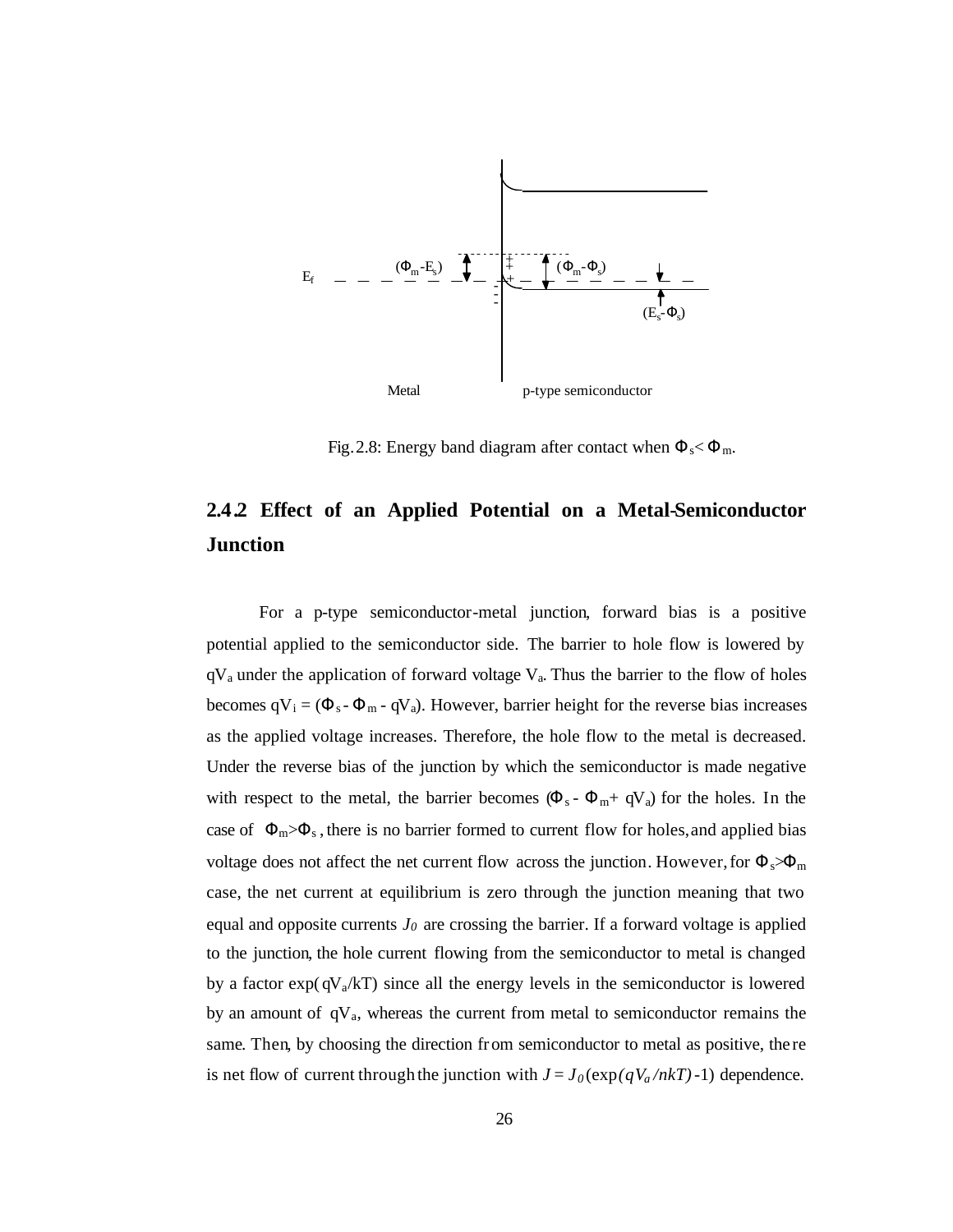$E_f$ $(\Phi_m\text{-}E_s)$ $(\Phi_m\text{-}\Phi_s)$ $(E_s\text{-}\Phi_s)$

Metal p-type semiconductor

Fig.2.8: Energy band diagram after contact when $\Phi_s < \Phi_m$.

## 2.4.2 Effect of an Applied Potential on a Metal-Semiconductor Junction

For a p-type semiconductor-metal junction, forward bias is a positive potential applied to the semiconductor side. The barrier to hole flow is lowered by $qV_a$ under the application of forward voltage $V_a$. Thus the barrier to the flow of holes becomes $qV_i = (\Phi_s - \Phi_m - qV_a)$. However, barrier height for the reverse bias increases as the applied voltage increases. Therefore, the hole flow to the metal is decreased. Under the reverse bias of the junction by which the semiconductor is made negative with respect to the metal, the barrier becomes $(\Phi_s - \Phi_m + qV_a)$ for the holes. In the case of $\Phi_m > \Phi_s$, there is no barrier formed to current flow for holes, and applied bias voltage does not affect the net current flow across the junction. However, for $\Phi_s > \Phi_m$ case, the net current at equilibrium is zero through the junction meaning that two equal and opposite currents $J_0$ are crossing the barrier. If a forward voltage is applied to the junction, the hole current flowing from the semiconductor to metal is changed by a factor $\exp(qV_a/kT)$ since all the energy levels in the semiconductor is lowered by an amount of $qV_a$, whereas the current from metal to semiconductor remains the same. Then, by choosing the direction from semiconductor to metal as positive, there is net flow of current through the junction with $J = J_0(\exp(qV_a/nkT)-1)$ dependence.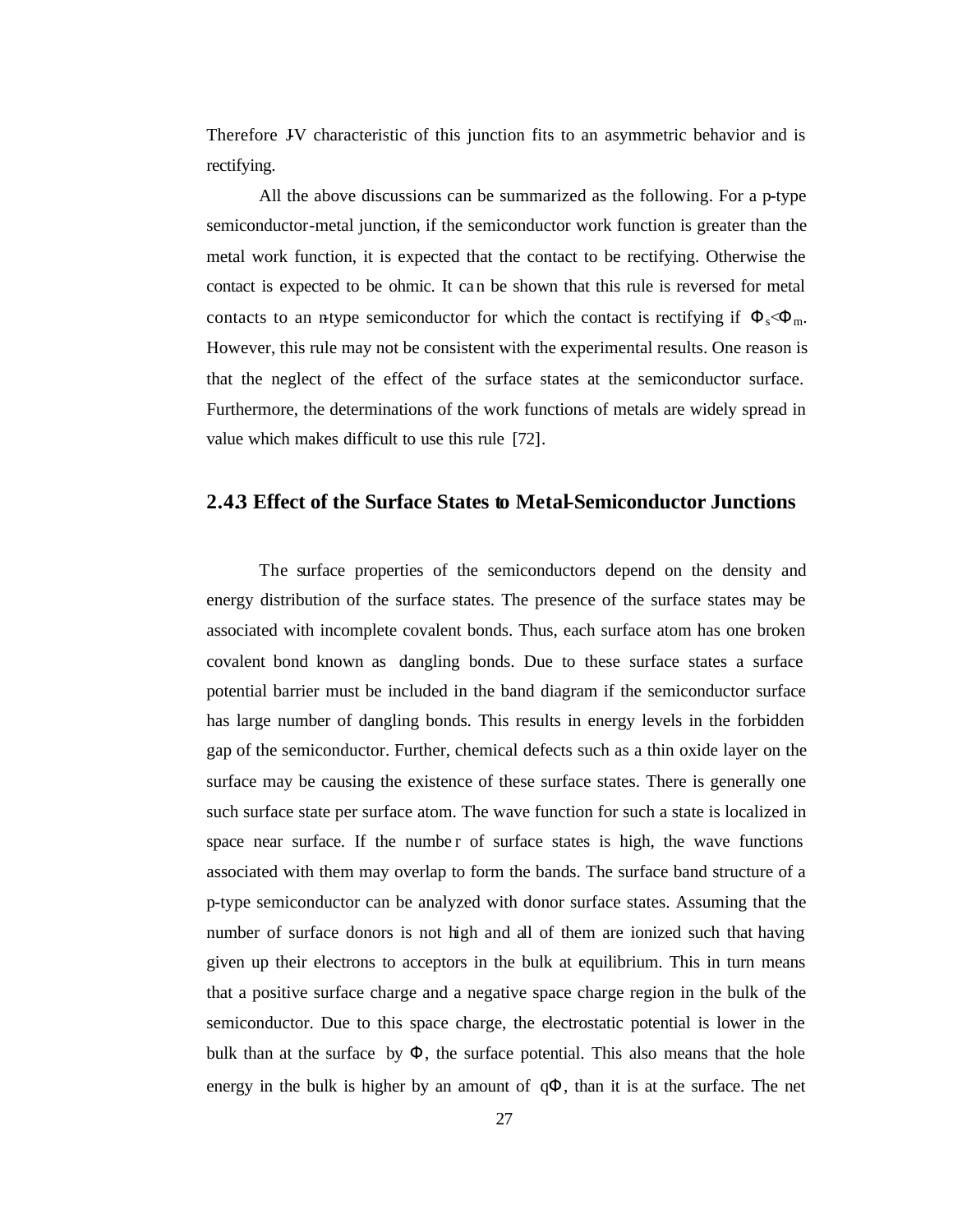Therefore J-V characteristic of this junction fits to an asymmetric behavior and is rectifying.

All the above discussions can be summarized as the following. For a p-type semiconductor-metal junction, if the semiconductor work function is greater than the metal work function, it is expected that the contact to be rectifying. Otherwise the contact is expected to be ohmic. It can be shown that this rule is reversed for metal contacts to an n-type semiconductor for which the contact is rectifying if $\Phi_s<\Phi_m$. However, this rule may not be consistent with the experimental results. One reason is that the neglect of the effect of the surface states at the semiconductor surface. Furthermore, the determinations of the work functions of metals are widely spread in value which makes difficult to use this rule [72].

### 2.4.3 Effect of the Surface States to Metal-Semiconductor Junctions

The surface properties of the semiconductors depend on the density and energy distribution of the surface states. The presence of the surface states may be associated with incomplete covalent bonds. Thus, each surface atom has one broken covalent bond known as dangling bonds. Due to these surface states a surface potential barrier must be included in the band diagram if the semiconductor surface has large number of dangling bonds. This results in energy levels in the forbidden gap of the semiconductor. Further, chemical defects such as a thin oxide layer on the surface may be causing the existence of these surface states. There is generally one such surface state per surface atom. The wave function for such a state is localized in space near surface. If the number of surface states is high, the wave functions associated with them may overlap to form the bands. The surface band structure of a p-type semiconductor can be analyzed with donor surface states. Assuming that the number of surface donors is not high and all of them are ionized such that having given up their electrons to acceptors in the bulk at equilibrium. This in turn means that a positive surface charge and a negative space charge region in the bulk of the semiconductor. Due to this space charge, the electrostatic potential is lower in the bulk than at the surface by $\Phi$, the surface potential. This also means that the hole energy in the bulk is higher by an amount of $q\Phi$, than it is at the surface. The net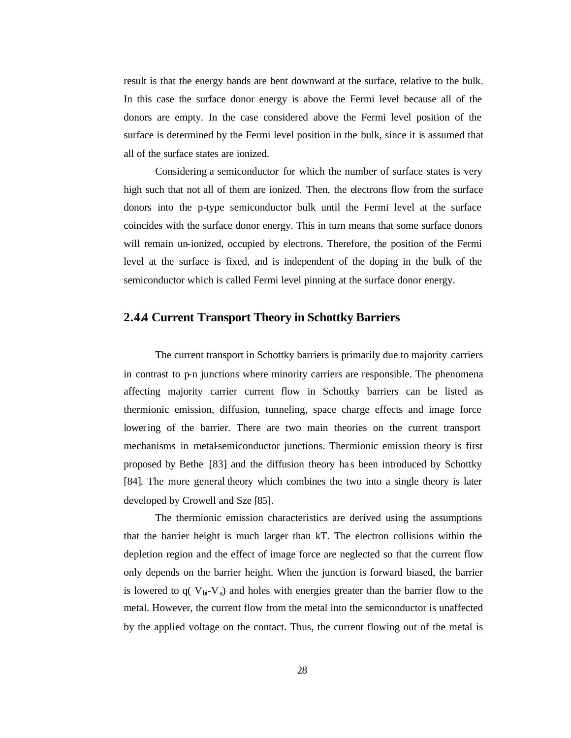result is that the energy bands are bent downward at the surface, relative to the bulk. In this case the surface donor energy is above the Fermi level because all of the donors are empty. In the case considered above the Fermi level position of the surface is determined by the Fermi level position in the bulk, since it is assumed that all of the surface states are ionized.

Considering a semiconductor for which the number of surface states is very high such that not all of them are ionized. Then, the electrons flow from the surface donors into the p-type semiconductor bulk until the Fermi level at the surface coincides with the surface donor energy. This in turn means that some surface donors will remain un-ionized, occupied by electrons. Therefore, the position of the Fermi level at the surface is fixed, and is independent of the doping in the bulk of the semiconductor which is called Fermi level pinning at the surface donor energy.

### 2.4.4 Current Transport Theory in Schottky Barriers

The current transport in Schottky barriers is primarily due to majority carriers in contrast to p-n junctions where minority carriers are responsible. The phenomena affecting majority carrier current flow in Schottky barriers can be listed as thermionic emission, diffusion, tunneling, space charge effects and image force lowering of the barrier. There are two main theories on the current transport mechanisms in metal-semiconductor junctions. Thermionic emission theory is first proposed by Bethe [83] and the diffusion theory has been introduced by Schottky [84]. The more general theory which combines the two into a single theory is later developed by Crowell and Sze [85].

The thermionic emission characteristics are derived using the assumptions that the barrier height is much larger than kT. The electron collisions within the depletion region and the effect of image force are neglected so that the current flow only depends on the barrier height. When the junction is forward biased, the barrier is lowered to $q(V_{bi}-V_a)$ and holes with energies greater than the barrier flow to the metal. However, the current flow from the metal into the semiconductor is unaffected by the applied voltage on the contact. Thus, the current flowing out of the metal is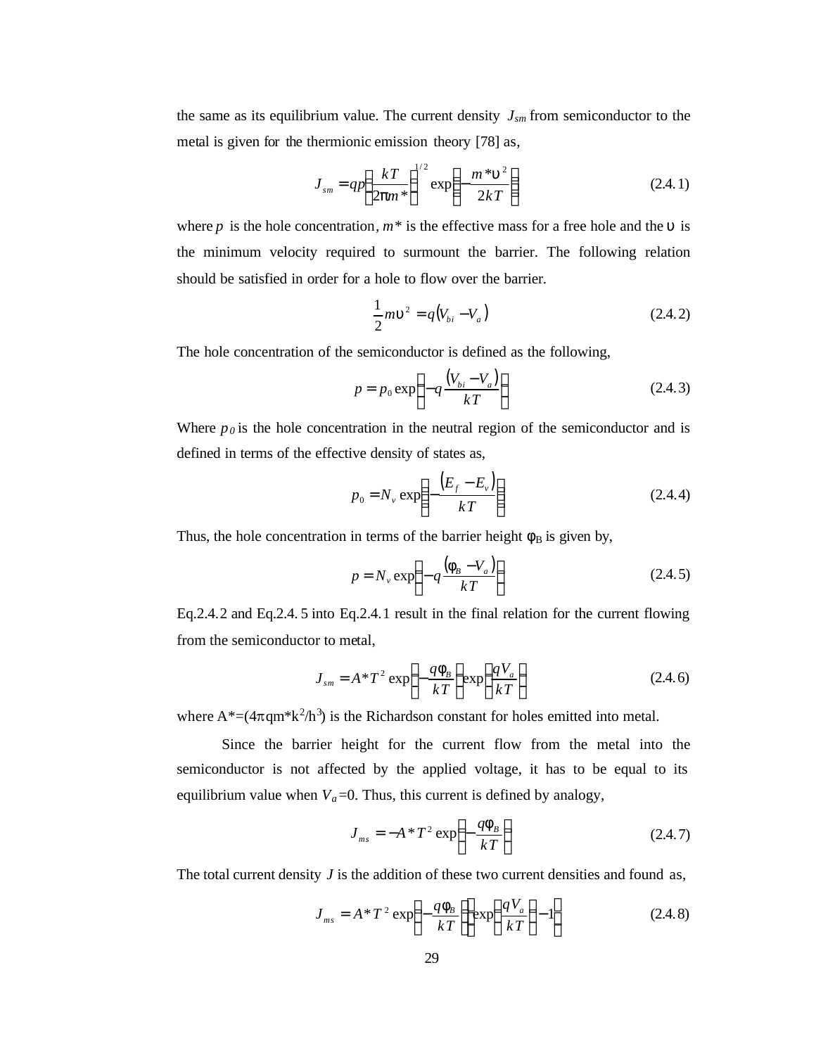the same as its equilibrium value. The current density $J_{sm}$ from semiconductor to the metal is given for the thermionic emission theory [78] as,

$$J_{sm} = qp\left(\frac{kT}{2\pi m^*}\right)^{1/2} \exp\left(-\frac{m^* \upsilon^2}{2kT}\right) \tag{2.4.1}$$

where $p$ is the hole concentration, $m^*$ is the effective mass for a free hole and the $\upsilon$ is the minimum velocity required to surmount the barrier. The following relation should be satisfied in order for a hole to flow over the barrier.

$$\frac{1}{2}m\upsilon^2 = q(V_{bi} - V_a) \tag{2.4.2}$$

The hole concentration of the semiconductor is defined as the following,

$$p = p_0 \exp\left(-q\frac{(V_{bi} - V_a)}{kT}\right) \tag{2.4.3}$$

Where $p_0$ is the hole concentration in the neutral region of the semiconductor and is defined in terms of the effective density of states as,

$$p_0 = N_v \exp\left(-\frac{(E_f - E_v)}{kT}\right) \tag{2.4.4}$$

Thus, the hole concentration in terms of the barrier height $\phi_B$ is given by,

$$p = N_v \exp\left(-q\frac{(\phi_B - V_a)}{kT}\right) \tag{2.4.5}$$

Eq.2.4.2 and Eq.2.4.5 into Eq.2.4.1 result in the final relation for the current flowing from the semiconductor to metal,

$$J_{sm} = A^* T^2 \exp\left(-\frac{q\phi_B}{kT}\right)\exp\left(\frac{qV_a}{kT}\right) \tag{2.4.6}$$

where $A^*=(4\pi qm^*k^2/h^3)$ is the Richardson constant for holes emitted into metal.

Since the barrier height for the current flow from the metal into the semiconductor is not affected by the applied voltage, it has to be equal to its equilibrium value when $V_a=0$. Thus, this current is defined by analogy,

$$J_{ms} = -A^* T^2 \exp\left(-\frac{q\phi_B}{kT}\right) \tag{2.4.7}$$

The total current density $J$ is the addition of these two current densities and found as,

$$J_{ms} = A^* T^2 \exp\left(-\frac{q\phi_B}{kT}\right)\left[\exp\left(\frac{qV_a}{kT}\right) - 1\right] \tag{2.4.8}$$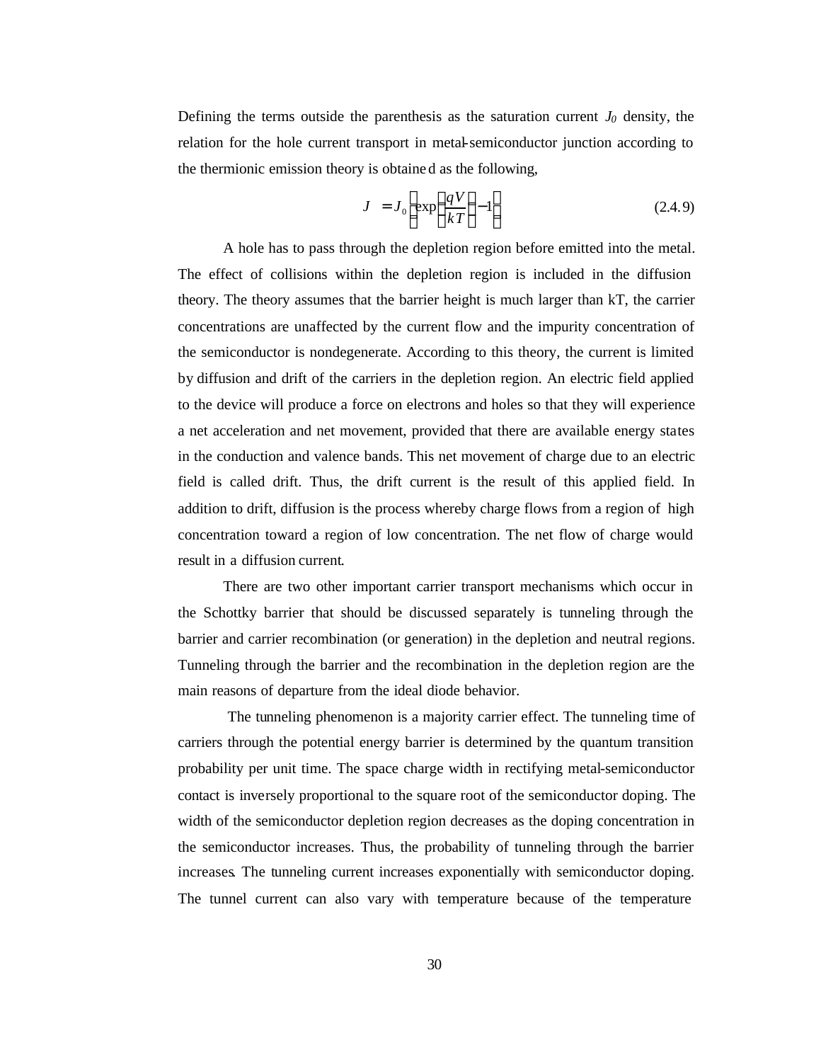Defining the terms outside the parenthesis as the saturation current $J_0$ density, the relation for the hole current transport in metal-semiconductor junction according to the thermionic emission theory is obtained as the following,

$$J = J_0 \left[ \exp\left( \frac{qV}{kT} \right) - 1 \right] \tag{2.4.9}$$

A hole has to pass through the depletion region before emitted into the metal. The effect of collisions within the depletion region is included in the diffusion theory. The theory assumes that the barrier height is much larger than kT, the carrier concentrations are unaffected by the current flow and the impurity concentration of the semiconductor is nondegenerate. According to this theory, the current is limited by diffusion and drift of the carriers in the depletion region. An electric field applied to the device will produce a force on electrons and holes so that they will experience a net acceleration and net movement, provided that there are available energy states in the conduction and valence bands. This net movement of charge due to an electric field is called drift. Thus, the drift current is the result of this applied field. In addition to drift, diffusion is the process whereby charge flows from a region of high concentration toward a region of low concentration. The net flow of charge would result in a diffusion current.

There are two other important carrier transport mechanisms which occur in the Schottky barrier that should be discussed separately is tunneling through the barrier and carrier recombination (or generation) in the depletion and neutral regions. Tunneling through the barrier and the recombination in the depletion region are the main reasons of departure from the ideal diode behavior.

The tunneling phenomenon is a majority carrier effect. The tunneling time of carriers through the potential energy barrier is determined by the quantum transition probability per unit time. The space charge width in rectifying metal-semiconductor contact is inversely proportional to the square root of the semiconductor doping. The width of the semiconductor depletion region decreases as the doping concentration in the semiconductor increases. Thus, the probability of tunneling through the barrier increases. The tunneling current increases exponentially with semiconductor doping. The tunnel current can also vary with temperature because of the temperature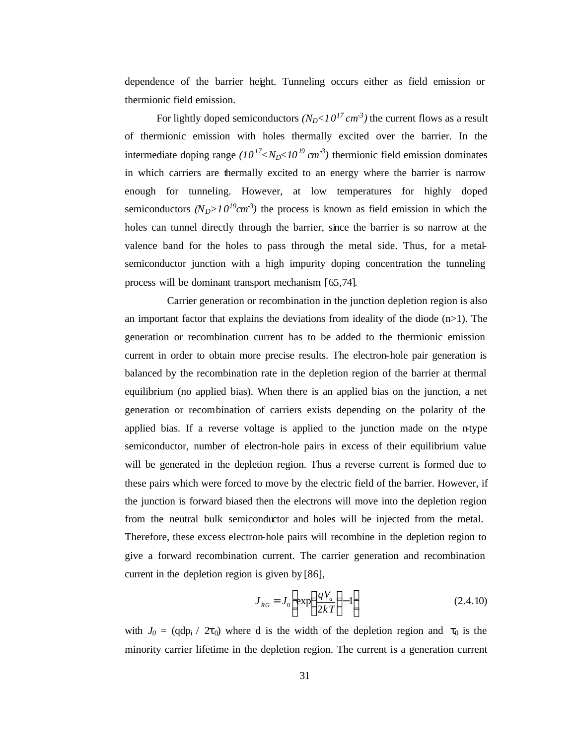dependence of the barrier height. Tunneling occurs either as field emission or thermionic field emission.

For lightly doped semiconductors *($N_D$<$10^{17}$ $cm^{-3}$)* the current flows as a result of thermionic emission with holes thermally excited over the barrier. In the intermediate doping range *($10^{17}$<$N_D$<$10^{19}$ $cm^{-3}$)* thermionic field emission dominates in which carriers are thermally excited to an energy where the barrier is narrow enough for tunneling. However, at low temperatures for highly doped semiconductors *($N_D$>$10^{19}$$cm^{-3}$)* the process is known as field emission in which the holes can tunnel directly through the barrier, since the barrier is so narrow at the valence band for the holes to pass through the metal side. Thus, for a metal-semiconductor junction with a high impurity doping concentration the tunneling process will be dominant transport mechanism [65,74].

Carrier generation or recombination in the junction depletion region is also an important factor that explains the deviations from ideality of the diode (n>1). The generation or recombination current has to be added to the thermionic emission current in order to obtain more precise results. The electron-hole pair generation is balanced by the recombination rate in the depletion region of the barrier at thermal equilibrium (no applied bias). When there is an applied bias on the junction, a net generation or recombination of carriers exists depending on the polarity of the applied bias. If a reverse voltage is applied to the junction made on the n-type semiconductor, number of electron-hole pairs in excess of their equilibrium value will be generated in the depletion region. Thus a reverse current is formed due to these pairs which were forced to move by the electric field of the barrier. However, if the junction is forward biased then the electrons will move into the depletion region from the neutral bulk semiconductor and holes will be injected from the metal. Therefore, these excess electron-hole pairs will recombine in the depletion region to give a forward recombination current. The carrier generation and recombination current in the depletion region is given by [86],

$$J_{RG} = J_0 \left[ \exp\left( \frac{qV_a}{2kT} \right) - 1 \right] \tag{2.4.10}$$

with $J_0$ = ($qdp_i$ / $2\tau_0$) where d is the width of the depletion region and $\tau_0$ is the minority carrier lifetime in the depletion region. The current is a generation current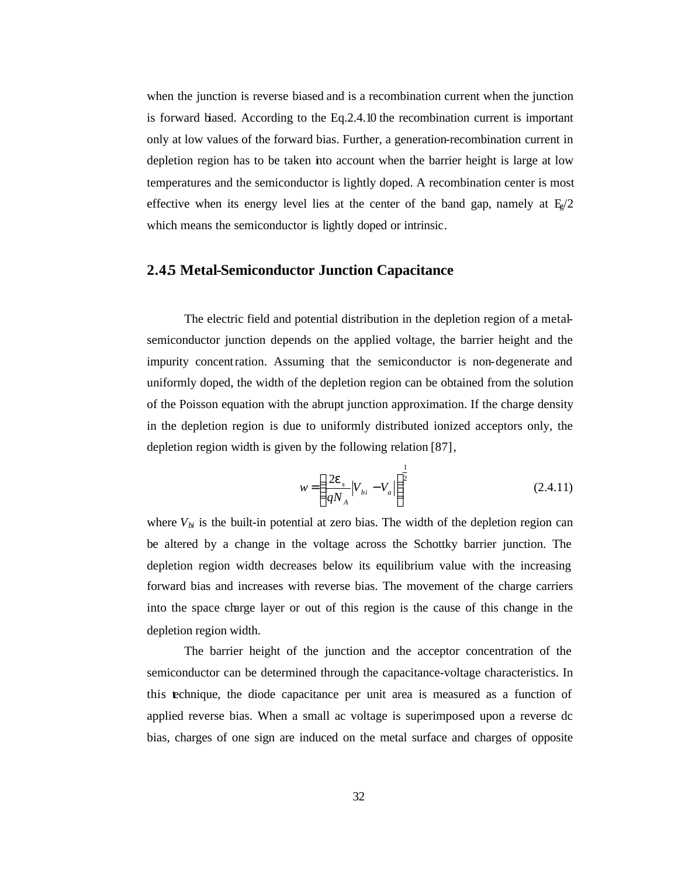when the junction is reverse biased and is a recombination current when the junction is forward biased. According to the Eq.2.4.10 the recombination current is important only at low values of the forward bias. Further, a generation-recombination current in depletion region has to be taken into account when the barrier height is large at low temperatures and the semiconductor is lightly doped. A recombination center is most effective when its energy level lies at the center of the band gap, namely at $E_g/2$ which means the semiconductor is lightly doped or intrinsic.

## 2.45 Metal-Semiconductor Junction Capacitance

The electric field and potential distribution in the depletion region of a metal-semiconductor junction depends on the applied voltage, the barrier height and the impurity concentration. Assuming that the semiconductor is non-degenerate and uniformly doped, the width of the depletion region can be obtained from the solution of the Poisson equation with the abrupt junction approximation. If the charge density in the depletion region is due to uniformly distributed ionized acceptors only, the depletion region width is given by the following relation [87],

$$w = \left( \frac{2\varepsilon_s}{qN_A} \left| V_{bi} - V_a \right| \right)^{\frac{1}{2}} \tag{2.4.11}$$

where $V_{bi}$ is the built-in potential at zero bias. The width of the depletion region can be altered by a change in the voltage across the Schottky barrier junction. The depletion region width decreases below its equilibrium value with the increasing forward bias and increases with reverse bias. The movement of the charge carriers into the space charge layer or out of this region is the cause of this change in the depletion region width.

The barrier height of the junction and the acceptor concentration of the semiconductor can be determined through the capacitance-voltage characteristics. In this technique, the diode capacitance per unit area is measured as a function of applied reverse bias. When a small ac voltage is superimposed upon a reverse dc bias, charges of one sign are induced on the metal surface and charges of opposite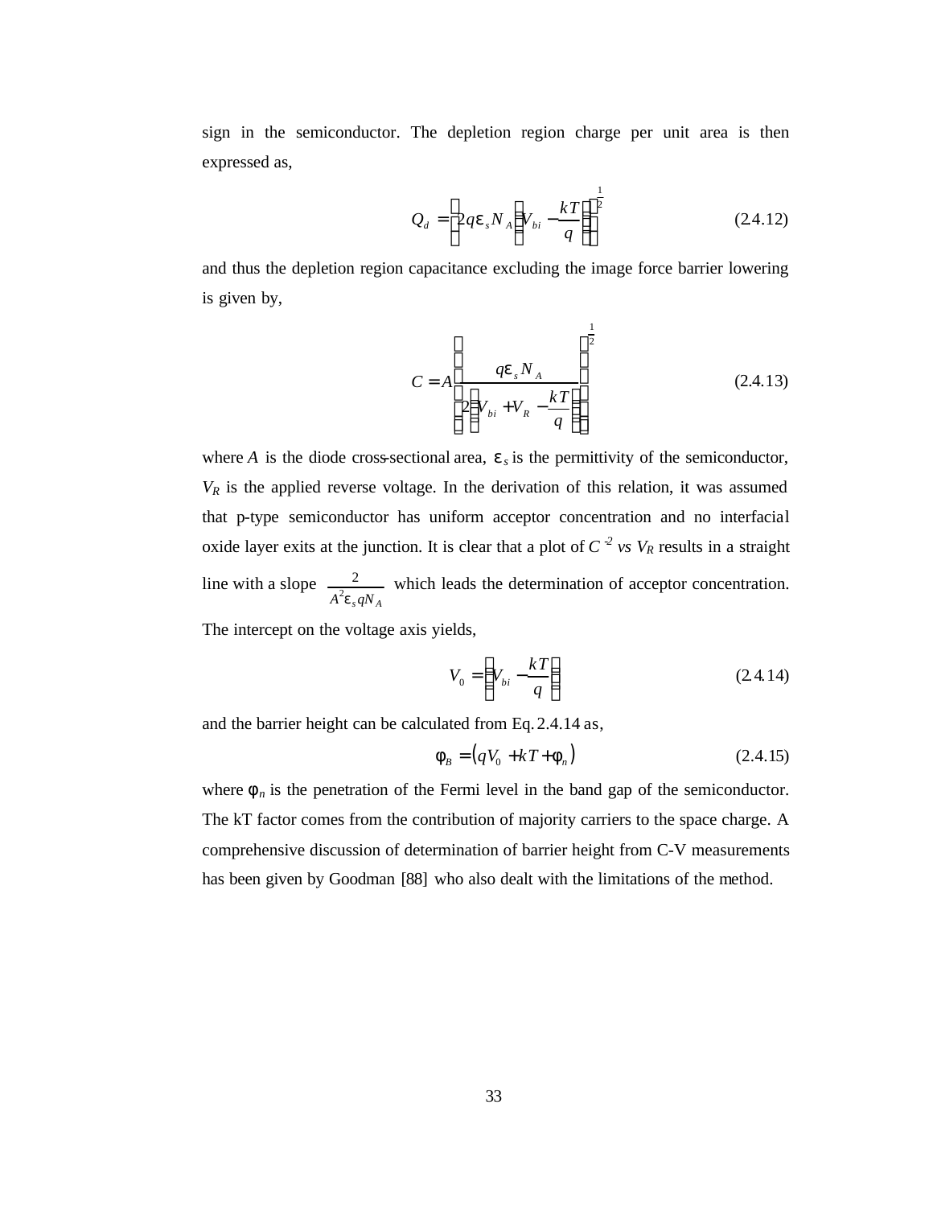sign in the semiconductor. The depletion region charge per unit area is then expressed as,

$$Q_d = \left[2q\varepsilon_s N_A \left(V_{bi} - \frac{kT}{q}\right)\right]^{\frac{1}{2}} \tag{2.4.12}$$

and thus the depletion region capacitance excluding the image force barrier lowering is given by,

$$C = A\left[\frac{q\varepsilon_s N_A}{2\left(V_{bi} + V_R - \frac{kT}{q}\right)}\right]^{\frac{1}{2}} \tag{2.4.13}$$

where $A$ is the diode cross-sectional area, $\varepsilon_s$ is the permittivity of the semiconductor, $V_R$ is the applied reverse voltage. In the derivation of this relation, it was assumed that p-type semiconductor has uniform acceptor concentration and no interfacial oxide layer exits at the junction. It is clear that a plot of $C^{-2}$ *vs* $V_R$ results in a straight line with a slope $\frac{2}{A^2\varepsilon_s qN_A}$ which leads the determination of acceptor concentration. The intercept on the voltage axis yields,

$$V_0 = \left(V_{bi} - \frac{kT}{q}\right) \tag{2.4.14}$$

and the barrier height can be calculated from Eq. 2.4.14 as,

$$\phi_B = \left(qV_0 + kT + \phi_n\right) \tag{2.4.15}$$

where $\phi_n$ is the penetration of the Fermi level in the band gap of the semiconductor. The kT factor comes from the contribution of majority carriers to the space charge. A comprehensive discussion of determination of barrier height from C-V measurements has been given by Goodman [88] who also dealt with the limitations of the method.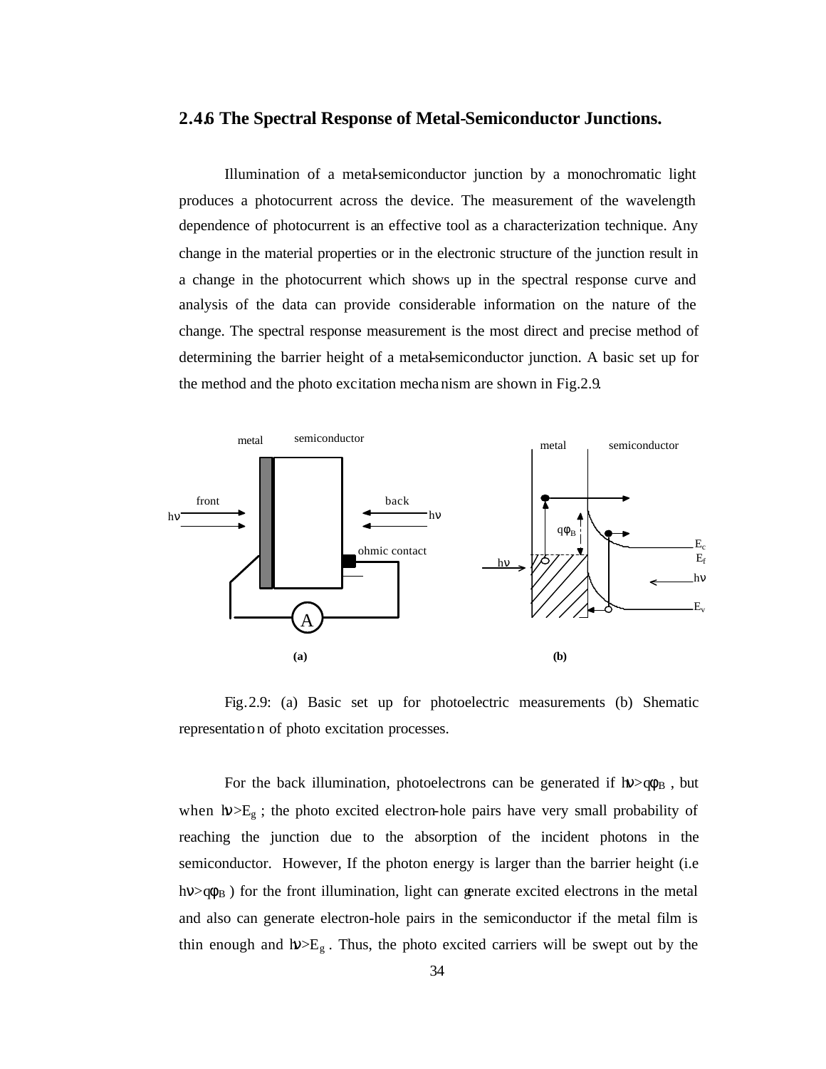### 2.4.6 The Spectral Response of Metal-Semiconductor Junctions.

Illumination of a metal-semiconductor junction by a monochromatic light produces a photocurrent across the device. The measurement of the wavelength dependence of photocurrent is an effective tool as a characterization technique. Any change in the material properties or in the electronic structure of the junction result in a change in the photocurrent which shows up in the spectral response curve and analysis of the data can provide considerable information on the nature of the change. The spectral response measurement is the most direct and precise method of determining the barrier height of a metal-semiconductor junction. A basic set up for the method and the photo excitation mechanism are shown in Fig.2.9.

Fig.2.9: (a) Basic set up for photoelectric measurements (b) Shematic representation of photo excitation processes.

For the back illumination, photoelectrons can be generated if $h\nu > q\phi_B$ , but when $h\nu > E_g$ ; the photo excited electron-hole pairs have very small probability of reaching the junction due to the absorption of the incident photons in the semiconductor. However, If the photon energy is larger than the barrier height (i.e $h\nu > q\phi_B$ ) for the front illumination, light can generate excited electrons in the metal and also can generate electron-hole pairs in the semiconductor if the metal film is thin enough and $h\nu > E_g$ . Thus, the photo excited carriers will be swept out by the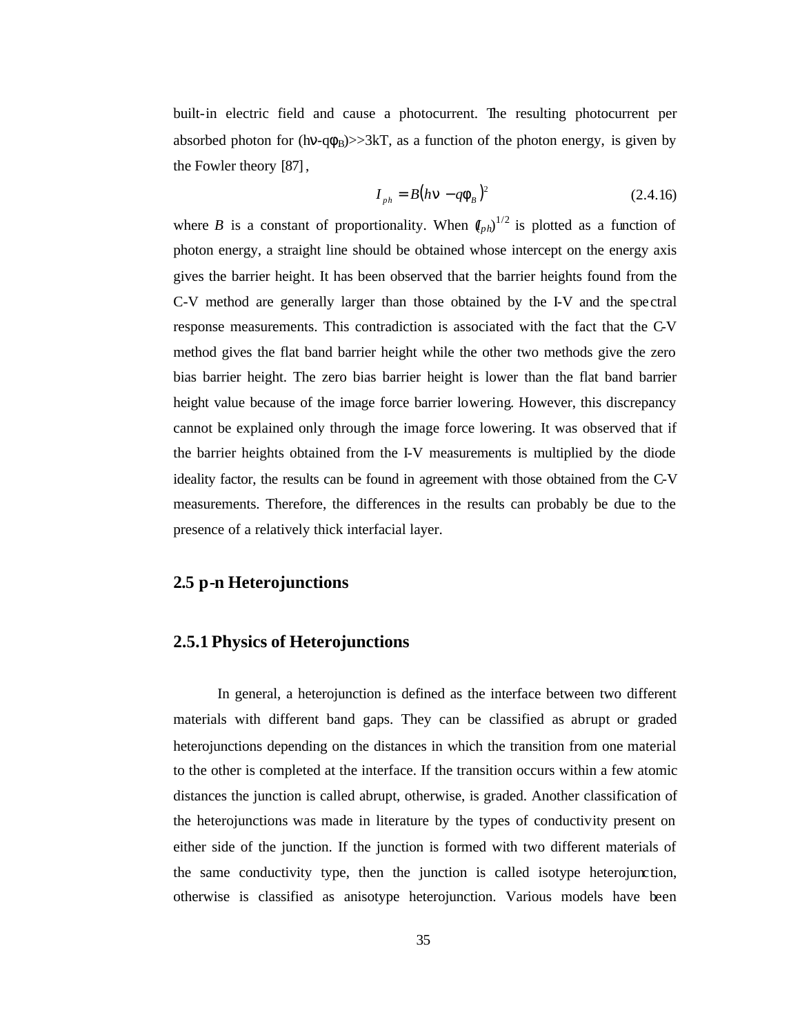built-in electric field and cause a photocurrent. The resulting photocurrent per absorbed photon for ($h\nu - q\phi_B$)>>3kT, as a function of the photon energy, is given by the Fowler theory [87],

$$I_{ph} = B(h\nu - q\phi_B)^2 \tag{2.4.16}$$

where *B* is a constant of proportionality. When $(I_{ph})^{1/2}$ is plotted as a function of photon energy, a straight line should be obtained whose intercept on the energy axis gives the barrier height. It has been observed that the barrier heights found from the C-V method are generally larger than those obtained by the I-V and the spectral response measurements. This contradiction is associated with the fact that the C-V method gives the flat band barrier height while the other two methods give the zero bias barrier height. The zero bias barrier height is lower than the flat band barrier height value because of the image force barrier lowering. However, this discrepancy cannot be explained only through the image force lowering. It was observed that if the barrier heights obtained from the I-V measurements is multiplied by the diode ideality factor, the results can be found in agreement with those obtained from the C-V measurements. Therefore, the differences in the results can probably be due to the presence of a relatively thick interfacial layer.

## 2.5 p-n Heterojunctions

### 2.5.1 Physics of Heterojunctions

In general, a heterojunction is defined as the interface between two different materials with different band gaps. They can be classified as abrupt or graded heterojunctions depending on the distances in which the transition from one material to the other is completed at the interface. If the transition occurs within a few atomic distances the junction is called abrupt, otherwise, is graded. Another classification of the heterojunctions was made in literature by the types of conductivity present on either side of the junction. If the junction is formed with two different materials of the same conductivity type, then the junction is called isotype heterojunction, otherwise is classified as anisotype heterojunction. Various models have been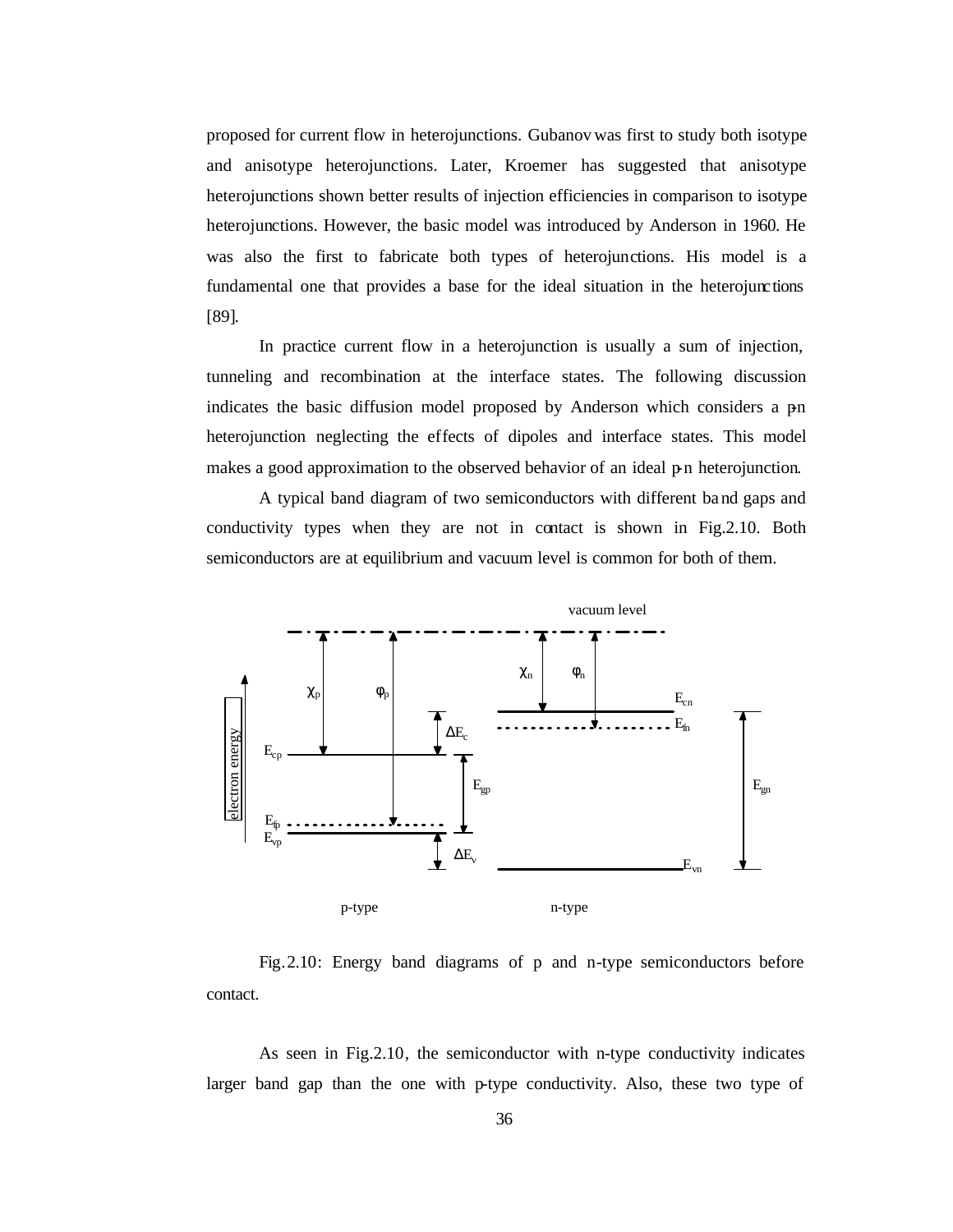proposed for current flow in heterojunctions. Gubanov was first to study both isotype and anisotype heterojunctions. Later, Kroemer has suggested that anisotype heterojunctions shown better results of injection efficiencies in comparison to isotype heterojunctions. However, the basic model was introduced by Anderson in 1960. He was also the first to fabricate both types of heterojunctions. His model is a fundamental one that provides a base for the ideal situation in the heterojunctions [89].

In practice current flow in a heterojunction is usually a sum of injection, tunneling and recombination at the interface states. The following discussion indicates the basic diffusion model proposed by Anderson which considers a p-n heterojunction neglecting the effects of dipoles and interface states. This model makes a good approximation to the observed behavior of an ideal p-n heterojunction.

A typical band diagram of two semiconductors with different band gaps and conductivity types when they are not in contact is shown in Fig.2.10. Both semiconductors are at equilibrium and vacuum level is common for both of them.

Fig.2.10: Energy band diagrams of p and n-type semiconductors before contact.

As seen in Fig.2.10, the semiconductor with n-type conductivity indicates larger band gap than the one with p-type conductivity. Also, these two type of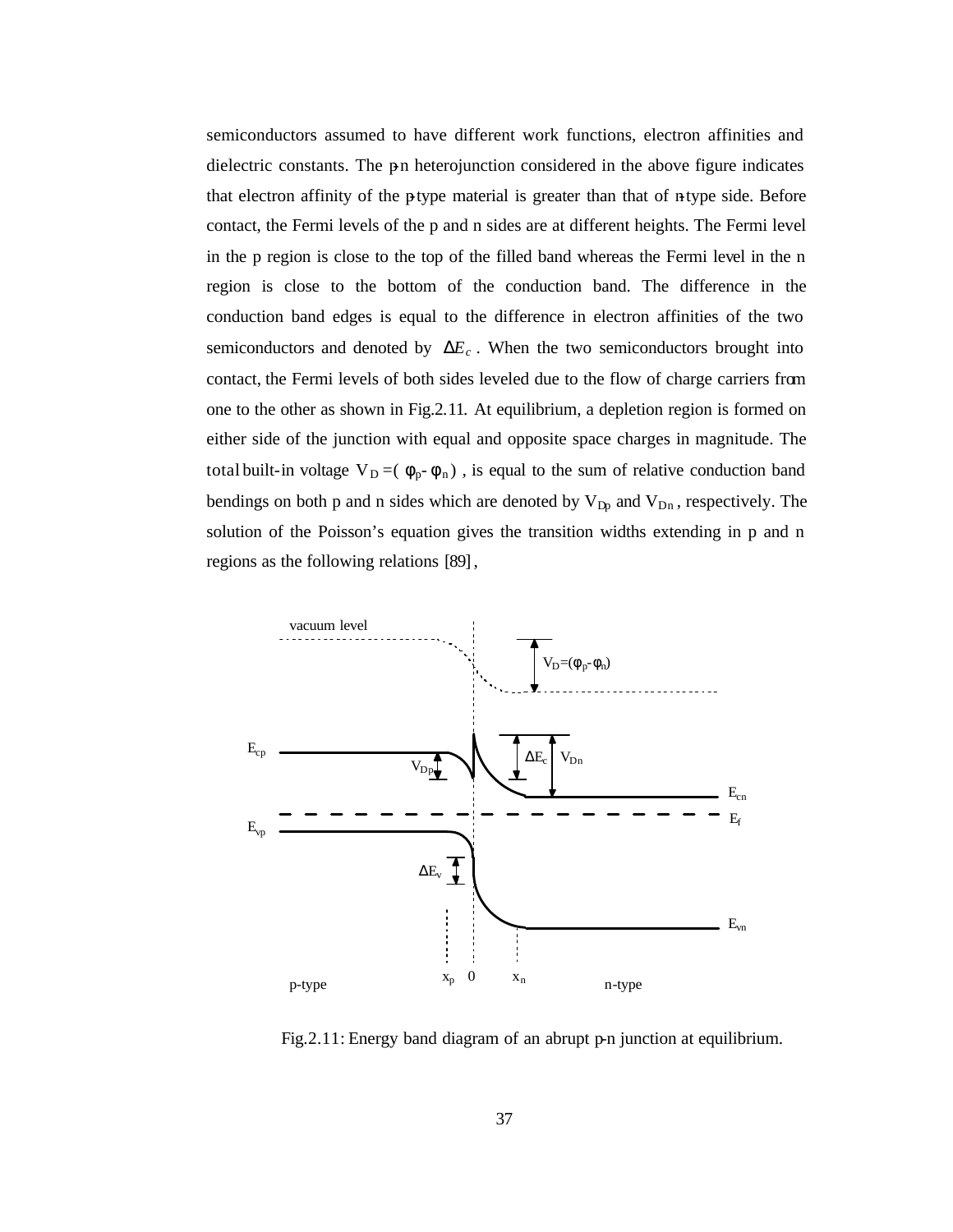semiconductors assumed to have different work functions, electron affinities and dielectric constants. The p-n heterojunction considered in the above figure indicates that electron affinity of the p-type material is greater than that of n-type side. Before contact, the Fermi levels of the p and n sides are at different heights. The Fermi level in the p region is close to the top of the filled band whereas the Fermi level in the n region is close to the bottom of the conduction band. The difference in the conduction band edges is equal to the difference in electron affinities of the two semiconductors and denoted by $\Delta E_c$. When the two semiconductors brought into contact, the Fermi levels of both sides leveled due to the flow of charge carriers from one to the other as shown in Fig.2.11. At equilibrium, a depletion region is formed on either side of the junction with equal and opposite space charges in magnitude. The total built-in voltage $V_D = (\phi_p - \phi_n)$, is equal to the sum of relative conduction band bendings on both p and n sides which are denoted by $V_{Dp}$ and $V_{Dn}$, respectively. The solution of the Poisson's equation gives the transition widths extending in p and n regions as the following relations [89],

Fig.2.11: Energy band diagram of an abrupt p-n junction at equilibrium.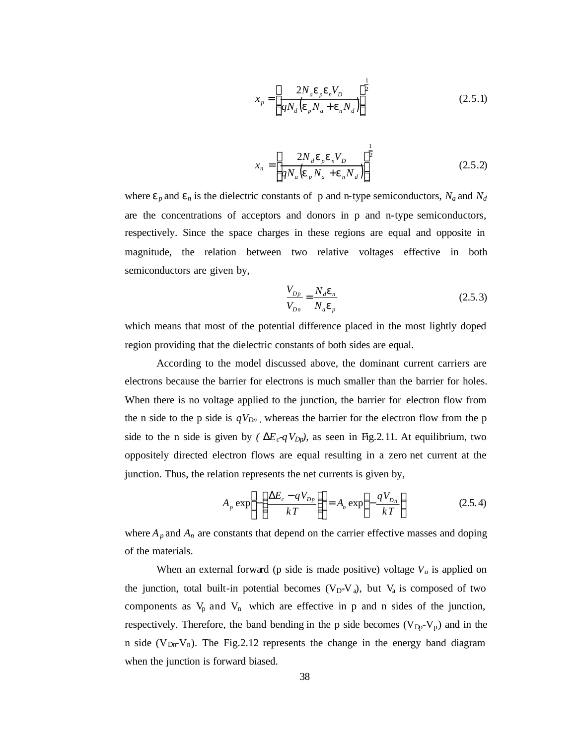$$x_p = \left[ \frac{2N_a \varepsilon_p \varepsilon_n V_D}{qN_d \left( \varepsilon_p N_a + \varepsilon_n N_d \right)} \right]^{\frac{1}{2}} \tag{2.5.1}$$

$$x_n = \left[ \frac{2N_d \varepsilon_p \varepsilon_n V_D}{qN_a \left( \varepsilon_p N_a + \varepsilon_n N_d \right)} \right]^{\frac{1}{2}} \tag{2.5.2}$$

where $\varepsilon_p$ and $\varepsilon_n$ is the dielectric constants of p and n-type semiconductors, $N_a$ and $N_d$ are the concentrations of acceptors and donors in p and n-type semiconductors, respectively. Since the space charges in these regions are equal and opposite in magnitude, the relation between two relative voltages effective in both semiconductors are given by,

$$\frac{V_{Dp}}{V_{Dn}} = \frac{N_d \varepsilon_n}{N_a \varepsilon_p} \tag{2.5.3}$$

which means that most of the potential difference placed in the most lightly doped region providing that the dielectric constants of both sides are equal.

According to the model discussed above, the dominant current carriers are electrons because the barrier for electrons is much smaller than the barrier for holes. When there is no voltage applied to the junction, the barrier for electron flow from the n side to the p side is $qV_{Dn}$ , whereas the barrier for the electron flow from the p side to the n side is given by ( $\Delta E_c$-$qV_{Dp}$), as seen in Fig.2.11. At equilibrium, two oppositely directed electron flows are equal resulting in a zero net current at the junction. Thus, the relation represents the net currents is given by,

$$A_p \exp\left( -\left( \frac{\Delta E_c - qV_{Dp}}{kT} \right) \right) = A_n \exp\left( -\frac{qV_{Dn}}{kT} \right) \tag{2.5.4}$$

where $A_p$ and $A_n$ are constants that depend on the carrier effective masses and doping of the materials.

When an external forward (p side is made positive) voltage $V_a$ is applied on the junction, total built-in potential becomes ($V_D$-$V_a$), but $V_a$ is composed of two components as $V_p$ and $V_n$ which are effective in p and n sides of the junction, respectively. Therefore, the band bending in the p side becomes ($V_{Dp}$-$V_p$) and in the n side ($V_{Dn}$-$V_n$). The Fig.2.12 represents the change in the energy band diagram when the junction is forward biased.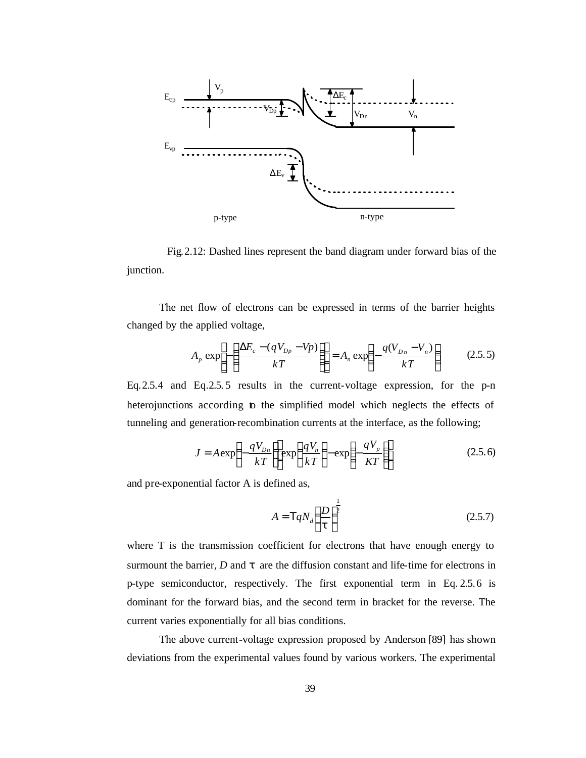Fig.2.12: Dashed lines represent the band diagram under forward bias of the junction.

The net flow of electrons can be expressed in terms of the barrier heights changed by the applied voltage,

$$A_p \exp\left(-\left(\frac{\Delta E_c - (qV_{Dp} - Vp)}{kT}\right)\right) = A_n \exp\left(-\frac{q(V_{Dn} - V_n)}{kT}\right) \qquad (2.5.5)$$

Eq.2.5.4 and Eq.2.5.5 results in the current-voltage expression, for the p-n heterojunctions according to the simplified model which neglects the effects of tunneling and generation-recombination currents at the interface, as the following;

$$J = A \exp\left(-\frac{qV_{Dn}}{kT}\right)\left[\exp\left(\frac{qV_n}{kT}\right) - \exp\left(-\frac{qV_p}{KT}\right)\right] \qquad (2.5.6)$$

and pre-exponential factor A is defined as,

$$A = \mathrm{T} q N_d \left(\frac{D}{\tau}\right)^{\frac{1}{2}} \qquad (2.5.7)$$

where T is the transmission coefficient for electrons that have enough energy to surmount the barrier, *D* and $\tau$ are the diffusion constant and life-time for electrons in p-type semiconductor, respectively. The first exponential term in Eq.2.5.6 is dominant for the forward bias, and the second term in bracket for the reverse. The current varies exponentially for all bias conditions.

The above current-voltage expression proposed by Anderson [89] has shown deviations from the experimental values found by various workers. The experimental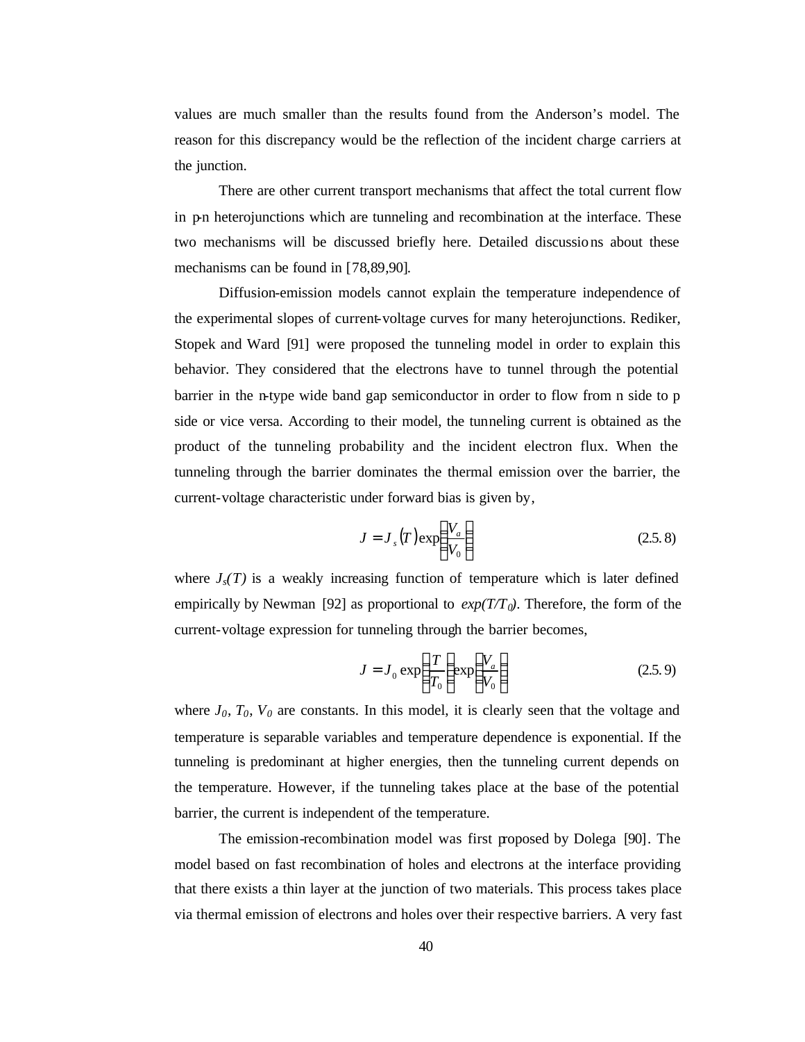values are much smaller than the results found from the Anderson's model. The reason for this discrepancy would be the reflection of the incident charge carriers at the junction.

There are other current transport mechanisms that affect the total current flow in p-n heterojunctions which are tunneling and recombination at the interface. These two mechanisms will be discussed briefly here. Detailed discussions about these mechanisms can be found in [78,89,90].

Diffusion-emission models cannot explain the temperature independence of the experimental slopes of current-voltage curves for many heterojunctions. Rediker, Stopek and Ward [91] were proposed the tunneling model in order to explain this behavior. They considered that the electrons have to tunnel through the potential barrier in the n-type wide band gap semiconductor in order to flow from n side to p side or vice versa. According to their model, the tunneling current is obtained as the product of the tunneling probability and the incident electron flux. When the tunneling through the barrier dominates the thermal emission over the barrier, the current-voltage characteristic under forward bias is given by,

$$J = J_s(T)\exp\left(\frac{V_a}{V_0}\right) \tag{2.5.8}$$

where $J_s(T)$ is a weakly increasing function of temperature which is later defined empirically by Newman [92] as proportional to $\exp(T/T_0)$. Therefore, the form of the current-voltage expression for tunneling through the barrier becomes,

$$J = J_0 \exp\left(\frac{T}{T_0}\right)\exp\left(\frac{V_a}{V_0}\right) \tag{2.5.9}$$

where $J_0$, $T_0$, $V_0$ are constants. In this model, it is clearly seen that the voltage and temperature is separable variables and temperature dependence is exponential. If the tunneling is predominant at higher energies, then the tunneling current depends on the temperature. However, if the tunneling takes place at the base of the potential barrier, the current is independent of the temperature.

The emission-recombination model was first proposed by Dolega [90]. The model based on fast recombination of holes and electrons at the interface providing that there exists a thin layer at the junction of two materials. This process takes place via thermal emission of electrons and holes over their respective barriers. A very fast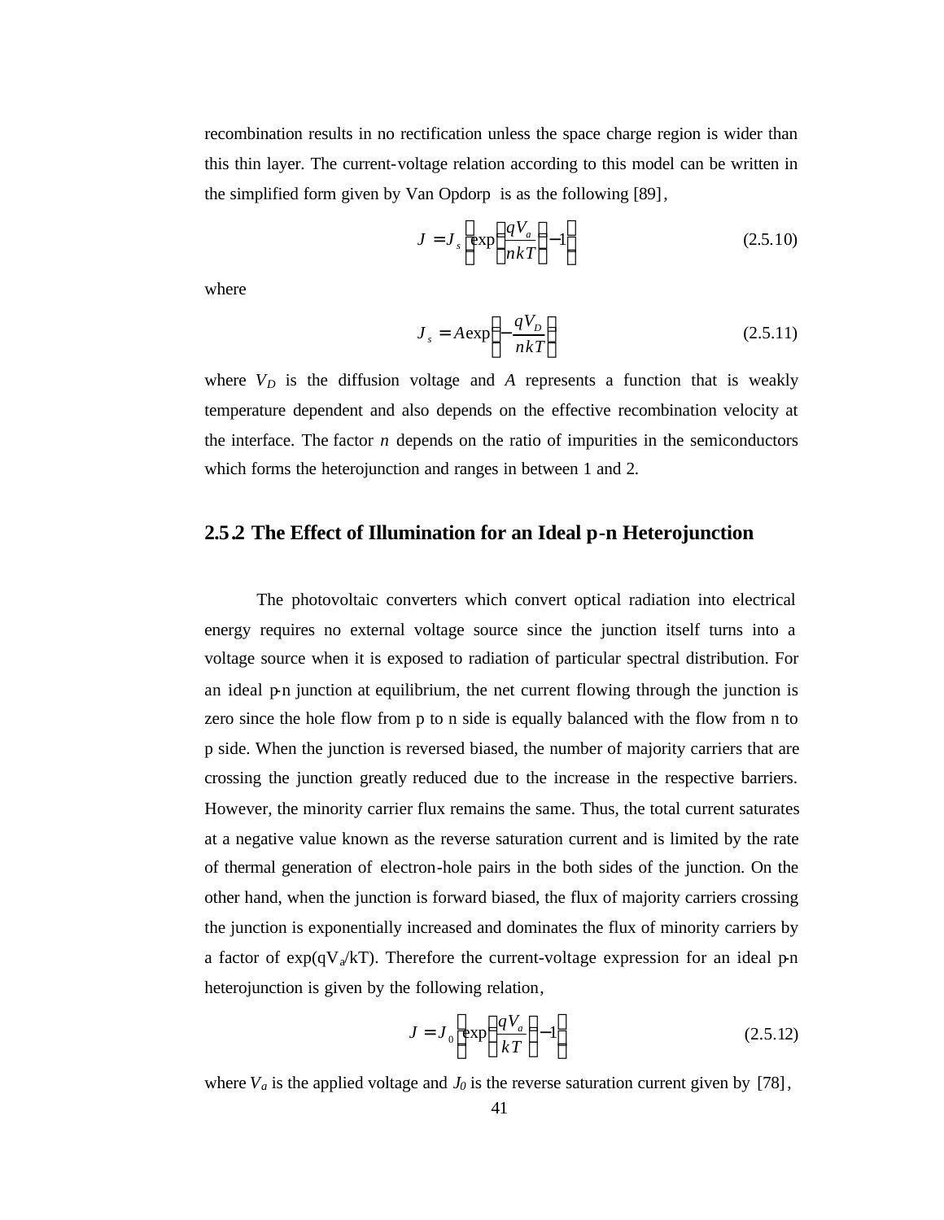recombination results in no rectification unless the space charge region is wider than this thin layer. The current-voltage relation according to this model can be written in the simplified form given by Van Opdorp is as the following [89],

$$J = J_s \left[ \exp\left( \frac{qV_a}{nkT} \right) - 1 \right] \tag{2.5.10}$$

where

$$J_s = A \exp\left( -\frac{qV_D}{nkT} \right) \tag{2.5.11}$$

where $V_D$ is the diffusion voltage and $A$ represents a function that is weakly temperature dependent and also depends on the effective recombination velocity at the interface. The factor $n$ depends on the ratio of impurities in the semiconductors which forms the heterojunction and ranges in between 1 and 2.

## 2.5.2 The Effect of Illumination for an Ideal p-n Heterojunction

The photovoltaic converters which convert optical radiation into electrical energy requires no external voltage source since the junction itself turns into a voltage source when it is exposed to radiation of particular spectral distribution. For an ideal p-n junction at equilibrium, the net current flowing through the junction is zero since the hole flow from p to n side is equally balanced with the flow from n to p side. When the junction is reversed biased, the number of majority carriers that are crossing the junction greatly reduced due to the increase in the respective barriers. However, the minority carrier flux remains the same. Thus, the total current saturates at a negative value known as the reverse saturation current and is limited by the rate of thermal generation of electron-hole pairs in the both sides of the junction. On the other hand, when the junction is forward biased, the flux of majority carriers crossing the junction is exponentially increased and dominates the flux of minority carriers by a factor of $\exp(qV_a/kT)$. Therefore the current-voltage expression for an ideal p-n heterojunction is given by the following relation,

$$J = J_0 \left[ \exp\left( \frac{qV_a}{kT} \right) - 1 \right] \tag{2.5.12}$$

where $V_a$ is the applied voltage and $J_0$ is the reverse saturation current given by [78],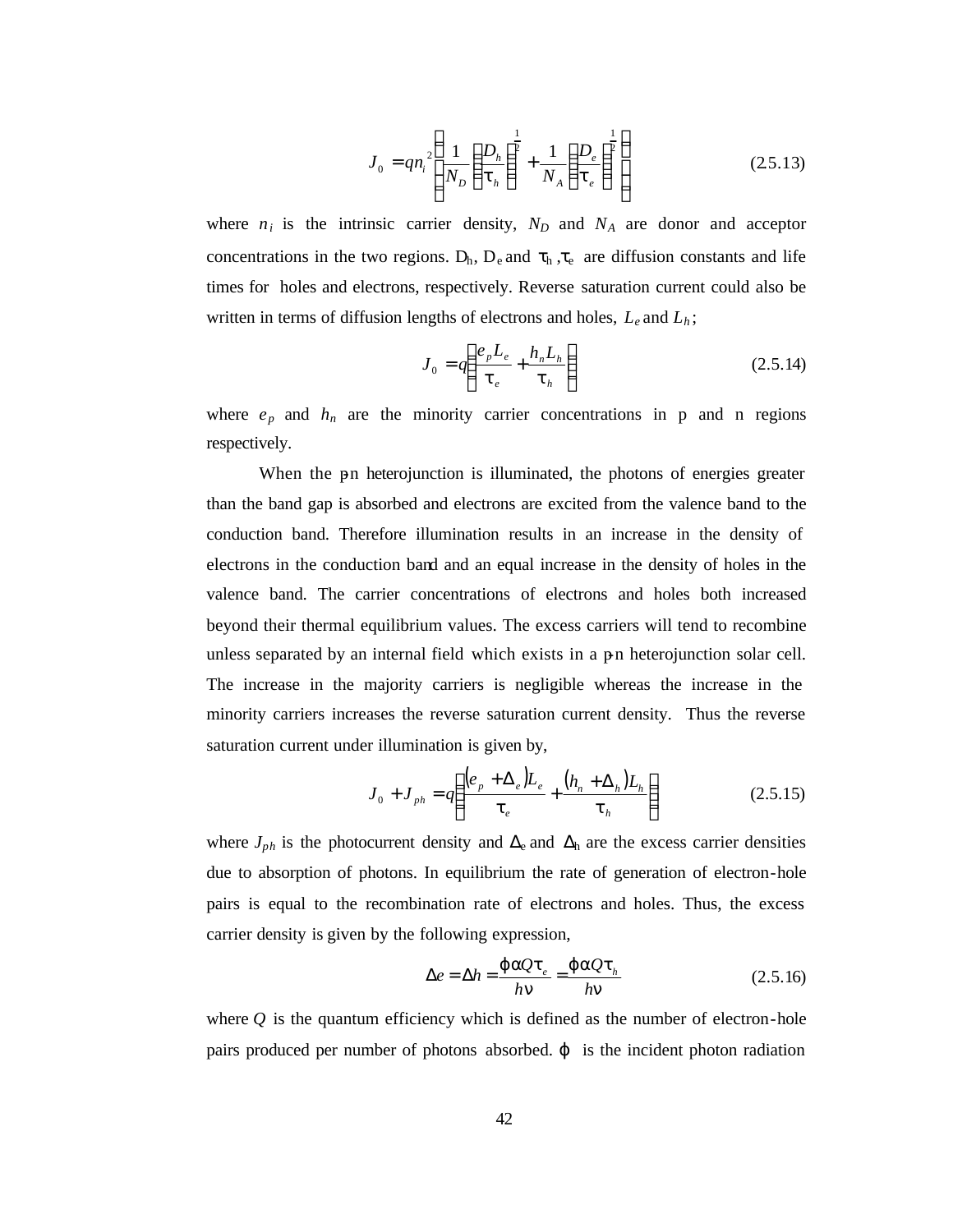$$J_0 = qn_i^2 \left[ \frac{1}{N_D} \left( \frac{D_h}{\tau_h} \right)^{\frac{1}{2}} + \frac{1}{N_A} \left( \frac{D_e}{\tau_e} \right)^{\frac{1}{2}} \right] \tag{2.5.13}$$

where $n_i$ is the intrinsic carrier density, $N_D$ and $N_A$ are donor and acceptor concentrations in the two regions. $D_h$, $D_e$ and $\tau_h$ ,$\tau_e$ are diffusion constants and life times for holes and electrons, respectively. Reverse saturation current could also be written in terms of diffusion lengths of electrons and holes, $L_e$ and $L_h$;

$$J_0 = q\left( \frac{e_p L_e}{\tau_e} + \frac{h_n L_h}{\tau_h} \right) \tag{2.5.14}$$

where $e_p$ and $h_n$ are the minority carrier concentrations in p and n regions respectively.

When the p-n heterojunction is illuminated, the photons of energies greater than the band gap is absorbed and electrons are excited from the valence band to the conduction band. Therefore illumination results in an increase in the density of electrons in the conduction band and an equal increase in the density of holes in the valence band. The carrier concentrations of electrons and holes both increased beyond their thermal equilibrium values. The excess carriers will tend to recombine unless separated by an internal field which exists in a p-n heterojunction solar cell. The increase in the majority carriers is negligible whereas the increase in the minority carriers increases the reverse saturation current density. Thus the reverse saturation current under illumination is given by,

$$J_0 + J_{ph} = q\left[ \frac{(e_p + \Delta_e)L_e}{\tau_e} + \frac{(h_n + \Delta_h)L_h}{\tau_h} \right] \tag{2.5.15}$$

where $J_{ph}$ is the photocurrent density and $\Delta_e$ and $\Delta_h$ are the excess carrier densities due to absorption of photons. In equilibrium the rate of generation of electron-hole pairs is equal to the recombination rate of electrons and holes. Thus, the excess carrier density is given by the following expression,

$$\Delta e = \Delta h = \frac{\varphi \alpha Q \tau_e}{h\nu} = \frac{\varphi \alpha Q \tau_h}{h\nu} \tag{2.5.16}$$

where $Q$ is the quantum efficiency which is defined as the number of electron-hole pairs produced per number of photons absorbed. $\varphi$ is the incident photon radiation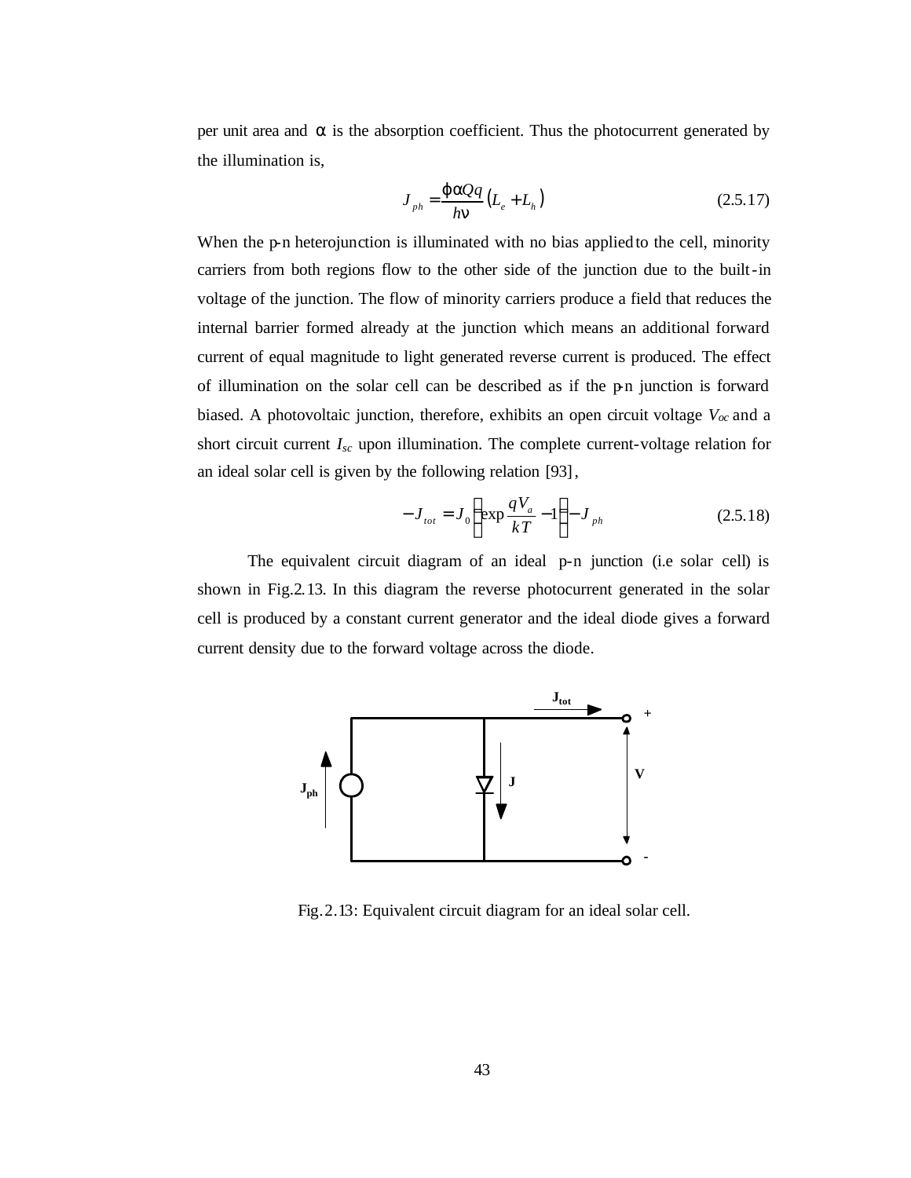per unit area and $\alpha$ is the absorption coefficient. Thus the photocurrent generated by the illumination is,

$$J_{ph} = \frac{\varphi \alpha Q q}{h\nu}\left(L_e + L_h\right) \tag{2.5.17}$$

When the p-n heterojunction is illuminated with no bias applied to the cell, minority carriers from both regions flow to the other side of the junction due to the built-in voltage of the junction. The flow of minority carriers produce a field that reduces the internal barrier formed already at the junction which means an additional forward current of equal magnitude to light generated reverse current is produced. The effect of illumination on the solar cell can be described as if the p-n junction is forward biased. A photovoltaic junction, therefore, exhibits an open circuit voltage $V_{oc}$ and a short circuit current $I_{sc}$ upon illumination. The complete current-voltage relation for an ideal solar cell is given by the following relation [93],

$$-J_{tot} = J_0\left(\exp\frac{qV_a}{kT} - 1\right) - J_{ph} \tag{2.5.18}$$

The equivalent circuit diagram of an ideal p-n junction (i.e solar cell) is shown in Fig.2.13. In this diagram the reverse photocurrent generated in the solar cell is produced by a constant current generator and the ideal diode gives a forward current density due to the forward voltage across the diode.

Fig.2.13: Equivalent circuit diagram for an ideal solar cell.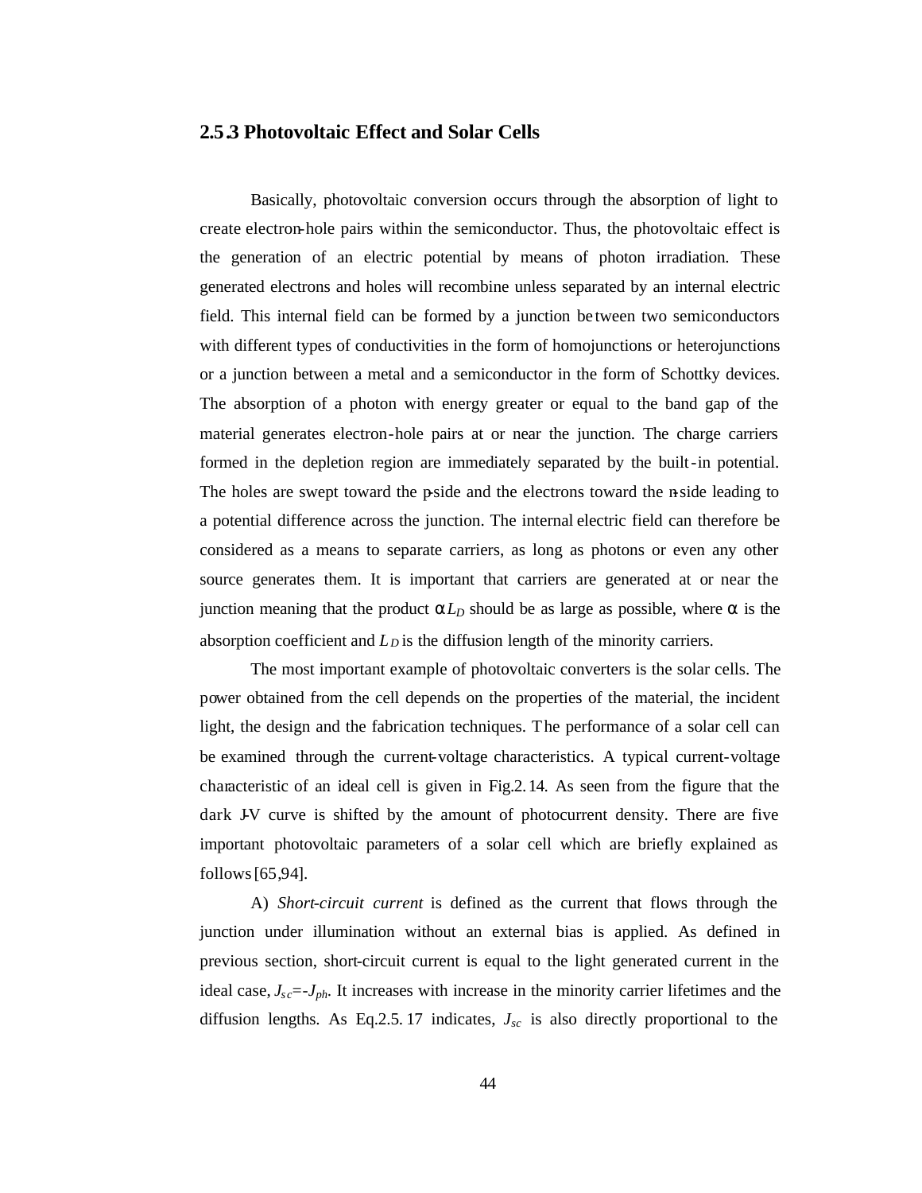### 2.5.3 Photovoltaic Effect and Solar Cells

Basically, photovoltaic conversion occurs through the absorption of light to create electron-hole pairs within the semiconductor. Thus, the photovoltaic effect is the generation of an electric potential by means of photon irradiation. These generated electrons and holes will recombine unless separated by an internal electric field. This internal field can be formed by a junction between two semiconductors with different types of conductivities in the form of homojunctions or heterojunctions or a junction between a metal and a semiconductor in the form of Schottky devices. The absorption of a photon with energy greater or equal to the band gap of the material generates electron-hole pairs at or near the junction. The charge carriers formed in the depletion region are immediately separated by the built-in potential. The holes are swept toward the p-side and the electrons toward the n-side leading to a potential difference across the junction. The internal electric field can therefore be considered as a means to separate carriers, as long as photons or even any other source generates them. It is important that carriers are generated at or near the junction meaning that the product $\alpha L_D$ should be as large as possible, where $\alpha$ is the absorption coefficient and $L_D$ is the diffusion length of the minority carriers.

The most important example of photovoltaic converters is the solar cells. The power obtained from the cell depends on the properties of the material, the incident light, the design and the fabrication techniques. The performance of a solar cell can be examined through the current-voltage characteristics. A typical current-voltage characteristic of an ideal cell is given in Fig.2.14. As seen from the figure that the dark J-V curve is shifted by the amount of photocurrent density. There are five important photovoltaic parameters of a solar cell which are briefly explained as follows [65,94].

A) *Short-circuit current* is defined as the current that flows through the junction under illumination without an external bias is applied. As defined in previous section, short-circuit current is equal to the light generated current in the ideal case, $J_{sc}=-J_{ph}$. It increases with increase in the minority carrier lifetimes and the diffusion lengths. As Eq.2.5.17 indicates, $J_{sc}$ is also directly proportional to the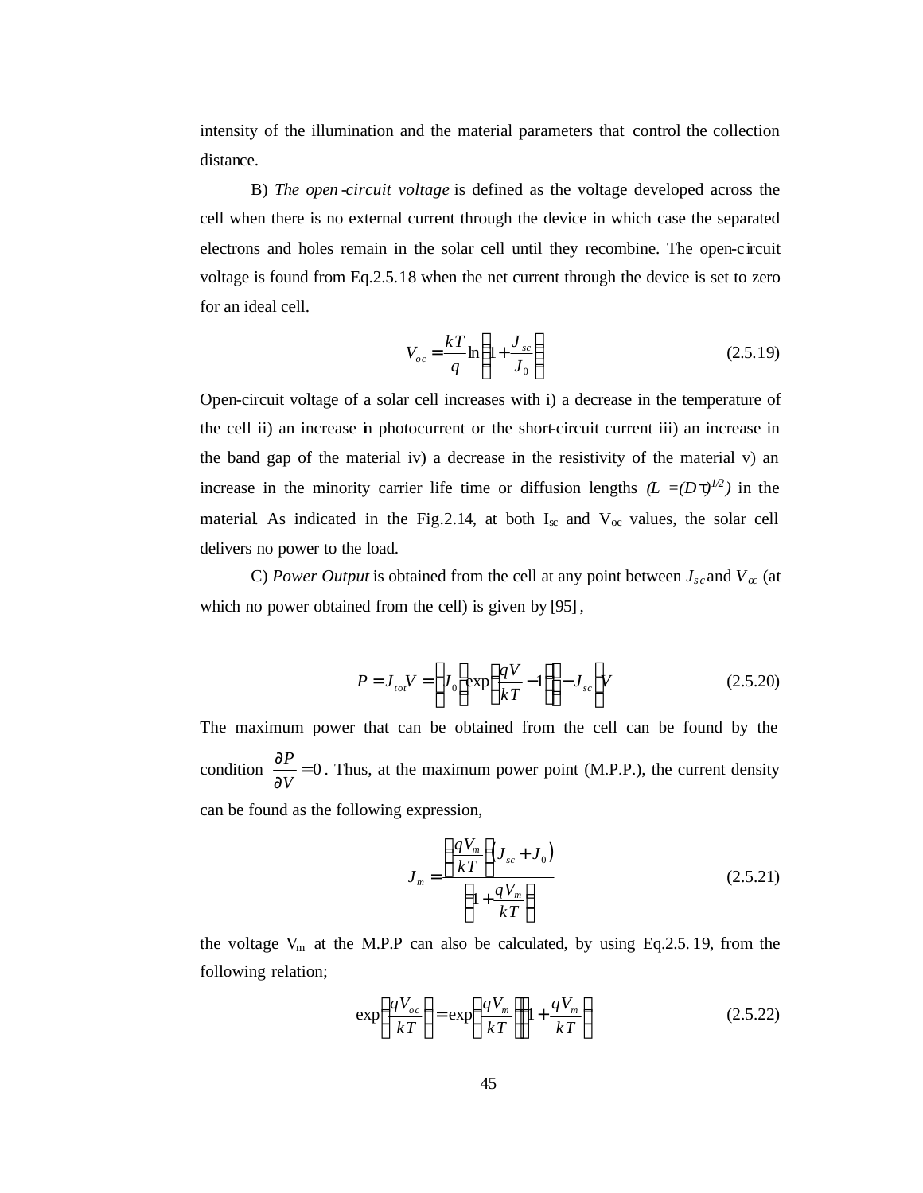intensity of the illumination and the material parameters that control the collection distance.

B) *The open-circuit voltage* is defined as the voltage developed across the cell when there is no external current through the device in which case the separated electrons and holes remain in the solar cell until they recombine. The open-circuit voltage is found from Eq.2.5.18 when the net current through the device is set to zero for an ideal cell.

$$V_{oc} = \frac{kT}{q} \ln\left(1 + \frac{J_{sc}}{J_0}\right) \tag{2.5.19}$$

Open-circuit voltage of a solar cell increases with i) a decrease in the temperature of the cell ii) an increase in photocurrent or the short-circuit current iii) an increase in the band gap of the material iv) a decrease in the resistivity of the material v) an increase in the minority carrier life time or diffusion lengths *($L = (D\tau)^{1/2}$)* in the material. As indicated in the Fig.2.14, at both $I_{sc}$ and $V_{oc}$ values, the solar cell delivers no power to the load.

C) *Power Output* is obtained from the cell at any point between $J_{sc}$ and $V_{oc}$ (at which no power obtained from the cell) is given by [95],

$$P = J_{tot} V = \left[J_0 \left(\exp\left(\frac{qV}{kT} - 1\right)\right) - J_{sc}\right] V \tag{2.5.20}$$

The maximum power that can be obtained from the cell can be found by the condition $\frac{\partial P}{\partial V} = 0$. Thus, at the maximum power point (M.P.P.), the current density can be found as the following expression,

$$J_m = \frac{\left(\frac{qV_m}{kT}\right)(J_{sc} + J_0)}{\left(1 + \frac{qV_m}{kT}\right)} \tag{2.5.21}$$

the voltage $V_m$ at the M.P.P can also be calculated, by using Eq.2.5.19, from the following relation;

$$\exp\left(\frac{qV_{oc}}{kT}\right) = \exp\left(\frac{qV_m}{kT}\right)\left(1 + \frac{qV_m}{kT}\right) \tag{2.5.22}$$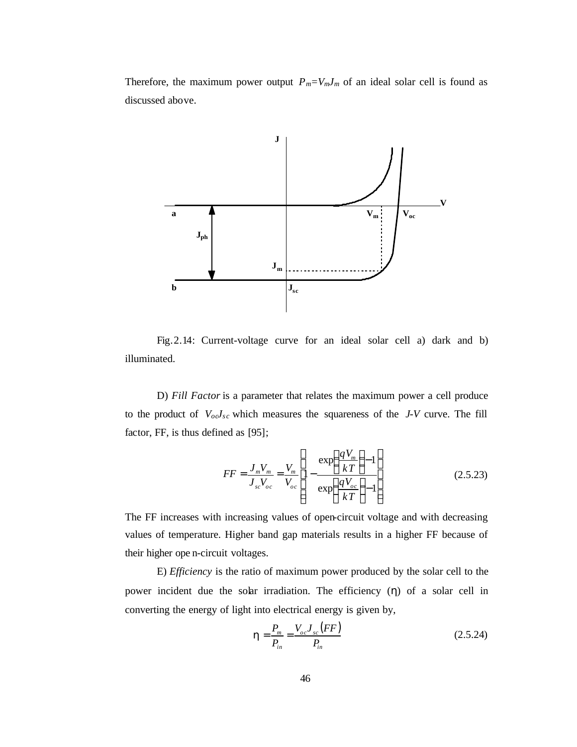Therefore, the maximum power output $P_m=V_mJ_m$ of an ideal solar cell is found as discussed above.

Fig.2.14: Current-voltage curve for an ideal solar cell a) dark and b) illuminated.

D) *Fill Factor* is a parameter that relates the maximum power a cell produce to the product of $V_{oc}J_{sc}$ which measures the squareness of the *J-V* curve. The fill factor, FF, is thus defined as [95];

$$FF = \frac{J_m V_m}{J_{sc} V_{oc}} = \frac{V_m}{V_{oc}} \left[ 1 - \frac{\exp\left(\frac{qV_m}{kT}\right) - 1}{\exp\left(\frac{qV_{oc}}{kT}\right) - 1} \right] \tag{2.5.23}$$

The FF increases with increasing values of open-circuit voltage and with decreasing values of temperature. Higher band gap materials results in a higher FF because of their higher open-circuit voltages.

E) *Efficiency* is the ratio of maximum power produced by the solar cell to the power incident due the solar irradiation. The efficiency ($\eta$) of a solar cell in converting the energy of light into electrical energy is given by,

$$\eta = \frac{P_m}{P_{in}} = \frac{V_{oc} J_{sc} (FF)}{P_{in}} \tag{2.5.24}$$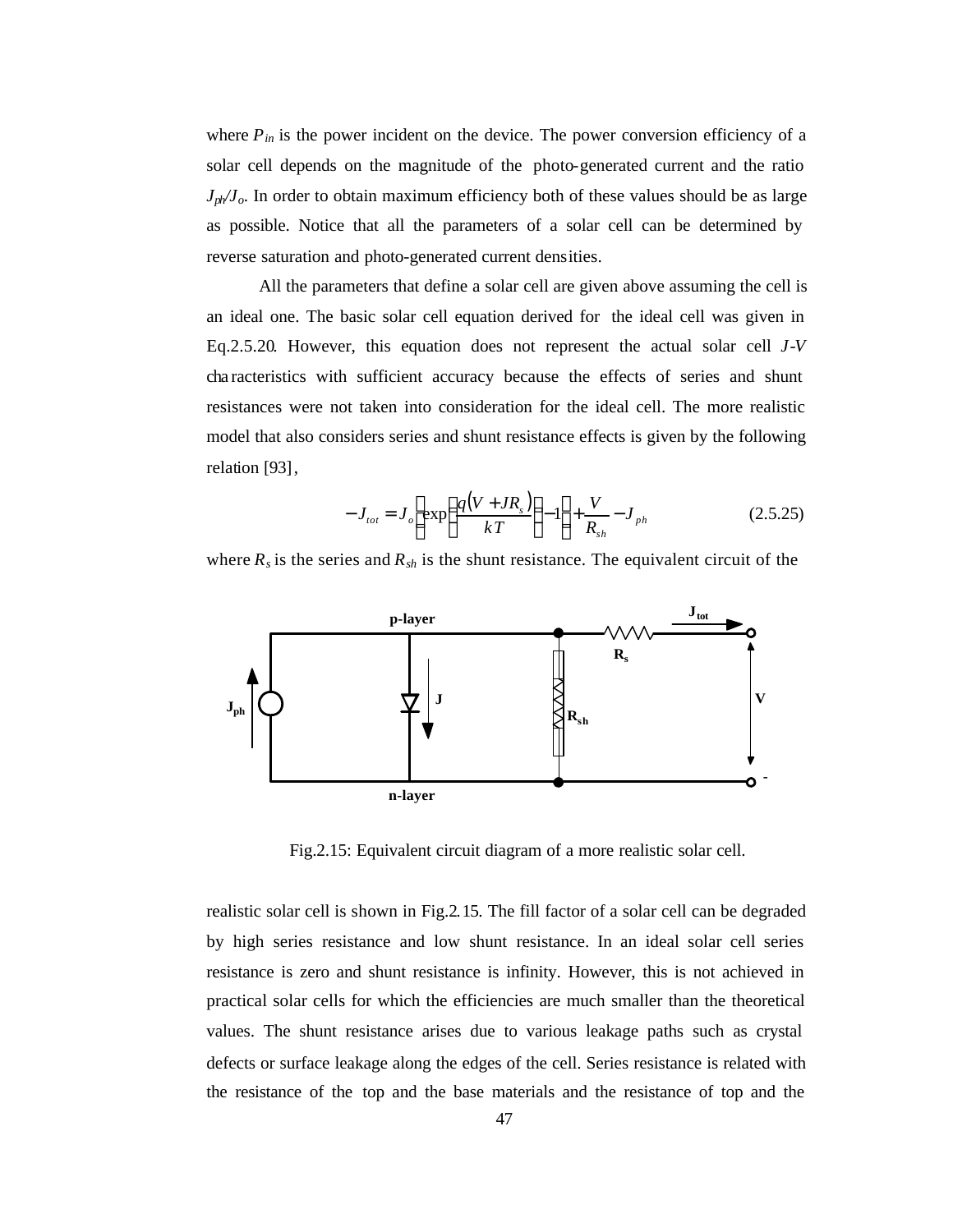where $P_{in}$ is the power incident on the device. The power conversion efficiency of a solar cell depends on the magnitude of the photo-generated current and the ratio $J_{ph}/J_o$. In order to obtain maximum efficiency both of these values should be as large as possible. Notice that all the parameters of a solar cell can be determined by reverse saturation and photo-generated current densities.

All the parameters that define a solar cell are given above assuming the cell is an ideal one. The basic solar cell equation derived for the ideal cell was given in Eq.2.5.20. However, this equation does not represent the actual solar cell *J-V* characteristics with sufficient accuracy because the effects of series and shunt resistances were not taken into consideration for the ideal cell. The more realistic model that also considers series and shunt resistance effects is given by the following relation [93],

$$-J_{tot} = J_o\left[\exp\left(\frac{q(V + JR_s)}{kT}\right) - 1\right] + \frac{V}{R_{sh}} - J_{ph} \tag{2.5.25}$$

where $R_s$ is the series and $R_{sh}$ is the shunt resistance. The equivalent circuit of the

Fig.2.15: Equivalent circuit diagram of a more realistic solar cell.

realistic solar cell is shown in Fig.2.15. The fill factor of a solar cell can be degraded by high series resistance and low shunt resistance. In an ideal solar cell series resistance is zero and shunt resistance is infinity. However, this is not achieved in practical solar cells for which the efficiencies are much smaller than the theoretical values. The shunt resistance arises due to various leakage paths such as crystal defects or surface leakage along the edges of the cell. Series resistance is related with the resistance of the top and the base materials and the resistance of top and the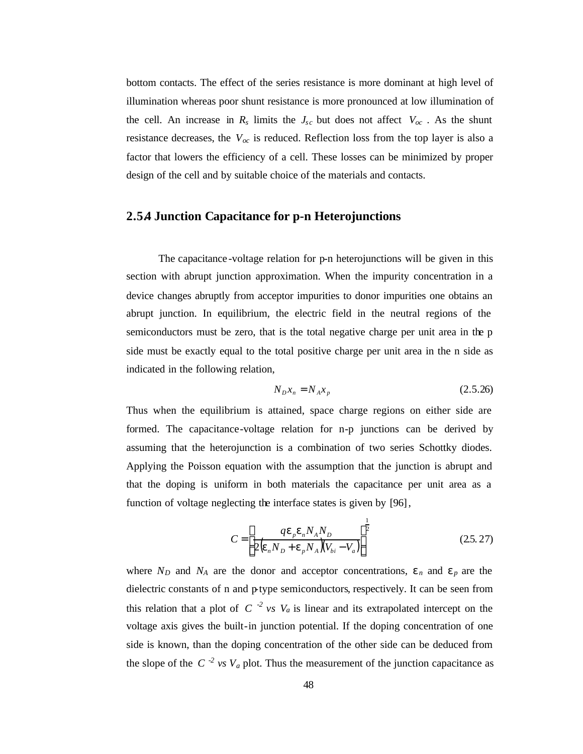bottom contacts. The effect of the series resistance is more dominant at high level of illumination whereas poor shunt resistance is more pronounced at low illumination of the cell. An increase in $R_s$ limits the $J_{sc}$ but does not affect $V_{oc}$. As the shunt resistance decreases, the $V_{oc}$ is reduced. Reflection loss from the top layer is also a factor that lowers the efficiency of a cell. These losses can be minimized by proper design of the cell and by suitable choice of the materials and contacts.

### 2.5.4 Junction Capacitance for p-n Heterojunctions

The capacitance-voltage relation for p-n heterojunctions will be given in this section with abrupt junction approximation. When the impurity concentration in a device changes abruptly from acceptor impurities to donor impurities one obtains an abrupt junction. In equilibrium, the electric field in the neutral regions of the semiconductors must be zero, that is the total negative charge per unit area in the p side must be exactly equal to the total positive charge per unit area in the n side as indicated in the following relation,

$$N_D x_n = N_A x_p \qquad (2.5.26)$$

Thus when the equilibrium is attained, space charge regions on either side are formed. The capacitance-voltage relation for n-p junctions can be derived by assuming that the heterojunction is a combination of two series Schottky diodes. Applying the Poisson equation with the assumption that the junction is abrupt and that the doping is uniform in both materials the capacitance per unit area as a function of voltage neglecting the interface states is given by [96],

$$C = \left[ \frac{q\varepsilon_p \varepsilon_n N_A N_D}{2(\varepsilon_n N_D + \varepsilon_p N_A)(V_{bi} - V_a)} \right]^{\frac{1}{2}} \qquad (2.5.27)$$

where $N_D$ and $N_A$ are the donor and acceptor concentrations, $\varepsilon_n$ and $\varepsilon_p$ are the dielectric constants of n and p-type semiconductors, respectively. It can be seen from this relation that a plot of $C^{-2}$ *vs* $V_a$ is linear and its extrapolated intercept on the voltage axis gives the built-in junction potential. If the doping concentration of one side is known, than the doping concentration of the other side can be deduced from the slope of the $C^{-2}$ *vs* $V_a$ plot. Thus the measurement of the junction capacitance as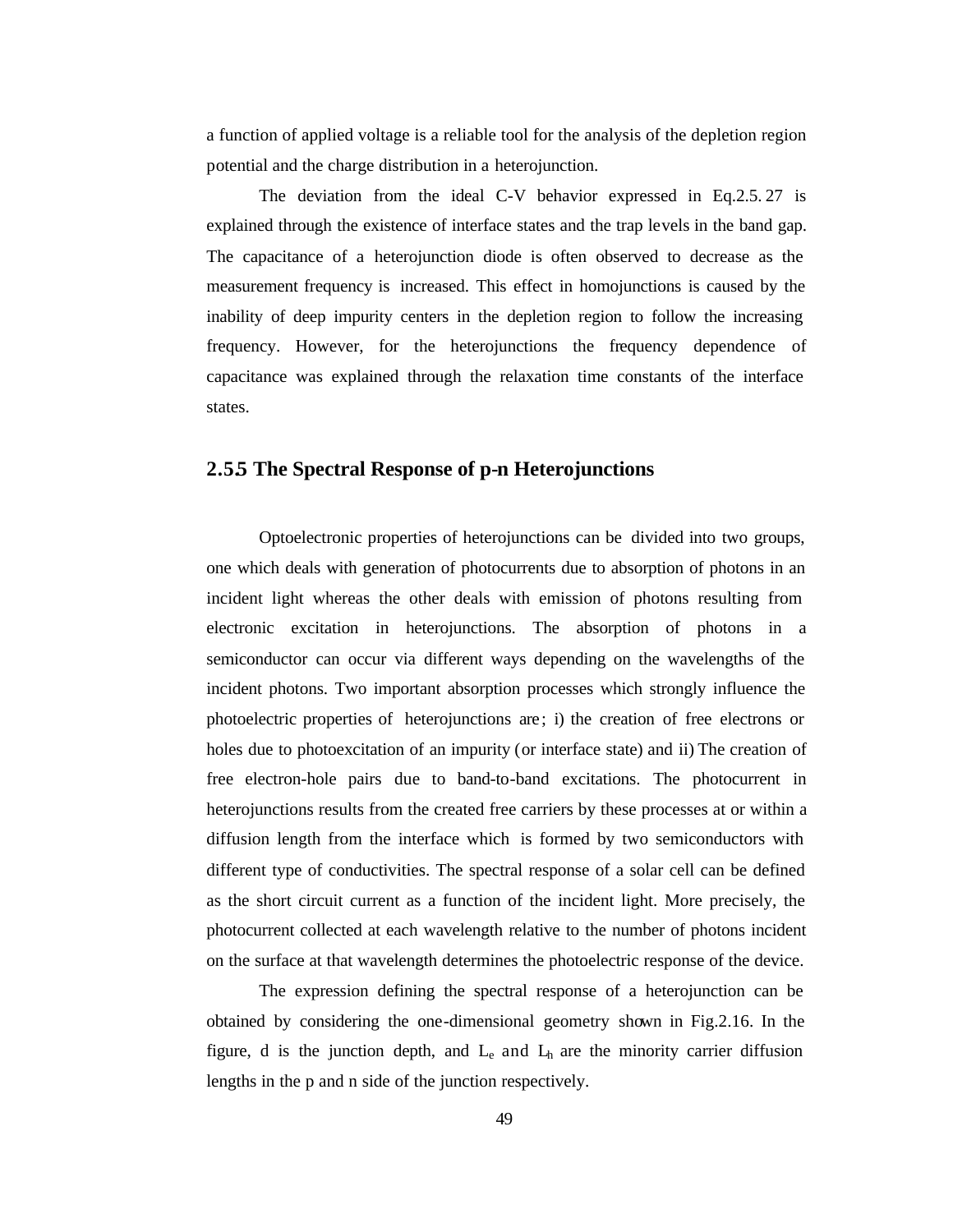a function of applied voltage is a reliable tool for the analysis of the depletion region potential and the charge distribution in a heterojunction.

The deviation from the ideal C-V behavior expressed in Eq.2.5.27 is explained through the existence of interface states and the trap levels in the band gap. The capacitance of a heterojunction diode is often observed to decrease as the measurement frequency is increased. This effect in homojunctions is caused by the inability of deep impurity centers in the depletion region to follow the increasing frequency. However, for the heterojunctions the frequency dependence of capacitance was explained through the relaxation time constants of the interface states.

### 2.5.5 The Spectral Response of p-n Heterojunctions

Optoelectronic properties of heterojunctions can be divided into two groups, one which deals with generation of photocurrents due to absorption of photons in an incident light whereas the other deals with emission of photons resulting from electronic excitation in heterojunctions. The absorption of photons in a semiconductor can occur via different ways depending on the wavelengths of the incident photons. Two important absorption processes which strongly influence the photoelectric properties of heterojunctions are; i) the creation of free electrons or holes due to photoexcitation of an impurity (or interface state) and ii) The creation of free electron-hole pairs due to band-to-band excitations. The photocurrent in heterojunctions results from the created free carriers by these processes at or within a diffusion length from the interface which is formed by two semiconductors with different type of conductivities. The spectral response of a solar cell can be defined as the short circuit current as a function of the incident light. More precisely, the photocurrent collected at each wavelength relative to the number of photons incident on the surface at that wavelength determines the photoelectric response of the device.

The expression defining the spectral response of a heterojunction can be obtained by considering the one-dimensional geometry shown in Fig.2.16. In the figure, d is the junction depth, and $L_e$ and $L_h$ are the minority carrier diffusion lengths in the p and n side of the junction respectively.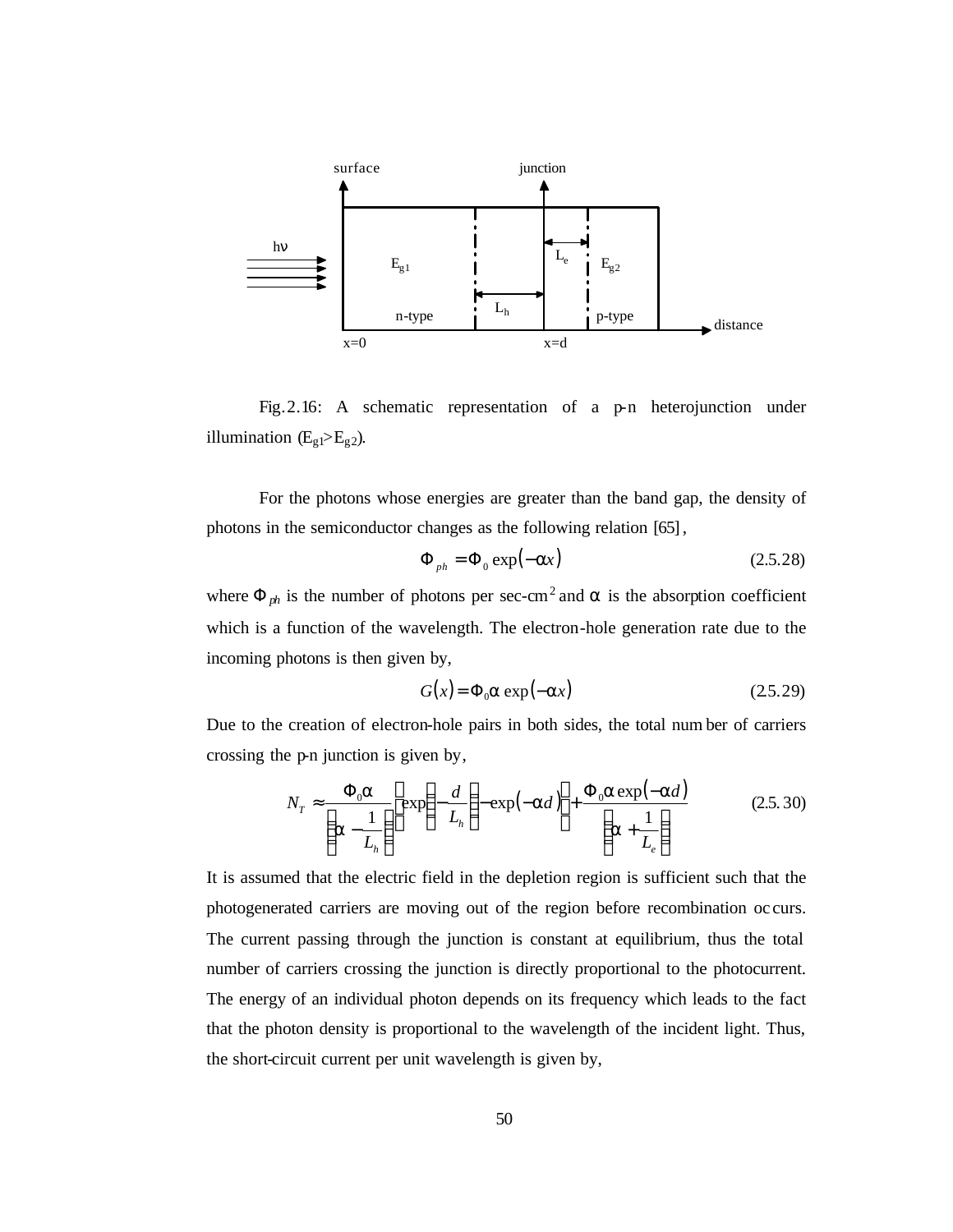Fig. 2.16: A schematic representation of a p-n heterojunction under illumination ($E_{g1}$>$E_{g2}$).

For the photons whose energies are greater than the band gap, the density of photons in the semiconductor changes as the following relation [65],

$$\Phi_{ph} = \Phi_0 \exp(-\alpha x) \tag{2.5.28}$$

where $\Phi_{ph}$ is the number of photons per sec-cm$^2$ and $\alpha$ is the absorption coefficient which is a function of the wavelength. The electron-hole generation rate due to the incoming photons is then given by,

$$G(x) = \Phi_0 \alpha \exp(-\alpha x) \tag{2.5.29}$$

Due to the creation of electron-hole pairs in both sides, the total number of carriers crossing the p-n junction is given by,

$$N_T \approx \frac{\Phi_0 \alpha}{\left(\alpha - \frac{1}{L_h}\right)} \left[\exp\left(-\frac{d}{L_h}\right) - \exp(-\alpha d)\right] + \frac{\Phi_0 \alpha \exp(-\alpha d)}{\left(\alpha + \frac{1}{L_e}\right)} \tag{2.5.30}$$

It is assumed that the electric field in the depletion region is sufficient such that the photogenerated carriers are moving out of the region before recombination occurs. The current passing through the junction is constant at equilibrium, thus the total number of carriers crossing the junction is directly proportional to the photocurrent. The energy of an individual photon depends on its frequency which leads to the fact that the photon density is proportional to the wavelength of the incident light. Thus, the short-circuit current per unit wavelength is given by,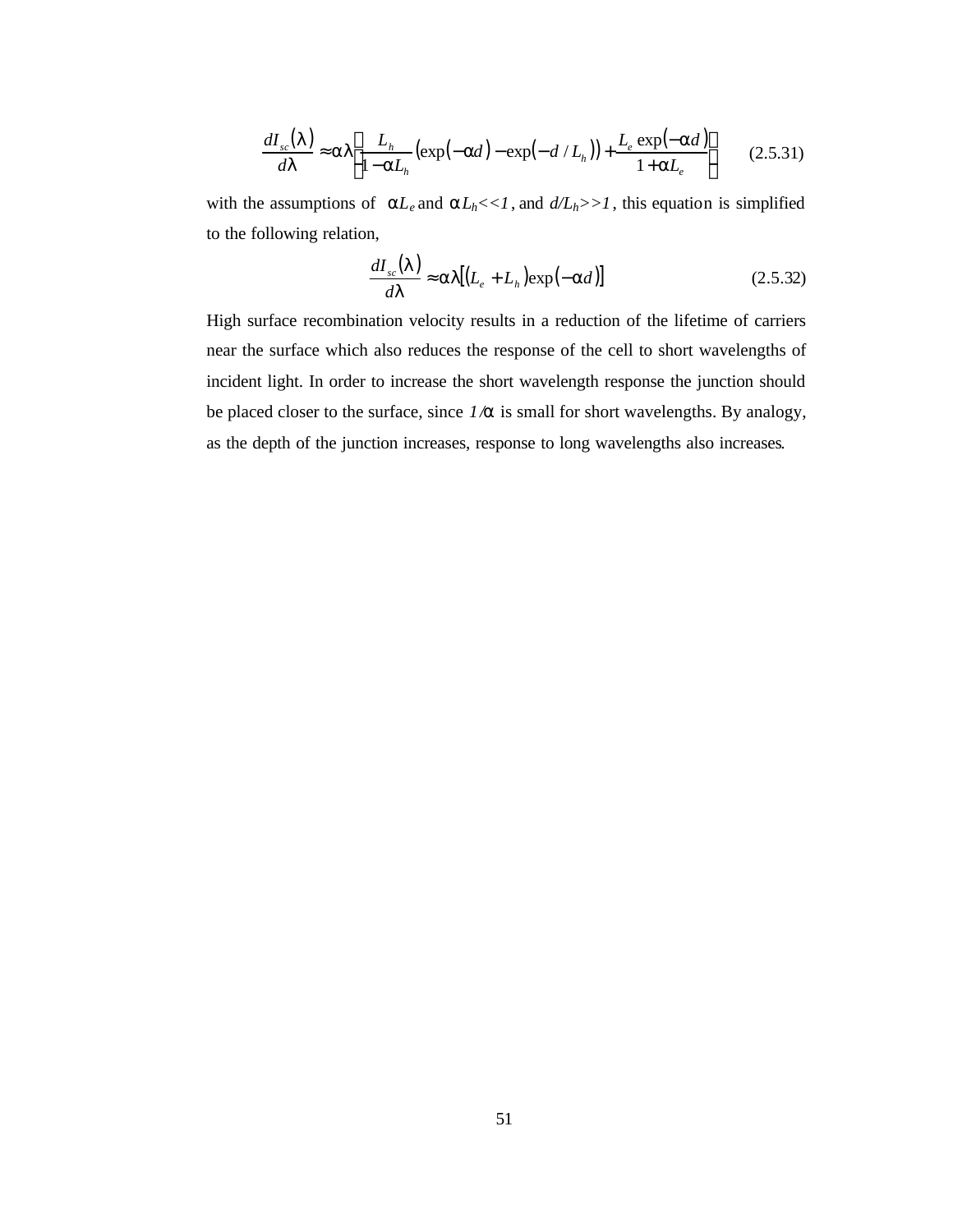$$\frac{dI_{sc}(\lambda)}{d\lambda} \approx \alpha\lambda\left[\frac{L_h}{1-\alpha L_h}\left(\exp(-\alpha d)-\exp(-d/L_h)\right)+\frac{L_e\exp(-\alpha d)}{1+\alpha L_e}\right] \qquad (2.5.31)$$

with the assumptions of $\alpha L_e$ and $\alpha L_h << 1$, and $d/L_h >> 1$, this equation is simplified to the following relation,

$$\frac{dI_{sc}(\lambda)}{d\lambda} \approx \alpha\lambda\left[(L_e + L_h)\exp(-\alpha d)\right] \qquad (2.5.32)$$

High surface recombination velocity results in a reduction of the lifetime of carriers near the surface which also reduces the response of the cell to short wavelengths of incident light. In order to increase the short wavelength response the junction should be placed closer to the surface, since $1/\alpha$ is small for short wavelengths. By analogy, as the depth of the junction increases, response to long wavelengths also increases.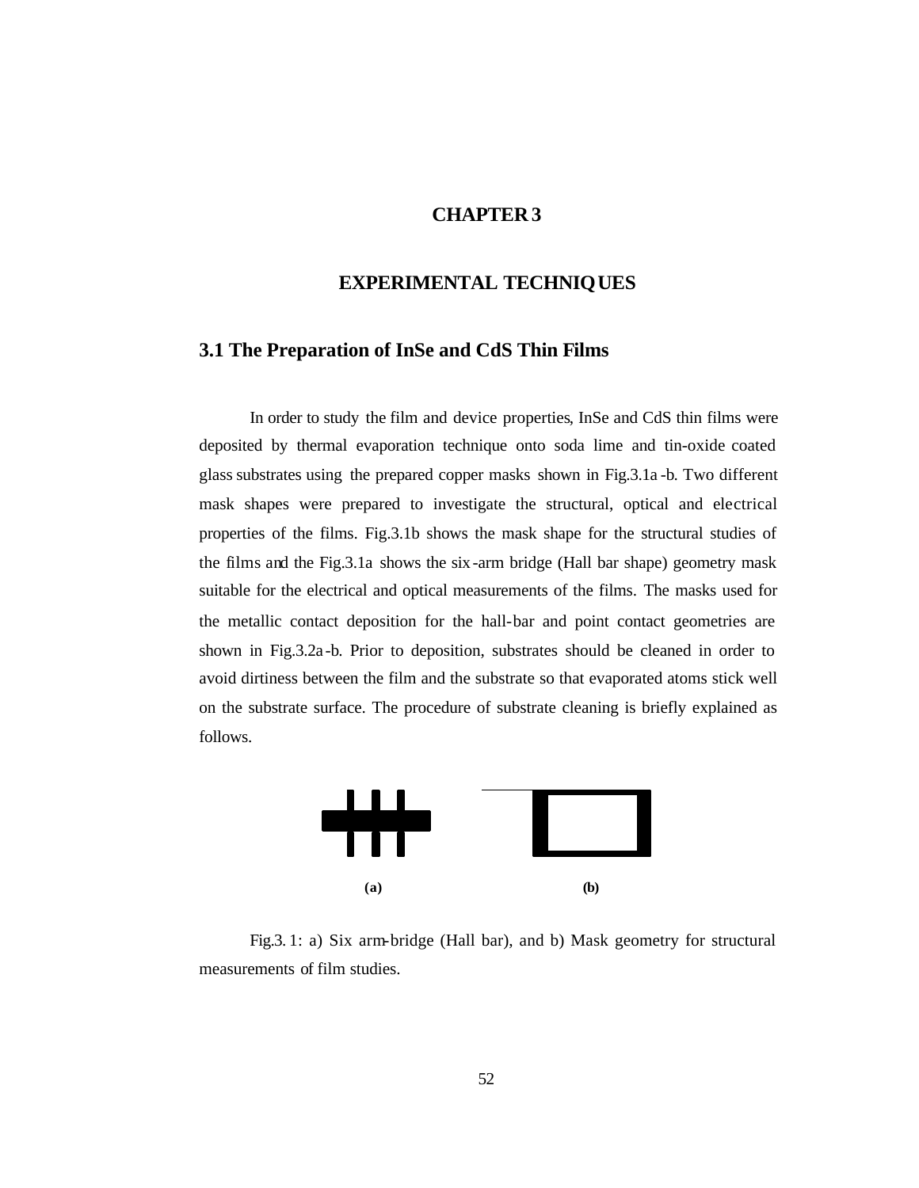# CHAPTER 3

# EXPERIMENTAL TECHNIQUES

## 3.1 The Preparation of InSe and CdS Thin Films

In order to study the film and device properties, InSe and CdS thin films were deposited by thermal evaporation technique onto soda lime and tin-oxide coated glass substrates using the prepared copper masks shown in Fig.3.1a -b. Two different mask shapes were prepared to investigate the structural, optical and electrical properties of the films. Fig.3.1b shows the mask shape for the structural studies of the films and the Fig.3.1a shows the six-arm bridge (Hall bar shape) geometry mask suitable for the electrical and optical measurements of the films. The masks used for the metallic contact deposition for the hall-bar and point contact geometries are shown in Fig.3.2a -b. Prior to deposition, substrates should be cleaned in order to avoid dirtiness between the film and the substrate so that evaporated atoms stick well on the substrate surface. The procedure of substrate cleaning is briefly explained as follows.

(a) (b)

Fig.3. 1: a) Six arm-bridge (Hall bar), and b) Mask geometry for structural measurements of film studies.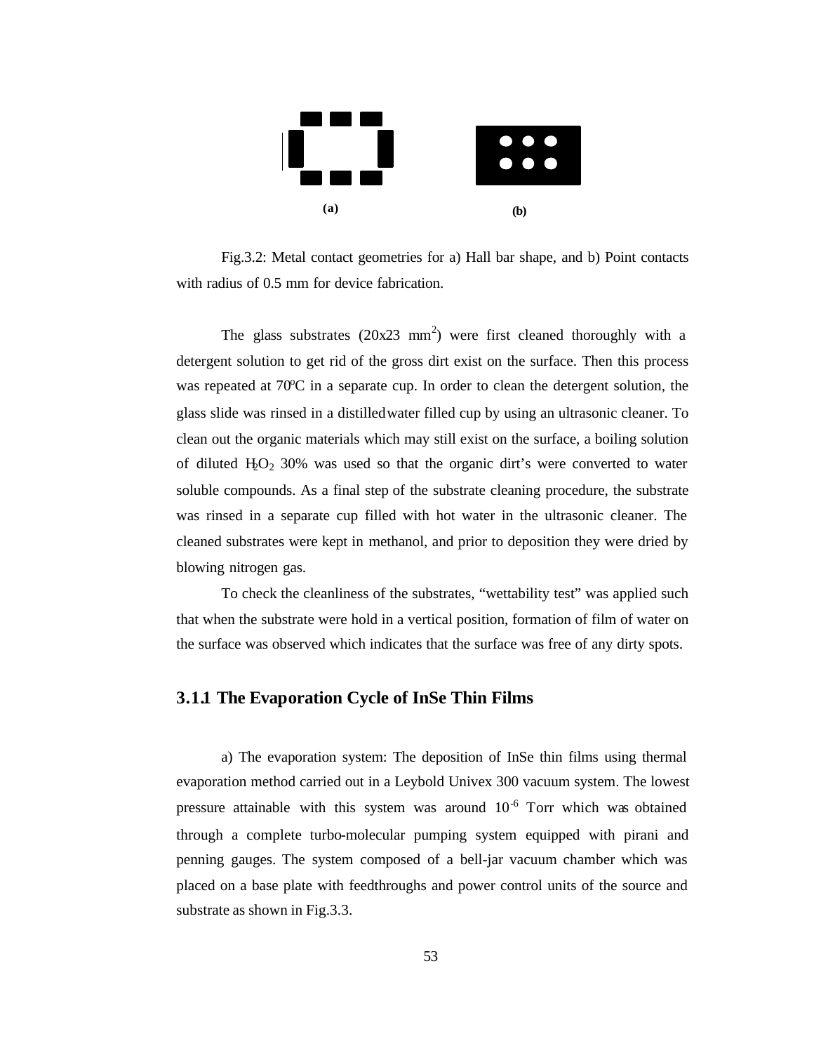(a) (b)

Fig.3.2: Metal contact geometries for a) Hall bar shape, and b) Point contacts with radius of 0.5 mm for device fabrication.

The glass substrates (20x23 $mm^2$) were first cleaned thoroughly with a detergent solution to get rid of the gross dirt exist on the surface. Then this process was repeated at 70$^o$C in a separate cup. In order to clean the detergent solution, the glass slide was rinsed in a distilled water filled cup by using an ultrasonic cleaner. To clean out the organic materials which may still exist on the surface, a boiling solution of diluted $H_2O_2$ 30% was used so that the organic dirt's were converted to water soluble compounds. As a final step of the substrate cleaning procedure, the substrate was rinsed in a separate cup filled with hot water in the ultrasonic cleaner. The cleaned substrates were kept in methanol, and prior to deposition they were dried by blowing nitrogen gas.

To check the cleanliness of the substrates, "wettability test" was applied such that when the substrate were hold in a vertical position, formation of film of water on the surface was observed which indicates that the surface was free of any dirty spots.

### 3.1.1 The Evaporation Cycle of InSe Thin Films

a) The evaporation system: The deposition of InSe thin films using thermal evaporation method carried out in a Leybold Univex 300 vacuum system. The lowest pressure attainable with this system was around $10^{-6}$ Torr which was obtained through a complete turbo-molecular pumping system equipped with pirani and penning gauges. The system composed of a bell-jar vacuum chamber which was placed on a base plate with feedthroughs and power control units of the source and substrate as shown in Fig.3.3.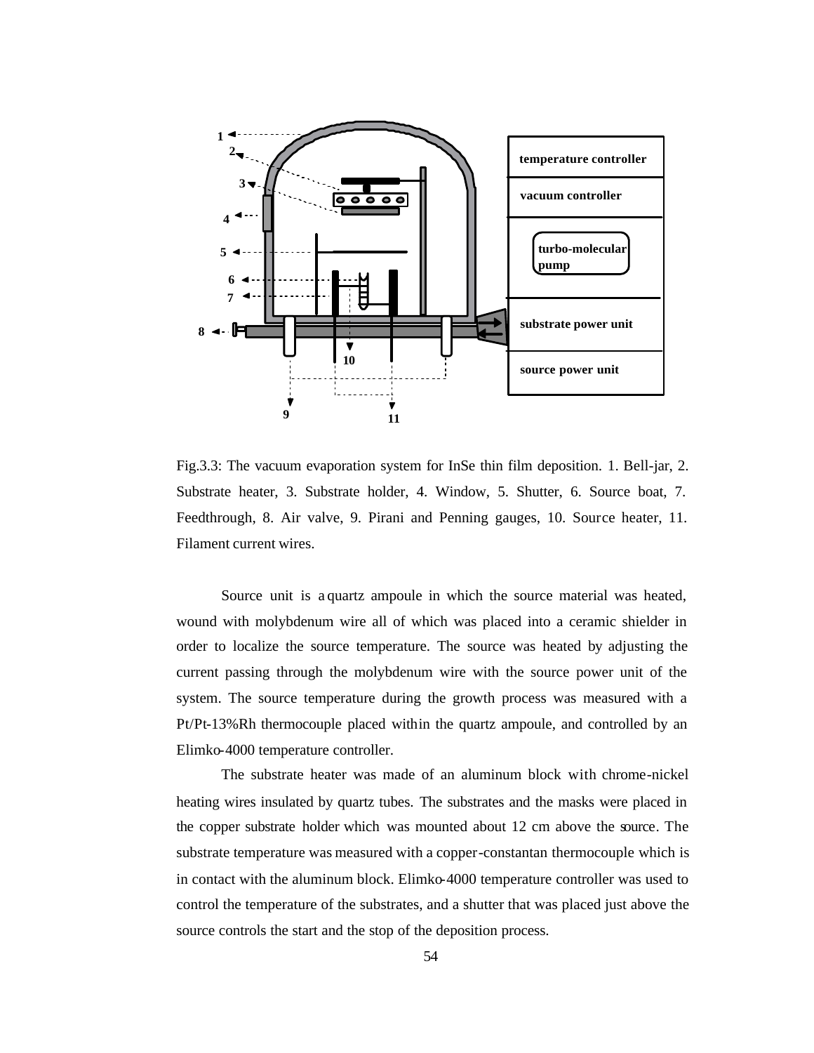Fig.3.3: The vacuum evaporation system for InSe thin film deposition. 1. Bell-jar, 2. Substrate heater, 3. Substrate holder, 4. Window, 5. Shutter, 6. Source boat, 7. Feedthrough, 8. Air valve, 9. Pirani and Penning gauges, 10. Source heater, 11. Filament current wires.

Source unit is a quartz ampoule in which the source material was heated, wound with molybdenum wire all of which was placed into a ceramic shielder in order to localize the source temperature. The source was heated by adjusting the current passing through the molybdenum wire with the source power unit of the system. The source temperature during the growth process was measured with a Pt/Pt-13%Rh thermocouple placed within the quartz ampoule, and controlled by an Elimko-4000 temperature controller.

The substrate heater was made of an aluminum block with chrome-nickel heating wires insulated by quartz tubes. The substrates and the masks were placed in the copper substrate holder which was mounted about 12 cm above the source. The substrate temperature was measured with a copper-constantan thermocouple which is in contact with the aluminum block. Elimko-4000 temperature controller was used to control the temperature of the substrates, and a shutter that was placed just above the source controls the start and the stop of the deposition process.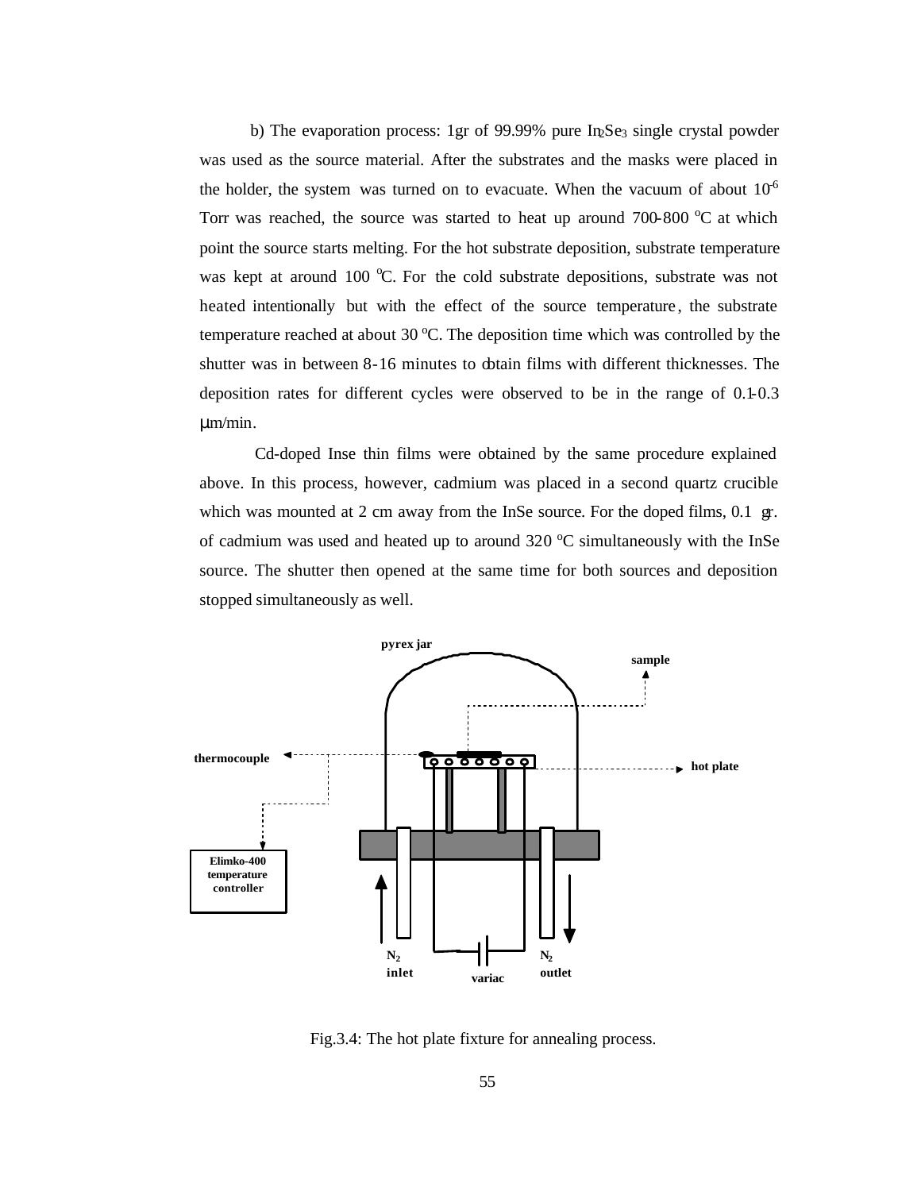b) The evaporation process: 1gr of 99.99% pure $In_2Se_3$ single crystal powder was used as the source material. After the substrates and the masks were placed in the holder, the system was turned on to evacuate. When the vacuum of about $10^{-6}$ Torr was reached, the source was started to heat up around 700-800 $^oC$ at which point the source starts melting. For the hot substrate deposition, substrate temperature was kept at around 100 $^oC$. For the cold substrate depositions, substrate was not heated intentionally but with the effect of the source temperature, the substrate temperature reached at about 30 $^oC$. The deposition time which was controlled by the shutter was in between 8-16 minutes to obtain films with different thicknesses. The deposition rates for different cycles were observed to be in the range of 0.1-0.3 μm/min.

Cd-doped Inse thin films were obtained by the same procedure explained above. In this process, however, cadmium was placed in a second quartz crucible which was mounted at 2 cm away from the InSe source. For the doped films, 0.1 gr. of cadmium was used and heated up to around 320 $^oC$ simultaneously with the InSe source. The shutter then opened at the same time for both sources and deposition stopped simultaneously as well.

Fig.3.4: The hot plate fixture for annealing process.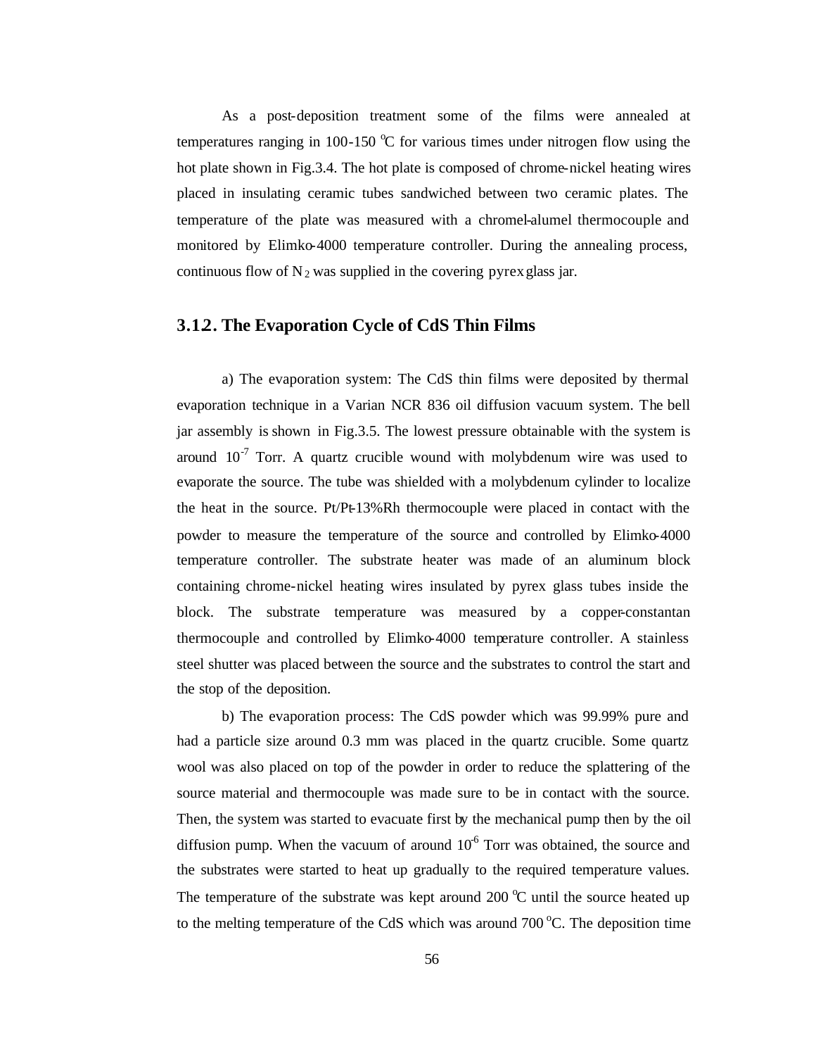As a post-deposition treatment some of the films were annealed at temperatures ranging in 100-150 $^{o}$C for various times under nitrogen flow using the hot plate shown in Fig.3.4. The hot plate is composed of chrome-nickel heating wires placed in insulating ceramic tubes sandwiched between two ceramic plates. The temperature of the plate was measured with a chromel-alumel thermocouple and monitored by Elimko-4000 temperature controller. During the annealing process, continuous flow of $N_2$ was supplied in the covering pyrex glass jar.

## 3.12. The Evaporation Cycle of CdS Thin Films

a) The evaporation system: The CdS thin films were deposited by thermal evaporation technique in a Varian NCR 836 oil diffusion vacuum system. The bell jar assembly is shown in Fig.3.5. The lowest pressure obtainable with the system is around $10^{-7}$ Torr. A quartz crucible wound with molybdenum wire was used to evaporate the source. The tube was shielded with a molybdenum cylinder to localize the heat in the source. Pt/Pt-13%Rh thermocouple were placed in contact with the powder to measure the temperature of the source and controlled by Elimko-4000 temperature controller. The substrate heater was made of an aluminum block containing chrome-nickel heating wires insulated by pyrex glass tubes inside the block. The substrate temperature was measured by a copper-constantan thermocouple and controlled by Elimko-4000 temperature controller. A stainless steel shutter was placed between the source and the substrates to control the start and the stop of the deposition.

b) The evaporation process: The CdS powder which was 99.99% pure and had a particle size around 0.3 mm was placed in the quartz crucible. Some quartz wool was also placed on top of the powder in order to reduce the splattering of the source material and thermocouple was made sure to be in contact with the source. Then, the system was started to evacuate first by the mechanical pump then by the oil diffusion pump. When the vacuum of around $10^{-6}$ Torr was obtained, the source and the substrates were started to heat up gradually to the required temperature values. The temperature of the substrate was kept around 200 $^{o}$C until the source heated up to the melting temperature of the CdS which was around 700 $^{o}$C. The deposition time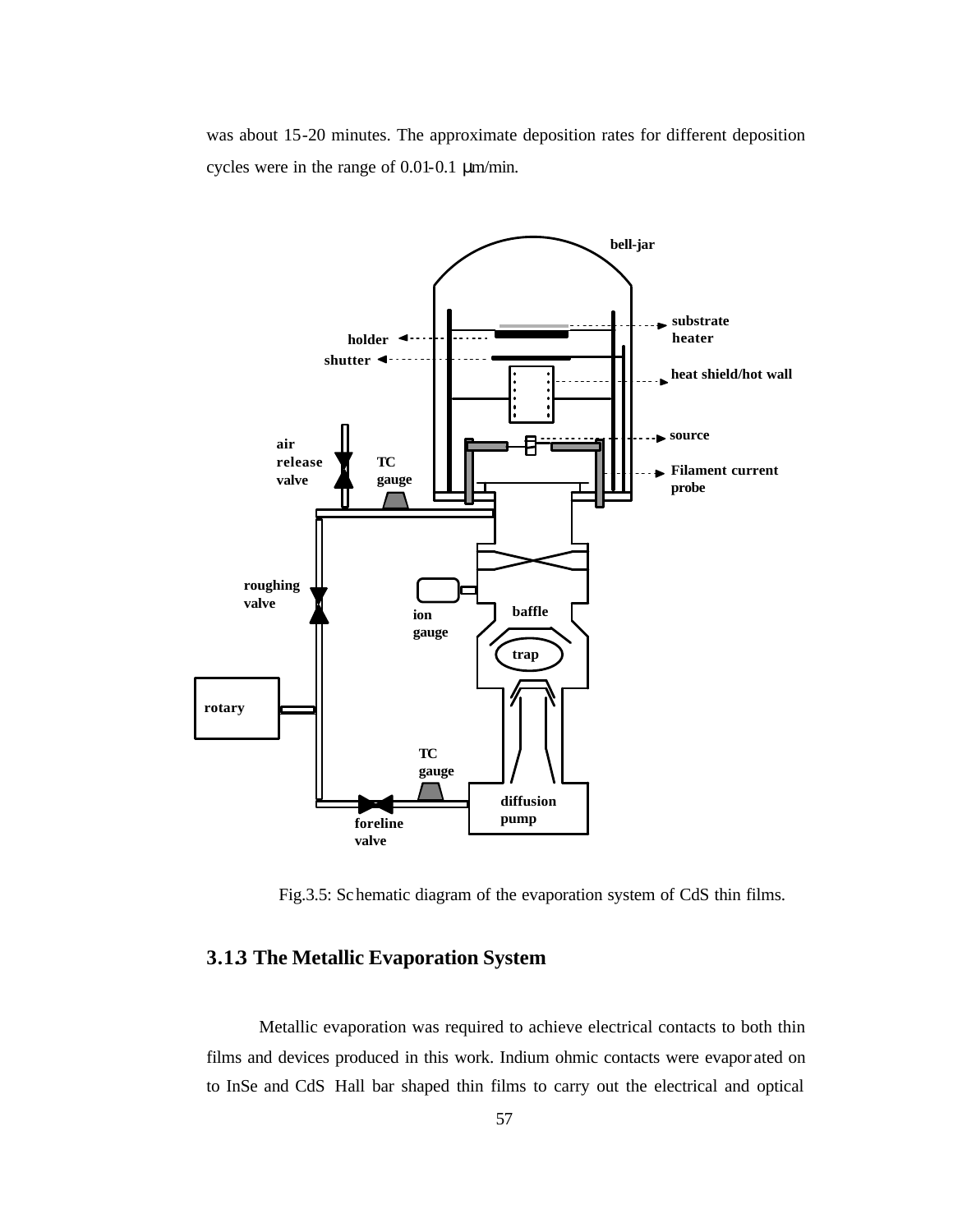was about 15-20 minutes. The approximate deposition rates for different deposition cycles were in the range of 0.01-0.1 μm/min.

Fig.3.5: Schematic diagram of the evaporation system of CdS thin films.

### 3.1.3 The Metallic Evaporation System

Metallic evaporation was required to achieve electrical contacts to both thin films and devices produced in this work. Indium ohmic contacts were evaporated on to InSe and CdS Hall bar shaped thin films to carry out the electrical and optical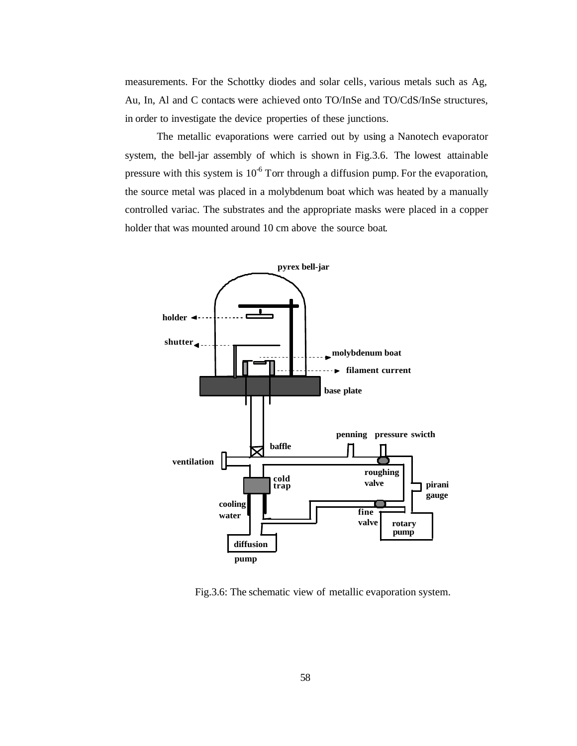measurements. For the Schottky diodes and solar cells, various metals such as Ag, Au, In, Al and C contacts were achieved onto TO/InSe and TO/CdS/InSe structures, in order to investigate the device properties of these junctions.

The metallic evaporations were carried out by using a Nanotech evaporator system, the bell-jar assembly of which is shown in Fig.3.6. The lowest attainable pressure with this system is $10^{-6}$ Torr through a diffusion pump. For the evaporation, the source metal was placed in a molybdenum boat which was heated by a manually controlled variac. The substrates and the appropriate masks were placed in a copper holder that was mounted around 10 cm above the source boat.

Fig.3.6: The schematic view of metallic evaporation system.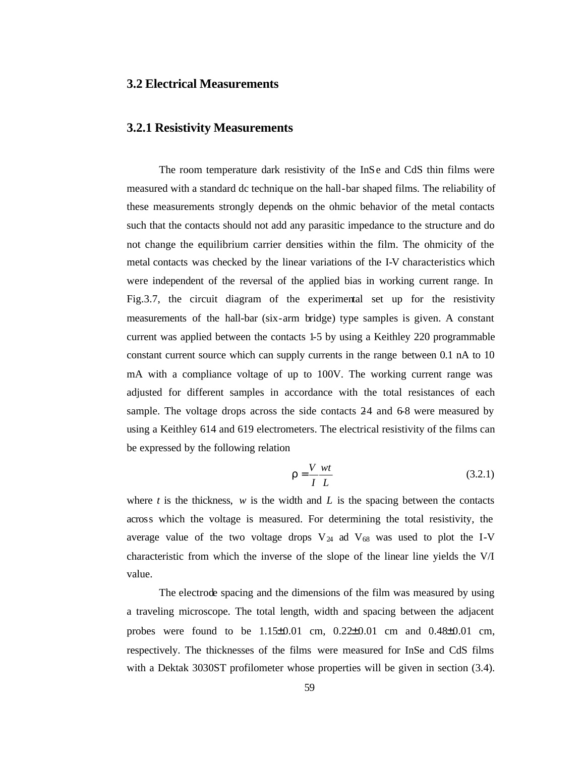## 3.2 Electrical Measurements

### 3.2.1 Resistivity Measurements

The room temperature dark resistivity of the InSe and CdS thin films were measured with a standard dc technique on the hall-bar shaped films. The reliability of these measurements strongly depends on the ohmic behavior of the metal contacts such that the contacts should not add any parasitic impedance to the structure and do not change the equilibrium carrier densities within the film. The ohmicity of the metal contacts was checked by the linear variations of the I-V characteristics which were independent of the reversal of the applied bias in working current range. In Fig.3.7, the circuit diagram of the experimental set up for the resistivity measurements of the hall-bar (six-arm bridge) type samples is given. A constant current was applied between the contacts 1-5 by using a Keithley 220 programmable constant current source which can supply currents in the range between 0.1 nA to 10 mA with a compliance voltage of up to 100V. The working current range was adjusted for different samples in accordance with the total resistances of each sample. The voltage drops across the side contacts 2-4 and 6-8 were measured by using a Keithley 614 and 619 electrometers. The electrical resistivity of the films can be expressed by the following relation

$$\rho = \frac{V}{I}\frac{wt}{L} \tag{3.2.1}$$

where $t$ is the thickness, $w$ is the width and $L$ is the spacing between the contacts across which the voltage is measured. For determining the total resistivity, the average value of the two voltage drops $V_{24}$ ad $V_{68}$ was used to plot the I-V characteristic from which the inverse of the slope of the linear line yields the V/I value.

The electrode spacing and the dimensions of the film was measured by using a traveling microscope. The total length, width and spacing between the adjacent probes were found to be 1.15±0.01 cm, 0.22±0.01 cm and 0.48±0.01 cm, respectively. The thicknesses of the films were measured for InSe and CdS films with a Dektak 3030ST profilometer whose properties will be given in section (3.4).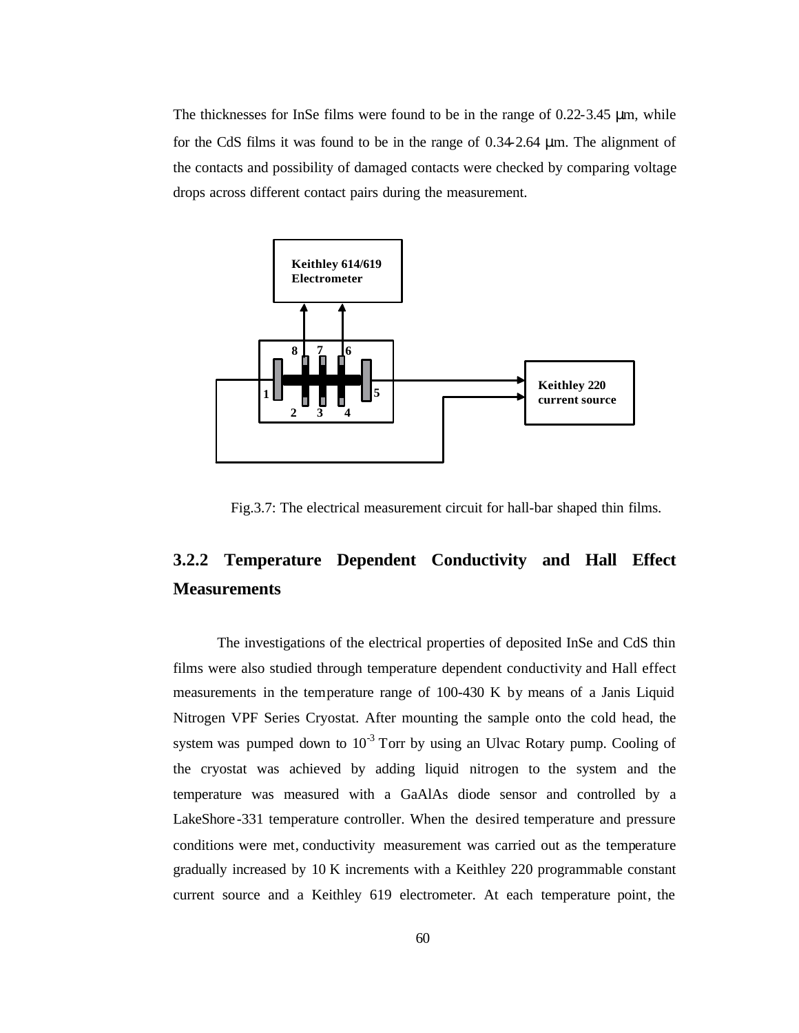The thicknesses for InSe films were found to be in the range of 0.22-3.45 μm, while for the CdS films it was found to be in the range of 0.34-2.64 μm. The alignment of the contacts and possibility of damaged contacts were checked by comparing voltage drops across different contact pairs during the measurement.

Fig.3.7: The electrical measurement circuit for hall-bar shaped thin films.

### 3.2.2 Temperature Dependent Conductivity and Hall Effect Measurements

The investigations of the electrical properties of deposited InSe and CdS thin films were also studied through temperature dependent conductivity and Hall effect measurements in the temperature range of 100-430 K by means of a Janis Liquid Nitrogen VPF Series Cryostat. After mounting the sample onto the cold head, the system was pumped down to $10^{-3}$ Torr by using an Ulvac Rotary pump. Cooling of the cryostat was achieved by adding liquid nitrogen to the system and the temperature was measured with a GaAlAs diode sensor and controlled by a LakeShore-331 temperature controller. When the desired temperature and pressure conditions were met, conductivity measurement was carried out as the temperature gradually increased by 10 K increments with a Keithley 220 programmable constant current source and a Keithley 619 electrometer. At each temperature point, the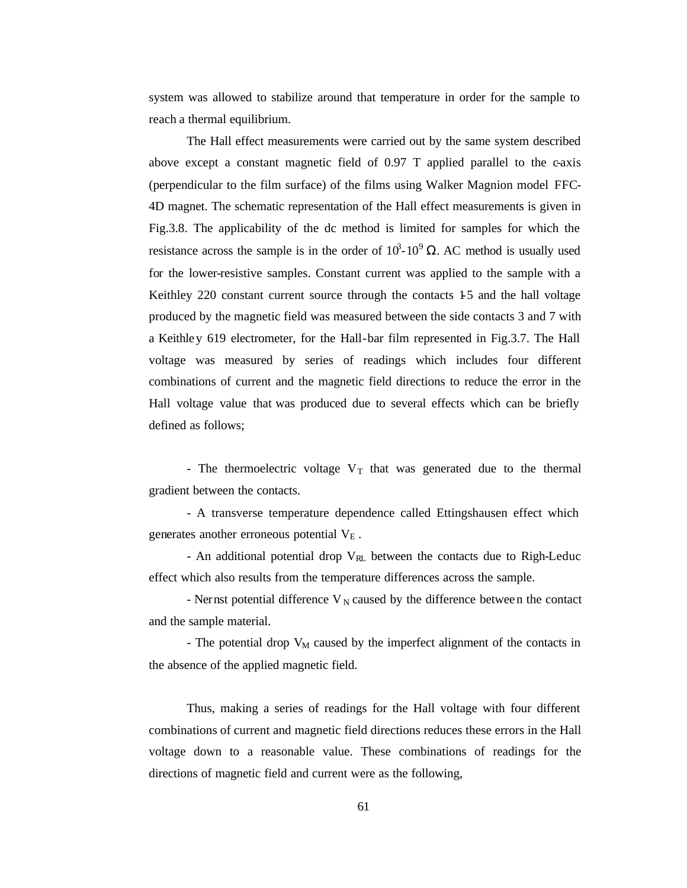system was allowed to stabilize around that temperature in order for the sample to reach a thermal equilibrium.

The Hall effect measurements were carried out by the same system described above except a constant magnetic field of 0.97 T applied parallel to the c-axis (perpendicular to the film surface) of the films using Walker Magnion model FFC-4D magnet. The schematic representation of the Hall effect measurements is given in Fig.3.8. The applicability of the dc method is limited for samples for which the resistance across the sample is in the order of $10^3$-$10^9$ $\Omega$. AC method is usually used for the lower-resistive samples. Constant current was applied to the sample with a Keithley 220 constant current source through the contacts 1-5 and the hall voltage produced by the magnetic field was measured between the side contacts 3 and 7 with a Keithley 619 electrometer, for the Hall-bar film represented in Fig.3.7. The Hall voltage was measured by series of readings which includes four different combinations of current and the magnetic field directions to reduce the error in the Hall voltage value that was produced due to several effects which can be briefly defined as follows;

- The thermoelectric voltage $V_T$ that was generated due to the thermal gradient between the contacts.
- A transverse temperature dependence called Ettingshausen effect which generates another erroneous potential $V_E$ .
- An additional potential drop $V_{RL}$ between the contacts due to Righ-Leduc effect which also results from the temperature differences across the sample.
- Nernst potential difference $V_N$ caused by the difference between the contact and the sample material.
- The potential drop $V_M$ caused by the imperfect alignment of the contacts in the absence of the applied magnetic field.

Thus, making a series of readings for the Hall voltage with four different combinations of current and magnetic field directions reduces these errors in the Hall voltage down to a reasonable value. These combinations of readings for the directions of magnetic field and current were as the following,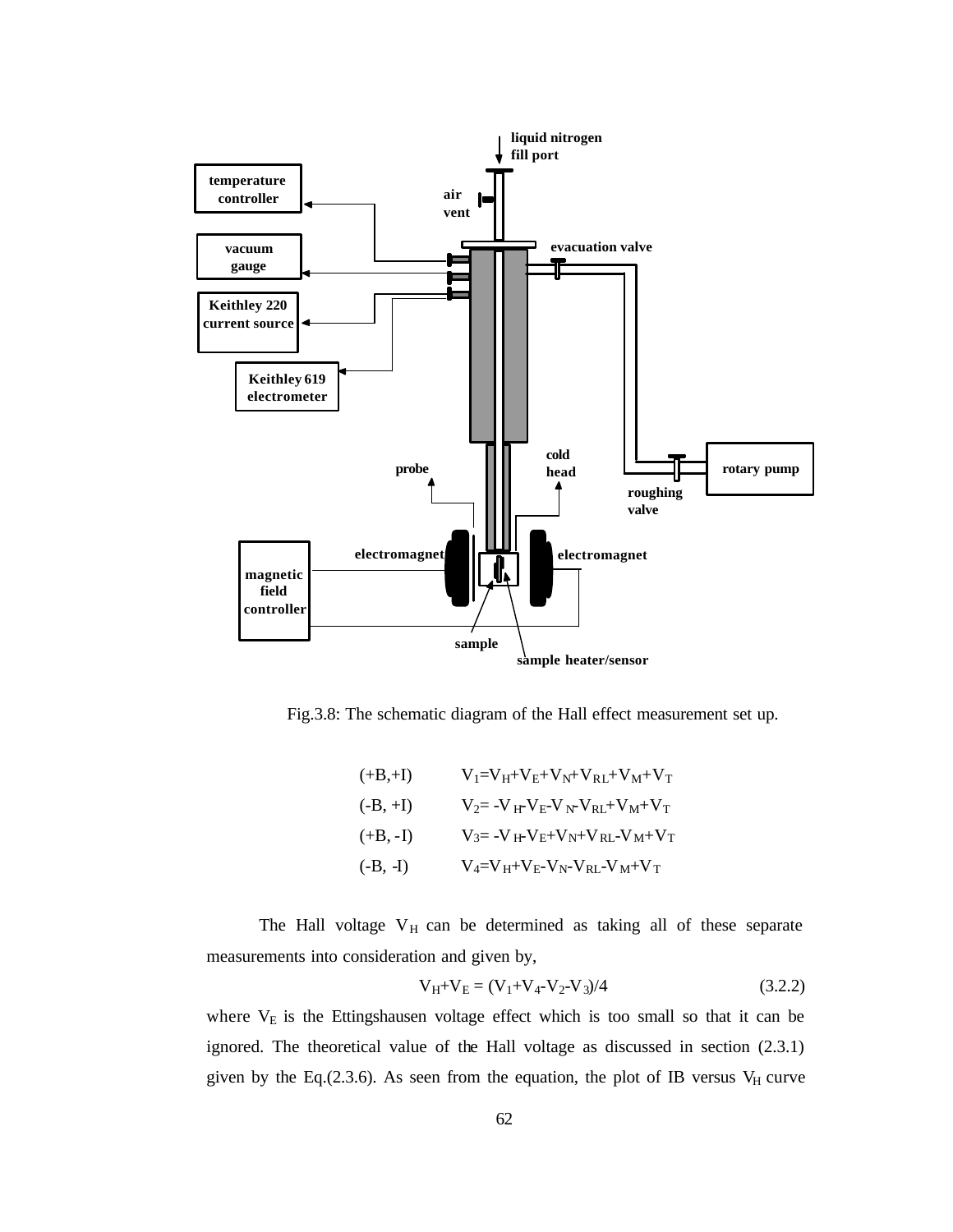Fig.3.8: The schematic diagram of the Hall effect measurement set up.

$$(+B,+I) \qquad V_1=V_H+V_E+V_N+V_{RL}+V_M+V_T$$

$$(-B,+I) \qquad V_2=-V_H-V_E-V_N-V_{RL}+V_M+V_T$$

$$(+B,-I) \qquad V_3=-V_H-V_E+V_N+V_{RL}-V_M+V_T$$

$$(-B,-I) \qquad V_4=V_H+V_E-V_N-V_{RL}-V_M+V_T$$

The Hall voltage $V_H$ can be determined as taking all of these separate measurements into consideration and given by,

$$V_H+V_E = (V_1+V_4-V_2-V_3)/4 \qquad (3.2.2)$$

where $V_E$ is the Ettingshausen voltage effect which is too small so that it can be ignored. The theoretical value of the Hall voltage as discussed in section (2.3.1) given by the Eq.(2.3.6). As seen from the equation, the plot of IB versus $V_H$ curve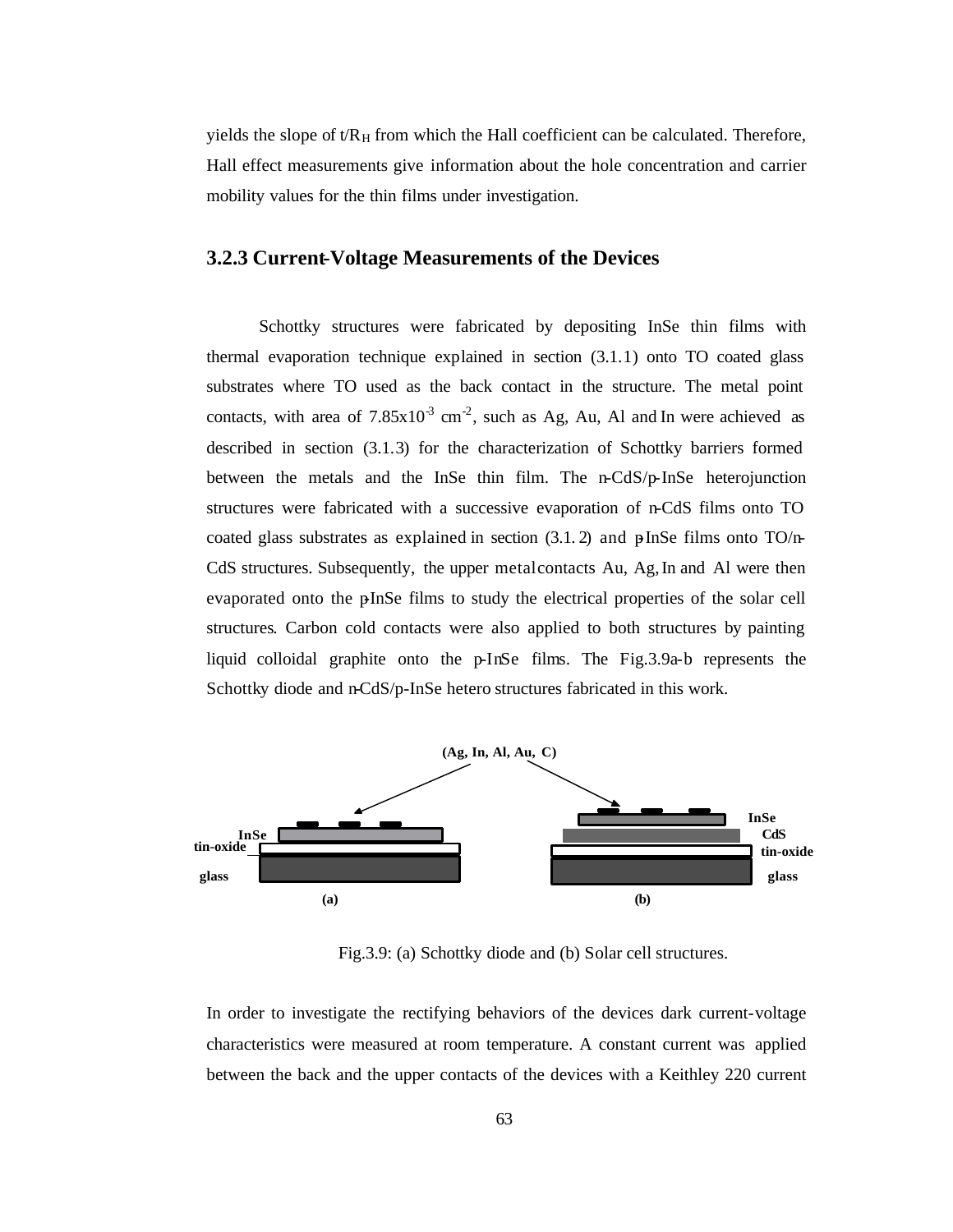yields the slope of $t/R_H$ from which the Hall coefficient can be calculated. Therefore, Hall effect measurements give information about the hole concentration and carrier mobility values for the thin films under investigation.

### 3.2.3 Current-Voltage Measurements of the Devices

Schottky structures were fabricated by depositing InSe thin films with thermal evaporation technique explained in section (3.1.1) onto TO coated glass substrates where TO used as the back contact in the structure. The metal point contacts, with area of $7.85\text{x}10^{-3}$ $\text{cm}^{-2}$, such as Ag, Au, Al and In were achieved as described in section (3.1.3) for the characterization of Schottky barriers formed between the metals and the InSe thin film. The n-CdS/p-InSe heterojunction structures were fabricated with a successive evaporation of n-CdS films onto TO coated glass substrates as explained in section (3.1. 2) and p-InSe films onto TO/n-CdS structures. Subsequently, the upper metal contacts Au, Ag, In and Al were then evaporated onto the p-InSe films to study the electrical properties of the solar cell structures. Carbon cold contacts were also applied to both structures by painting liquid colloidal graphite onto the p-InSe films. The Fig.3.9a-b represents the Schottky diode and n-CdS/p-InSe hetero structures fabricated in this work.

(Ag, In, Al, Au, C)

InSe
tin-oxide
glass
(a)

InSe
CdS
tin-oxide
glass
(b)

Fig.3.9: (a) Schottky diode and (b) Solar cell structures.

In order to investigate the rectifying behaviors of the devices dark current-voltage characteristics were measured at room temperature. A constant current was applied between the back and the upper contacts of the devices with a Keithley 220 current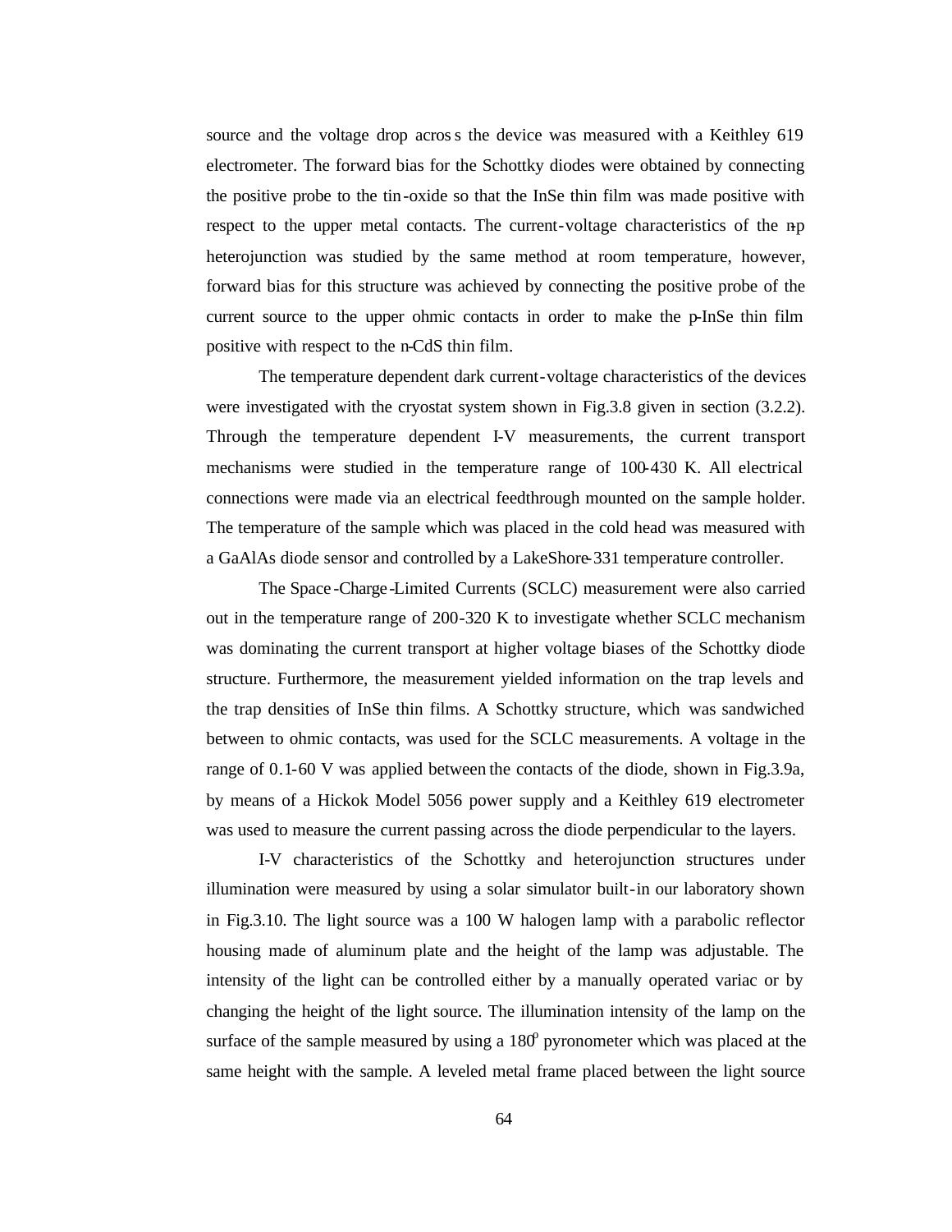source and the voltage drop across the device was measured with a Keithley 619 electrometer. The forward bias for the Schottky diodes were obtained by connecting the positive probe to the tin-oxide so that the InSe thin film was made positive with respect to the upper metal contacts. The current-voltage characteristics of the n-p heterojunction was studied by the same method at room temperature, however, forward bias for this structure was achieved by connecting the positive probe of the current source to the upper ohmic contacts in order to make the p-InSe thin film positive with respect to the n-CdS thin film.

The temperature dependent dark current-voltage characteristics of the devices were investigated with the cryostat system shown in Fig.3.8 given in section (3.2.2). Through the temperature dependent I-V measurements, the current transport mechanisms were studied in the temperature range of 100-430 K. All electrical connections were made via an electrical feedthrough mounted on the sample holder. The temperature of the sample which was placed in the cold head was measured with a GaAlAs diode sensor and controlled by a LakeShore-331 temperature controller.

The Space-Charge-Limited Currents (SCLC) measurement were also carried out in the temperature range of 200-320 K to investigate whether SCLC mechanism was dominating the current transport at higher voltage biases of the Schottky diode structure. Furthermore, the measurement yielded information on the trap levels and the trap densities of InSe thin films. A Schottky structure, which was sandwiched between to ohmic contacts, was used for the SCLC measurements. A voltage in the range of 0.1-60 V was applied between the contacts of the diode, shown in Fig.3.9a, by means of a Hickok Model 5056 power supply and a Keithley 619 electrometer was used to measure the current passing across the diode perpendicular to the layers.

I-V characteristics of the Schottky and heterojunction structures under illumination were measured by using a solar simulator built-in our laboratory shown in Fig.3.10. The light source was a 100 W halogen lamp with a parabolic reflector housing made of aluminum plate and the height of the lamp was adjustable. The intensity of the light can be controlled either by a manually operated variac or by changing the height of the light source. The illumination intensity of the lamp on the surface of the sample measured by using a $180^{0}$ pyronometer which was placed at the same height with the sample. A leveled metal frame placed between the light source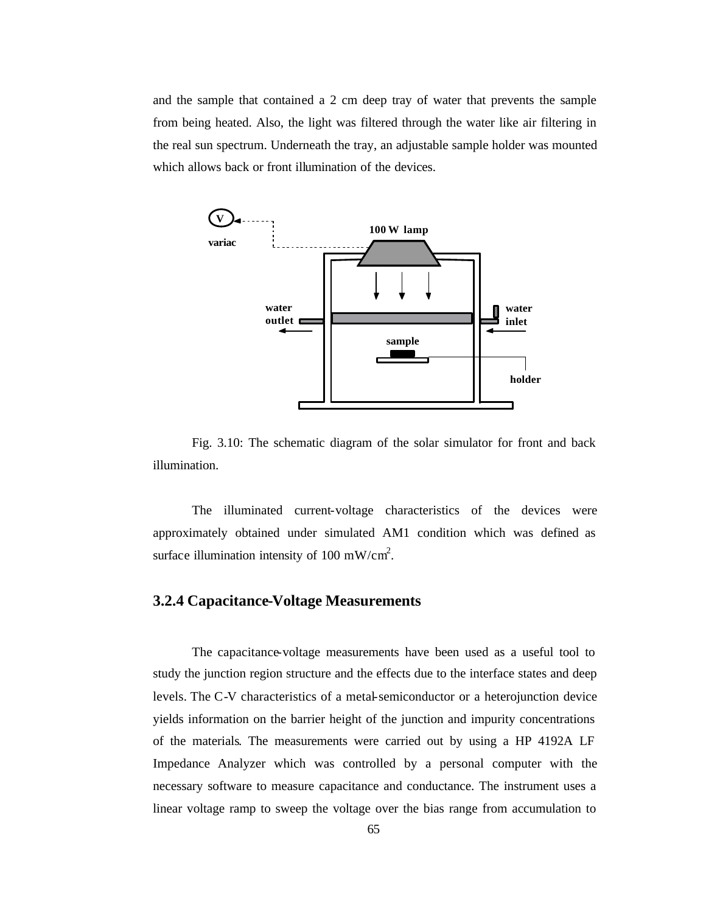and the sample that contained a 2 cm deep tray of water that prevents the sample from being heated. Also, the light was filtered through the water like air filtering in the real sun spectrum. Underneath the tray, an adjustable sample holder was mounted which allows back or front illumination of the devices.

Fig. 3.10: The schematic diagram of the solar simulator for front and back illumination.

The illuminated current-voltage characteristics of the devices were approximately obtained under simulated AM1 condition which was defined as surface illumination intensity of 100 mW/cm$^2$.

### 3.2.4 Capacitance-Voltage Measurements

The capacitance-voltage measurements have been used as a useful tool to study the junction region structure and the effects due to the interface states and deep levels. The C-V characteristics of a metal-semiconductor or a heterojunction device yields information on the barrier height of the junction and impurity concentrations of the materials. The measurements were carried out by using a HP 4192A LF Impedance Analyzer which was controlled by a personal computer with the necessary software to measure capacitance and conductance. The instrument uses a linear voltage ramp to sweep the voltage over the bias range from accumulation to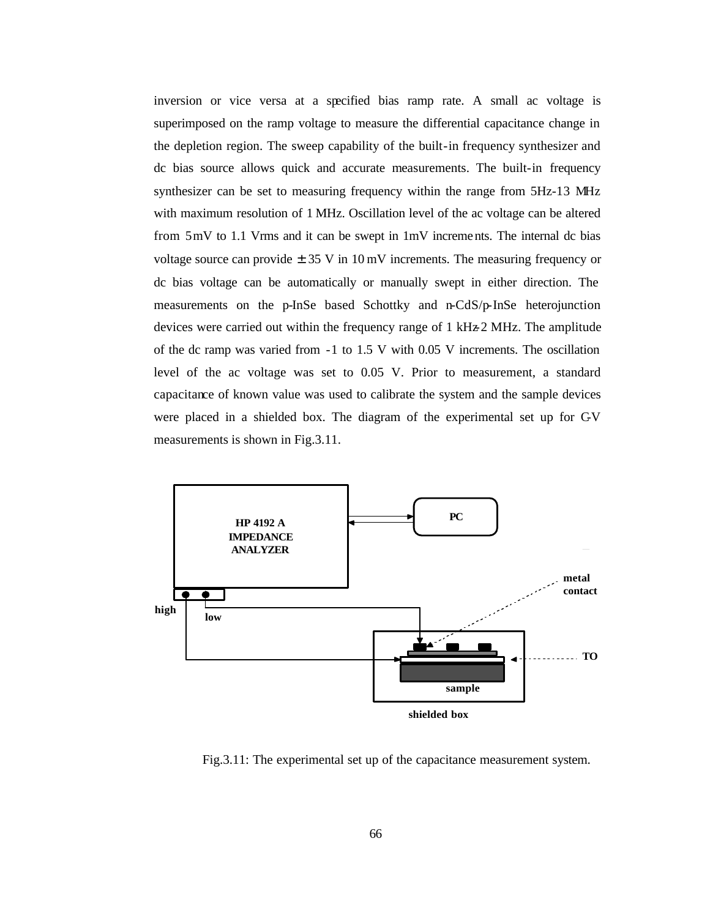inversion or vice versa at a specified bias ramp rate. A small ac voltage is superimposed on the ramp voltage to measure the differential capacitance change in the depletion region. The sweep capability of the built-in frequency synthesizer and dc bias source allows quick and accurate measurements. The built-in frequency synthesizer can be set to measuring frequency within the range from 5Hz-13 MHz with maximum resolution of 1 MHz. Oscillation level of the ac voltage can be altered from 5 mV to 1.1 Vrms and it can be swept in 1mV increments. The internal dc bias voltage source can provide $\pm$ 35 V in 10 mV increments. The measuring frequency or dc bias voltage can be automatically or manually swept in either direction. The measurements on the p-InSe based Schottky and n-CdS/p-InSe heterojunction devices were carried out within the frequency range of 1 kHz-2 MHz. The amplitude of the dc ramp was varied from -1 to 1.5 V with 0.05 V increments. The oscillation level of the ac voltage was set to 0.05 V. Prior to measurement, a standard capacitance of known value was used to calibrate the system and the sample devices were placed in a shielded box. The diagram of the experimental set up for C-V measurements is shown in Fig.3.11.

HP 4192 A IMPEDANCE ANALYZER

PC

high

low

metal contact

TO

sample

shielded box

Fig.3.11: The experimental set up of the capacitance measurement system.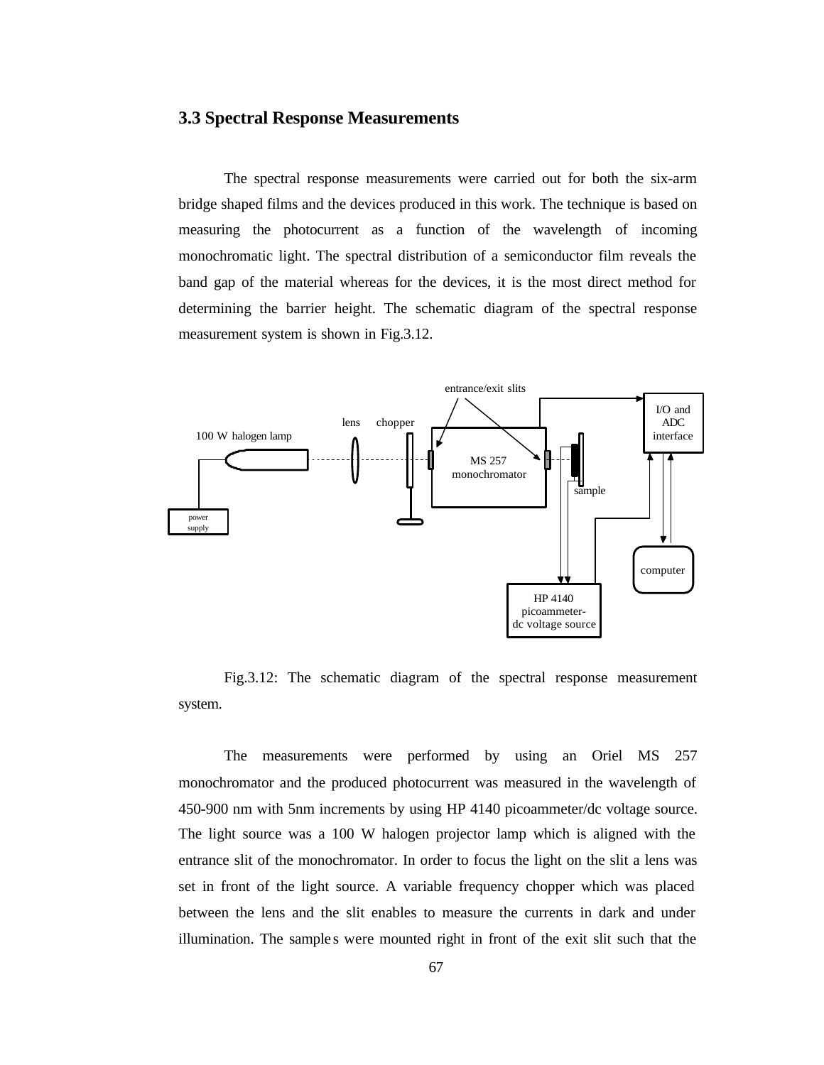## 3.3 Spectral Response Measurements

The spectral response measurements were carried out for both the six-arm bridge shaped films and the devices produced in this work. The technique is based on measuring the photocurrent as a function of the wavelength of incoming monochromatic light. The spectral distribution of a semiconductor film reveals the band gap of the material whereas for the devices, it is the most direct method for determining the barrier height. The schematic diagram of the spectral response measurement system is shown in Fig.3.12.

Fig.3.12: The schematic diagram of the spectral response measurement system.

The measurements were performed by using an Oriel MS 257 monochromator and the produced photocurrent was measured in the wavelength of 450-900 nm with 5nm increments by using HP 4140 picoammeter/dc voltage source. The light source was a 100 W halogen projector lamp which is aligned with the entrance slit of the monochromator. In order to focus the light on the slit a lens was set in front of the light source. A variable frequency chopper which was placed between the lens and the slit enables to measure the currents in dark and under illumination. The samples were mounted right in front of the exit slit such that the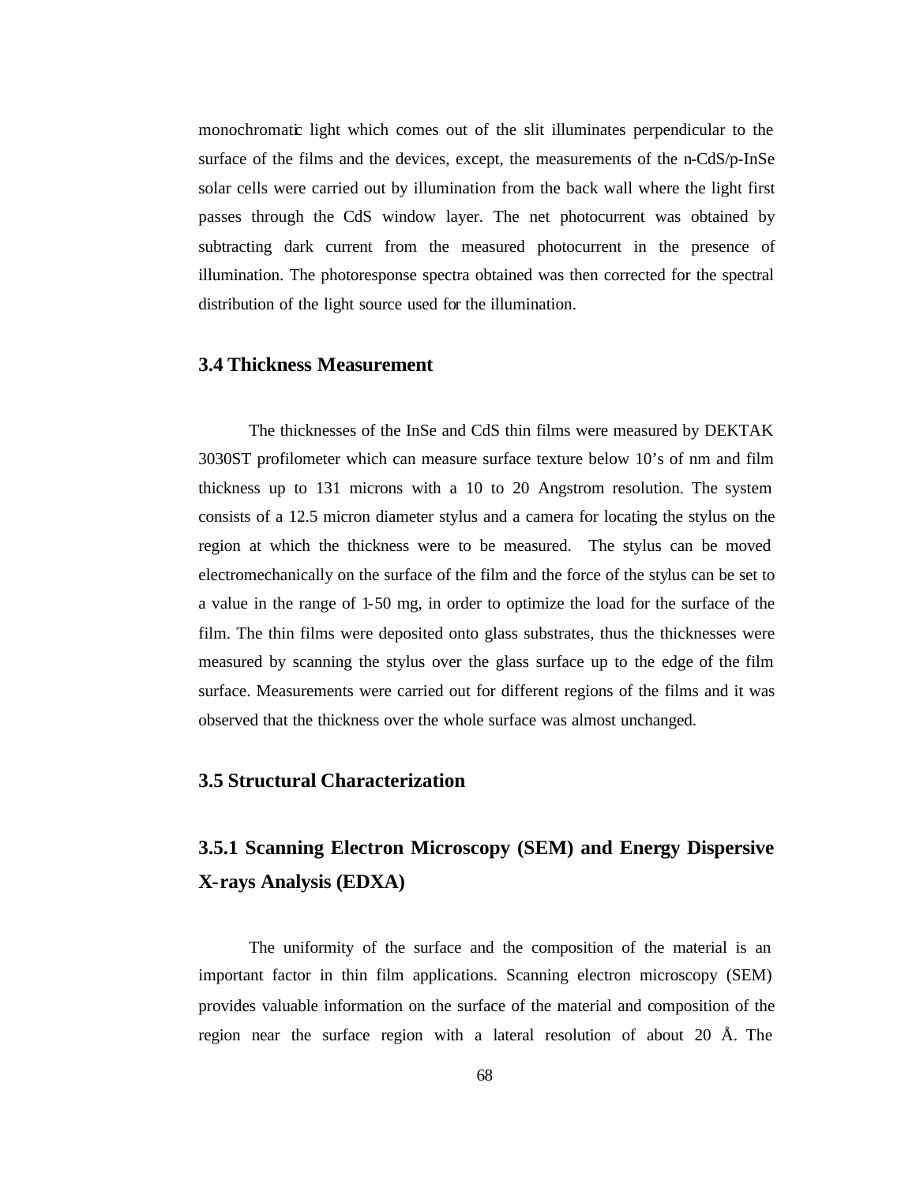monochromatic light which comes out of the slit illuminates perpendicular to the surface of the films and the devices, except, the measurements of the n-CdS/p-InSe solar cells were carried out by illumination from the back wall where the light first passes through the CdS window layer. The net photocurrent was obtained by subtracting dark current from the measured photocurrent in the presence of illumination. The photoresponse spectra obtained was then corrected for the spectral distribution of the light source used for the illumination.

## 3.4 Thickness Measurement

The thicknesses of the InSe and CdS thin films were measured by DEKTAK 3030ST profilometer which can measure surface texture below 10's of nm and film thickness up to 131 microns with a 10 to 20 Angstrom resolution. The system consists of a 12.5 micron diameter stylus and a camera for locating the stylus on the region at which the thickness were to be measured. The stylus can be moved electromechanically on the surface of the film and the force of the stylus can be set to a value in the range of 1-50 mg, in order to optimize the load for the surface of the film. The thin films were deposited onto glass substrates, thus the thicknesses were measured by scanning the stylus over the glass surface up to the edge of the film surface. Measurements were carried out for different regions of the films and it was observed that the thickness over the whole surface was almost unchanged.

## 3.5 Structural Characterization

### 3.5.1 Scanning Electron Microscopy (SEM) and Energy Dispersive X-rays Analysis (EDXA)

The uniformity of the surface and the composition of the material is an important factor in thin film applications. Scanning electron microscopy (SEM) provides valuable information on the surface of the material and composition of the region near the surface region with a lateral resolution of about 20 Å. The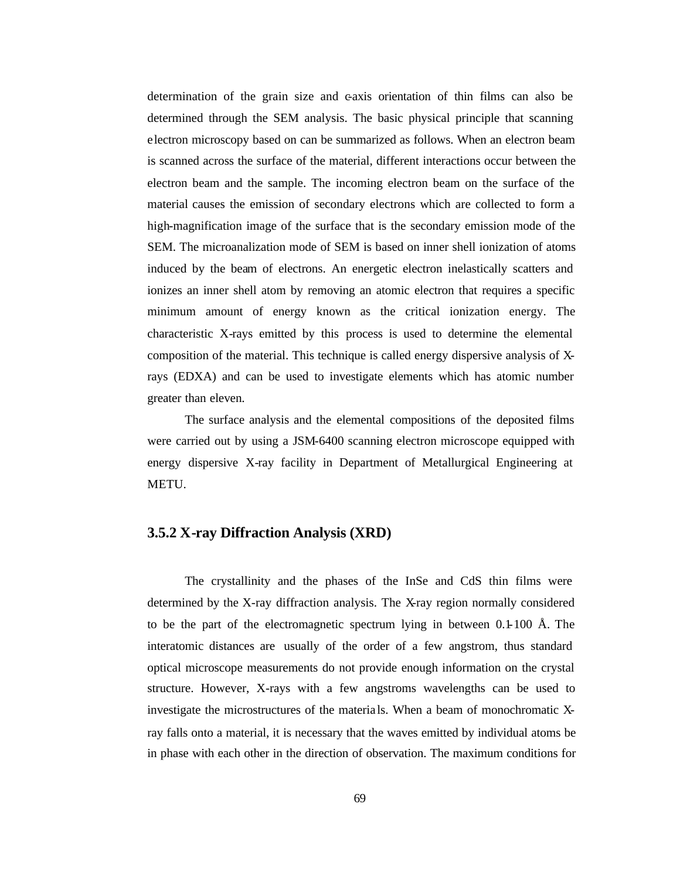determination of the grain size and c-axis orientation of thin films can also be determined through the SEM analysis. The basic physical principle that scanning electron microscopy based on can be summarized as follows. When an electron beam is scanned across the surface of the material, different interactions occur between the electron beam and the sample. The incoming electron beam on the surface of the material causes the emission of secondary electrons which are collected to form a high-magnification image of the surface that is the secondary emission mode of the SEM. The microanalization mode of SEM is based on inner shell ionization of atoms induced by the beam of electrons. An energetic electron inelastically scatters and ionizes an inner shell atom by removing an atomic electron that requires a specific minimum amount of energy known as the critical ionization energy. The characteristic X-rays emitted by this process is used to determine the elemental composition of the material. This technique is called energy dispersive analysis of X-rays (EDXA) and can be used to investigate elements which has atomic number greater than eleven.

The surface analysis and the elemental compositions of the deposited films were carried out by using a JSM-6400 scanning electron microscope equipped with energy dispersive X-ray facility in Department of Metallurgical Engineering at METU.

### 3.5.2 X-ray Diffraction Analysis (XRD)

The crystallinity and the phases of the InSe and CdS thin films were determined by the X-ray diffraction analysis. The X-ray region normally considered to be the part of the electromagnetic spectrum lying in between 0.1-100 Å. The interatomic distances are usually of the order of a few angstrom, thus standard optical microscope measurements do not provide enough information on the crystal structure. However, X-rays with a few angstroms wavelengths can be used to investigate the microstructures of the materials. When a beam of monochromatic X-ray falls onto a material, it is necessary that the waves emitted by individual atoms be in phase with each other in the direction of observation. The maximum conditions for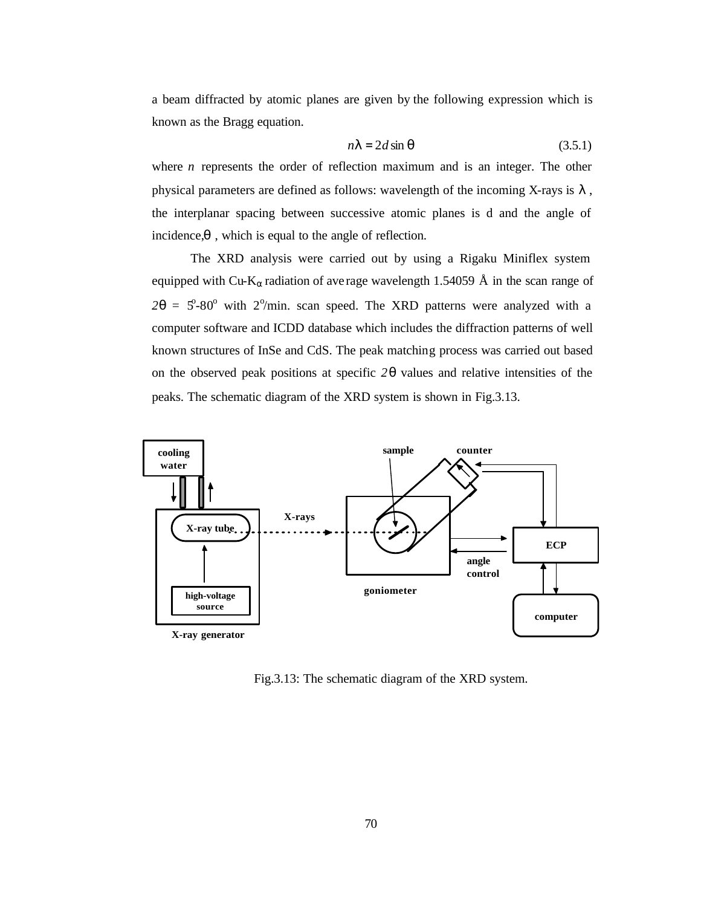a beam diffracted by atomic planes are given by the following expression which is known as the Bragg equation.

$$n\lambda = 2d \sin\theta \qquad (3.5.1)$$

where $n$ represents the order of reflection maximum and is an integer. The other physical parameters are defined as follows: wavelength of the incoming X-rays is $\lambda$, the interplanar spacing between successive atomic planes is d and the angle of incidence, $\theta$, which is equal to the angle of reflection.

The XRD analysis were carried out by using a Rigaku Miniflex system equipped with Cu-$K_\alpha$ radiation of average wavelength 1.54059 Å in the scan range of $2\theta$ = 5°-80° with 2°/min. scan speed. The XRD patterns were analyzed with a computer software and ICDD database which includes the diffraction patterns of well known structures of InSe and CdS. The peak matching process was carried out based on the observed peak positions at specific $2\theta$ values and relative intensities of the peaks. The schematic diagram of the XRD system is shown in Fig.3.13.

Fig.3.13: The schematic diagram of the XRD system.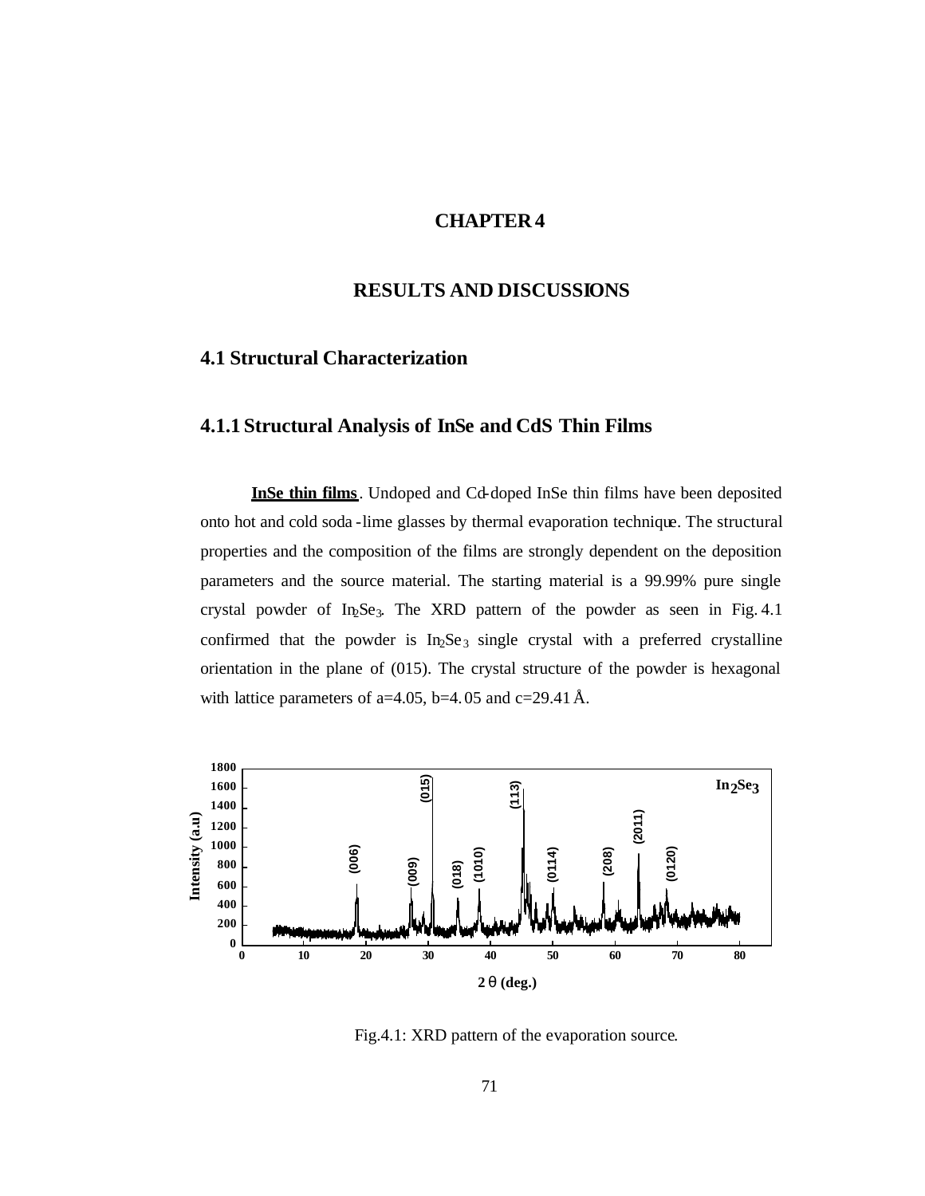# CHAPTER 4

# RESULTS AND DISCUSSIONS

## 4.1 Structural Characterization

### 4.1.1 Structural Analysis of InSe and CdS Thin Films

**InSe thin films**. Undoped and Cd-doped InSe thin films have been deposited onto hot and cold soda-lime glasses by thermal evaporation technique. The structural properties and the composition of the films are strongly dependent on the deposition parameters and the source material. The starting material is a 99.99% pure single crystal powder of $In_2Se_3$. The XRD pattern of the powder as seen in Fig. 4.1 confirmed that the powder is $In_2Se_3$ single crystal with a preferred crystalline orientation in the plane of (015). The crystal structure of the powder is hexagonal with lattice parameters of a=4.05, b=4.05 and c=29.41 Å.

Fig.4.1: XRD pattern of the evaporation source.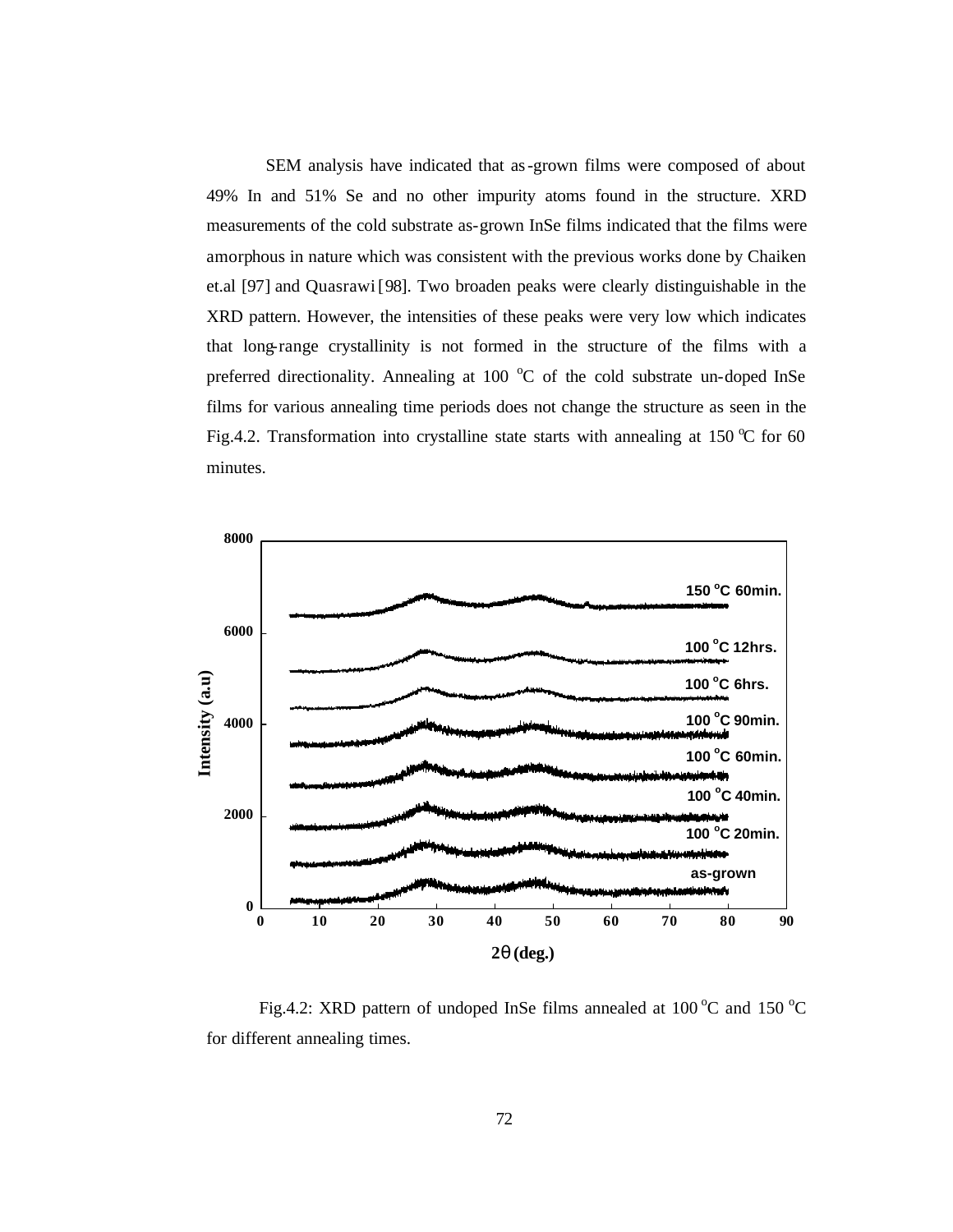SEM analysis have indicated that as-grown films were composed of about 49% In and 51% Se and no other impurity atoms found in the structure. XRD measurements of the cold substrate as-grown InSe films indicated that the films were amorphous in nature which was consistent with the previous works done by Chaiken et.al [97] and Quasrawi [98]. Two broaden peaks were clearly distinguishable in the XRD pattern. However, the intensities of these peaks were very low which indicates that long-range crystallinity is not formed in the structure of the films with a preferred directionality. Annealing at 100 $^{o}$C of the cold substrate un-doped InSe films for various annealing time periods does not change the structure as seen in the Fig.4.2. Transformation into crystalline state starts with annealing at 150 $^{o}$C for 60 minutes.

Fig.4.2: XRD pattern of undoped InSe films annealed at 100 $^{o}$C and 150 $^{o}$C for different annealing times.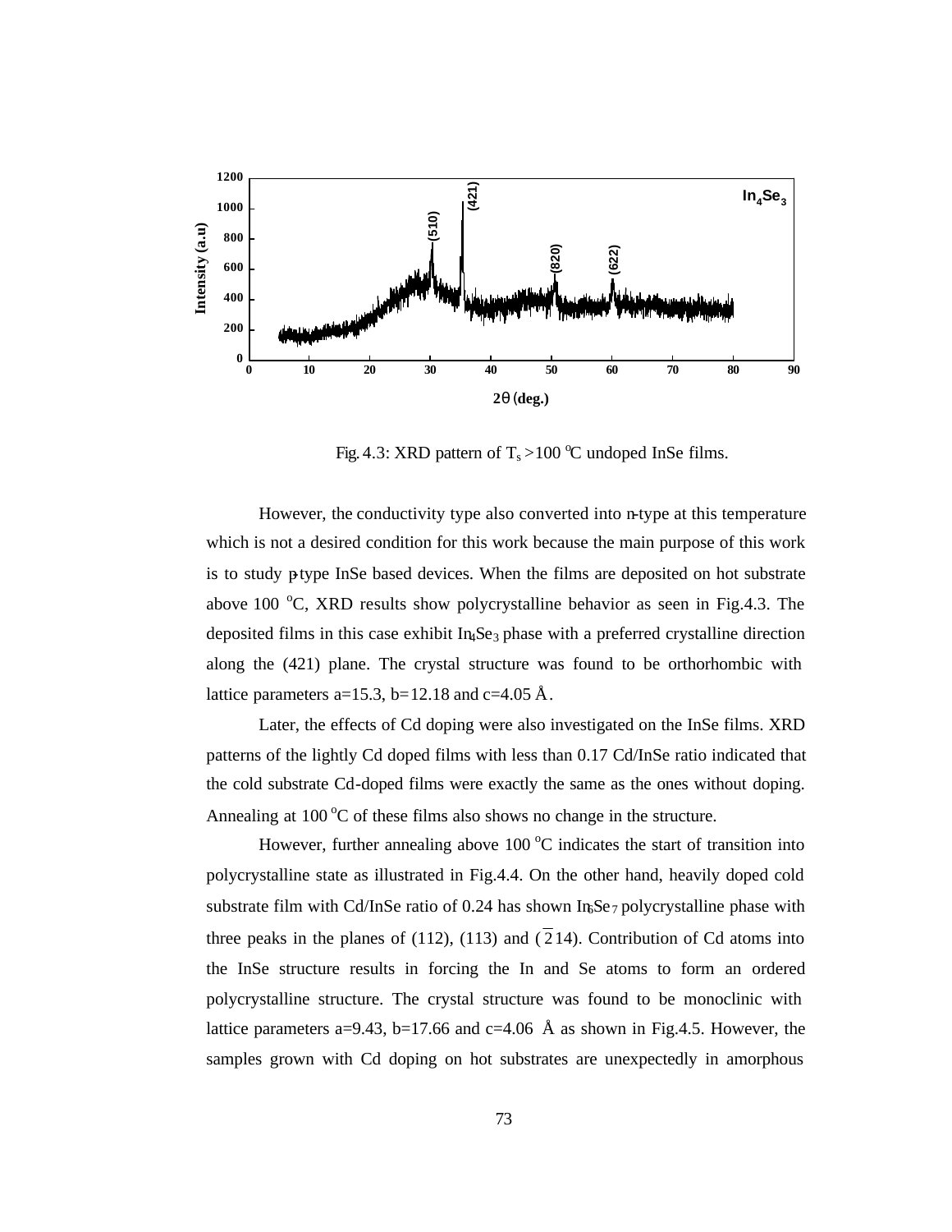Fig. 4.3: XRD pattern of $T_s > 100$ °C undoped InSe films.

However, the conductivity type also converted into n-type at this temperature which is not a desired condition for this work because the main purpose of this work is to study p-type InSe based devices. When the films are deposited on hot substrate above 100 °C, XRD results show polycrystalline behavior as seen in Fig.4.3. The deposited films in this case exhibit $In_4Se_3$ phase with a preferred crystalline direction along the (421) plane. The crystal structure was found to be orthorhombic with lattice parameters a=15.3, b=12.18 and c=4.05 Å.

Later, the effects of Cd doping were also investigated on the InSe films. XRD patterns of the lightly Cd doped films with less than 0.17 Cd/InSe ratio indicated that the cold substrate Cd-doped films were exactly the same as the ones without doping. Annealing at 100 °C of these films also shows no change in the structure.

However, further annealing above 100 °C indicates the start of transition into polycrystalline state as illustrated in Fig.4.4. On the other hand, heavily doped cold substrate film with Cd/InSe ratio of 0.24 has shown $In_6Se_7$ polycrystalline phase with three peaks in the planes of (112), (113) and ($\bar{2}14$). Contribution of Cd atoms into the InSe structure results in forcing the In and Se atoms to form an ordered polycrystalline structure. The crystal structure was found to be monoclinic with lattice parameters a=9.43, b=17.66 and c=4.06 Å as shown in Fig.4.5. However, the samples grown with Cd doping on hot substrates are unexpectedly in amorphous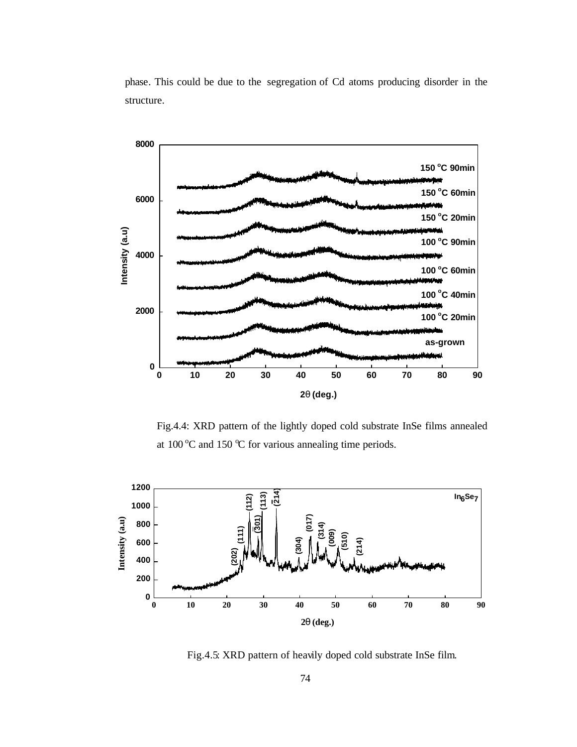phase. This could be due to the segregation of Cd atoms producing disorder in the structure.

Fig.4.4: XRD pattern of the lightly doped cold substrate InSe films annealed at 100 $^{o}$C and 150 $^{o}$C for various annealing time periods.

Fig.4.5: XRD pattern of heavily doped cold substrate InSe film.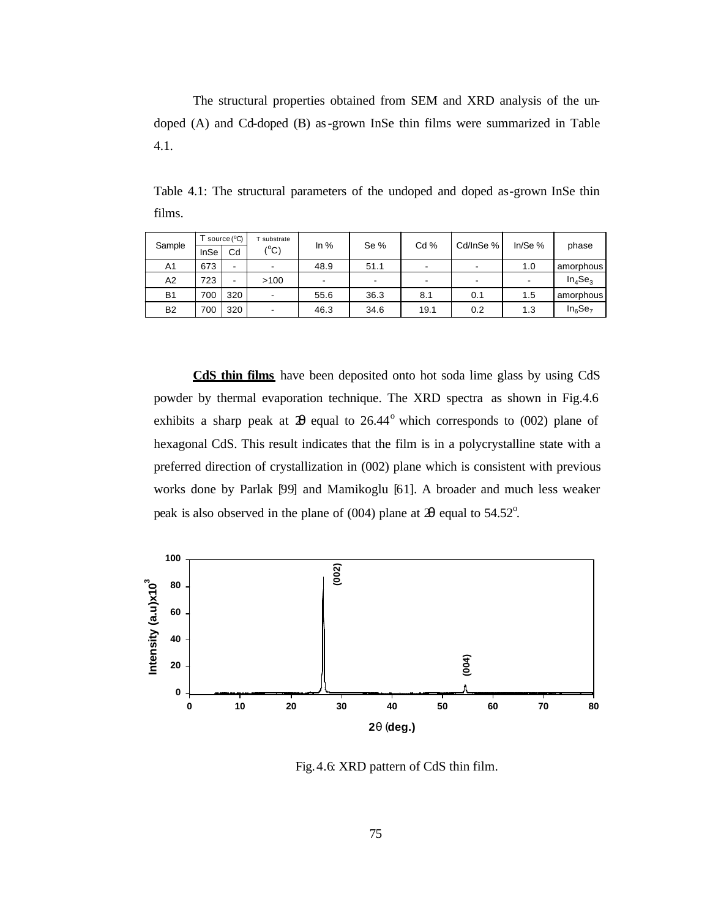The structural properties obtained from SEM and XRD analysis of the un-doped (A) and Cd-doped (B) as-grown InSe thin films were summarized in Table 4.1.

Table 4.1: The structural parameters of the undoped and doped as-grown InSe thin films.

| Sample | T source (°C) | | T substrate (°C) | In % | Se % | Cd % | Cd/InSe % | In/Se % | phase |
|---|---|---|---|---|---|---|---|---|---|
| | InSe | Cd | | | | | | | |
| A1 | 673 | - | - | 48.9 | 51.1 | - | - | 1.0 | amorphous |
| A2 | 723 | - | >100 | - | - | - | - | - | $In_4Se_3$ |
| B1 | 700 | 320 | - | 55.6 | 36.3 | 8.1 | 0.1 | 1.5 | amorphous |
| B2 | 700 | 320 | - | 46.3 | 34.6 | 19.1 | 0.2 | 1.3 | $In_6Se_7$ |

**CdS thin films** have been deposited onto hot soda lime glass by using CdS powder by thermal evaporation technique. The XRD spectra as shown in Fig.4.6 exhibits a sharp peak at $2\theta$ equal to $26.44^{o}$ which corresponds to (002) plane of hexagonal CdS. This result indicates that the film is in a polycrystalline state with a preferred direction of crystallization in (002) plane which is consistent with previous works done by Parlak [99] and Mamikoglu [61]. A broader and much less weaker peak is also observed in the plane of (004) plane at $2\theta$ equal to $54.52^{o}$.

Fig.4.6: XRD pattern of CdS thin film.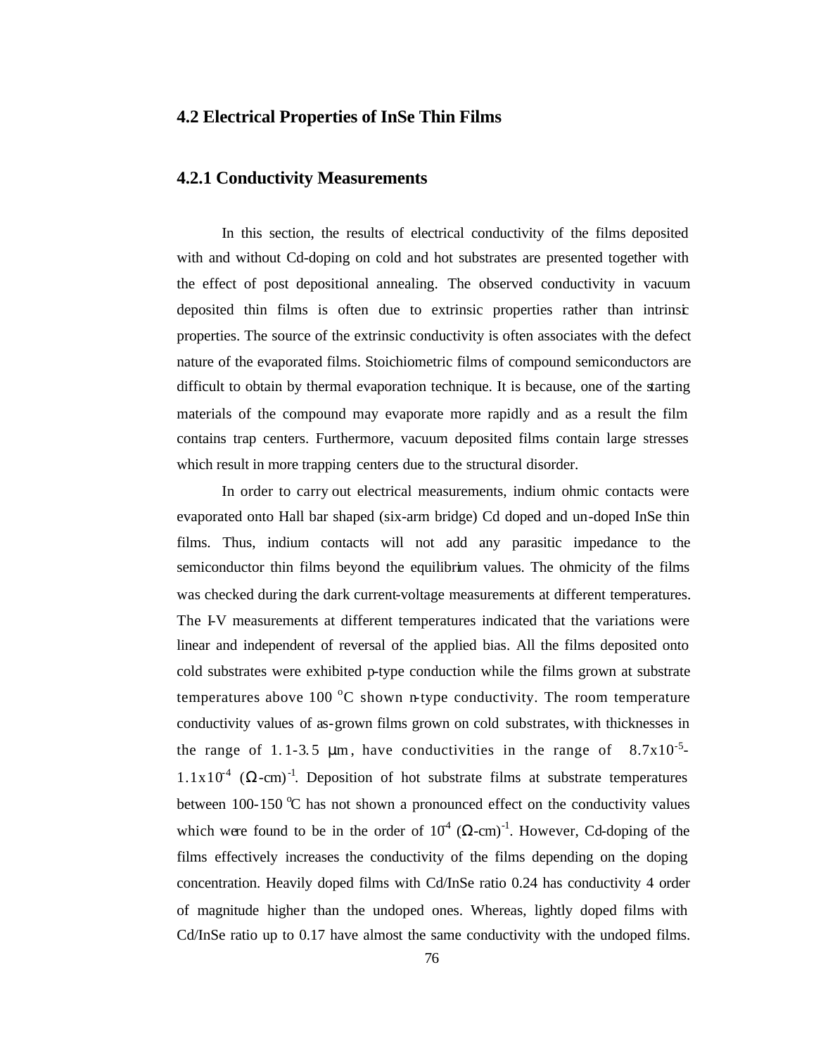## 4.2 Electrical Properties of InSe Thin Films

### 4.2.1 Conductivity Measurements

In this section, the results of electrical conductivity of the films deposited with and without Cd-doping on cold and hot substrates are presented together with the effect of post depositional annealing. The observed conductivity in vacuum deposited thin films is often due to extrinsic properties rather than intrinsic properties. The source of the extrinsic conductivity is often associates with the defect nature of the evaporated films. Stoichiometric films of compound semiconductors are difficult to obtain by thermal evaporation technique. It is because, one of the starting materials of the compound may evaporate more rapidly and as a result the film contains trap centers. Furthermore, vacuum deposited films contain large stresses which result in more trapping centers due to the structural disorder.

In order to carry out electrical measurements, indium ohmic contacts were evaporated onto Hall bar shaped (six-arm bridge) Cd doped and un-doped InSe thin films. Thus, indium contacts will not add any parasitic impedance to the semiconductor thin films beyond the equilibrium values. The ohmicity of the films was checked during the dark current-voltage measurements at different temperatures. The I-V measurements at different temperatures indicated that the variations were linear and independent of reversal of the applied bias. All the films deposited onto cold substrates were exhibited p-type conduction while the films grown at substrate temperatures above 100 $^{o}$C shown n-type conductivity. The room temperature conductivity values of as-grown films grown on cold substrates, with thicknesses in the range of 1.1-3.5 μm, have conductivities in the range of $8.7\times10^{-5}$-$1.1\times10^{-4}$ $(\Omega\text{-cm})^{-1}$. Deposition of hot substrate films at substrate temperatures between 100-150 $^{o}$C has not shown a pronounced effect on the conductivity values which were found to be in the order of $10^{4}$ $(\Omega\text{-cm})^{-1}$. However, Cd-doping of the films effectively increases the conductivity of the films depending on the doping concentration. Heavily doped films with Cd/InSe ratio 0.24 has conductivity 4 order of magnitude higher than the undoped ones. Whereas, lightly doped films with Cd/InSe ratio up to 0.17 have almost the same conductivity with the undoped films.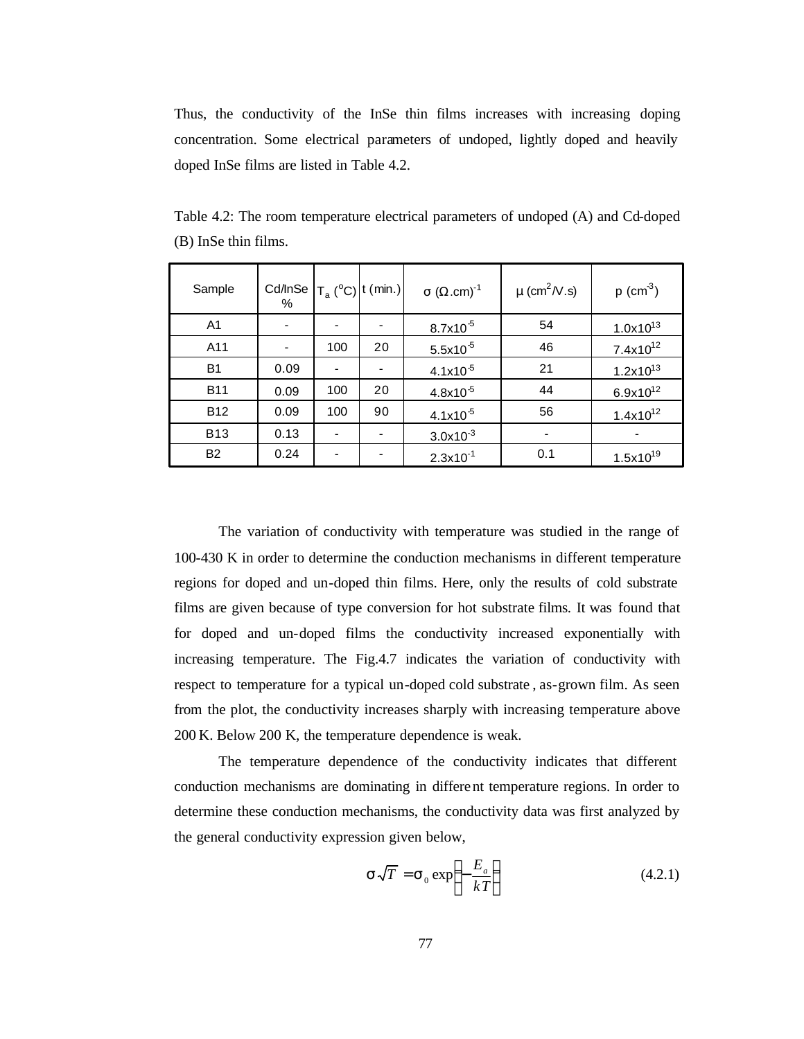Thus, the conductivity of the InSe thin films increases with increasing doping concentration. Some electrical parameters of undoped, lightly doped and heavily doped InSe films are listed in Table 4.2.

Table 4.2: The room temperature electrical parameters of undoped (A) and Cd-doped (B) InSe thin films.

| Sample | Cd/InSe % | $T_a$ ($^oC$) | t (min.) | $\sigma$ ($\Omega$.cm)$^{-1}$ | $\mu$ (cm$^2$/V.s) | p (cm$^{-3}$) |
|---|---|---|---|---|---|---|
| A1 | - | - | - | $8.7\times10^{-5}$ | 54 | $1.0\times10^{13}$ |
| A11 | - | 100 | 20 | $5.5\times10^{-5}$ | 46 | $7.4\times10^{12}$ |
| B1 | 0.09 | - | - | $4.1\times10^{-5}$ | 21 | $1.2\times10^{13}$ |
| B11 | 0.09 | 100 | 20 | $4.8\times10^{-5}$ | 44 | $6.9\times10^{12}$ |
| B12 | 0.09 | 100 | 90 | $4.1\times10^{-5}$ | 56 | $1.4\times10^{12}$ |
| B13 | 0.13 | - | - | $3.0\times10^{-3}$ | - | - |
| B2 | 0.24 | - | - | $2.3\times10^{-1}$ | 0.1 | $1.5\times10^{19}$ |

The variation of conductivity with temperature was studied in the range of 100-430 K in order to determine the conduction mechanisms in different temperature regions for doped and un-doped thin films. Here, only the results of cold substrate films are given because of type conversion for hot substrate films. It was found that for doped and un-doped films the conductivity increased exponentially with increasing temperature. The Fig.4.7 indicates the variation of conductivity with respect to temperature for a typical un-doped cold substrate, as-grown film. As seen from the plot, the conductivity increases sharply with increasing temperature above 200 K. Below 200 K, the temperature dependence is weak.

The temperature dependence of the conductivity indicates that different conduction mechanisms are dominating in different temperature regions. In order to determine these conduction mechanisms, the conductivity data was first analyzed by the general conductivity expression given below,

$$\sigma\sqrt{T} = \sigma_0 \exp\left(-\frac{E_a}{kT}\right) \tag{4.2.1}$$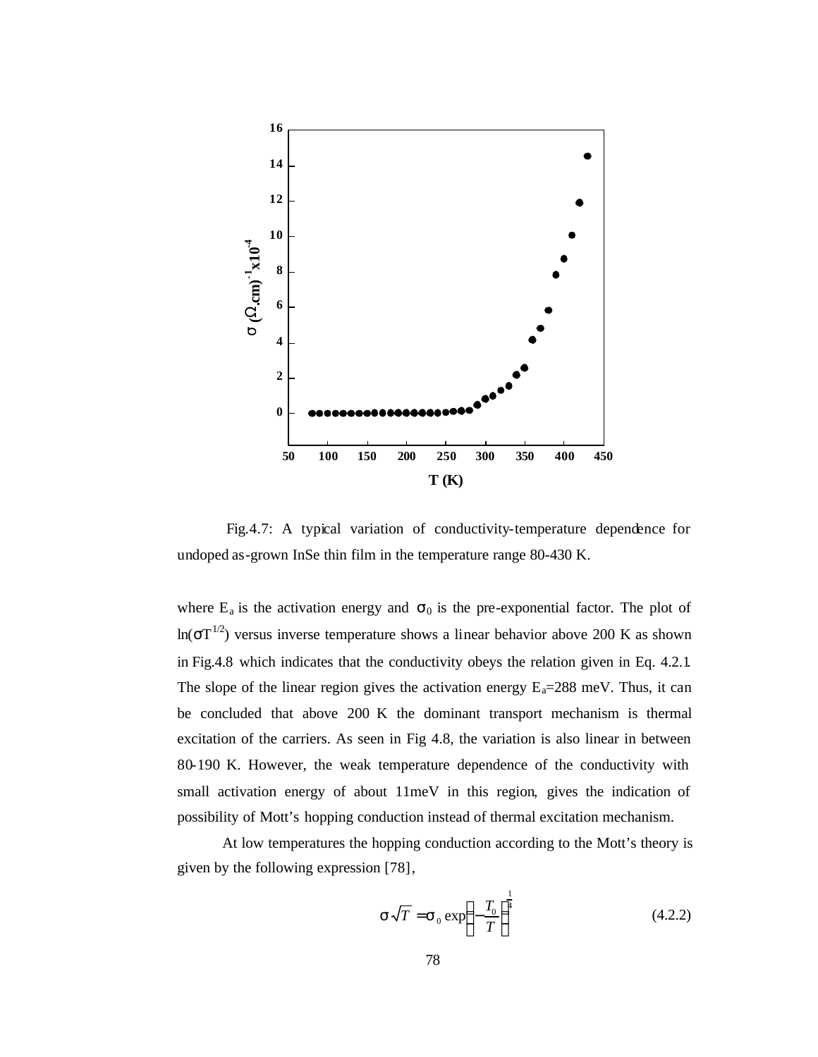Fig.4.7: A typical variation of conductivity-temperature dependence for undoped as-grown InSe thin film in the temperature range 80-430 K.

where $E_a$ is the activation energy and $\sigma_0$ is the pre-exponential factor. The plot of $\ln(\sigma T^{1/2})$ versus inverse temperature shows a linear behavior above 200 K as shown in Fig.4.8 which indicates that the conductivity obeys the relation given in Eq. 4.2.1. The slope of the linear region gives the activation energy $E_a$=288 meV. Thus, it can be concluded that above 200 K the dominant transport mechanism is thermal excitation of the carriers. As seen in Fig 4.8, the variation is also linear in between 80-190 K. However, the weak temperature dependence of the conductivity with small activation energy of about 11meV in this region, gives the indication of possibility of Mott's hopping conduction instead of thermal excitation mechanism.

At low temperatures the hopping conduction according to the Mott's theory is given by the following expression [78],

$$\sigma\sqrt{T} = \sigma_0 \exp\left(-\frac{T_0}{T}\right)^{\frac{1}{4}} \tag{4.2.2}$$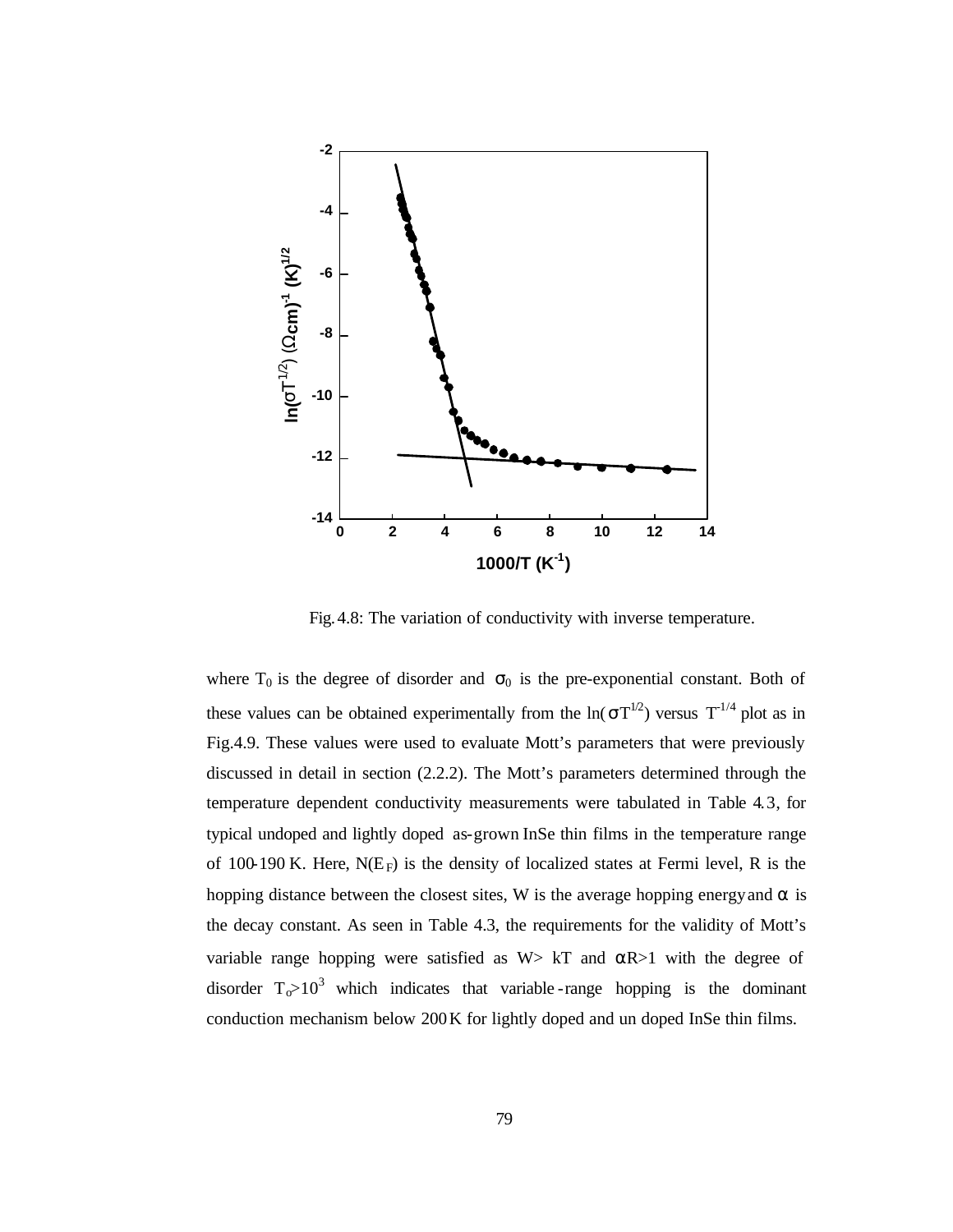Fig. 4.8: The variation of conductivity with inverse temperature.

where $T_0$ is the degree of disorder and $\sigma_0$ is the pre-exponential constant. Both of these values can be obtained experimentally from the $\ln(\sigma T^{1/2})$ versus $T^{-1/4}$ plot as in Fig.4.9. These values were used to evaluate Mott's parameters that were previously discussed in detail in section (2.2.2). The Mott's parameters determined through the temperature dependent conductivity measurements were tabulated in Table 4.3, for typical undoped and lightly doped as-grown InSe thin films in the temperature range of 100-190 K. Here, $N(E_F)$ is the density of localized states at Fermi level, R is the hopping distance between the closest sites, W is the average hopping energy and $\alpha$ is the decay constant. As seen in Table 4.3, the requirements for the validity of Mott's variable range hopping were satisfied as W> kT and $\alpha R>1$ with the degree of disorder $T_o>10^3$ which indicates that variable-range hopping is the dominant conduction mechanism below 200 K for lightly doped and un doped InSe thin films.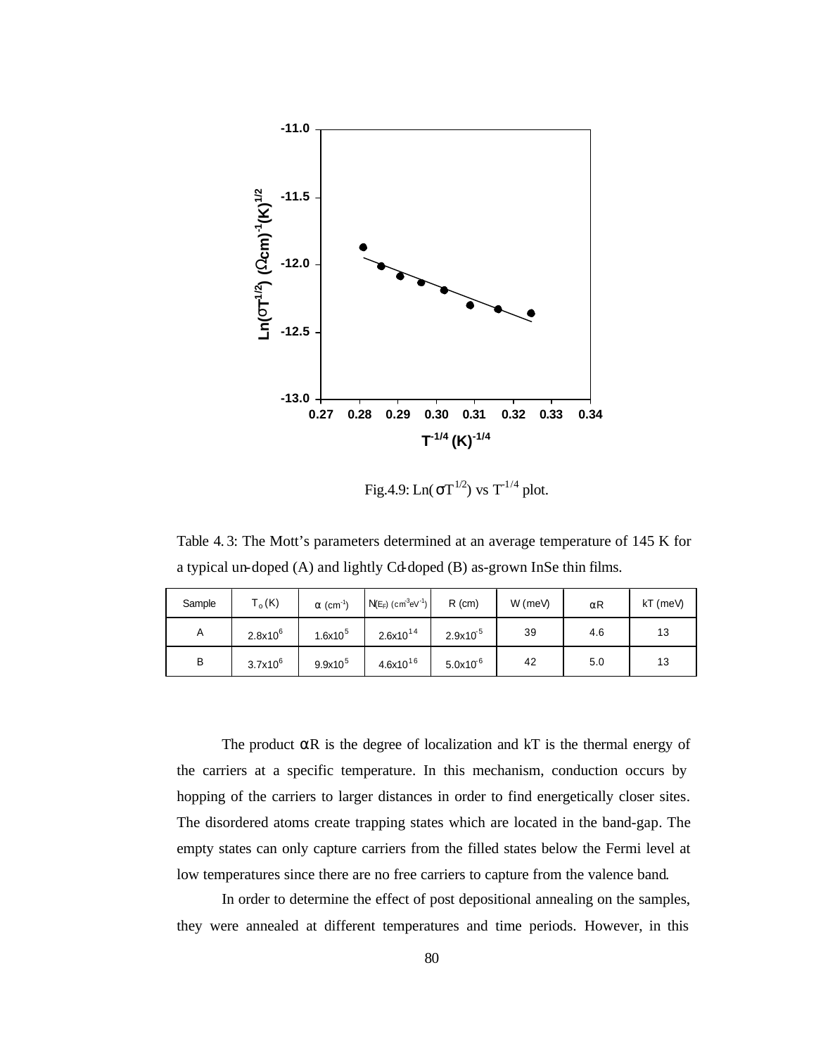Fig.4.9: $\mathrm{Ln}(\sigma T^{1/2})$ vs $T^{-1/4}$ plot.

Table 4.3: The Mott's parameters determined at an average temperature of 145 K for a typical un-doped (A) and lightly Cd-doped (B) as-grown InSe thin films.

| Sample | $T_o$ (K) | $\alpha$ ($cm^{-1}$) | $N(E_F)$ ($cm^{-3}eV^{-1}$) | R (cm) | W (meV) | $\alpha R$ | kT (meV) |
|---|---|---|---|---|---|---|---|
| A | $2.8\times10^{6}$ | $1.6\times10^{5}$ | $2.6\times10^{14}$ | $2.9\times10^{-5}$ | 39 | 4.6 | 13 |
| B | $3.7\times10^{6}$ | $9.9\times10^{5}$ | $4.6\times10^{16}$ | $5.0\times10^{-6}$ | 42 | 5.0 | 13 |

The product $\alpha R$ is the degree of localization and kT is the thermal energy of the carriers at a specific temperature. In this mechanism, conduction occurs by hopping of the carriers to larger distances in order to find energetically closer sites. The disordered atoms create trapping states which are located in the band-gap. The empty states can only capture carriers from the filled states below the Fermi level at low temperatures since there are no free carriers to capture from the valence band.

In order to determine the effect of post depositional annealing on the samples, they were annealed at different temperatures and time periods. However, in this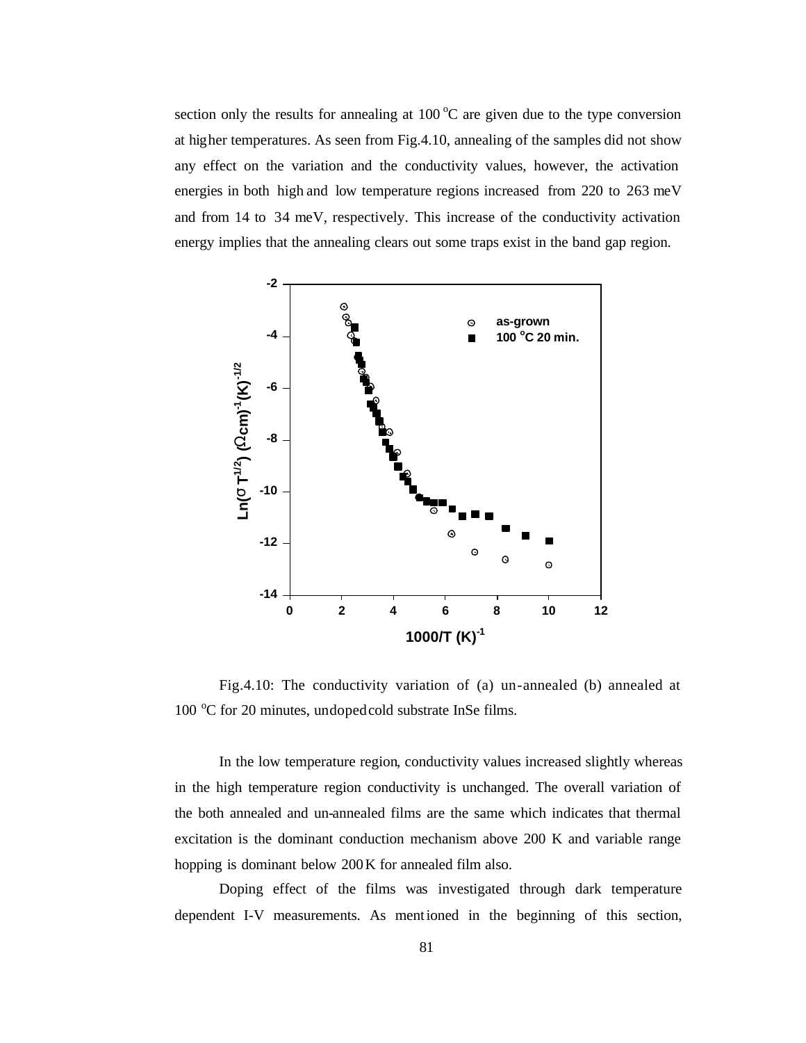section only the results for annealing at 100 $^{o}$C are given due to the type conversion at higher temperatures. As seen from Fig.4.10, annealing of the samples did not show any effect on the variation and the conductivity values, however, the activation energies in both high and low temperature regions increased from 220 to 263 meV and from 14 to 34 meV, respectively. This increase of the conductivity activation energy implies that the annealing clears out some traps exist in the band gap region.

Fig.4.10: The conductivity variation of (a) un-annealed (b) annealed at 100 $^{o}$C for 20 minutes, undoped cold substrate InSe films.

In the low temperature region, conductivity values increased slightly whereas in the high temperature region conductivity is unchanged. The overall variation of the both annealed and un-annealed films are the same which indicates that thermal excitation is the dominant conduction mechanism above 200 K and variable range hopping is dominant below 200 K for annealed film also.

Doping effect of the films was investigated through dark temperature dependent I-V measurements. As mentioned in the beginning of this section,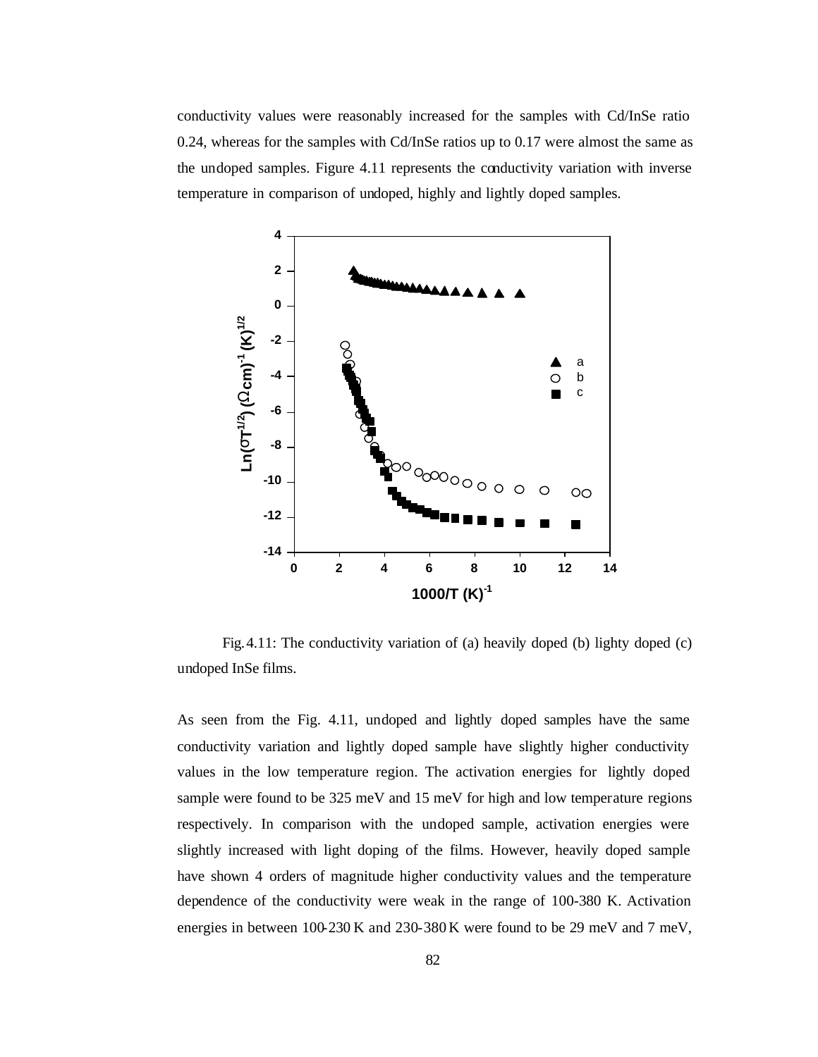conductivity values were reasonably increased for the samples with Cd/InSe ratio 0.24, whereas for the samples with Cd/InSe ratios up to 0.17 were almost the same as the undoped samples. Figure 4.11 represents the conductivity variation with inverse temperature in comparison of undoped, highly and lightly doped samples.

Fig.4.11: The conductivity variation of (a) heavily doped (b) lighty doped (c) undoped InSe films.

As seen from the Fig. 4.11, undoped and lightly doped samples have the same conductivity variation and lightly doped sample have slightly higher conductivity values in the low temperature region. The activation energies for lightly doped sample were found to be 325 meV and 15 meV for high and low temperature regions respectively. In comparison with the undoped sample, activation energies were slightly increased with light doping of the films. However, heavily doped sample have shown 4 orders of magnitude higher conductivity values and the temperature dependence of the conductivity were weak in the range of 100-380 K. Activation energies in between 100-230 K and 230-380 K were found to be 29 meV and 7 meV,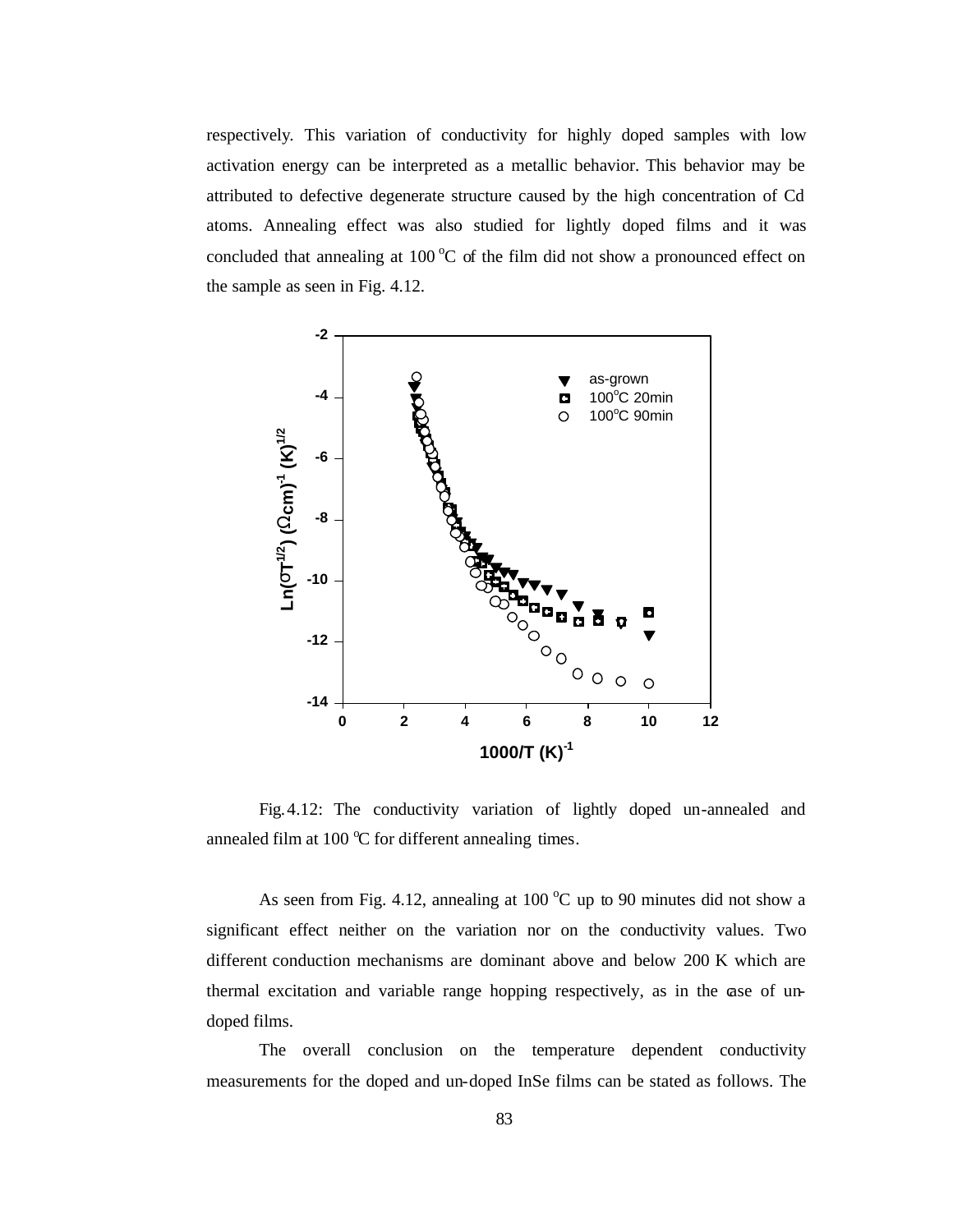respectively. This variation of conductivity for highly doped samples with low activation energy can be interpreted as a metallic behavior. This behavior may be attributed to defective degenerate structure caused by the high concentration of Cd atoms. Annealing effect was also studied for lightly doped films and it was concluded that annealing at 100 $^{o}$C of the film did not show a pronounced effect on the sample as seen in Fig. 4.12.

Fig. 4.12: The conductivity variation of lightly doped un-annealed and annealed film at 100 $^{o}$C for different annealing times.

As seen from Fig. 4.12, annealing at 100 $^{o}$C up to 90 minutes did not show a significant effect neither on the variation nor on the conductivity values. Two different conduction mechanisms are dominant above and below 200 K which are thermal excitation and variable range hopping respectively, as in the case of un-doped films.

The overall conclusion on the temperature dependent conductivity measurements for the doped and un-doped InSe films can be stated as follows. The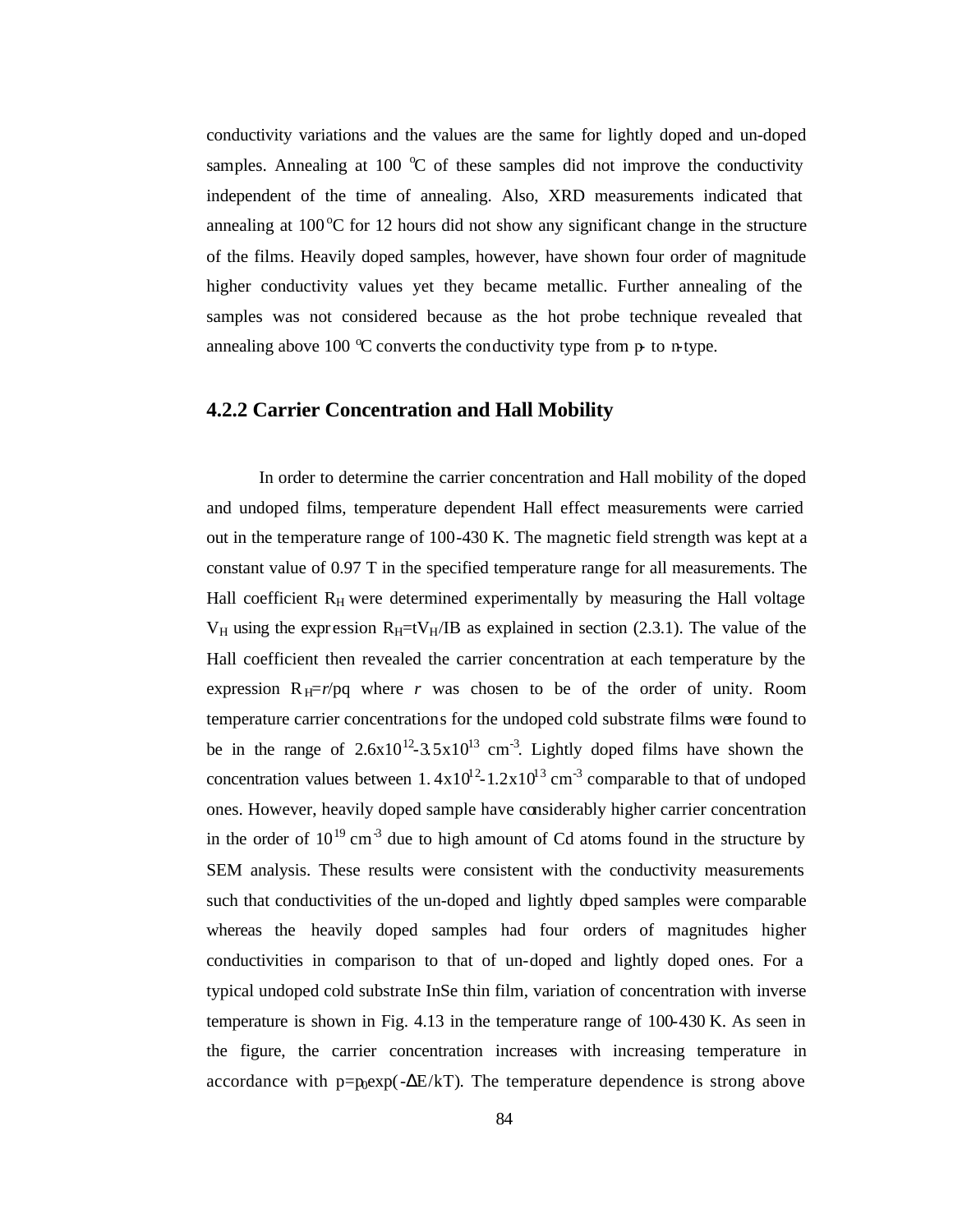conductivity variations and the values are the same for lightly doped and un-doped samples. Annealing at 100 °C of these samples did not improve the conductivity independent of the time of annealing. Also, XRD measurements indicated that annealing at 100 °C for 12 hours did not show any significant change in the structure of the films. Heavily doped samples, however, have shown four order of magnitude higher conductivity values yet they became metallic. Further annealing of the samples was not considered because as the hot probe technique revealed that annealing above 100 °C converts the conductivity type from p- to n-type.

### 4.2.2 Carrier Concentration and Hall Mobility

In order to determine the carrier concentration and Hall mobility of the doped and undoped films, temperature dependent Hall effect measurements were carried out in the temperature range of 100-430 K. The magnetic field strength was kept at a constant value of 0.97 T in the specified temperature range for all measurements. The Hall coefficient $R_H$ were determined experimentally by measuring the Hall voltage $V_H$ using the expression $R_H=tV_H/IB$ as explained in section (2.3.1). The value of the Hall coefficient then revealed the carrier concentration at each temperature by the expression $R_H=r/pq$ where $r$ was chosen to be of the order of unity. Room temperature carrier concentrations for the undoped cold substrate films were found to be in the range of $2.6\times10^{12}$-$3.5\times10^{13}$ cm$^{-3}$. Lightly doped films have shown the concentration values between $1.4\times10^{12}$-$1.2\times10^{13}$ cm$^{-3}$ comparable to that of undoped ones. However, heavily doped sample have considerably higher carrier concentration in the order of $10^{19}$ cm$^{-3}$ due to high amount of Cd atoms found in the structure by SEM analysis. These results were consistent with the conductivity measurements such that conductivities of the un-doped and lightly doped samples were comparable whereas the heavily doped samples had four orders of magnitudes higher conductivities in comparison to that of un-doped and lightly doped ones. For a typical undoped cold substrate InSe thin film, variation of concentration with inverse temperature is shown in Fig. 4.13 in the temperature range of 100-430 K. As seen in the figure, the carrier concentration increases with increasing temperature in accordance with $p=p_0\exp(-\Delta E/kT)$. The temperature dependence is strong above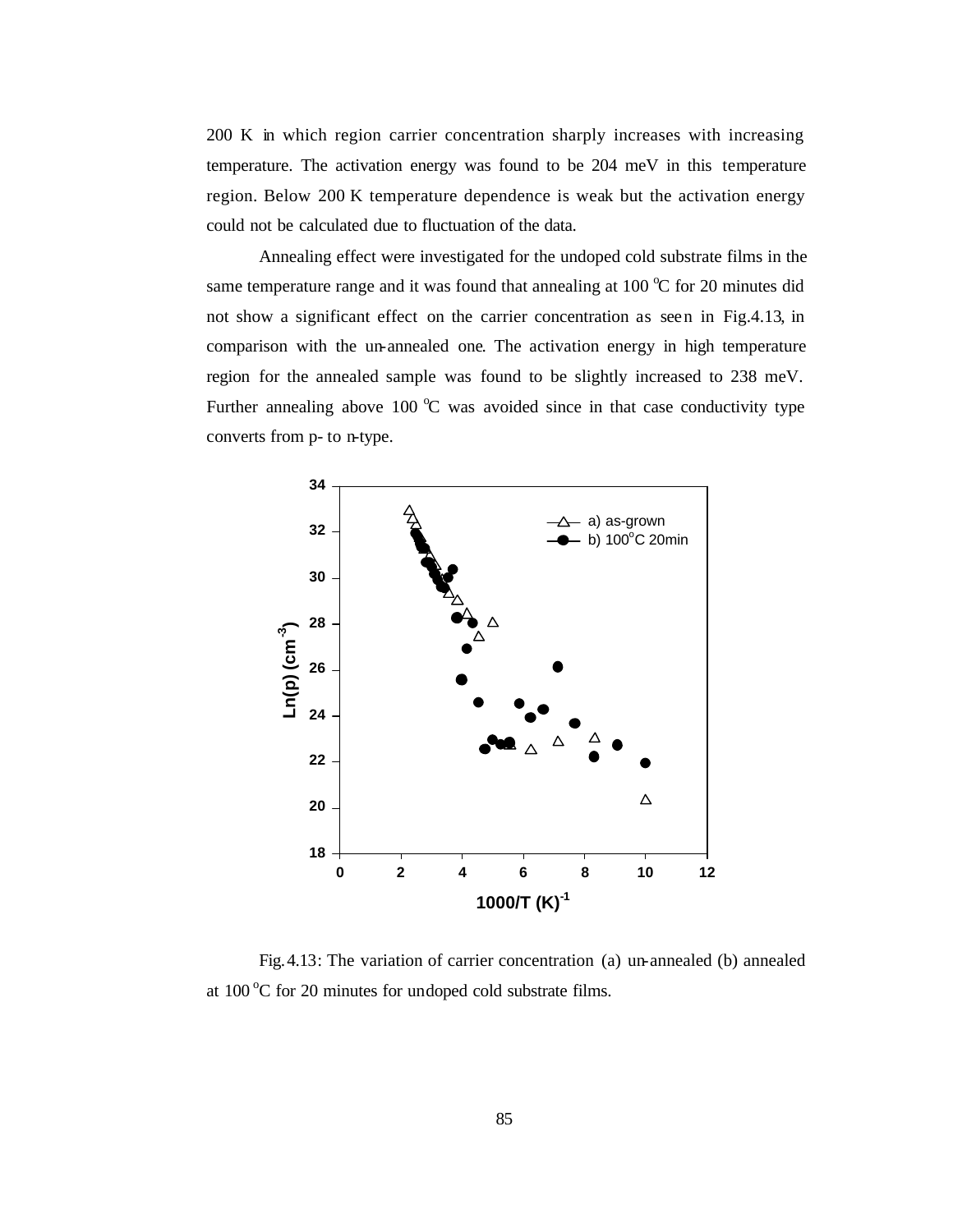200 K in which region carrier concentration sharply increases with increasing temperature. The activation energy was found to be 204 meV in this temperature region. Below 200 K temperature dependence is weak but the activation energy could not be calculated due to fluctuation of the data.

Annealing effect were investigated for the undoped cold substrate films in the same temperature range and it was found that annealing at 100 $^{o}$C for 20 minutes did not show a significant effect on the carrier concentration as seen in Fig.4.13, in comparison with the un-annealed one. The activation energy in high temperature region for the annealed sample was found to be slightly increased to 238 meV. Further annealing above 100 $^{o}$C was avoided since in that case conductivity type converts from p- to n-type.

Fig.4.13: The variation of carrier concentration (a) un-annealed (b) annealed at 100 $^{o}$C for 20 minutes for undoped cold substrate films.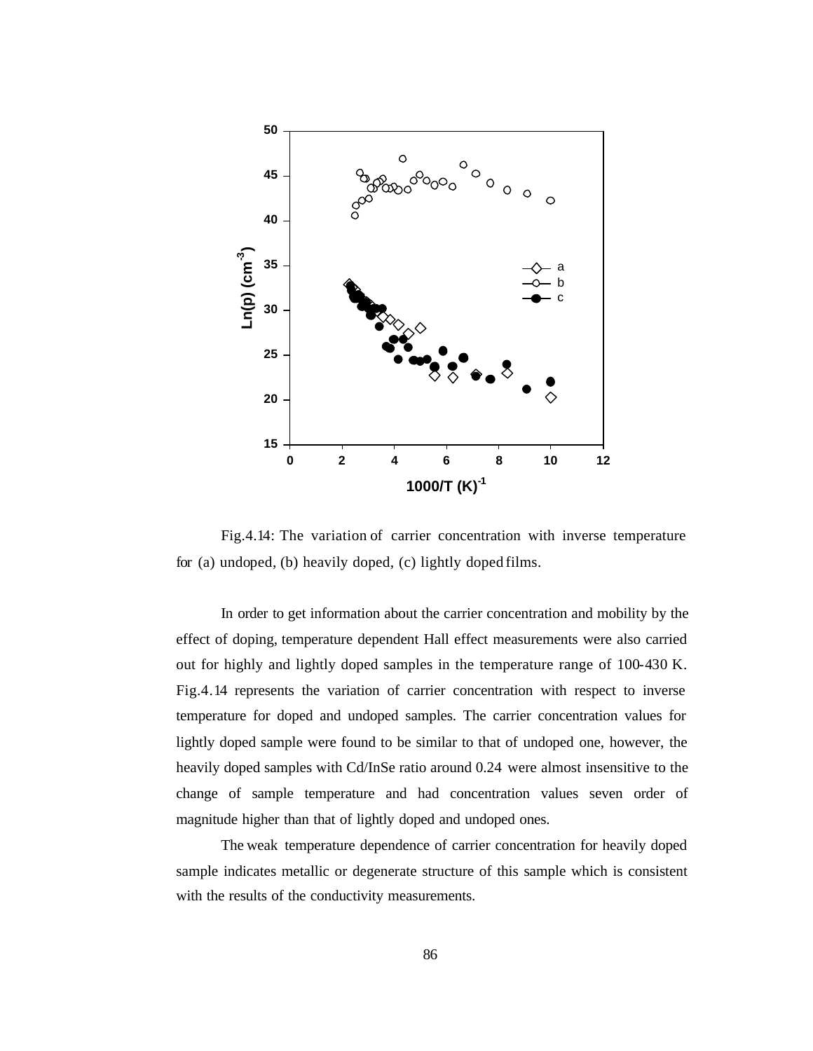Fig.4.14: The variation of carrier concentration with inverse temperature for (a) undoped, (b) heavily doped, (c) lightly doped films.

In order to get information about the carrier concentration and mobility by the effect of doping, temperature dependent Hall effect measurements were also carried out for highly and lightly doped samples in the temperature range of 100-430 K. Fig.4.14 represents the variation of carrier concentration with respect to inverse temperature for doped and undoped samples. The carrier concentration values for lightly doped sample were found to be similar to that of undoped one, however, the heavily doped samples with Cd/InSe ratio around 0.24 were almost insensitive to the change of sample temperature and had concentration values seven order of magnitude higher than that of lightly doped and undoped ones.

The weak temperature dependence of carrier concentration for heavily doped sample indicates metallic or degenerate structure of this sample which is consistent with the results of the conductivity measurements.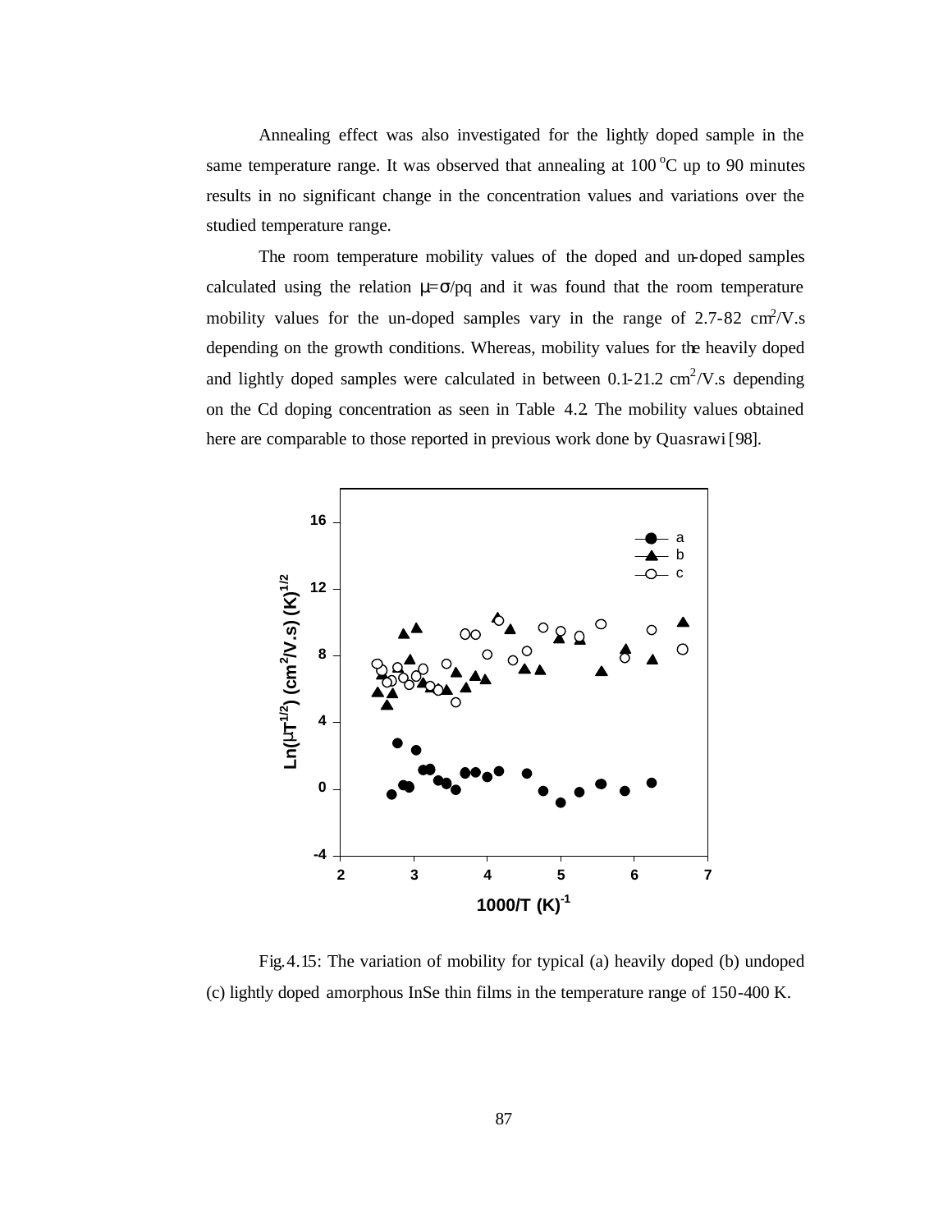Annealing effect was also investigated for the lightly doped sample in the same temperature range. It was observed that annealing at 100 $^oC$ up to 90 minutes results in no significant change in the concentration values and variations over the studied temperature range.

The room temperature mobility values of the doped and un-doped samples calculated using the relation $\mu=\sigma/pq$ and it was found that the room temperature mobility values for the un-doped samples vary in the range of 2.7-82 $cm^2/V.s$ depending on the growth conditions. Whereas, mobility values for the heavily doped and lightly doped samples were calculated in between 0.1-21.2 $cm^2/V.s$ depending on the Cd doping concentration as seen in Table 4.2. The mobility values obtained here are comparable to those reported in previous work done by Quasrawi [98].

Fig. 4.15: The variation of mobility for typical (a) heavily doped (b) undoped (c) lightly doped amorphous InSe thin films in the temperature range of 150-400 K.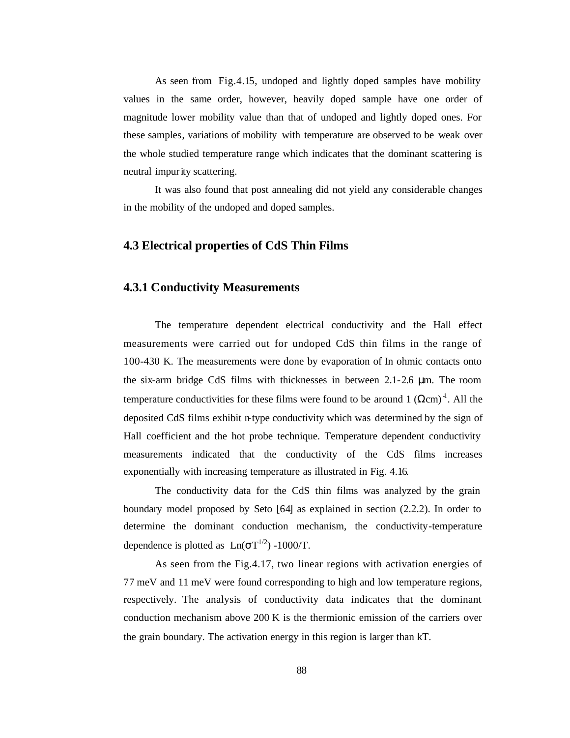As seen from Fig.4.15, undoped and lightly doped samples have mobility values in the same order, however, heavily doped sample have one order of magnitude lower mobility value than that of undoped and lightly doped ones. For these samples, variations of mobility with temperature are observed to be weak over the whole studied temperature range which indicates that the dominant scattering is neutral impurity scattering.

It was also found that post annealing did not yield any considerable changes in the mobility of the undoped and doped samples.

## 4.3 Electrical properties of CdS Thin Films

### 4.3.1 Conductivity Measurements

The temperature dependent electrical conductivity and the Hall effect measurements were carried out for undoped CdS thin films in the range of 100-430 K. The measurements were done by evaporation of In ohmic contacts onto the six-arm bridge CdS films with thicknesses in between 2.1-2.6 μm. The room temperature conductivities for these films were found to be around 1 $(\Omega cm)^{-1}$. All the deposited CdS films exhibit n-type conductivity which was determined by the sign of Hall coefficient and the hot probe technique. Temperature dependent conductivity measurements indicated that the conductivity of the CdS films increases exponentially with increasing temperature as illustrated in Fig. 4.16.

The conductivity data for the CdS thin films was analyzed by the grain boundary model proposed by Seto [64] as explained in section (2.2.2). In order to determine the dominant conduction mechanism, the conductivity-temperature dependence is plotted as $\text{Ln}(\sigma T^{1/2})$ -1000/T.

As seen from the Fig.4.17, two linear regions with activation energies of 77 meV and 11 meV were found corresponding to high and low temperature regions, respectively. The analysis of conductivity data indicates that the dominant conduction mechanism above 200 K is the thermionic emission of the carriers over the grain boundary. The activation energy in this region is larger than kT.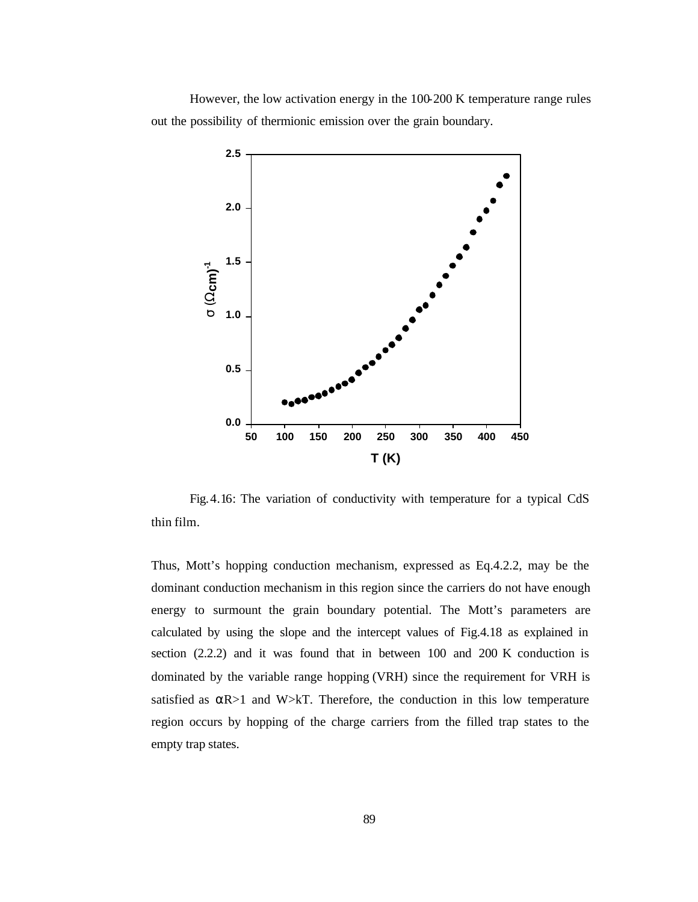However, the low activation energy in the 100-200 K temperature range rules out the possibility of thermionic emission over the grain boundary.

Fig.4.16: The variation of conductivity with temperature for a typical CdS thin film.

Thus, Mott's hopping conduction mechanism, expressed as Eq.4.2.2, may be the dominant conduction mechanism in this region since the carriers do not have enough energy to surmount the grain boundary potential. The Mott's parameters are calculated by using the slope and the intercept values of Fig.4.18 as explained in section (2.2.2) and it was found that in between 100 and 200 K conduction is dominated by the variable range hopping (VRH) since the requirement for VRH is satisfied as $\alpha R>1$ and $W>kT$. Therefore, the conduction in this low temperature region occurs by hopping of the charge carriers from the filled trap states to the empty trap states.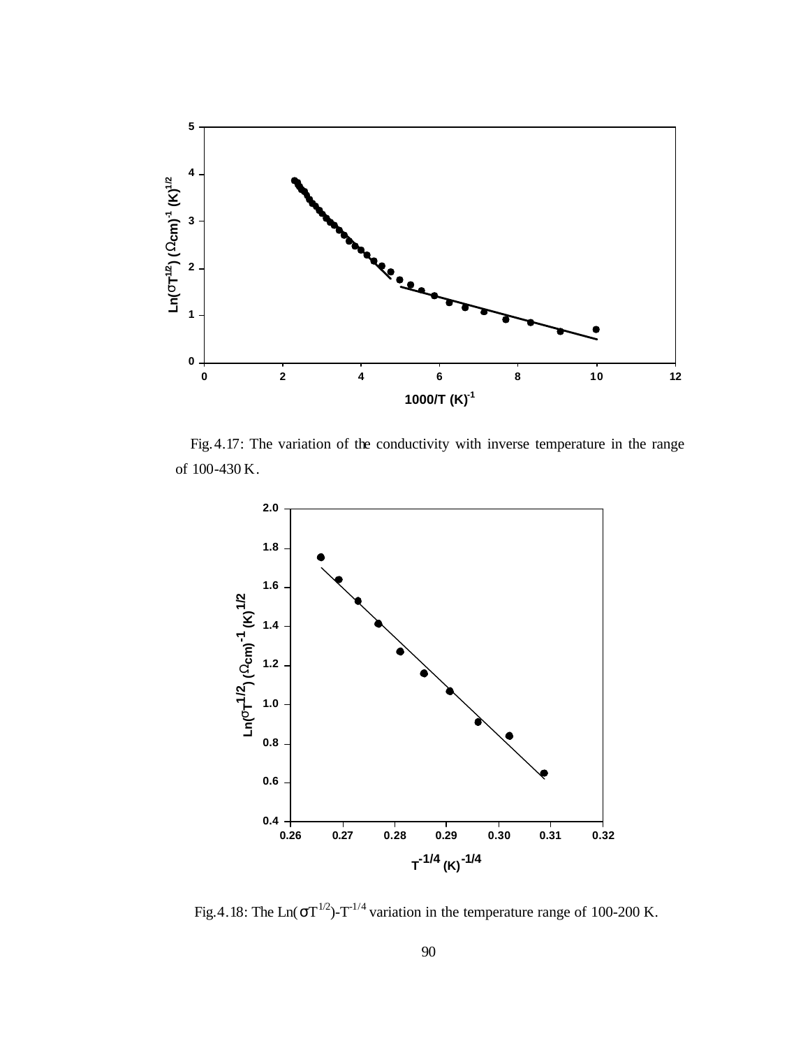Fig.4.17: The variation of the conductivity with inverse temperature in the range of 100-430 K.

Fig.4.18: The Ln($\sigma T^{1/2}$)-$T^{-1/4}$ variation in the temperature range of 100-200 K.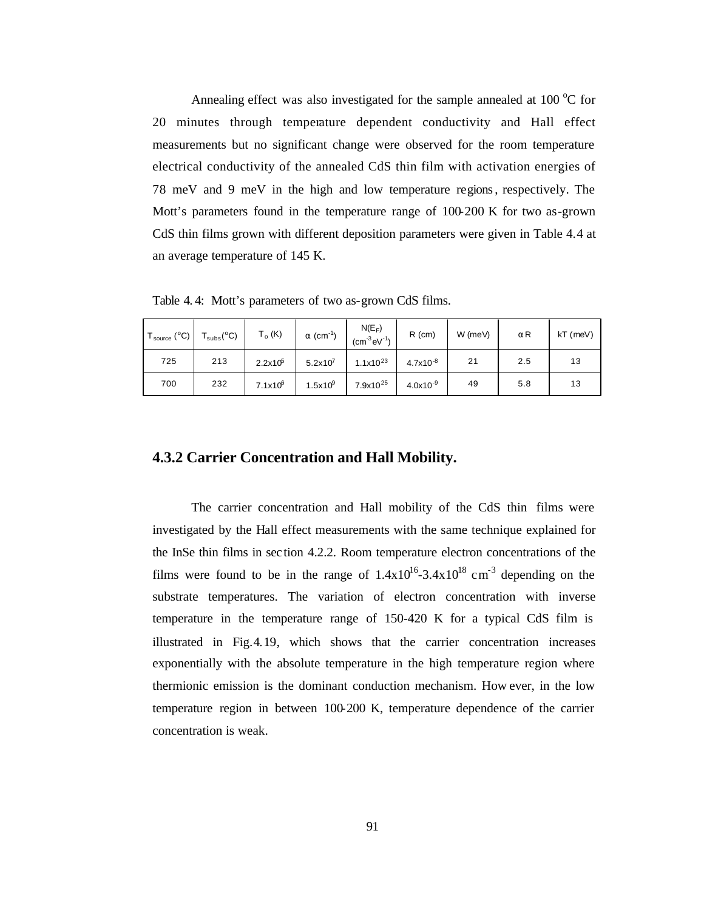Annealing effect was also investigated for the sample annealed at 100 $^{o}$C for 20 minutes through temperature dependent conductivity and Hall effect measurements but no significant change were observed for the room temperature electrical conductivity of the annealed CdS thin film with activation energies of 78 meV and 9 meV in the high and low temperature regions, respectively. The Mott's parameters found in the temperature range of 100-200 K for two as-grown CdS thin films grown with different deposition parameters were given in Table 4.4 at an average temperature of 145 K.

Table 4.4: Mott's parameters of two as-grown CdS films.

| $T_{source}$ ($^{o}$C) | $T_{subs}$($^{o}$C) | $T_o$ (K) | $\alpha$ (cm$^{-1}$) | $N(E_F)$ (cm$^{-3}$eV$^{-1}$) | R (cm) | W (meV) | $\alpha$R | kT (meV) |
|---|---|---|---|---|---|---|---|---|
| 725 | 213 | $2.2 \times 10^{5}$ | $5.2 \times 10^{7}$ | $1.1 \times 10^{23}$ | $4.7 \times 10^{-8}$ | 21 | 2.5 | 13 |
| 700 | 232 | $7.1 \times 10^{6}$ | $1.5 \times 10^{9}$ | $7.9 \times 10^{25}$ | $4.0 \times 10^{-9}$ | 49 | 5.8 | 13 |

### 4.3.2 Carrier Concentration and Hall Mobility.

The carrier concentration and Hall mobility of the CdS thin films were investigated by the Hall effect measurements with the same technique explained for the InSe thin films in section 4.2.2. Room temperature electron concentrations of the films were found to be in the range of $1.4 \times 10^{16}$-$3.4 \times 10^{18}$ cm$^{-3}$ depending on the substrate temperatures. The variation of electron concentration with inverse temperature in the temperature range of 150-420 K for a typical CdS film is illustrated in Fig.4.19, which shows that the carrier concentration increases exponentially with the absolute temperature in the high temperature region where thermionic emission is the dominant conduction mechanism. However, in the low temperature region in between 100-200 K, temperature dependence of the carrier concentration is weak.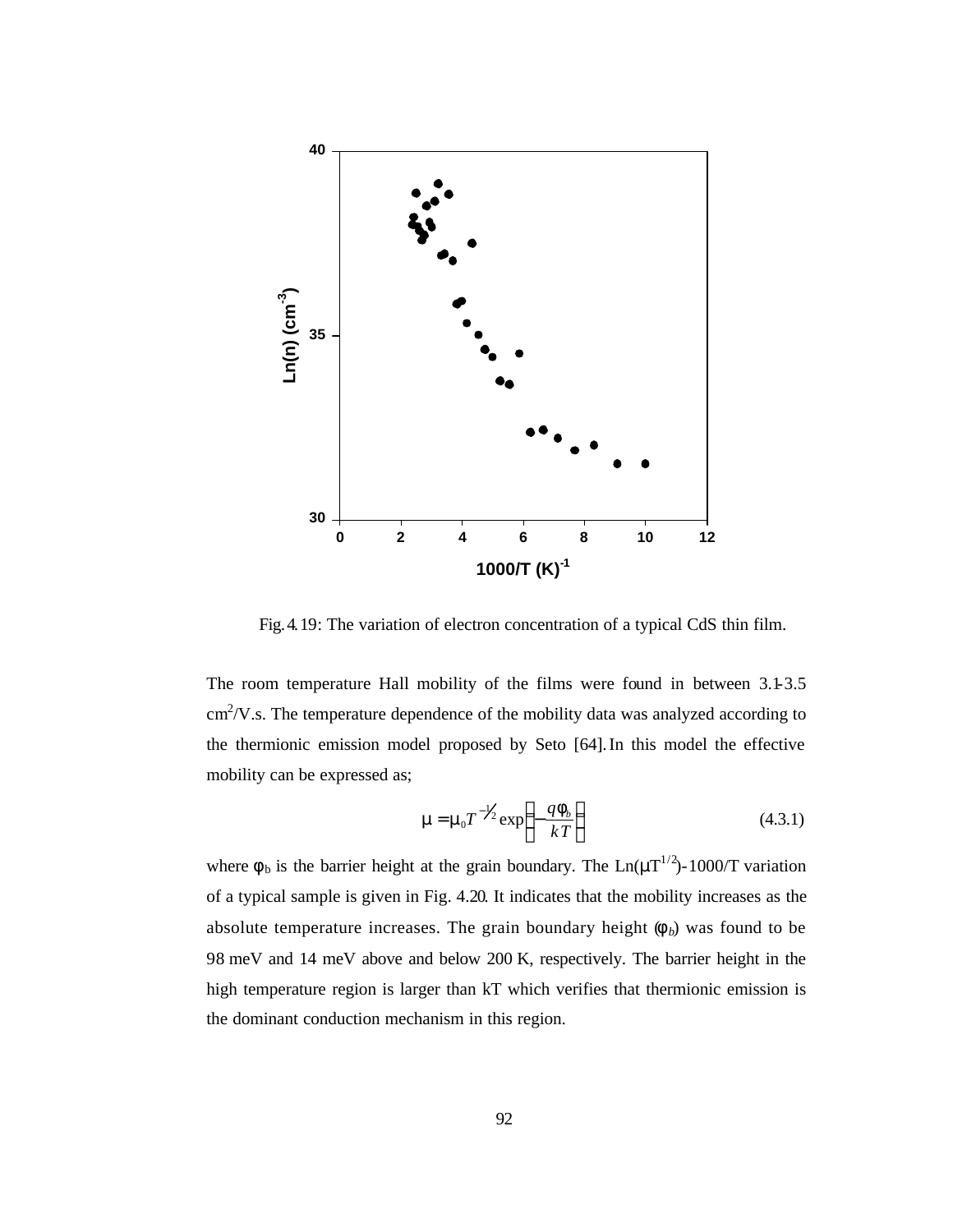Fig. 4.19: The variation of electron concentration of a typical CdS thin film.

The room temperature Hall mobility of the films were found in between 3.1-3.5 $cm^2/V.s$. The temperature dependence of the mobility data was analyzed according to the thermionic emission model proposed by Seto [64]. In this model the effective mobility can be expressed as;

$$\mu = \mu_0 T^{-\frac{1}{2}} \exp\left(-\frac{q\phi_b}{kT}\right) \tag{4.3.1}$$

where $\phi_b$ is the barrier height at the grain boundary. The $Ln(\mu T^{1/2})$-1000/T variation of a typical sample is given in Fig. 4.20. It indicates that the mobility increases as the absolute temperature increases. The grain boundary height ($\phi_b$) was found to be 98 meV and 14 meV above and below 200 K, respectively. The barrier height in the high temperature region is larger than kT which verifies that thermionic emission is the dominant conduction mechanism in this region.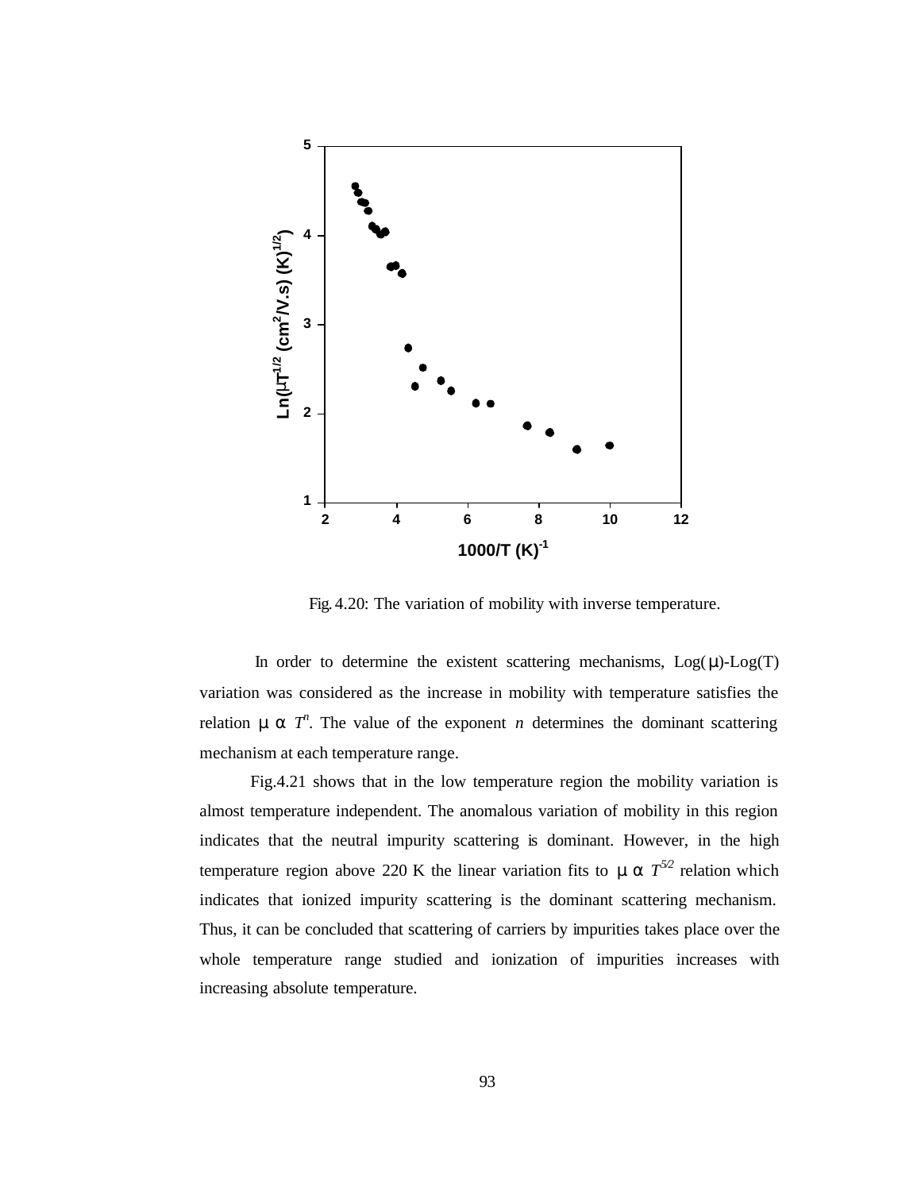Fig. 4.20: The variation of mobility with inverse temperature.

In order to determine the existent scattering mechanisms, Log(μ)-Log(T) variation was considered as the increase in mobility with temperature satisfies the relation $\mu \propto T^n$. The value of the exponent $n$ determines the dominant scattering mechanism at each temperature range.

Fig.4.21 shows that in the low temperature region the mobility variation is almost temperature independent. The anomalous variation of mobility in this region indicates that the neutral impurity scattering is dominant. However, in the high temperature region above 220 K the linear variation fits to $\mu \propto T^{5/2}$ relation which indicates that ionized impurity scattering is the dominant scattering mechanism. Thus, it can be concluded that scattering of carriers by impurities takes place over the whole temperature range studied and ionization of impurities increases with increasing absolute temperature.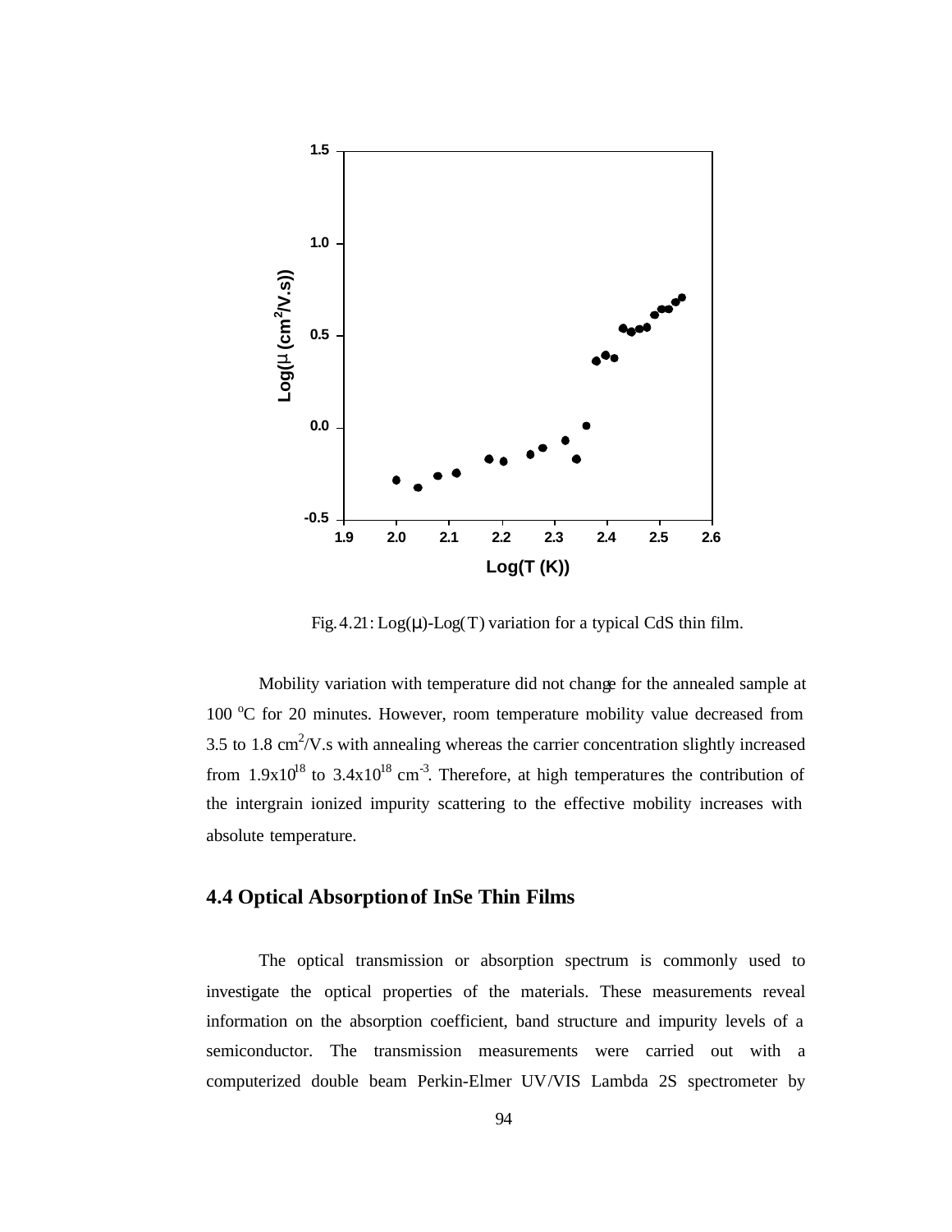Fig. 4.21: Log(μ)-Log(T) variation for a typical CdS thin film.

Mobility variation with temperature did not change for the annealed sample at 100 °C for 20 minutes. However, room temperature mobility value decreased from 3.5 to 1.8 $cm^2$/V.s with annealing whereas the carrier concentration slightly increased from $1.9 \times 10^{18}$ to $3.4 \times 10^{18}$ $cm^{-3}$. Therefore, at high temperatures the contribution of the intergrain ionized impurity scattering to the effective mobility increases with absolute temperature.

## 4.4 Optical Absorption of InSe Thin Films

The optical transmission or absorption spectrum is commonly used to investigate the optical properties of the materials. These measurements reveal information on the absorption coefficient, band structure and impurity levels of a semiconductor. The transmission measurements were carried out with a computerized double beam Perkin-Elmer UV/VIS Lambda 2S spectrometer by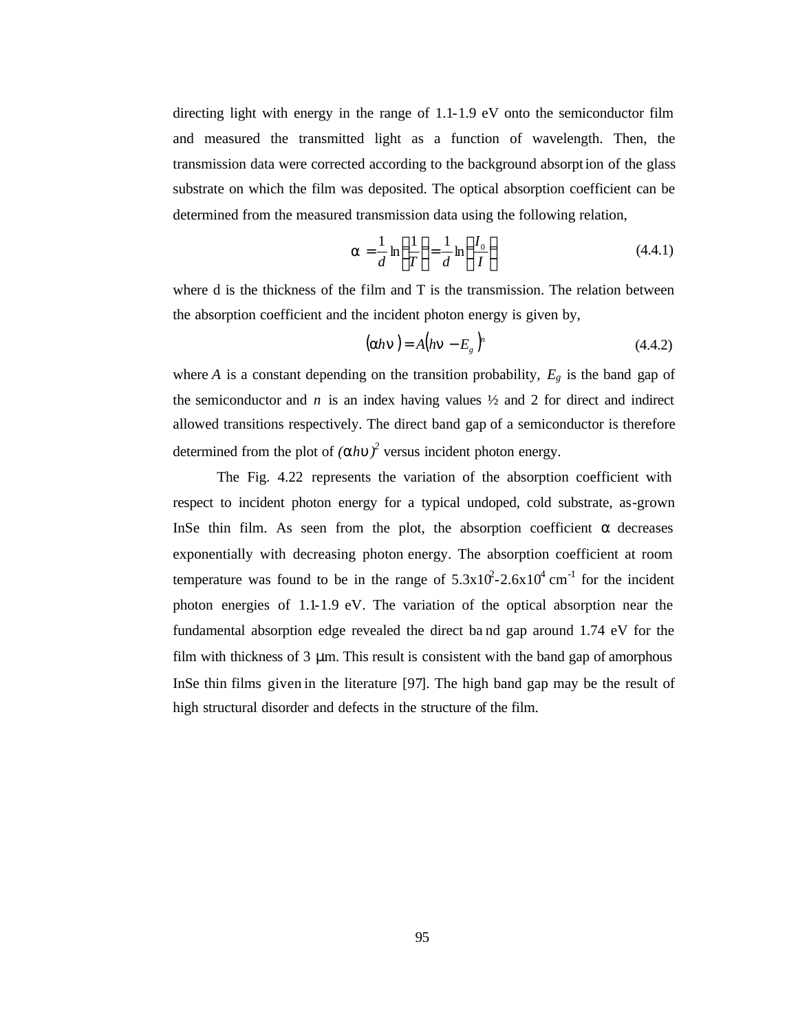directing light with energy in the range of 1.1-1.9 eV onto the semiconductor film and measured the transmitted light as a function of wavelength. Then, the transmission data were corrected according to the background absorption of the glass substrate on which the film was deposited. The optical absorption coefficient can be determined from the measured transmission data using the following relation,

$$\alpha = \frac{1}{d}\ln\left(\frac{1}{T}\right) = \frac{1}{d}\ln\left(\frac{I_0}{I}\right) \tag{4.4.1}$$

where d is the thickness of the film and T is the transmission. The relation between the absorption coefficient and the incident photon energy is given by,

$$(\alpha h\nu) = A(h\nu - E_g)^n \tag{4.4.2}$$

where $A$ is a constant depending on the transition probability, $E_g$ is the band gap of the semiconductor and $n$ is an index having values ½ and 2 for direct and indirect allowed transitions respectively. The direct band gap of a semiconductor is therefore determined from the plot of $(\alpha h\upsilon)^2$ versus incident photon energy.

The Fig. 4.22 represents the variation of the absorption coefficient with respect to incident photon energy for a typical undoped, cold substrate, as-grown InSe thin film. As seen from the plot, the absorption coefficient $\alpha$ decreases exponentially with decreasing photon energy. The absorption coefficient at room temperature was found to be in the range of $5.3\times10^{2}$-$2.6\times10^{4}$ $cm^{-1}$ for the incident photon energies of 1.1-1.9 eV. The variation of the optical absorption near the fundamental absorption edge revealed the direct band gap around 1.74 eV for the film with thickness of 3 μm. This result is consistent with the band gap of amorphous InSe thin films given in the literature [97]. The high band gap may be the result of high structural disorder and defects in the structure of the film.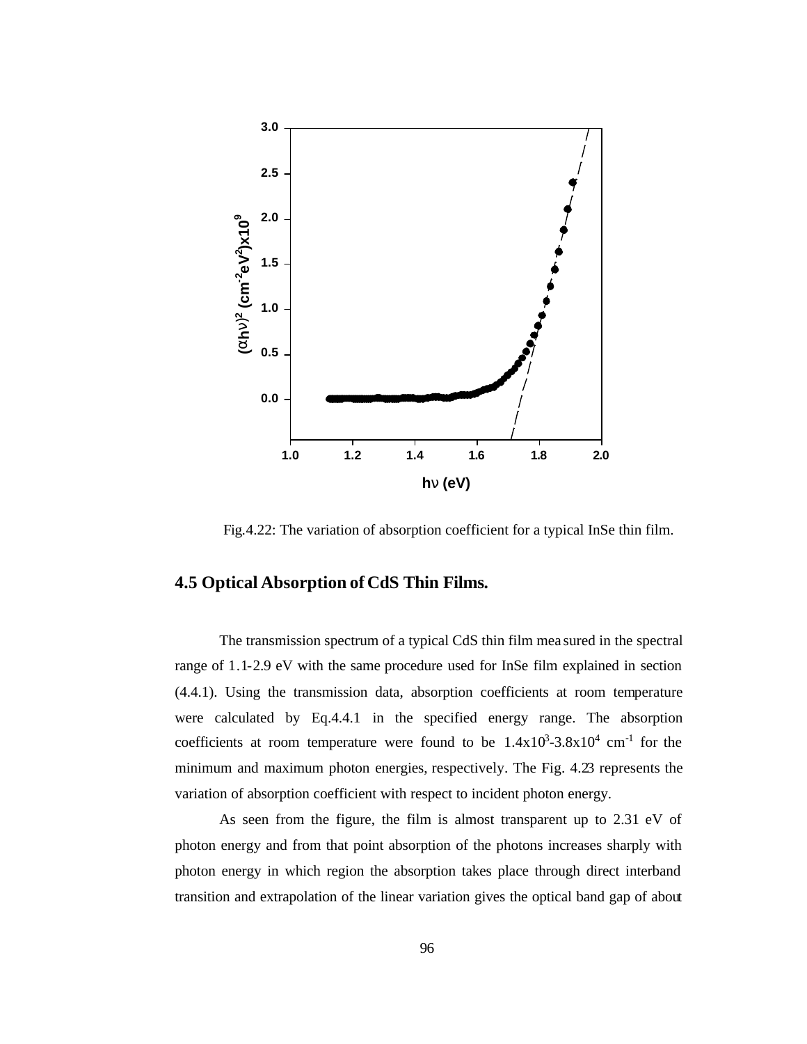Fig.4.22: The variation of absorption coefficient for a typical InSe thin film.

## 4.5 Optical Absorption of CdS Thin Films.

The transmission spectrum of a typical CdS thin film measured in the spectral range of 1.1-2.9 eV with the same procedure used for InSe film explained in section (4.4.1). Using the transmission data, absorption coefficients at room temperature were calculated by Eq.4.4.1 in the specified energy range. The absorption coefficients at room temperature were found to be $1.4x10^3$-$3.8x10^4$ $cm^{-1}$ for the minimum and maximum photon energies, respectively. The Fig. 4.23 represents the variation of absorption coefficient with respect to incident photon energy.

As seen from the figure, the film is almost transparent up to 2.31 eV of photon energy and from that point absorption of the photons increases sharply with photon energy in which region the absorption takes place through direct interband transition and extrapolation of the linear variation gives the optical band gap of about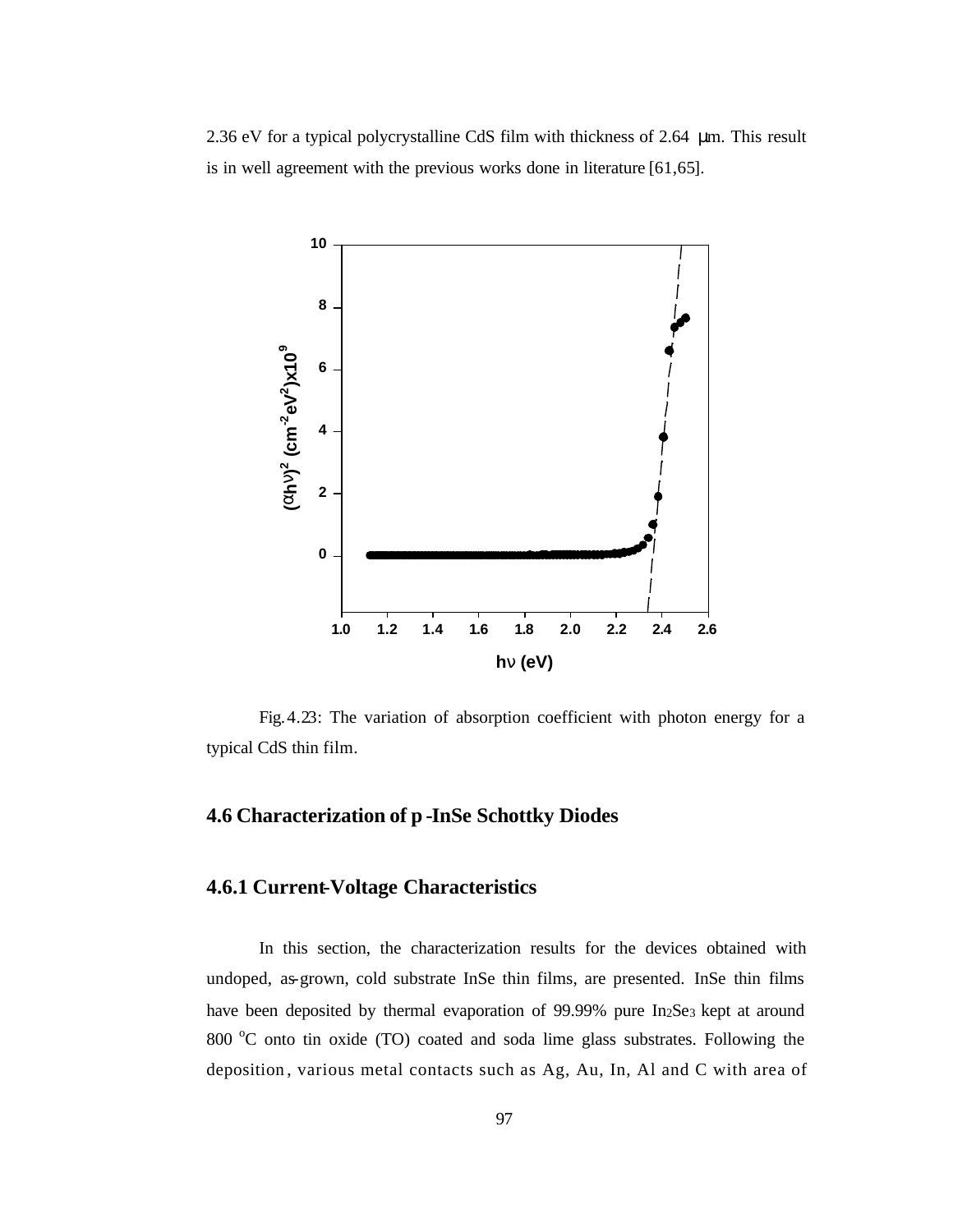2.36 eV for a typical polycrystalline CdS film with thickness of 2.64 μm. This result is in well agreement with the previous works done in literature [61,65].

Fig. 4.23: The variation of absorption coefficient with photon energy for a typical CdS thin film.

## 4.6 Characterization of p-InSe Schottky Diodes

### 4.6.1 Current-Voltage Characteristics

In this section, the characterization results for the devices obtained with undoped, as-grown, cold substrate InSe thin films, are presented. InSe thin films have been deposited by thermal evaporation of 99.99% pure $In_2Se_3$ kept at around 800 $^{o}$C onto tin oxide (TO) coated and soda lime glass substrates. Following the deposition, various metal contacts such as Ag, Au, In, Al and C with area of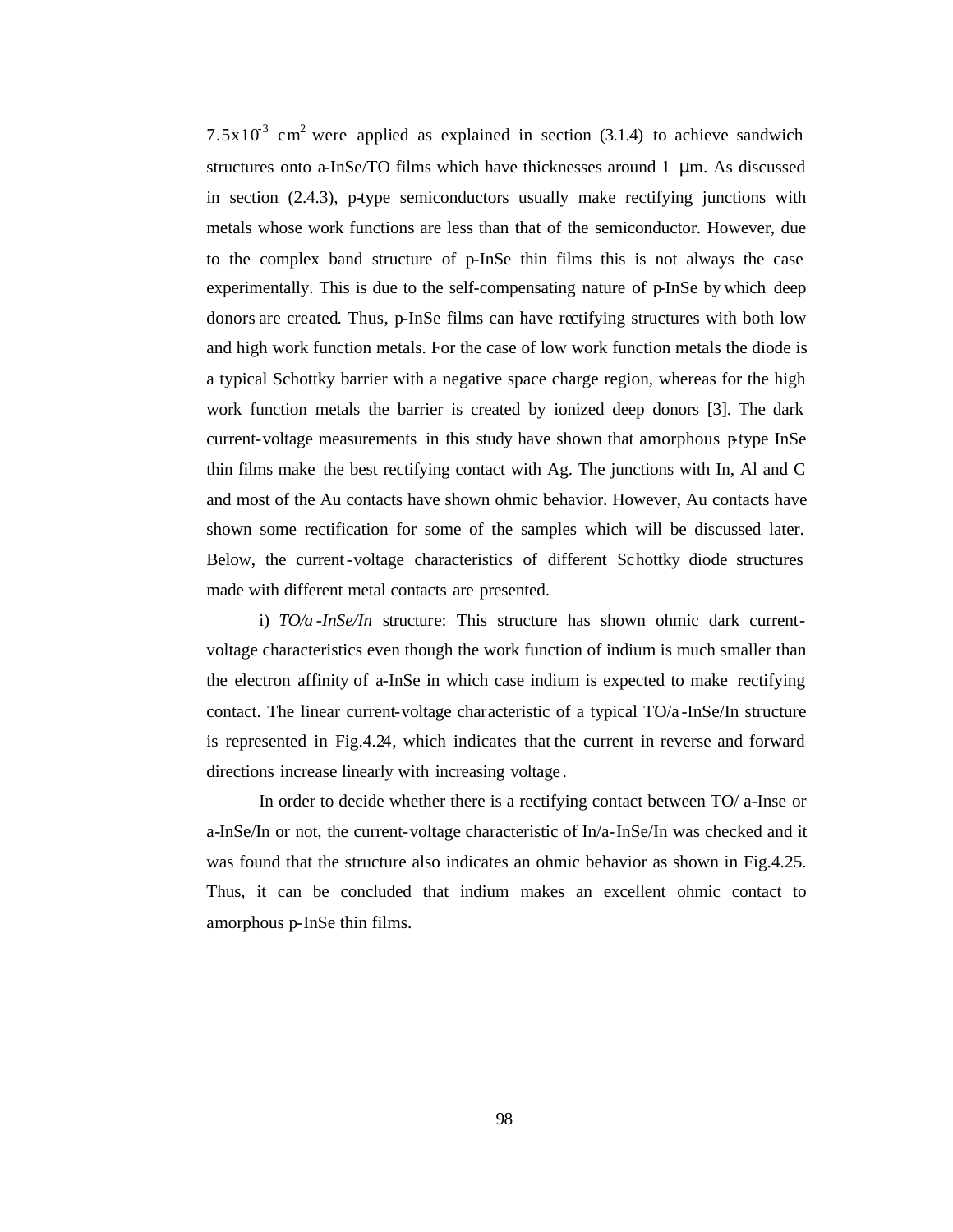$7.5x10^{-3}$ $cm^2$ were applied as explained in section (3.1.4) to achieve sandwich structures onto a-InSe/TO films which have thicknesses around 1 μm. As discussed in section (2.4.3), p-type semiconductors usually make rectifying junctions with metals whose work functions are less than that of the semiconductor. However, due to the complex band structure of p-InSe thin films this is not always the case experimentally. This is due to the self-compensating nature of p-InSe by which deep donors are created. Thus, p-InSe films can have rectifying structures with both low and high work function metals. For the case of low work function metals the diode is a typical Schottky barrier with a negative space charge region, whereas for the high work function metals the barrier is created by ionized deep donors [3]. The dark current-voltage measurements in this study have shown that amorphous p-type InSe thin films make the best rectifying contact with Ag. The junctions with In, Al and C and most of the Au contacts have shown ohmic behavior. However, Au contacts have shown some rectification for some of the samples which will be discussed later. Below, the current-voltage characteristics of different Schottky diode structures made with different metal contacts are presented.

i) *TO/a-InSe/In* structure: This structure has shown ohmic dark current-voltage characteristics even though the work function of indium is much smaller than the electron affinity of a-InSe in which case indium is expected to make rectifying contact. The linear current-voltage characteristic of a typical TO/a-InSe/In structure is represented in Fig.4.24, which indicates that the current in reverse and forward directions increase linearly with increasing voltage.

In order to decide whether there is a rectifying contact between TO/ a-Inse or a-InSe/In or not, the current-voltage characteristic of In/a-InSe/In was checked and it was found that the structure also indicates an ohmic behavior as shown in Fig.4.25. Thus, it can be concluded that indium makes an excellent ohmic contact to amorphous p-InSe thin films.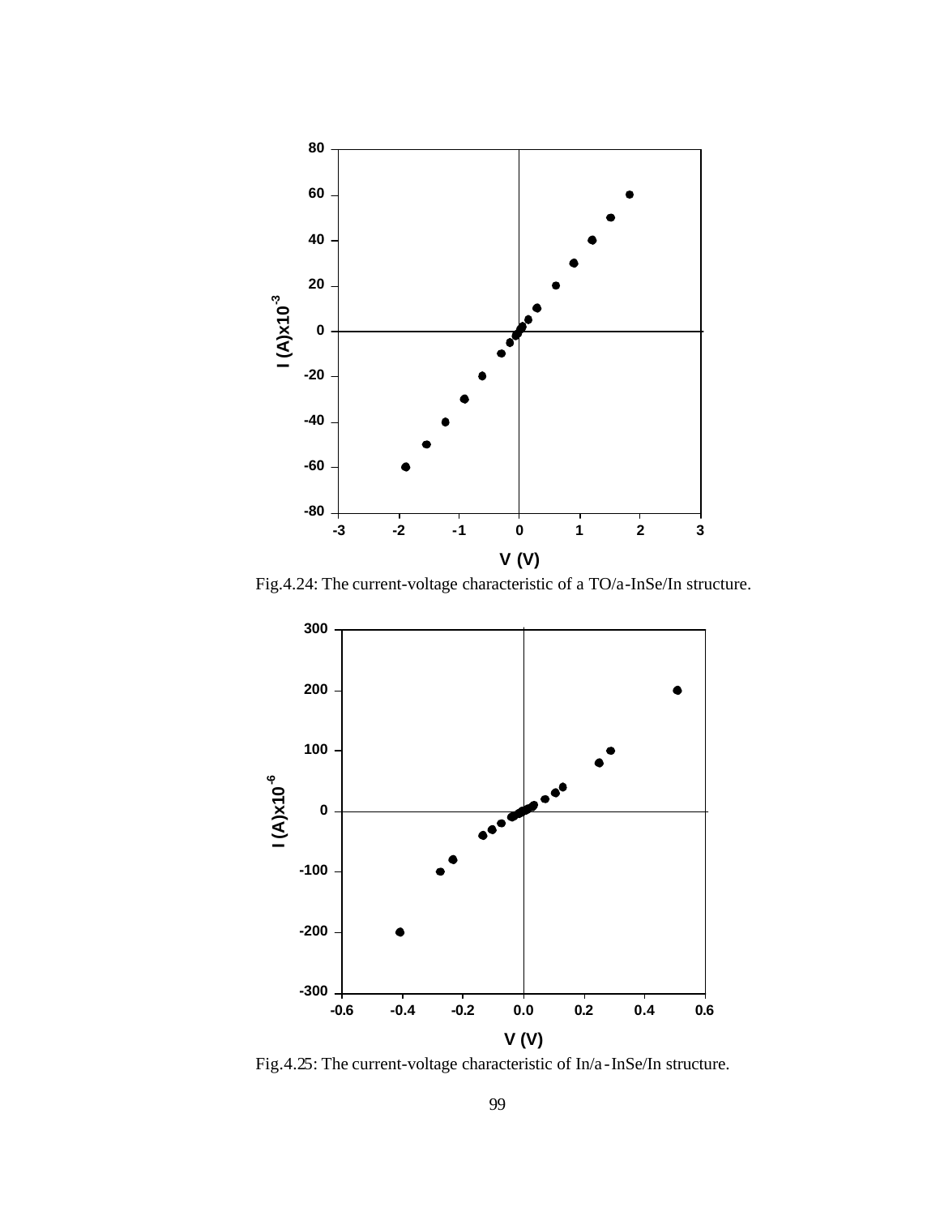Fig.4.24: The current-voltage characteristic of a TO/a-InSe/In structure.

Fig.4.25: The current-voltage characteristic of In/a-InSe/In structure.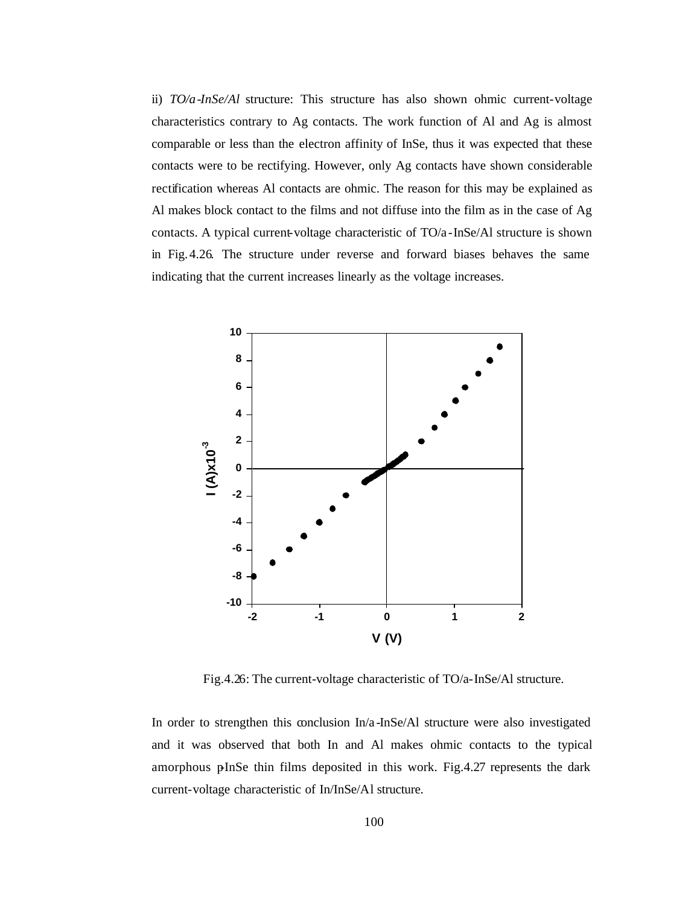ii) *TO/a-InSe/Al* structure: This structure has also shown ohmic current-voltage characteristics contrary to Ag contacts. The work function of Al and Ag is almost comparable or less than the electron affinity of InSe, thus it was expected that these contacts were to be rectifying. However, only Ag contacts have shown considerable rectification whereas Al contacts are ohmic. The reason for this may be explained as Al makes block contact to the films and not diffuse into the film as in the case of Ag contacts. A typical current-voltage characteristic of TO/a-InSe/Al structure is shown in Fig.4.26. The structure under reverse and forward biases behaves the same indicating that the current increases linearly as the voltage increases.

Fig.4.26: The current-voltage characteristic of TO/a-InSe/Al structure.

In order to strengthen this conclusion In/a-InSe/Al structure were also investigated and it was observed that both In and Al makes ohmic contacts to the typical amorphous p-InSe thin films deposited in this work. Fig.4.27 represents the dark current-voltage characteristic of In/InSe/Al structure.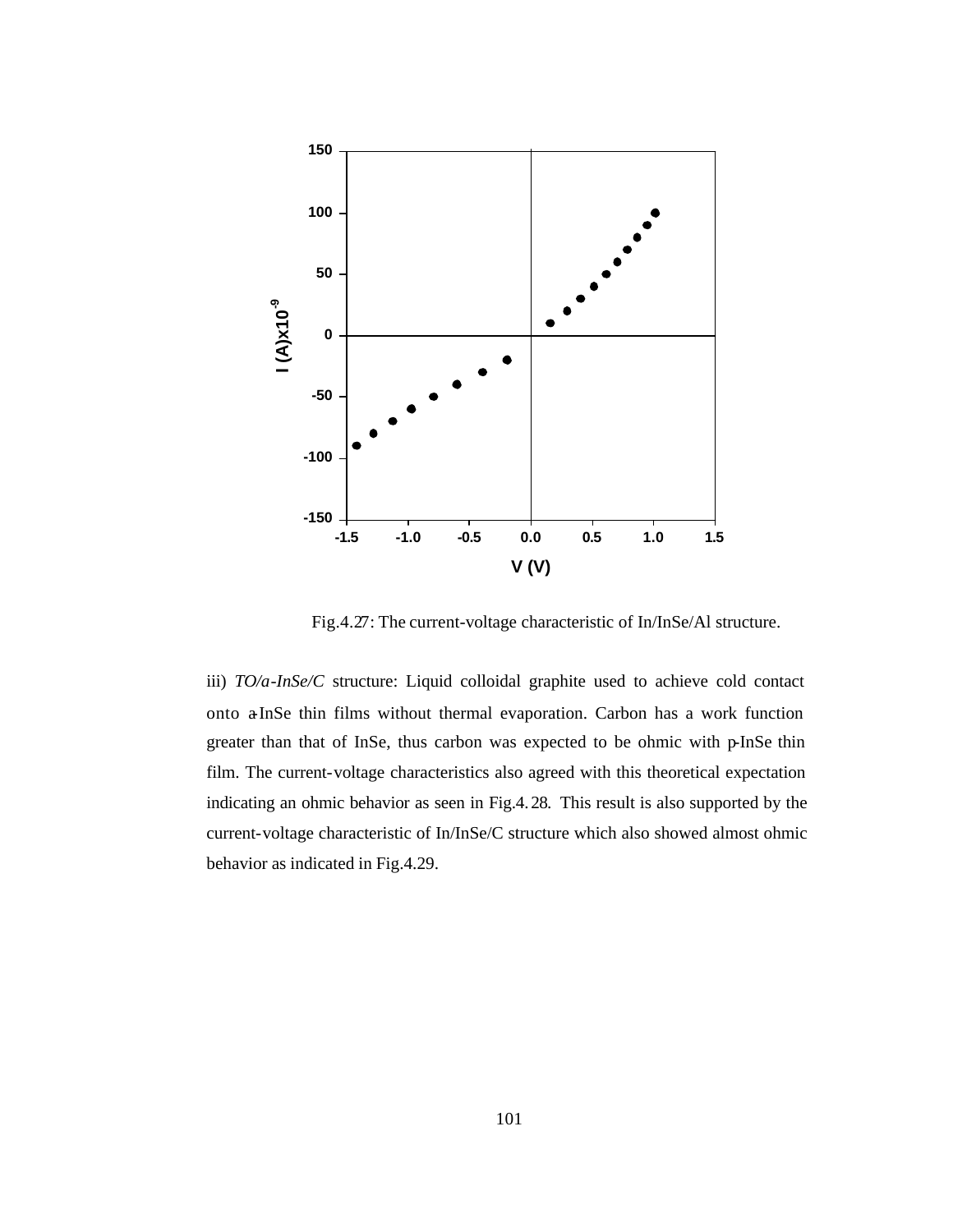Fig.4.27: The current-voltage characteristic of In/InSe/Al structure.

iii) *TO/a-InSe/C* structure: Liquid colloidal graphite used to achieve cold contact onto a-InSe thin films without thermal evaporation. Carbon has a work function greater than that of InSe, thus carbon was expected to be ohmic with p-InSe thin film. The current-voltage characteristics also agreed with this theoretical expectation indicating an ohmic behavior as seen in Fig.4.28. This result is also supported by the current-voltage characteristic of In/InSe/C structure which also showed almost ohmic behavior as indicated in Fig.4.29.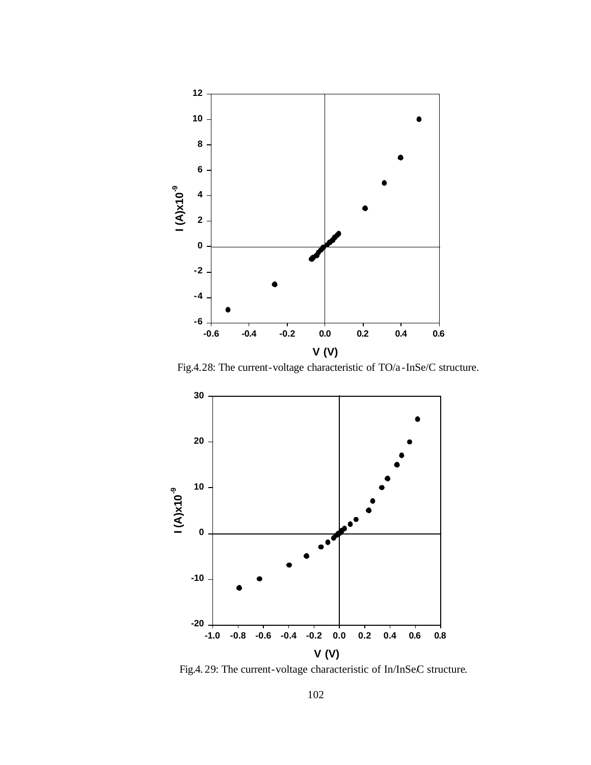Fig.4.28: The current-voltage characteristic of TO/a-InSe/C structure.

Fig.4.29: The current-voltage characteristic of In/InSe/C structure.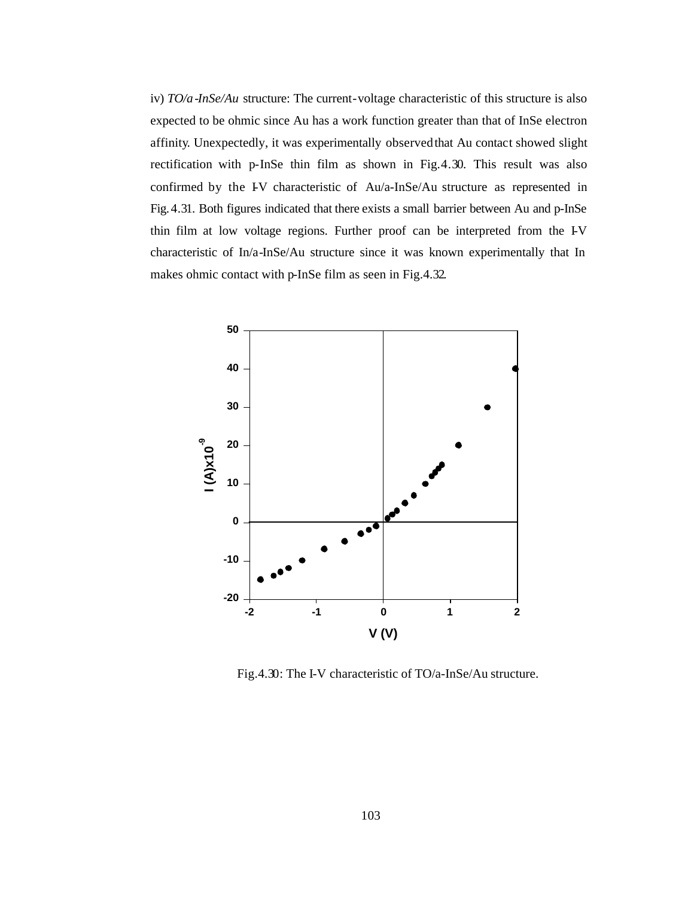iv) *TO/a-InSe/Au* structure: The current-voltage characteristic of this structure is also expected to be ohmic since Au has a work function greater than that of InSe electron affinity. Unexpectedly, it was experimentally observed that Au contact showed slight rectification with p-InSe thin film as shown in Fig.4.30. This result was also confirmed by the I-V characteristic of Au/a-InSe/Au structure as represented in Fig.4.31. Both figures indicated that there exists a small barrier between Au and p-InSe thin film at low voltage regions. Further proof can be interpreted from the I-V characteristic of In/a-InSe/Au structure since it was known experimentally that In makes ohmic contact with p-InSe film as seen in Fig.4.32.

Fig.4.30: The I-V characteristic of TO/a-InSe/Au structure.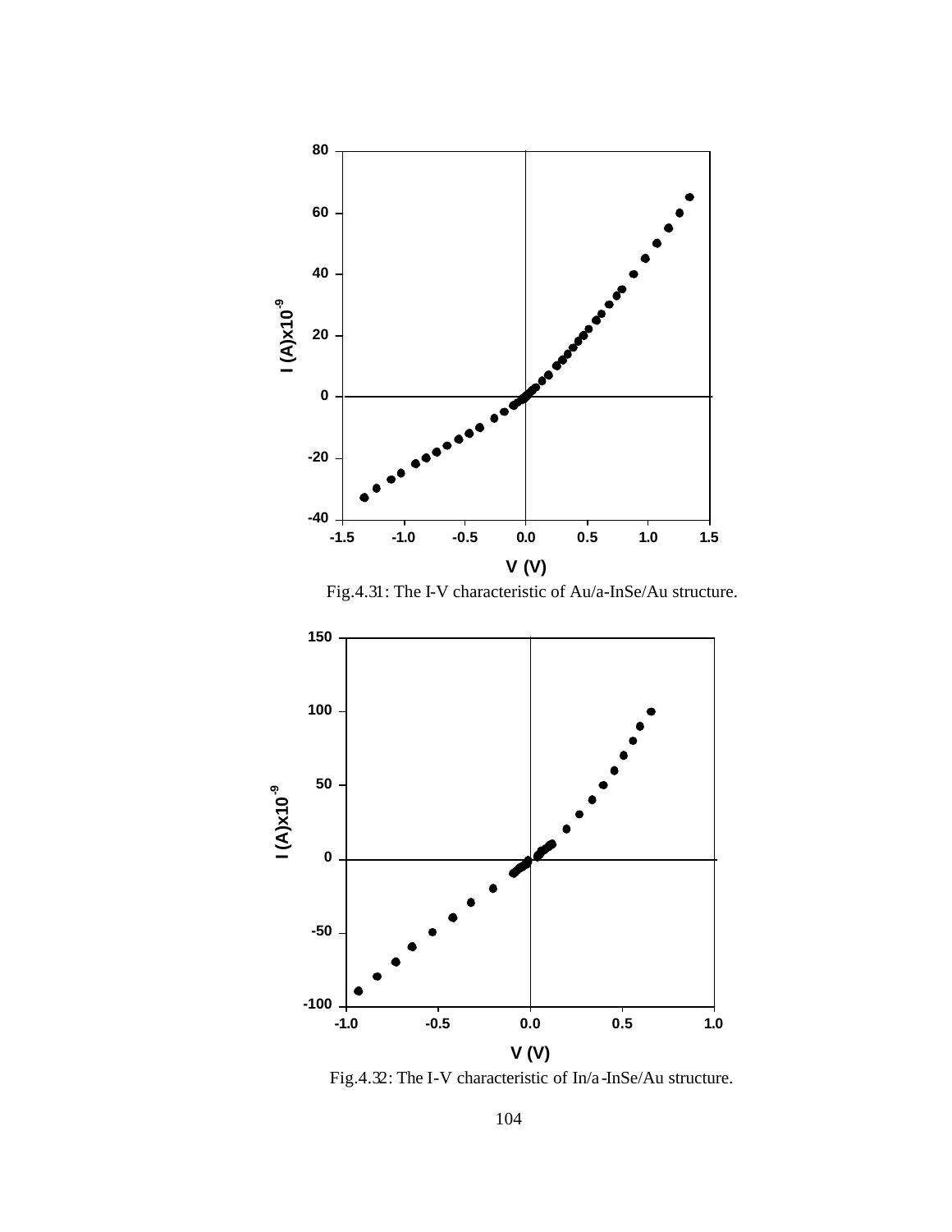Fig.4.31: The I-V characteristic of Au/a-InSe/Au structure.

Fig.4.32: The I-V characteristic of In/a-InSe/Au structure.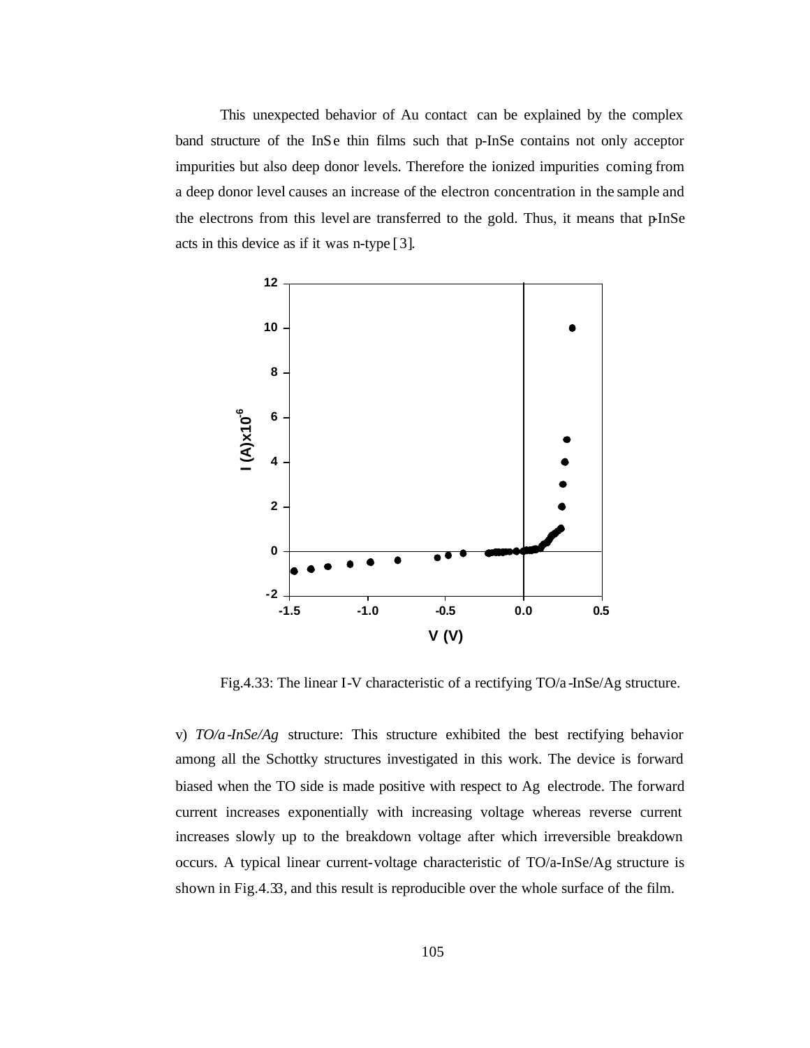This unexpected behavior of Au contact can be explained by the complex band structure of the InSe thin films such that p-InSe contains not only acceptor impurities but also deep donor levels. Therefore the ionized impurities coming from a deep donor level causes an increase of the electron concentration in the sample and the electrons from this level are transferred to the gold. Thus, it means that p-InSe acts in this device as if it was n-type [3].

Fig.4.33: The linear I-V characteristic of a rectifying TO/a-InSe/Ag structure.

v) *TO/a-InSe/Ag* structure: This structure exhibited the best rectifying behavior among all the Schottky structures investigated in this work. The device is forward biased when the TO side is made positive with respect to Ag electrode. The forward current increases exponentially with increasing voltage whereas reverse current increases slowly up to the breakdown voltage after which irreversible breakdown occurs. A typical linear current-voltage characteristic of TO/a-InSe/Ag structure is shown in Fig.4.33, and this result is reproducible over the whole surface of the film.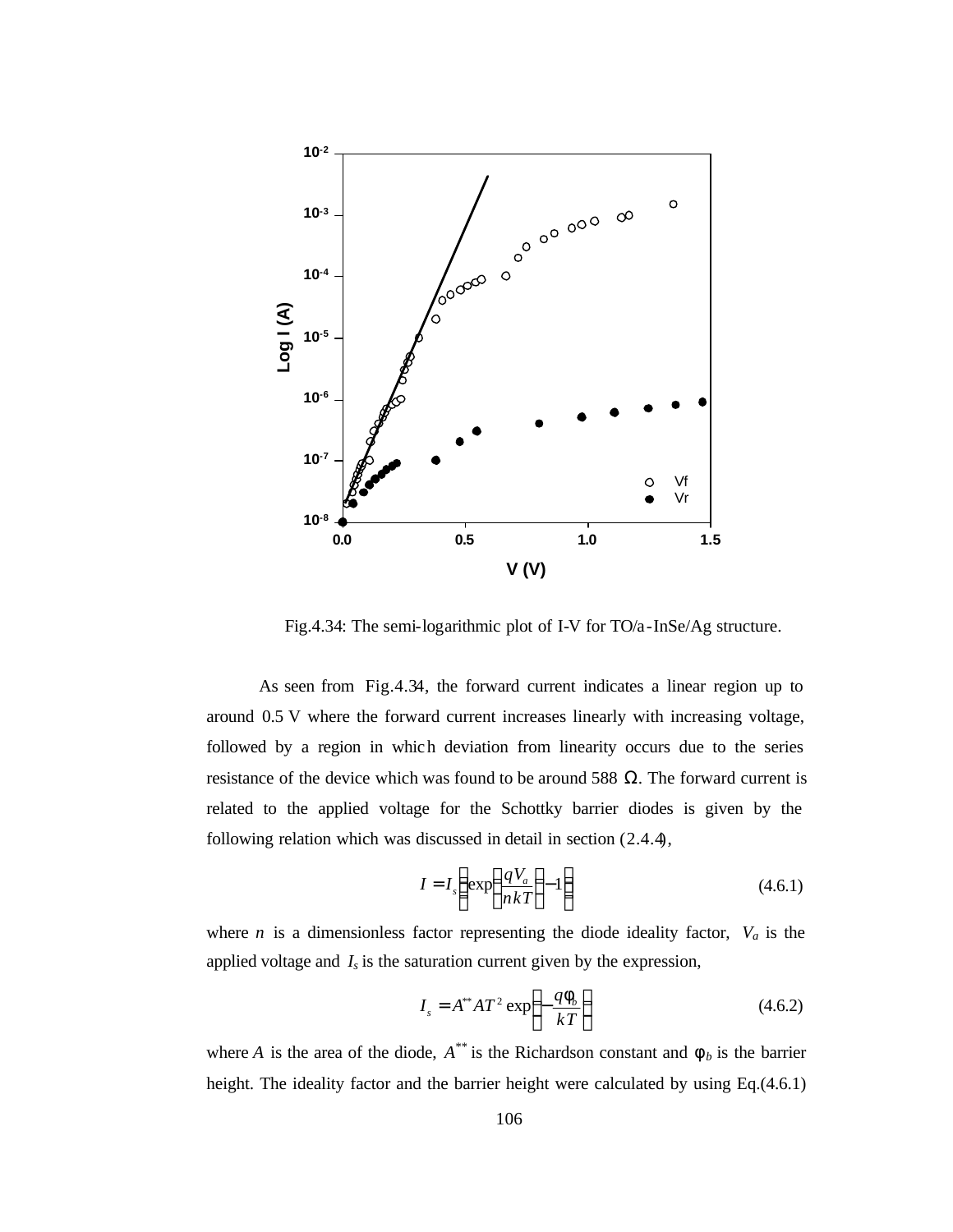Fig.4.34: The semi-logarithmic plot of I-V for TO/a-InSe/Ag structure.

As seen from Fig.4.34, the forward current indicates a linear region up to around 0.5 V where the forward current increases linearly with increasing voltage, followed by a region in which deviation from linearity occurs due to the series resistance of the device which was found to be around 588 Ω. The forward current is related to the applied voltage for the Schottky barrier diodes is given by the following relation which was discussed in detail in section (2.4.4),

$$I = I_s \left[ \exp\left( \frac{qV_a}{nkT} \right) - 1 \right] \tag{4.6.1}$$

where $n$ is a dimensionless factor representing the diode ideality factor, $V_a$ is the applied voltage and $I_s$ is the saturation current given by the expression,

$$I_s = A^{**} A T^2 \exp\left( -\frac{q\phi_b}{kT} \right) \tag{4.6.2}$$

where $A$ is the area of the diode, $A^{**}$ is the Richardson constant and $\phi_b$ is the barrier height. The ideality factor and the barrier height were calculated by using Eq.(4.6.1)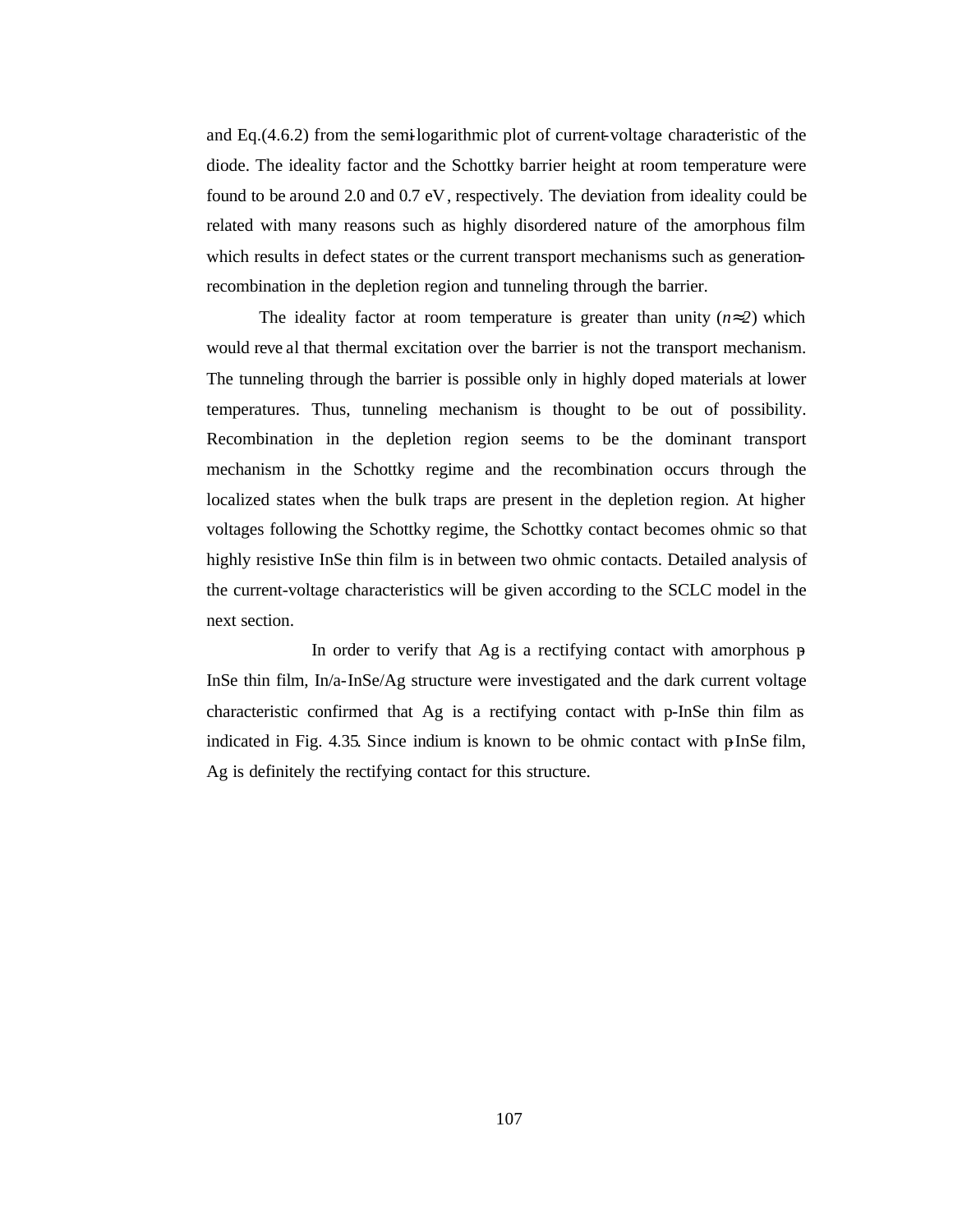and Eq.(4.6.2) from the semi-logarithmic plot of current-voltage characteristic of the diode. The ideality factor and the Schottky barrier height at room temperature were found to be around 2.0 and 0.7 eV, respectively. The deviation from ideality could be related with many reasons such as highly disordered nature of the amorphous film which results in defect states or the current transport mechanisms such as generation-recombination in the depletion region and tunneling through the barrier.

The ideality factor at room temperature is greater than unity ($n\approx 2$) which would reveal that thermal excitation over the barrier is not the transport mechanism. The tunneling through the barrier is possible only in highly doped materials at lower temperatures. Thus, tunneling mechanism is thought to be out of possibility. Recombination in the depletion region seems to be the dominant transport mechanism in the Schottky regime and the recombination occurs through the localized states when the bulk traps are present in the depletion region. At higher voltages following the Schottky regime, the Schottky contact becomes ohmic so that highly resistive InSe thin film is in between two ohmic contacts. Detailed analysis of the current-voltage characteristics will be given according to the SCLC model in the next section.

In order to verify that Ag is a rectifying contact with amorphous p-InSe thin film, In/a-InSe/Ag structure were investigated and the dark current voltage characteristic confirmed that Ag is a rectifying contact with p-InSe thin film as indicated in Fig. 4.35. Since indium is known to be ohmic contact with p-InSe film, Ag is definitely the rectifying contact for this structure.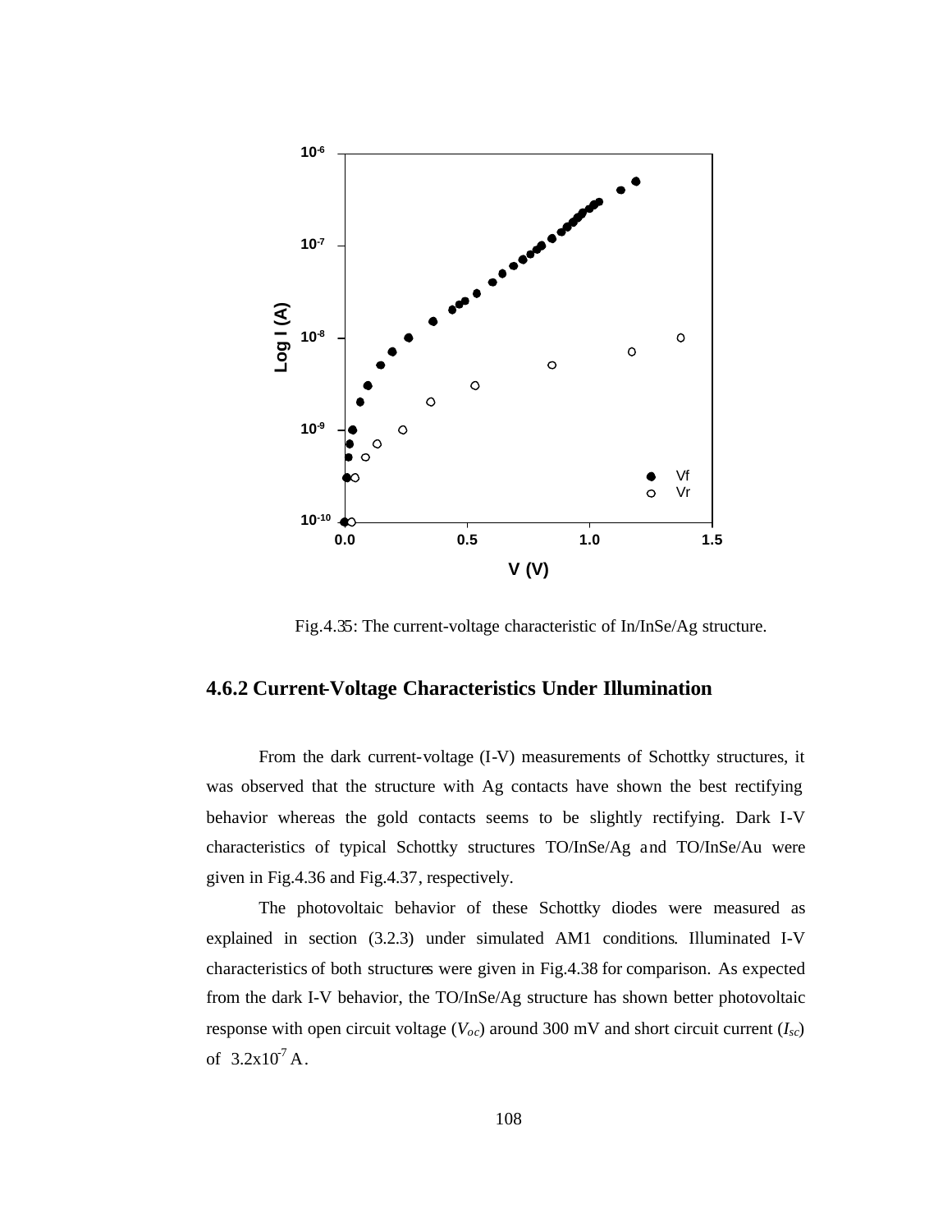Fig.4.35: The current-voltage characteristic of In/InSe/Ag structure.

### 4.6.2 Current-Voltage Characteristics Under Illumination

From the dark current-voltage (I-V) measurements of Schottky structures, it was observed that the structure with Ag contacts have shown the best rectifying behavior whereas the gold contacts seems to be slightly rectifying. Dark I-V characteristics of typical Schottky structures TO/InSe/Ag and TO/InSe/Au were given in Fig.4.36 and Fig.4.37, respectively.

The photovoltaic behavior of these Schottky diodes were measured as explained in section (3.2.3) under simulated AM1 conditions. Illuminated I-V characteristics of both structures were given in Fig.4.38 for comparison. As expected from the dark I-V behavior, the TO/InSe/Ag structure has shown better photovoltaic response with open circuit voltage ($V_{oc}$) around 300 mV and short circuit current ($I_{sc}$) of $3.2 \times 10^{-7}$ A.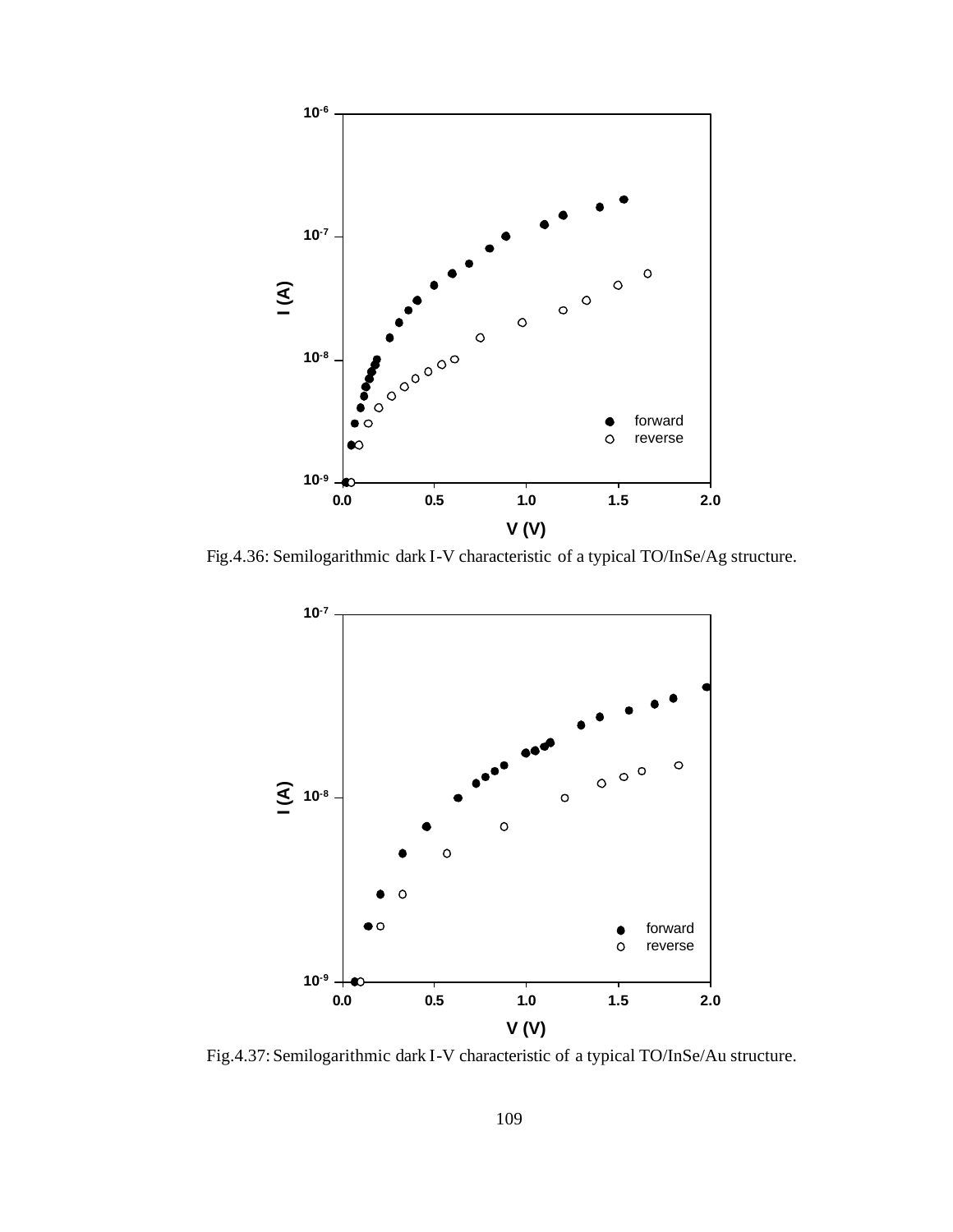Fig.4.36: Semilogarithmic dark I-V characteristic of a typical TO/InSe/Ag structure.

Fig.4.37: Semilogarithmic dark I-V characteristic of a typical TO/InSe/Au structure.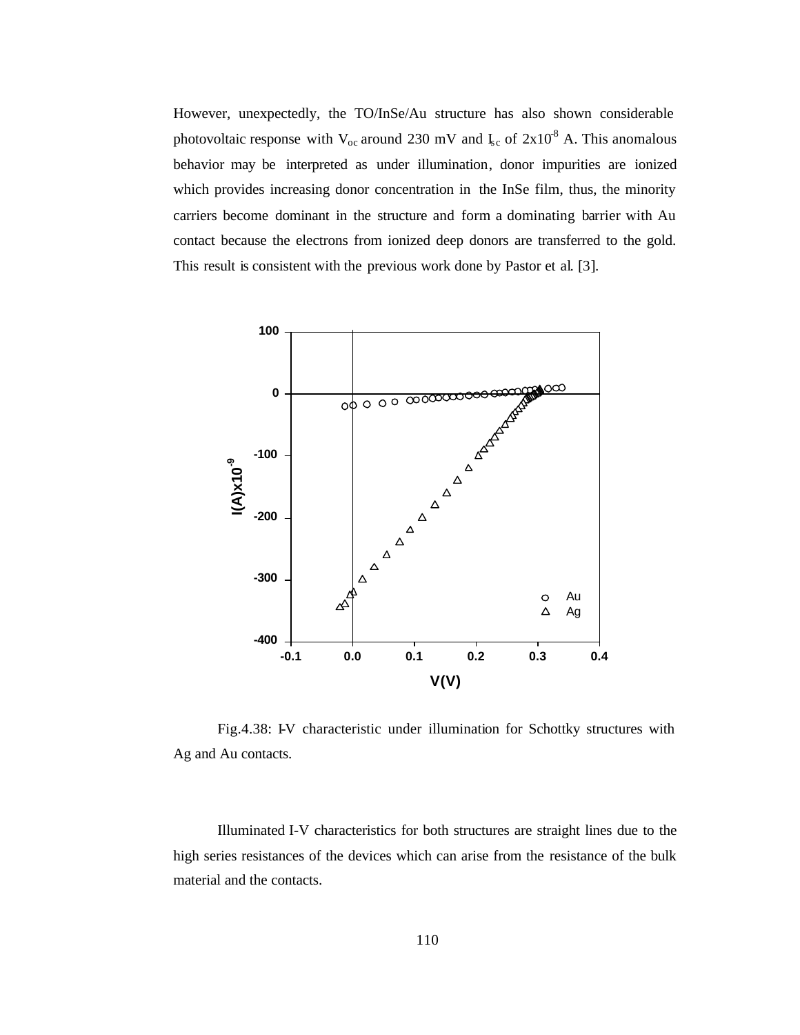However, unexpectedly, the TO/InSe/Au structure has also shown considerable photovoltaic response with $V_{oc}$ around 230 mV and $I_{sc}$ of $2x10^{-8}$ A. This anomalous behavior may be interpreted as under illumination, donor impurities are ionized which provides increasing donor concentration in the InSe film, thus, the minority carriers become dominant in the structure and form a dominating barrier with Au contact because the electrons from ionized deep donors are transferred to the gold. This result is consistent with the previous work done by Pastor et al. [3].

Fig.4.38: I-V characteristic under illumination for Schottky structures with Ag and Au contacts.

Illuminated I-V characteristics for both structures are straight lines due to the high series resistances of the devices which can arise from the resistance of the bulk material and the contacts.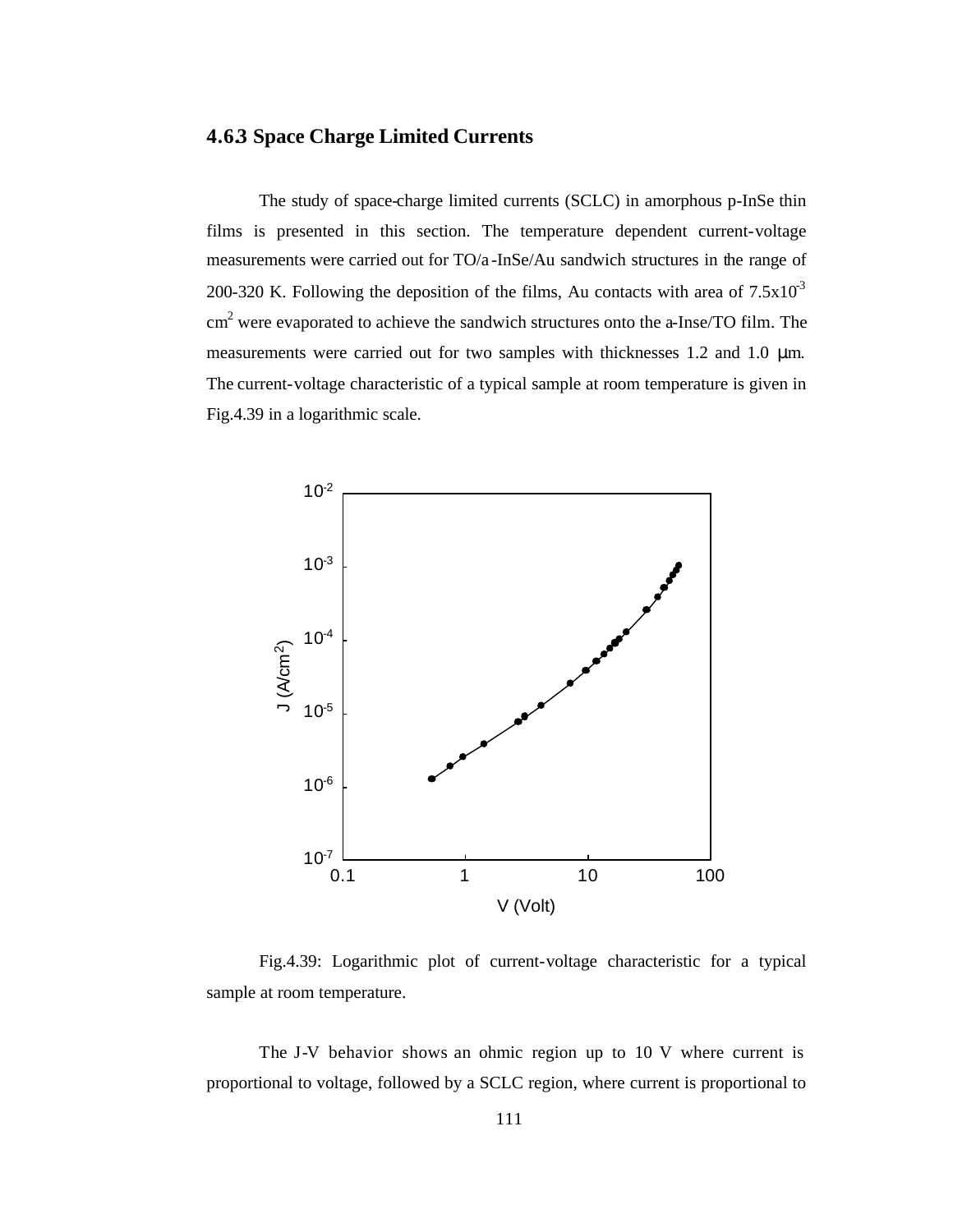### 4.6.3 Space Charge Limited Currents

The study of space-charge limited currents (SCLC) in amorphous p-InSe thin films is presented in this section. The temperature dependent current-voltage measurements were carried out for TO/a-InSe/Au sandwich structures in the range of 200-320 K. Following the deposition of the films, Au contacts with area of $7.5\text{x}10^{-3}$ $cm^2$ were evaporated to achieve the sandwich structures onto the a-Inse/TO film. The measurements were carried out for two samples with thicknesses 1.2 and 1.0 μm. The current-voltage characteristic of a typical sample at room temperature is given in Fig.4.39 in a logarithmic scale.

Fig.4.39: Logarithmic plot of current-voltage characteristic for a typical sample at room temperature.

The J-V behavior shows an ohmic region up to 10 V where current is proportional to voltage, followed by a SCLC region, where current is proportional to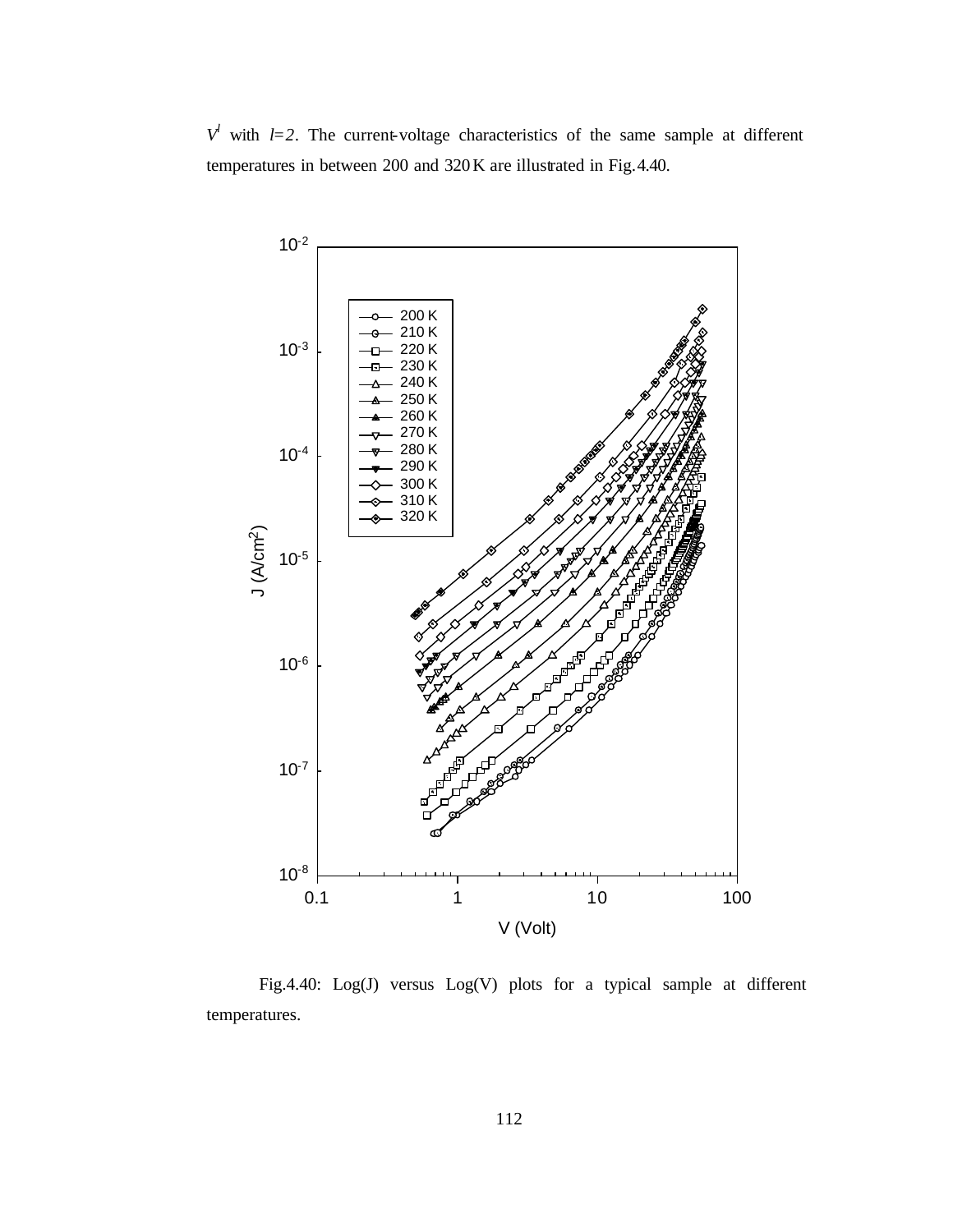$V^l$ with $l=2$. The current-voltage characteristics of the same sample at different temperatures in between 200 and 320 K are illustrated in Fig.4.40.

Fig.4.40: Log(J) versus Log(V) plots for a typical sample at different temperatures.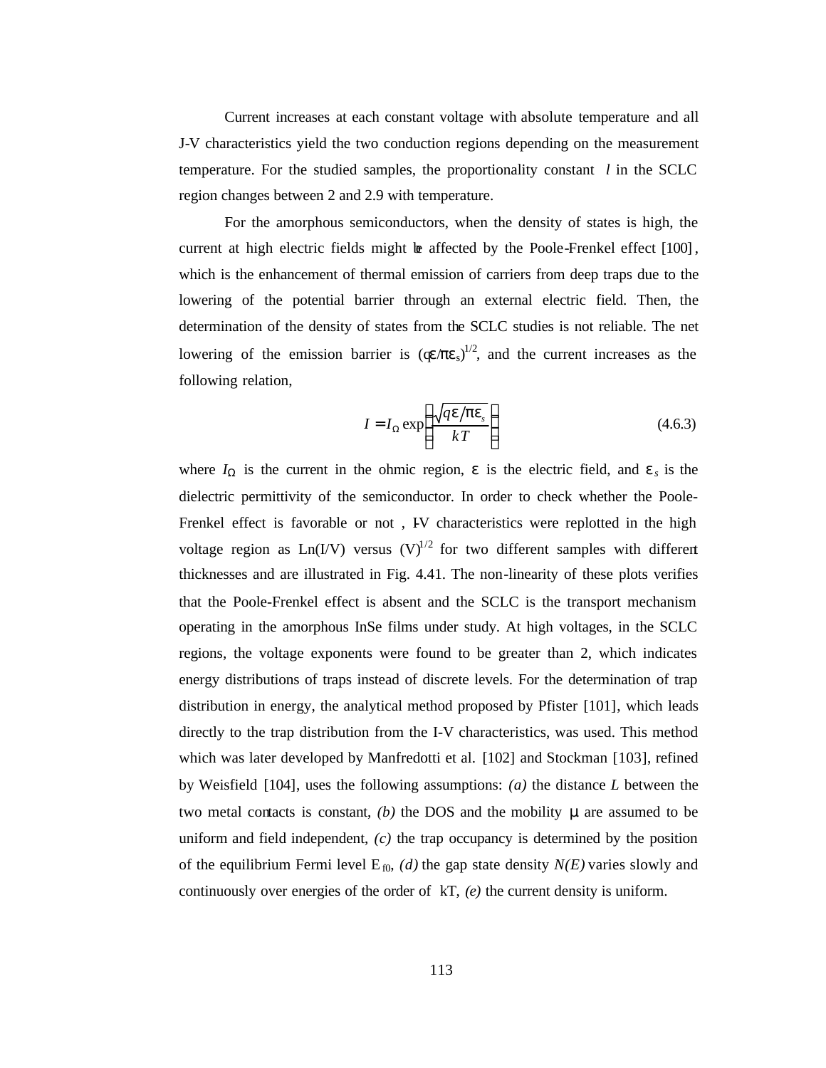Current increases at each constant voltage with absolute temperature and all J-V characteristics yield the two conduction regions depending on the measurement temperature. For the studied samples, the proportionality constant $l$ in the SCLC region changes between 2 and 2.9 with temperature.

For the amorphous semiconductors, when the density of states is high, the current at high electric fields might be affected by the Poole-Frenkel effect [100], which is the enhancement of thermal emission of carriers from deep traps due to the lowering of the potential barrier through an external electric field. Then, the determination of the density of states from the SCLC studies is not reliable. The net lowering of the emission barrier is $(q\varepsilon/\pi\varepsilon_s)^{1/2}$, and the current increases as the following relation,

$$I = I_\Omega \exp\left(\frac{\sqrt{q\varepsilon/\pi\varepsilon_s}}{kT}\right) \tag{4.6.3}$$

where $I_\Omega$ is the current in the ohmic region, $\varepsilon$ is the electric field, and $\varepsilon_s$ is the dielectric permittivity of the semiconductor. In order to check whether the Poole-Frenkel effect is favorable or not, I-V characteristics were replotted in the high voltage region as Ln(I/V) versus $(V)^{1/2}$ for two different samples with different thicknesses and are illustrated in Fig. 4.41. The non-linearity of these plots verifies that the Poole-Frenkel effect is absent and the SCLC is the transport mechanism operating in the amorphous InSe films under study. At high voltages, in the SCLC regions, the voltage exponents were found to be greater than 2, which indicates energy distributions of traps instead of discrete levels. For the determination of trap distribution in energy, the analytical method proposed by Pfister [101], which leads directly to the trap distribution from the I-V characteristics, was used. This method which was later developed by Manfredotti et al. [102] and Stockman [103], refined by Weisfield [104], uses the following assumptions: *(a)* the distance $L$ between the two metal contacts is constant, *(b)* the DOS and the mobility $\mu$ are assumed to be uniform and field independent, *(c)* the trap occupancy is determined by the position of the equilibrium Fermi level $E_{f0}$, *(d)* the gap state density $N(E)$ varies slowly and continuously over energies of the order of kT, *(e)* the current density is uniform.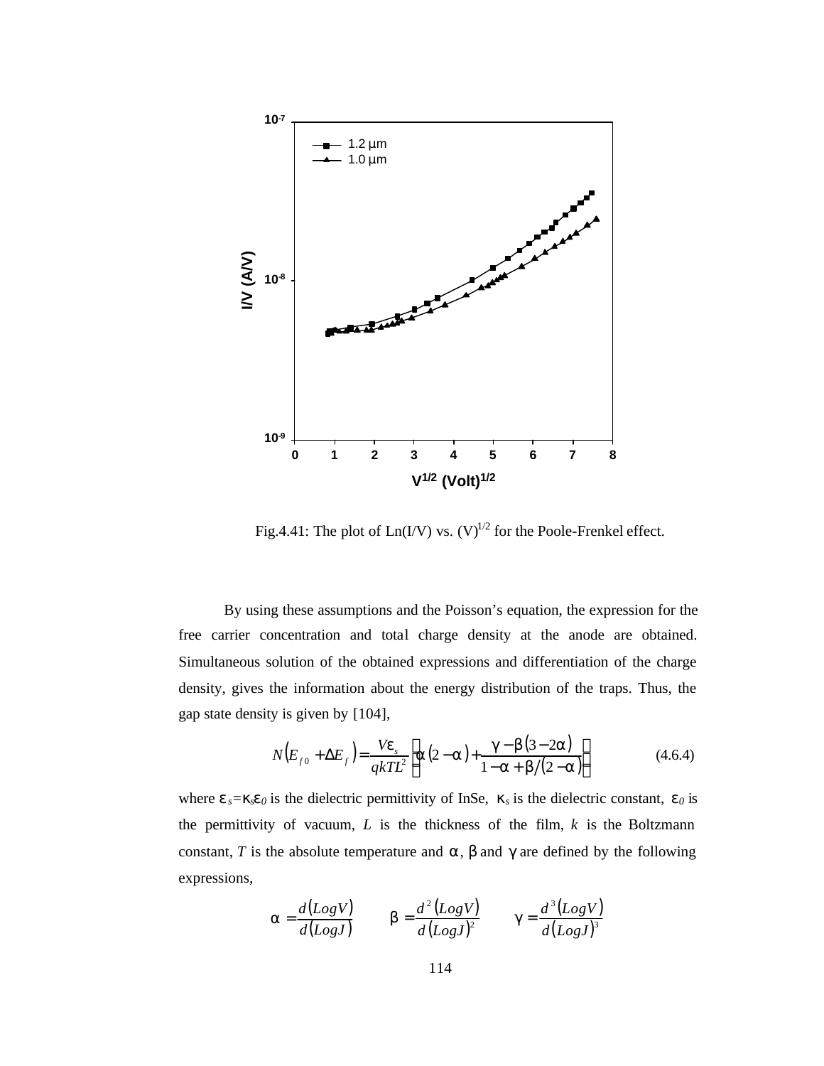Fig.4.41: The plot of Ln(I/V) vs. $(V)^{1/2}$ for the Poole-Frenkel effect.

By using these assumptions and the Poisson's equation, the expression for the free carrier concentration and total charge density at the anode are obtained. Simultaneous solution of the obtained expressions and differentiation of the charge density, gives the information about the energy distribution of the traps. Thus, the gap state density is given by [104],

$$N\left(E_{f0}+\Delta E_f\right)=\frac{V\varepsilon_s}{qkTL^2}\left[\alpha\left(2-\alpha\right)+\frac{\gamma-\beta\left(3-2\alpha\right)}{1-\alpha+\beta/\left(2-\alpha\right)}\right] \qquad (4.6.4)$$

where $\varepsilon_s=\kappa_s\varepsilon_0$ is the dielectric permittivity of InSe, $\kappa_s$ is the dielectric constant, $\varepsilon_0$ is the permittivity of vacuum, $L$ is the thickness of the film, $k$ is the Boltzmann constant, $T$ is the absolute temperature and $\alpha$, $\beta$ and $\gamma$ are defined by the following expressions,

$$\alpha=\frac{d\left(LogV\right)}{d\left(LogJ\right)} \qquad \beta=\frac{d^2\left(LogV\right)}{d\left(LogJ\right)^2} \qquad \gamma=\frac{d^3\left(LogV\right)}{d\left(LogJ\right)^3}$$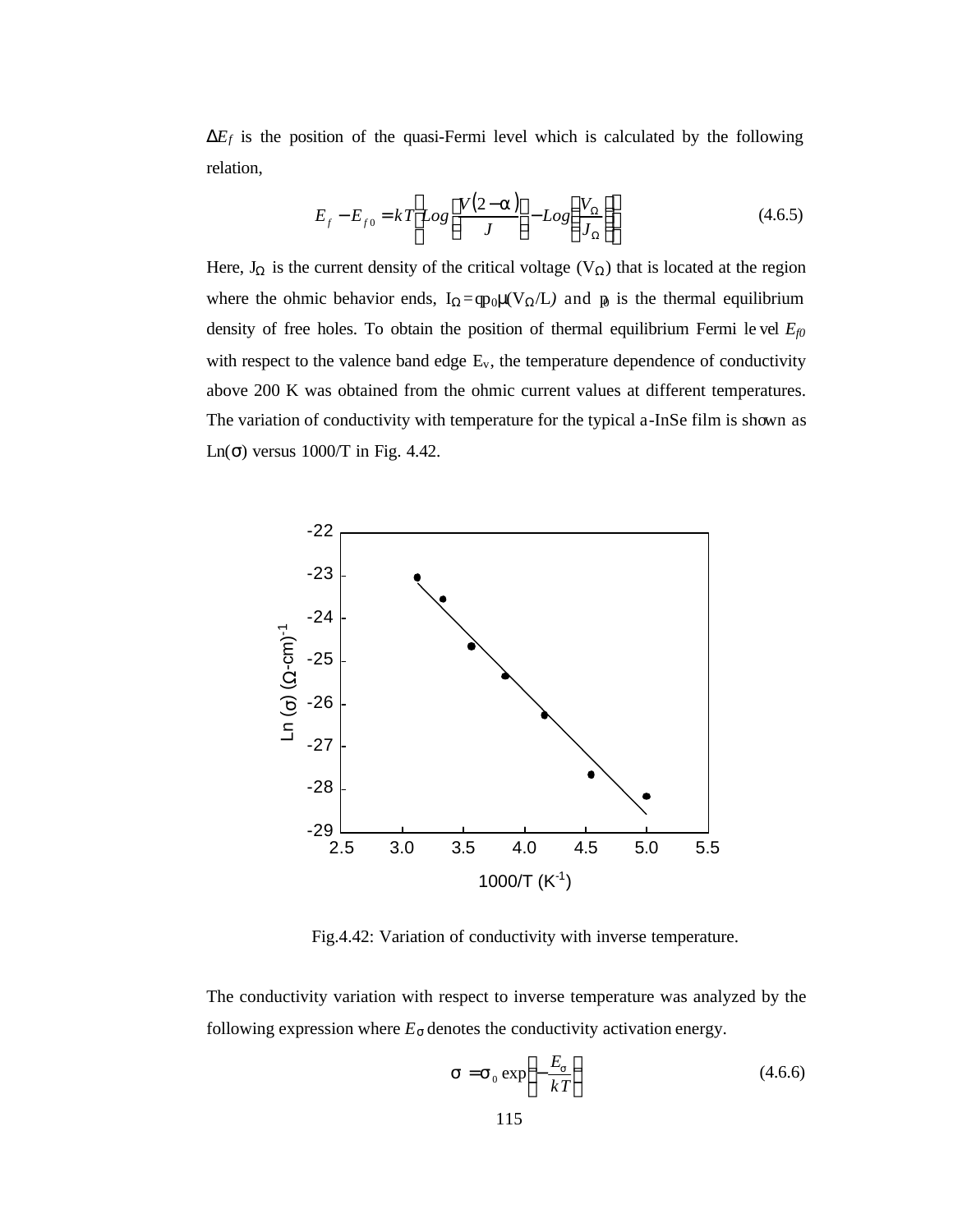$\Delta E_f$ is the position of the quasi-Fermi level which is calculated by the following relation,

$$E_f - E_{f0} = kT\left[Log\left(\frac{V(2-\alpha)}{J}\right) - Log\left(\frac{V_\Omega}{J_\Omega}\right)\right] \tag{4.6.5}$$

Here, $J_\Omega$ is the current density of the critical voltage ($V_\Omega$) that is located at the region where the ohmic behavior ends, $I_\Omega = qp_0\mu(V_\Omega/L)$ and $p_0$ is the thermal equilibrium density of free holes. To obtain the position of thermal equilibrium Fermi level $E_{f0}$ with respect to the valence band edge $E_v$, the temperature dependence of conductivity above 200 K was obtained from the ohmic current values at different temperatures. The variation of conductivity with temperature for the typical a-InSe film is shown as Ln($\sigma$) versus 1000/T in Fig. 4.42.

Fig.4.42: Variation of conductivity with inverse temperature.

The conductivity variation with respect to inverse temperature was analyzed by the following expression where $E_\sigma$ denotes the conductivity activation energy.

$$\sigma = \sigma_0 \exp\left(-\frac{E_\sigma}{kT}\right) \tag{4.6.6}$$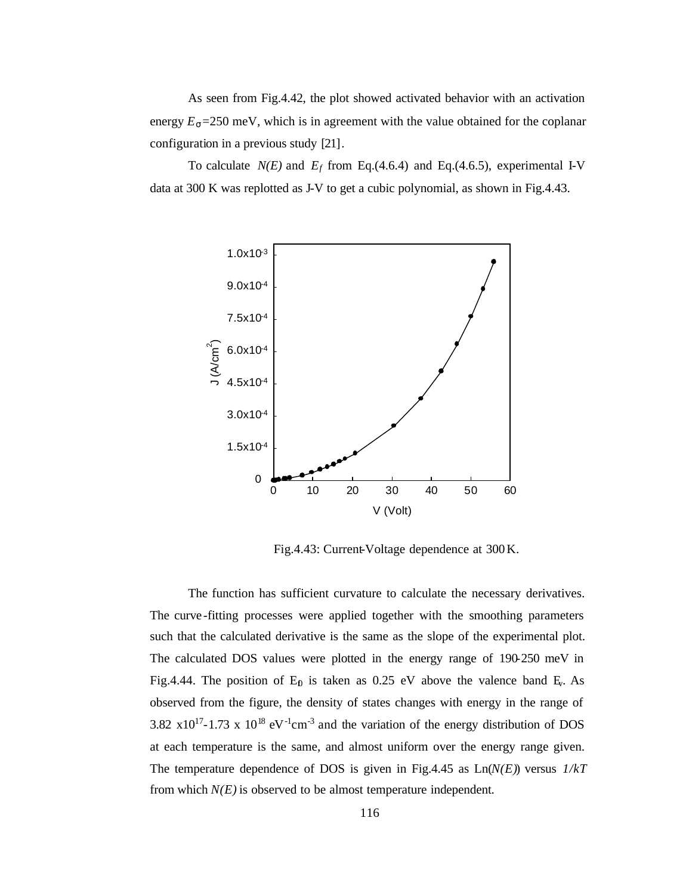As seen from Fig.4.42, the plot showed activated behavior with an activation energy $E_\sigma$=250 meV, which is in agreement with the value obtained for the coplanar configuration in a previous study [21].

To calculate $N(E)$ and $E_f$ from Eq.(4.6.4) and Eq.(4.6.5), experimental I-V data at 300 K was replotted as J-V to get a cubic polynomial, as shown in Fig.4.43.

Fig.4.43: Current-Voltage dependence at 300 K.

The function has sufficient curvature to calculate the necessary derivatives. The curve-fitting processes were applied together with the smoothing parameters such that the calculated derivative is the same as the slope of the experimental plot. The calculated DOS values were plotted in the energy range of 190-250 meV in Fig.4.44. The position of $E_{f0}$ is taken as 0.25 eV above the valence band $E_v$. As observed from the figure, the density of states changes with energy in the range of 3.82 x$10^{17}$-1.73 x $10^{18}$ $eV^{-1}cm^{-3}$ and the variation of the energy distribution of DOS at each temperature is the same, and almost uniform over the energy range given. The temperature dependence of DOS is given in Fig.4.45 as Ln($N(E)$) versus $1/kT$ from which $N(E)$ is observed to be almost temperature independent.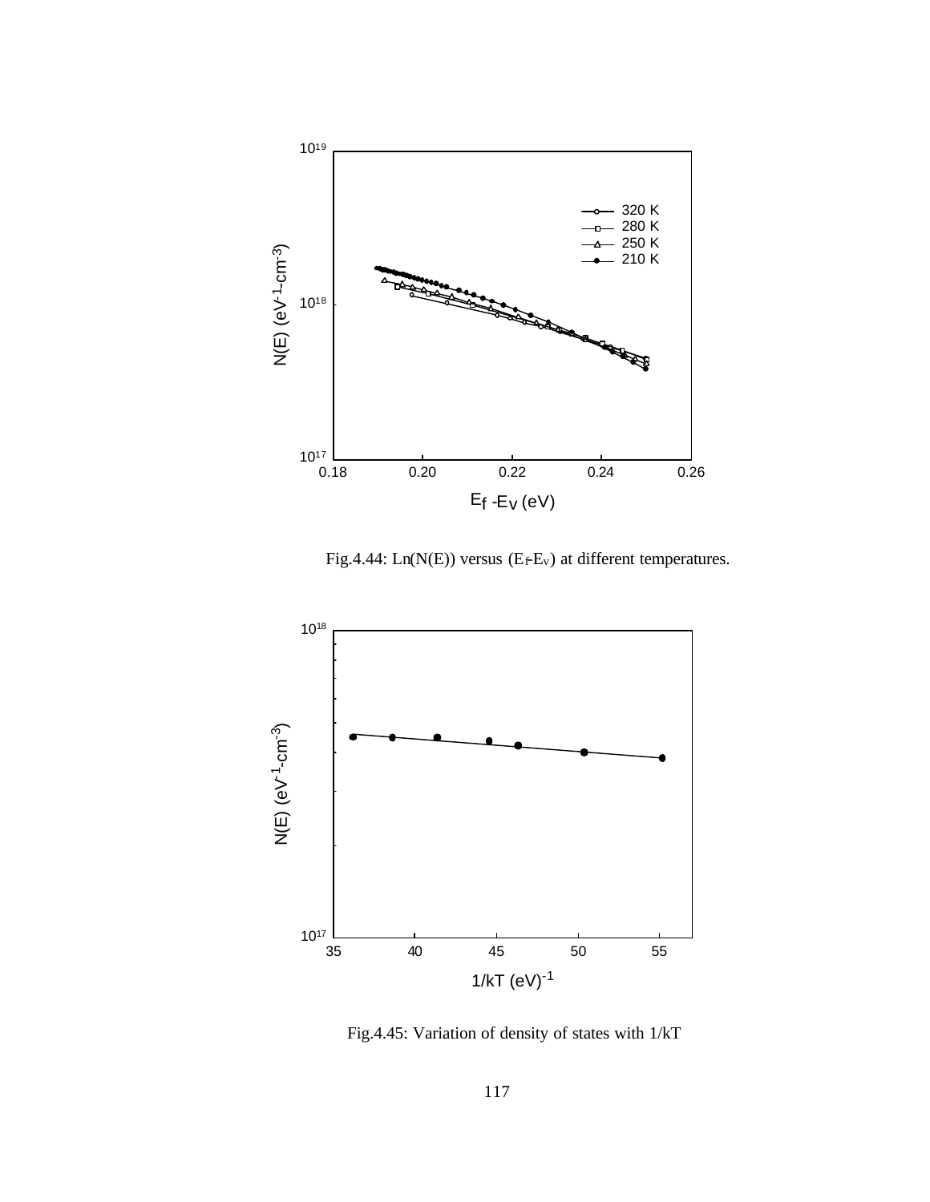Fig.4.44: Ln(N(E)) versus ($E_f$-$E_v$) at different temperatures.

Fig.4.45: Variation of density of states with 1/kT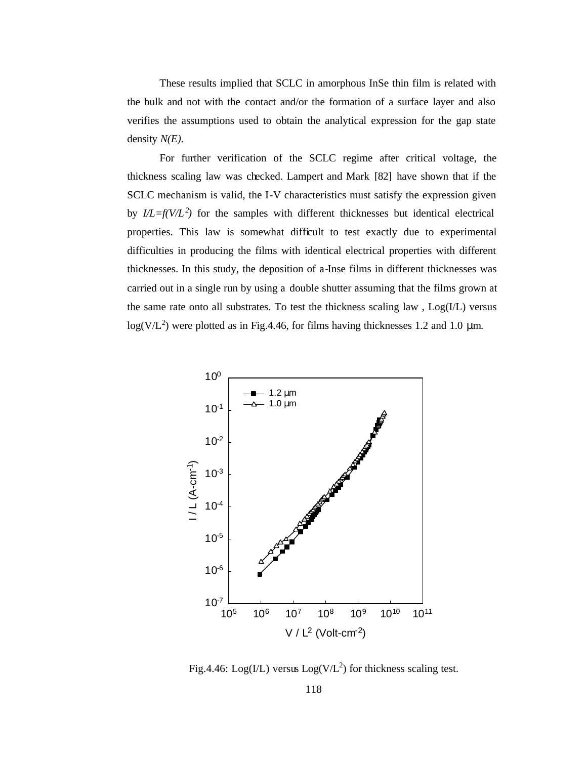These results implied that SCLC in amorphous InSe thin film is related with the bulk and not with the contact and/or the formation of a surface layer and also verifies the assumptions used to obtain the analytical expression for the gap state density *N(E)*.

For further verification of the SCLC regime after critical voltage, the thickness scaling law was checked. Lampert and Mark [82] have shown that if the SCLC mechanism is valid, the I-V characteristics must satisfy the expression given by $I/L=f(V/L^2)$ for the samples with different thicknesses but identical electrical properties. This law is somewhat difficult to test exactly due to experimental difficulties in producing the films with identical electrical properties with different thicknesses. In this study, the deposition of a-Inse films in different thicknesses was carried out in a single run by using a double shutter assuming that the films grown at the same rate onto all substrates. To test the thickness scaling law , Log(I/L) versus log($V/L^2$) were plotted as in Fig.4.46, for films having thicknesses 1.2 and 1.0 μm.

Fig.4.46: Log(I/L) versus Log($V/L^2$) for thickness scaling test.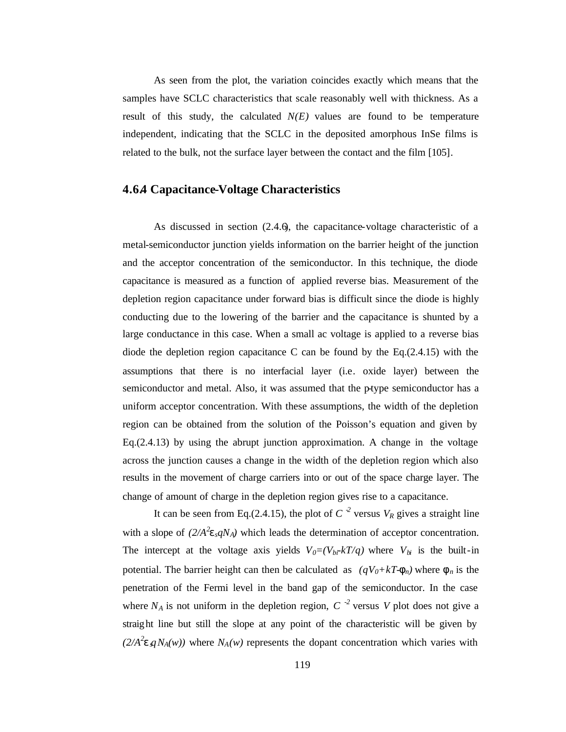As seen from the plot, the variation coincides exactly which means that the samples have SCLC characteristics that scale reasonably well with thickness. As a result of this study, the calculated $N(E)$ values are found to be temperature independent, indicating that the SCLC in the deposited amorphous InSe films is related to the bulk, not the surface layer between the contact and the film [105].

### 4.6.4 Capacitance-Voltage Characteristics

As discussed in section (2.4.6), the capacitance-voltage characteristic of a metal-semiconductor junction yields information on the barrier height of the junction and the acceptor concentration of the semiconductor. In this technique, the diode capacitance is measured as a function of applied reverse bias. Measurement of the depletion region capacitance under forward bias is difficult since the diode is highly conducting due to the lowering of the barrier and the capacitance is shunted by a large conductance in this case. When a small ac voltage is applied to a reverse bias diode the depletion region capacitance C can be found by the Eq.(2.4.15) with the assumptions that there is no interfacial layer (i.e. oxide layer) between the semiconductor and metal. Also, it was assumed that the p-type semiconductor has a uniform acceptor concentration. With these assumptions, the width of the depletion region can be obtained from the solution of the Poisson's equation and given by Eq.(2.4.13) by using the abrupt junction approximation. A change in the voltage across the junction causes a change in the width of the depletion region which also results in the movement of charge carriers into or out of the space charge layer. The change of amount of charge in the depletion region gives rise to a capacitance.

It can be seen from Eq.(2.4.15), the plot of $C^{-2}$ versus $V_R$ gives a straight line with a slope of $(2/A^2\varepsilon_s qN_A)$ which leads the determination of acceptor concentration. The intercept at the voltage axis yields $V_0=(V_{bi}-kT/q)$ where $V_{bi}$ is the built-in potential. The barrier height can then be calculated as $(qV_0+kT-\phi_n)$ where $\phi_n$ is the penetration of the Fermi level in the band gap of the semiconductor. In the case where $N_A$ is not uniform in the depletion region, $C^{-2}$ versus $V$ plot does not give a straight line but still the slope at any point of the characteristic will be given by $(2/A^2\varepsilon_s q N_A(w))$ where $N_A(w)$ represents the dopant concentration which varies with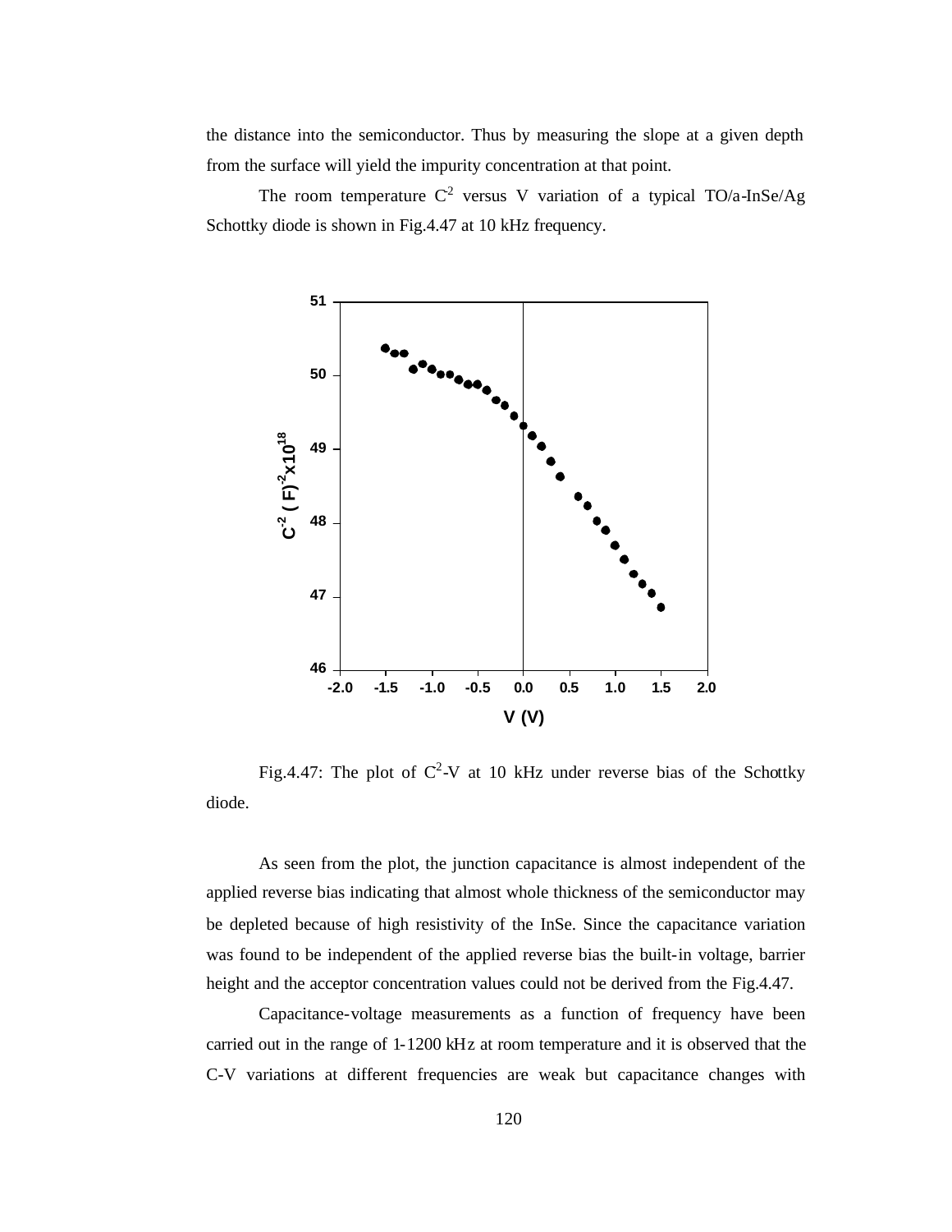the distance into the semiconductor. Thus by measuring the slope at a given depth from the surface will yield the impurity concentration at that point.

The room temperature $C^2$ versus V variation of a typical TO/a-InSe/Ag Schottky diode is shown in Fig.4.47 at 10 kHz frequency.

Fig.4.47: The plot of $C^2$-V at 10 kHz under reverse bias of the Schottky diode.

As seen from the plot, the junction capacitance is almost independent of the applied reverse bias indicating that almost whole thickness of the semiconductor may be depleted because of high resistivity of the InSe. Since the capacitance variation was found to be independent of the applied reverse bias the built-in voltage, barrier height and the acceptor concentration values could not be derived from the Fig.4.47.

Capacitance-voltage measurements as a function of frequency have been carried out in the range of 1-1200 kHz at room temperature and it is observed that the C-V variations at different frequencies are weak but capacitance changes with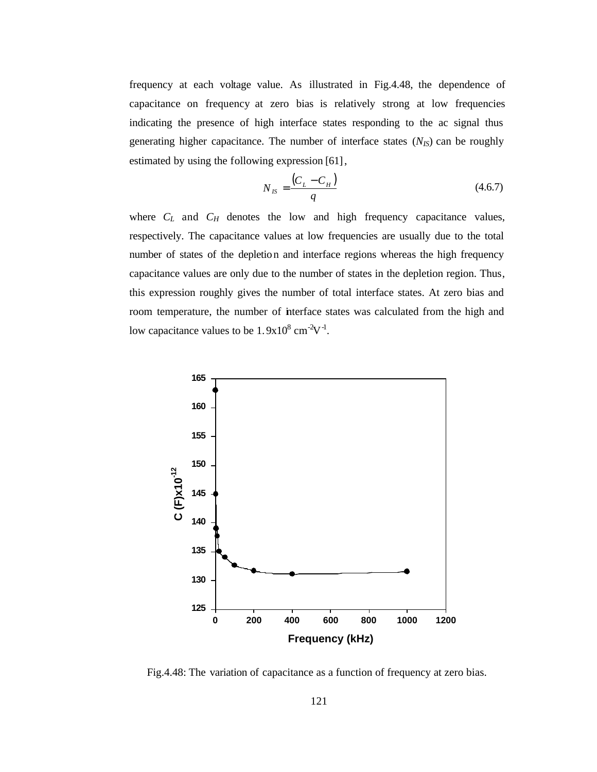frequency at each voltage value. As illustrated in Fig.4.48, the dependence of capacitance on frequency at zero bias is relatively strong at low frequencies indicating the presence of high interface states responding to the ac signal thus generating higher capacitance. The number of interface states ($N_{IS}$) can be roughly estimated by using the following expression [61],

$$N_{IS} = \frac{(C_L - C_H)}{q} \tag{4.6.7}$$

where $C_L$ and $C_H$ denotes the low and high frequency capacitance values, respectively. The capacitance values at low frequencies are usually due to the total number of states of the depletion and interface regions whereas the high frequency capacitance values are only due to the number of states in the depletion region. Thus, this expression roughly gives the number of total interface states. At zero bias and room temperature, the number of interface states was calculated from the high and low capacitance values to be $1.9 \times 10^{8}$ cm$^{-2}$V$^{-1}$.

Fig.4.48: The variation of capacitance as a function of frequency at zero bias.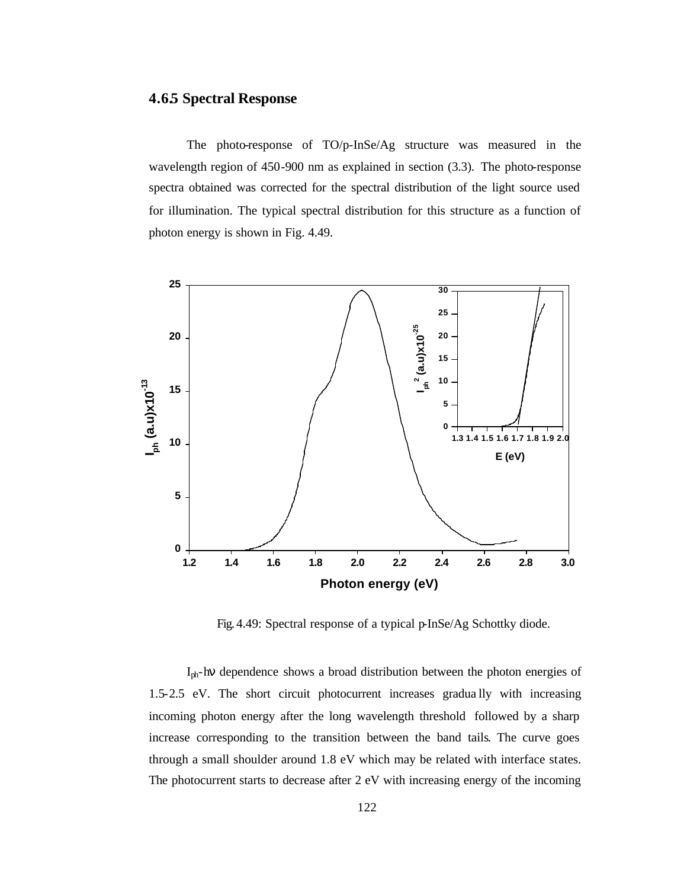### 4.6.5 Spectral Response

The photo-response of TO/p-InSe/Ag structure was measured in the wavelength region of 450-900 nm as explained in section (3.3). The photo-response spectra obtained was corrected for the spectral distribution of the light source used for illumination. The typical spectral distribution for this structure as a function of photon energy is shown in Fig. 4.49.

Fig. 4.49: Spectral response of a typical p-InSe/Ag Schottky diode.

$I_{ph}$-$h\nu$ dependence shows a broad distribution between the photon energies of 1.5-2.5 eV. The short circuit photocurrent increases gradually with increasing incoming photon energy after the long wavelength threshold followed by a sharp increase corresponding to the transition between the band tails. The curve goes through a small shoulder around 1.8 eV which may be related with interface states. The photocurrent starts to decrease after 2 eV with increasing energy of the incoming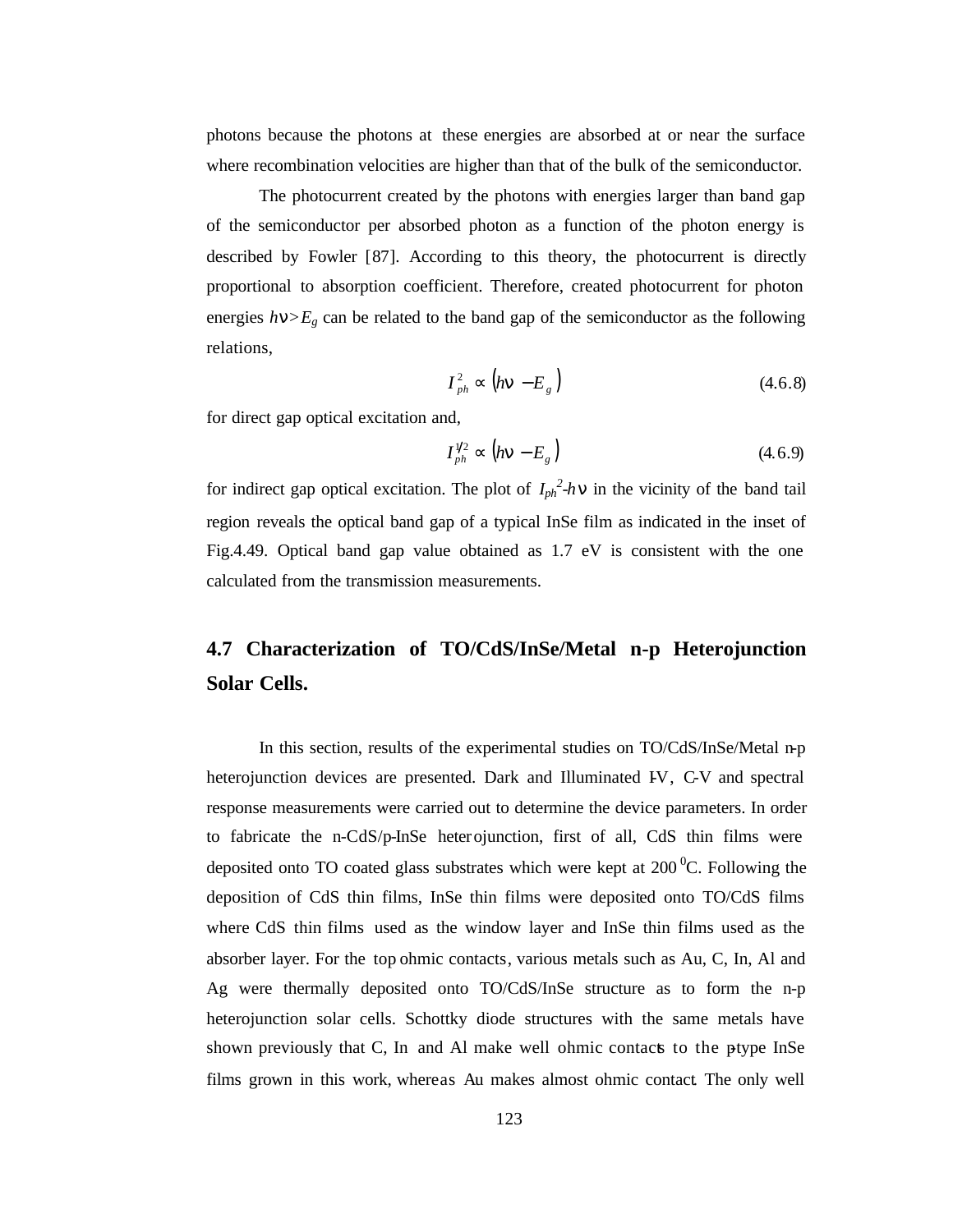photons because the photons at these energies are absorbed at or near the surface where recombination velocities are higher than that of the bulk of the semiconductor.

The photocurrent created by the photons with energies larger than band gap of the semiconductor per absorbed photon as a function of the photon energy is described by Fowler [87]. According to this theory, the photocurrent is directly proportional to absorption coefficient. Therefore, created photocurrent for photon energies $h\nu > E_g$ can be related to the band gap of the semiconductor as the following relations,

$$I_{ph}^{2} \propto \left(h\nu - E_g\right) \tag{4.6.8}$$

for direct gap optical excitation and,

$$I_{ph}^{1/2} \propto \left(h\nu - E_g\right) \tag{4.6.9}$$

for indirect gap optical excitation. The plot of $I_{ph}^{2}$-$h\nu$ in the vicinity of the band tail region reveals the optical band gap of a typical InSe film as indicated in the inset of Fig.4.49. Optical band gap value obtained as 1.7 eV is consistent with the one calculated from the transmission measurements.

## 4.7 Characterization of TO/CdS/InSe/Metal n-p Heterojunction Solar Cells.

In this section, results of the experimental studies on TO/CdS/InSe/Metal n-p heterojunction devices are presented. Dark and Illuminated I-V, C-V and spectral response measurements were carried out to determine the device parameters. In order to fabricate the n-CdS/p-InSe heterojunction, first of all, CdS thin films were deposited onto TO coated glass substrates which were kept at 200 $^{0}$C. Following the deposition of CdS thin films, InSe thin films were deposited onto TO/CdS films where CdS thin films used as the window layer and InSe thin films used as the absorber layer. For the top ohmic contacts, various metals such as Au, C, In, Al and Ag were thermally deposited onto TO/CdS/InSe structure as to form the n-p heterojunction solar cells. Schottky diode structures with the same metals have shown previously that C, In and Al make well ohmic contacts to the p-type InSe films grown in this work, whereas Au makes almost ohmic contact. The only well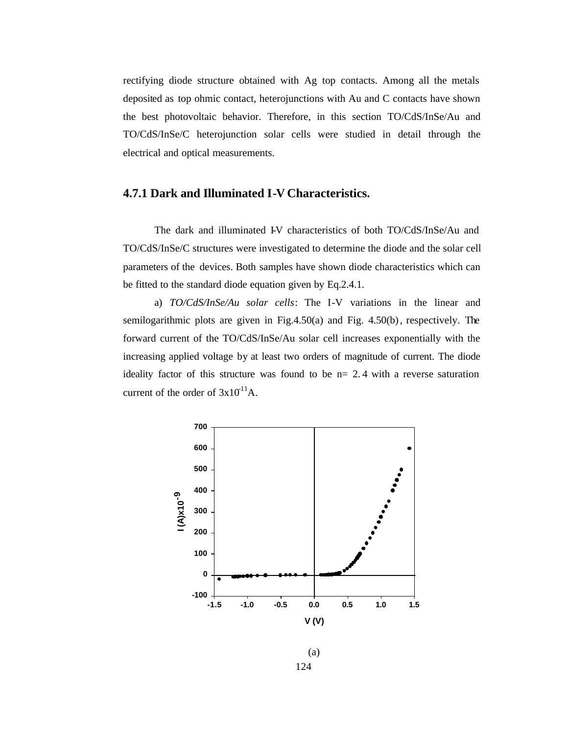rectifying diode structure obtained with Ag top contacts. Among all the metals deposited as top ohmic contact, heterojunctions with Au and C contacts have shown the best photovoltaic behavior. Therefore, in this section TO/CdS/InSe/Au and TO/CdS/InSe/C heterojunction solar cells were studied in detail through the electrical and optical measurements.

### 4.7.1 Dark and Illuminated I-V Characteristics.

The dark and illuminated I-V characteristics of both TO/CdS/InSe/Au and TO/CdS/InSe/C structures were investigated to determine the diode and the solar cell parameters of the devices. Both samples have shown diode characteristics which can be fitted to the standard diode equation given by Eq.2.4.1.

a) *TO/CdS/InSe/Au solar cells*: The I-V variations in the linear and semilogarithmic plots are given in Fig.4.50(a) and Fig. 4.50(b), respectively. The forward current of the TO/CdS/InSe/Au solar cell increases exponentially with the increasing applied voltage by at least two orders of magnitude of current. The diode ideality factor of this structure was found to be n= 2.4 with a reverse saturation current of the order of $3x10^{-11}$A.

(a)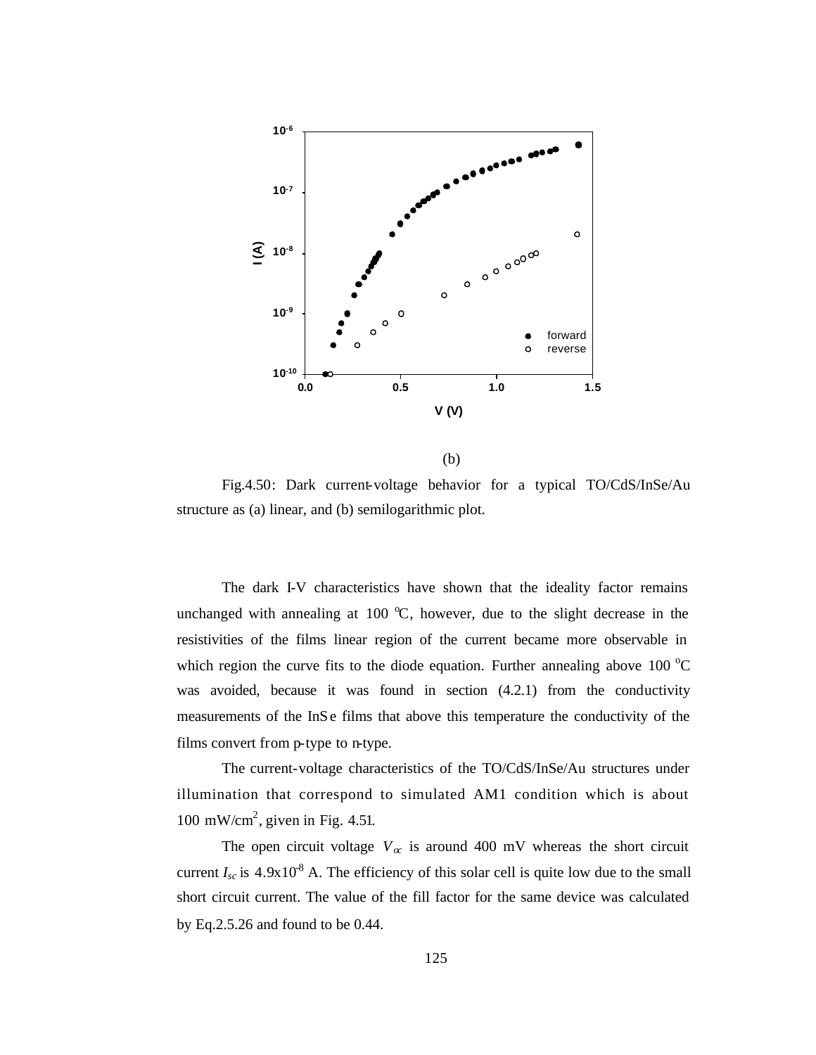(b)

Fig.4.50: Dark current-voltage behavior for a typical TO/CdS/InSe/Au structure as (a) linear, and (b) semilogarithmic plot.

The dark I-V characteristics have shown that the ideality factor remains unchanged with annealing at 100 $^{o}$C, however, due to the slight decrease in the resistivities of the films linear region of the current became more observable in which region the curve fits to the diode equation. Further annealing above 100 $^{o}$C was avoided, because it was found in section (4.2.1) from the conductivity measurements of the InSe films that above this temperature the conductivity of the films convert from p-type to n-type.

The current-voltage characteristics of the TO/CdS/InSe/Au structures under illumination that correspond to simulated AM1 condition which is about 100 mW/cm$^2$, given in Fig. 4.51.

The open circuit voltage $V_{oc}$ is around 400 mV whereas the short circuit current $I_{sc}$ is 4.9x10$^{-8}$ A. The efficiency of this solar cell is quite low due to the small short circuit current. The value of the fill factor for the same device was calculated by Eq.2.5.26 and found to be 0.44.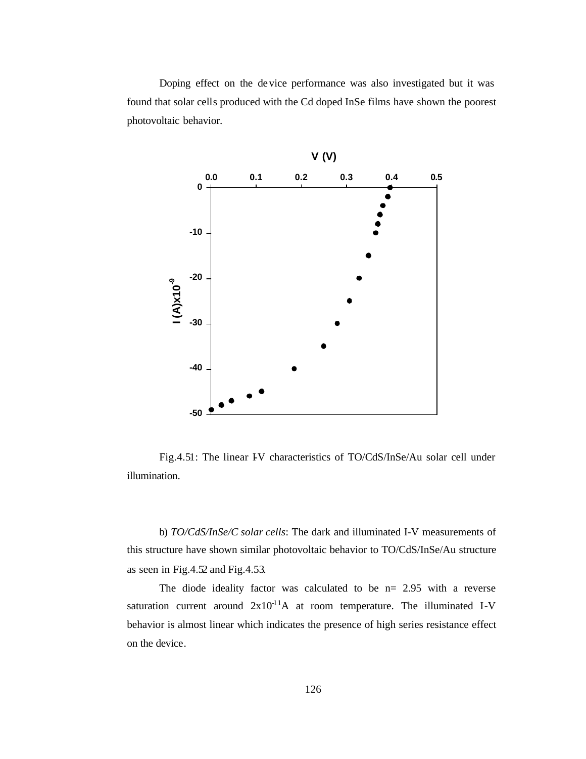Doping effect on the device performance was also investigated but it was found that solar cells produced with the Cd doped InSe films have shown the poorest photovoltaic behavior.

Fig.4.51: The linear I-V characteristics of TO/CdS/InSe/Au solar cell under illumination.

b) *TO/CdS/InSe/C solar cells*: The dark and illuminated I-V measurements of this structure have shown similar photovoltaic behavior to TO/CdS/InSe/Au structure as seen in Fig.4.52 and Fig.4.53.

The diode ideality factor was calculated to be n= 2.95 with a reverse saturation current around $2\times10^{-11}$A at room temperature. The illuminated I-V behavior is almost linear which indicates the presence of high series resistance effect on the device.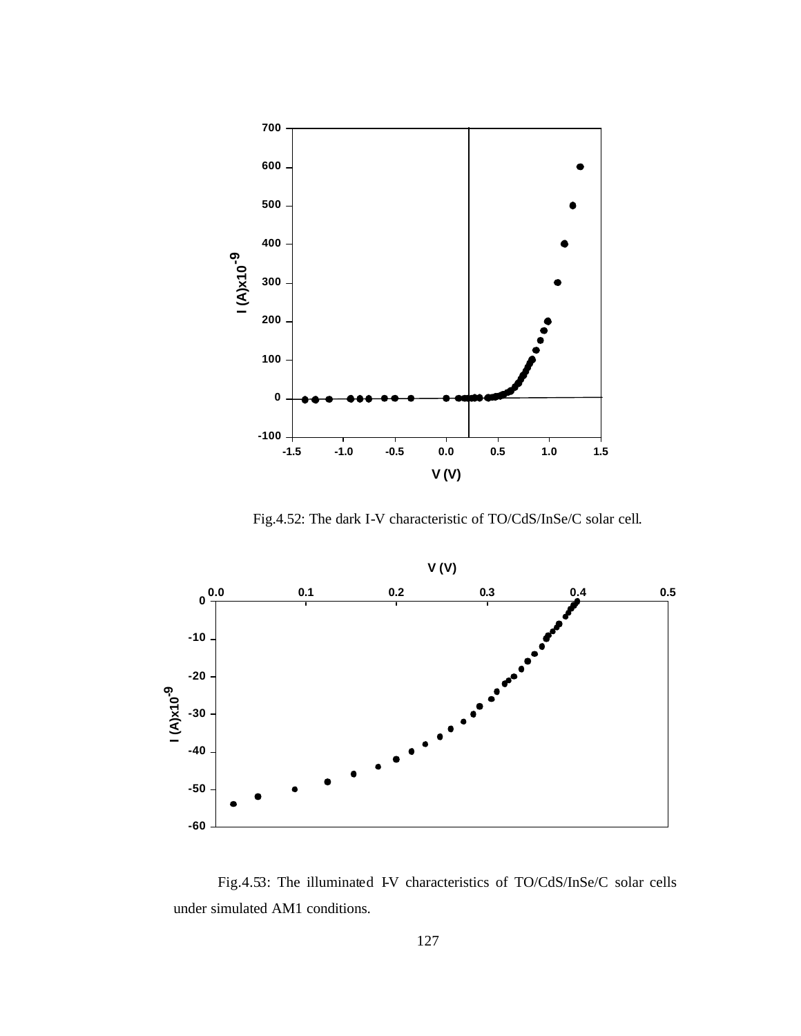Fig.4.52: The dark I-V characteristic of TO/CdS/InSe/C solar cell.

Fig.4.53: The illuminated I-V characteristics of TO/CdS/InSe/C solar cells under simulated AM1 conditions.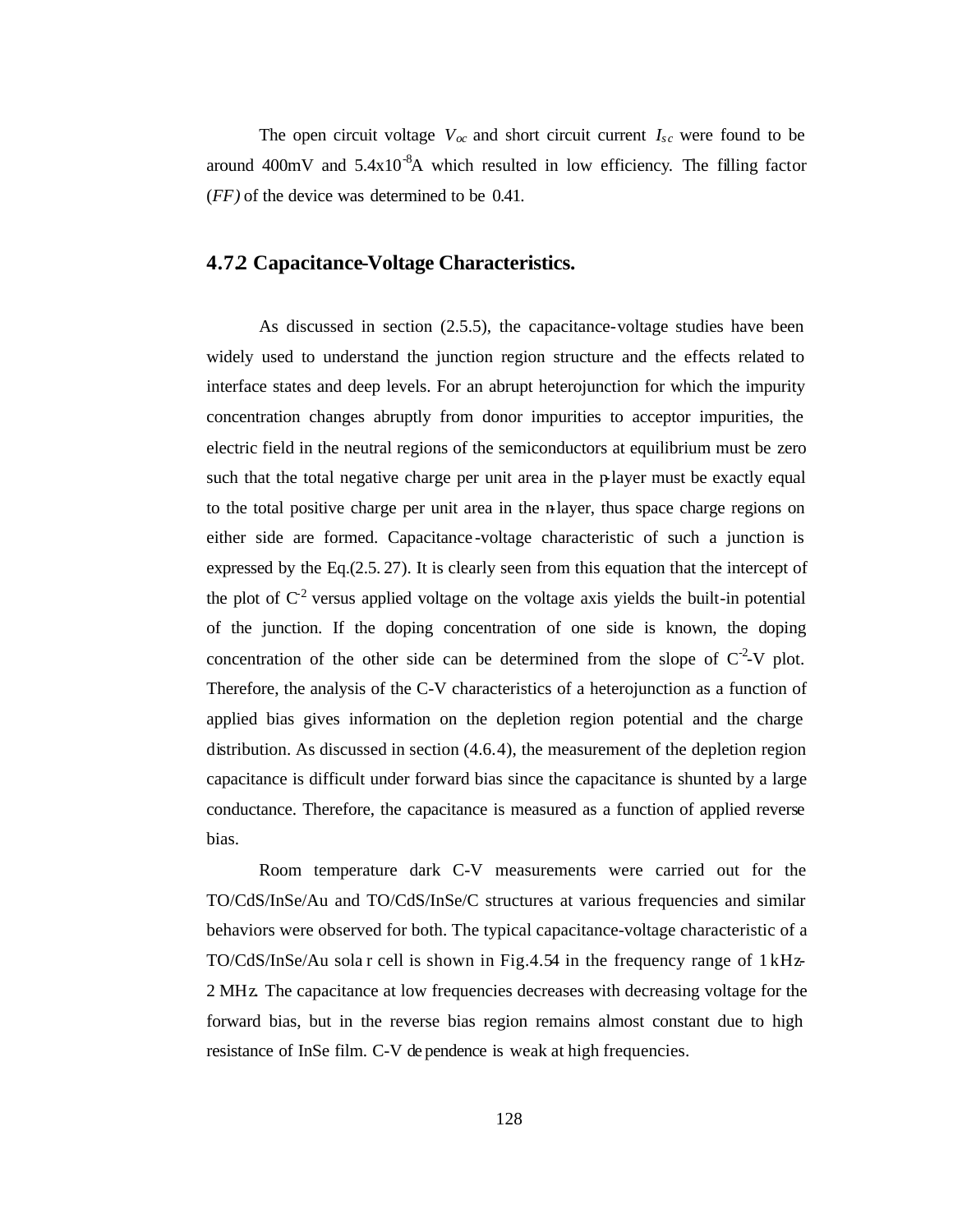The open circuit voltage $V_{oc}$ and short circuit current $I_{sc}$ were found to be around 400mV and $5.4 \times 10^{-8}$A which resulted in low efficiency. The filling factor (*FF)* of the device was determined to be 0.41.

### 4.7.2 Capacitance-Voltage Characteristics.

As discussed in section (2.5.5), the capacitance-voltage studies have been widely used to understand the junction region structure and the effects related to interface states and deep levels. For an abrupt heterojunction for which the impurity concentration changes abruptly from donor impurities to acceptor impurities, the electric field in the neutral regions of the semiconductors at equilibrium must be zero such that the total negative charge per unit area in the p-layer must be exactly equal to the total positive charge per unit area in the n-layer, thus space charge regions on either side are formed. Capacitance-voltage characteristic of such a junction is expressed by the Eq.(2.5.27). It is clearly seen from this equation that the intercept of the plot of $C^{-2}$ versus applied voltage on the voltage axis yields the built-in potential of the junction. If the doping concentration of one side is known, the doping concentration of the other side can be determined from the slope of $C^{-2}$-V plot. Therefore, the analysis of the C-V characteristics of a heterojunction as a function of applied bias gives information on the depletion region potential and the charge distribution. As discussed in section (4.6.4), the measurement of the depletion region capacitance is difficult under forward bias since the capacitance is shunted by a large conductance. Therefore, the capacitance is measured as a function of applied reverse bias.

Room temperature dark C-V measurements were carried out for the TO/CdS/InSe/Au and TO/CdS/InSe/C structures at various frequencies and similar behaviors were observed for both. The typical capacitance-voltage characteristic of a TO/CdS/InSe/Au solar cell is shown in Fig.4.54 in the frequency range of 1 kHz-2 MHz. The capacitance at low frequencies decreases with decreasing voltage for the forward bias, but in the reverse bias region remains almost constant due to high resistance of InSe film. C-V dependence is weak at high frequencies.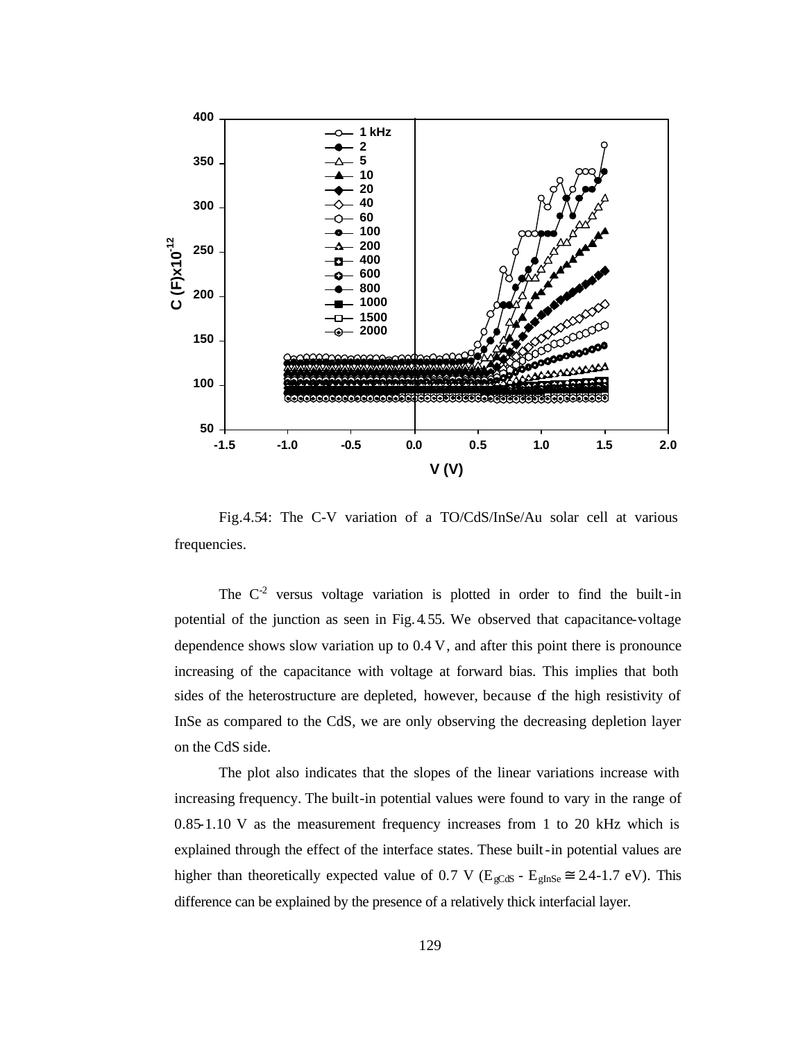Fig.4.54: The C-V variation of a TO/CdS/InSe/Au solar cell at various frequencies.

The $C^{-2}$ versus voltage variation is plotted in order to find the built-in potential of the junction as seen in Fig. 4.55. We observed that capacitance-voltage dependence shows slow variation up to 0.4 V, and after this point there is pronounce increasing of the capacitance with voltage at forward bias. This implies that both sides of the heterostructure are depleted, however, because of the high resistivity of InSe as compared to the CdS, we are only observing the decreasing depletion layer on the CdS side.

The plot also indicates that the slopes of the linear variations increase with increasing frequency. The built-in potential values were found to vary in the range of 0.85-1.10 V as the measurement frequency increases from 1 to 20 kHz which is explained through the effect of the interface states. These built-in potential values are higher than theoretically expected value of 0.7 V ($E_{gCdS}$ - $E_{gInSe}$ ≅ 2.4-1.7 eV). This difference can be explained by the presence of a relatively thick interfacial layer.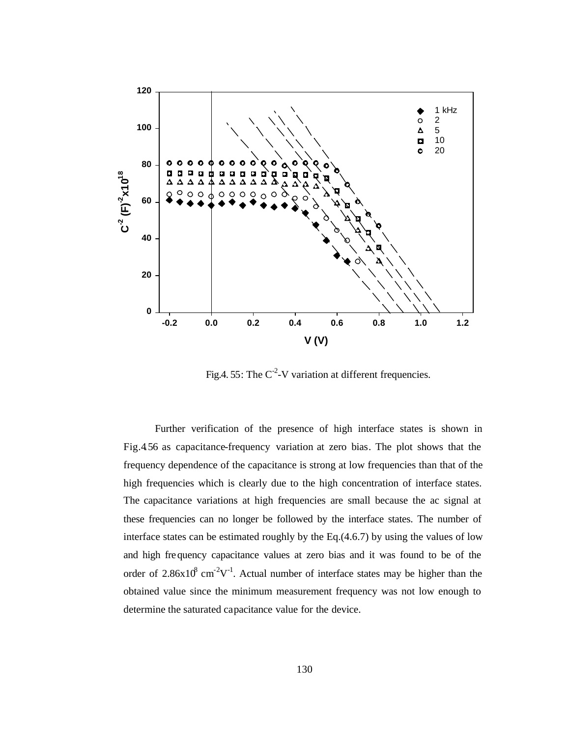Fig.4.55: The $C^{-2}$-V variation at different frequencies.

Further verification of the presence of high interface states is shown in Fig.4.56 as capacitance-frequency variation at zero bias. The plot shows that the frequency dependence of the capacitance is strong at low frequencies than that of the high frequencies which is clearly due to the high concentration of interface states. The capacitance variations at high frequencies are small because the ac signal at these frequencies can no longer be followed by the interface states. The number of interface states can be estimated roughly by the Eq.(4.6.7) by using the values of low and high frequency capacitance values at zero bias and it was found to be of the order of $2.86\times10^{8}$ $cm^{-2}V^{-1}$. Actual number of interface states may be higher than the obtained value since the minimum measurement frequency was not low enough to determine the saturated capacitance value for the device.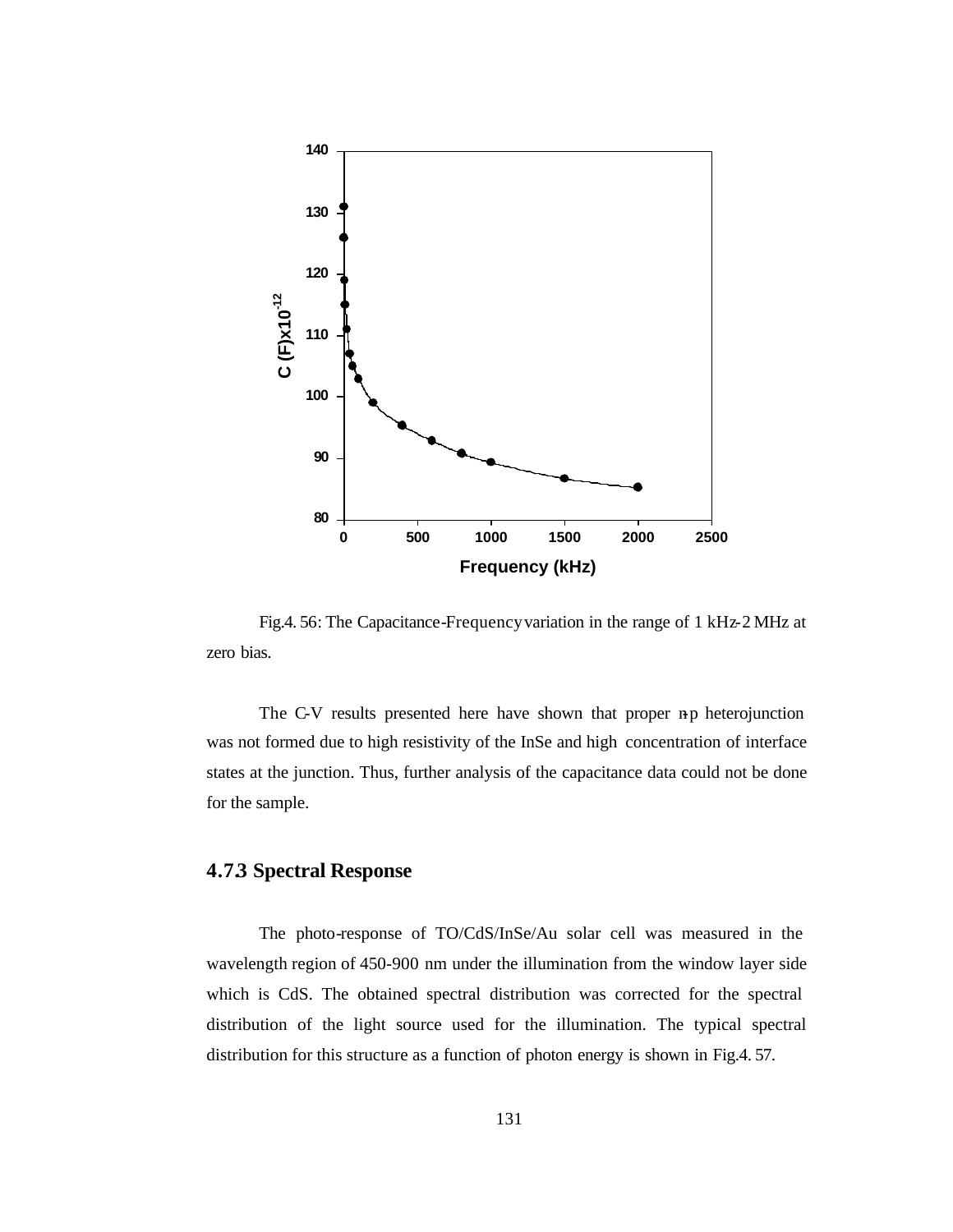Fig.4. 56: The Capacitance-Frequency variation in the range of 1 kHz-2 MHz at zero bias.

The C-V results presented here have shown that proper n-p heterojunction was not formed due to high resistivity of the InSe and high concentration of interface states at the junction. Thus, further analysis of the capacitance data could not be done for the sample.

### 4.7.3 Spectral Response

The photo-response of TO/CdS/InSe/Au solar cell was measured in the wavelength region of 450-900 nm under the illumination from the window layer side which is CdS. The obtained spectral distribution was corrected for the spectral distribution of the light source used for the illumination. The typical spectral distribution for this structure as a function of photon energy is shown in Fig.4. 57.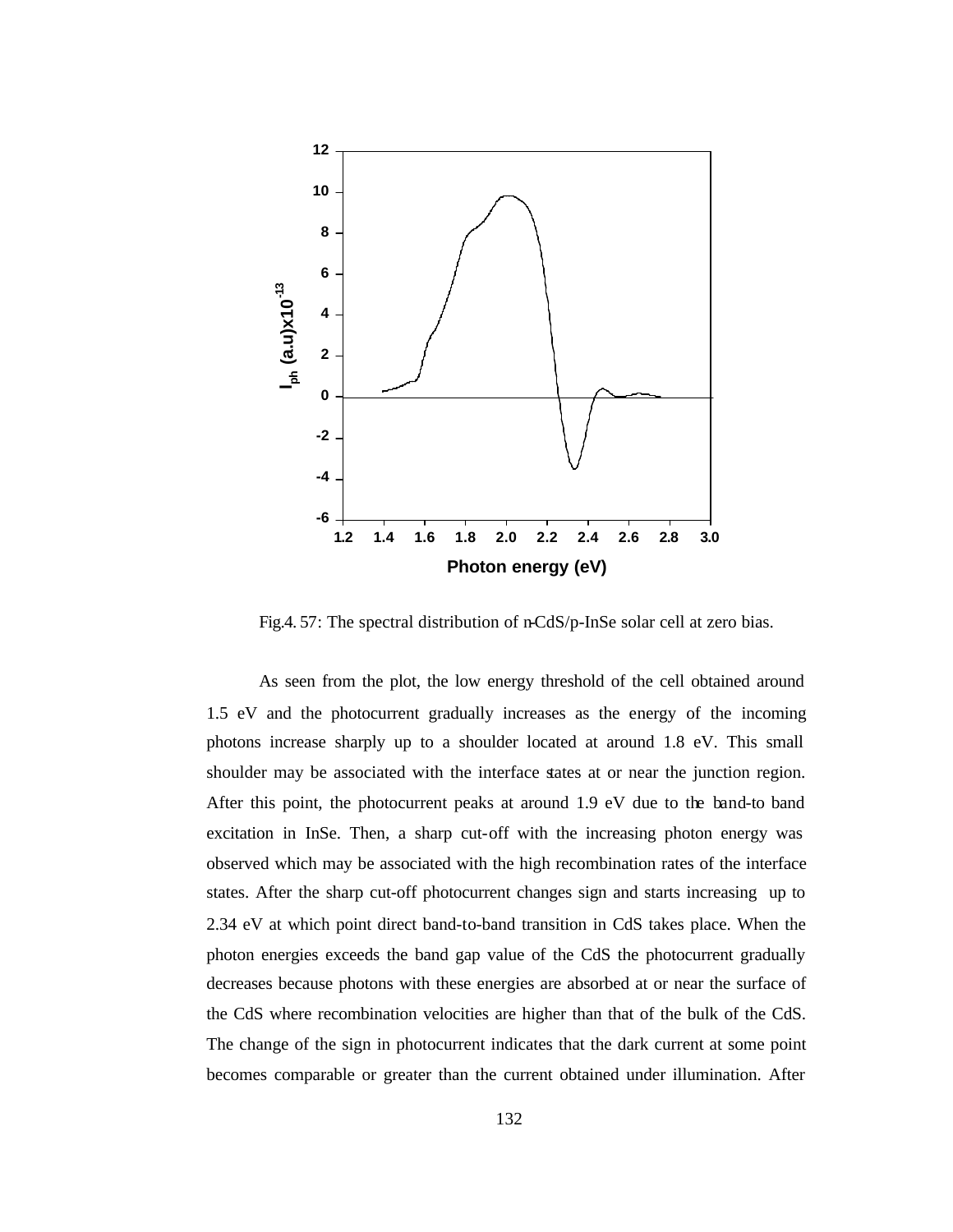Fig.4. 57: The spectral distribution of n-CdS/p-InSe solar cell at zero bias.

As seen from the plot, the low energy threshold of the cell obtained around 1.5 eV and the photocurrent gradually increases as the energy of the incoming photons increase sharply up to a shoulder located at around 1.8 eV. This small shoulder may be associated with the interface states at or near the junction region. After this point, the photocurrent peaks at around 1.9 eV due to the band-to band excitation in InSe. Then, a sharp cut-off with the increasing photon energy was observed which may be associated with the high recombination rates of the interface states. After the sharp cut-off photocurrent changes sign and starts increasing up to 2.34 eV at which point direct band-to-band transition in CdS takes place. When the photon energies exceeds the band gap value of the CdS the photocurrent gradually decreases because photons with these energies are absorbed at or near the surface of the CdS where recombination velocities are higher than that of the bulk of the CdS. The change of the sign in photocurrent indicates that the dark current at some point becomes comparable or greater than the current obtained under illumination. After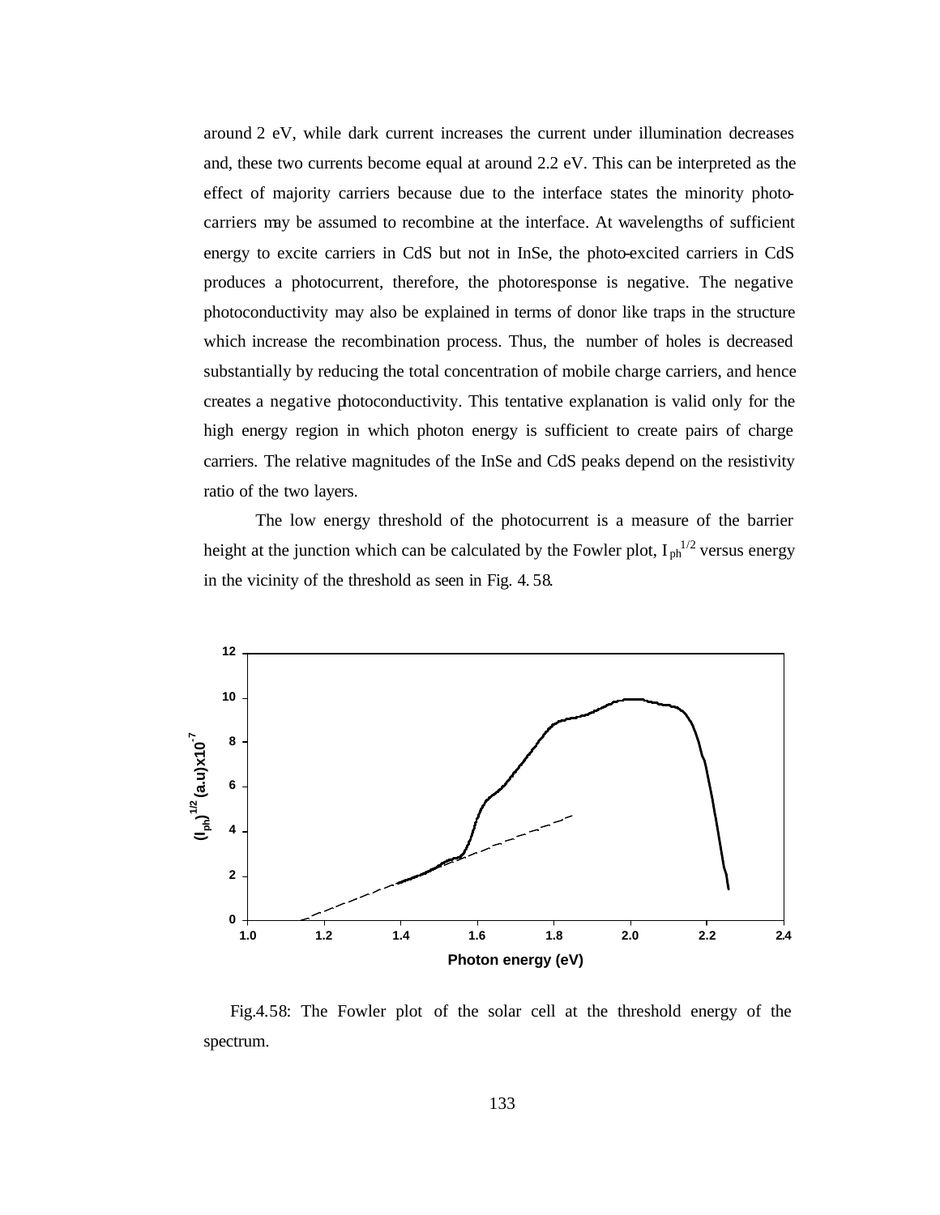around 2 eV, while dark current increases the current under illumination decreases and, these two currents become equal at around 2.2 eV. This can be interpreted as the effect of majority carriers because due to the interface states the minority photo-carriers may be assumed to recombine at the interface. At wavelengths of sufficient energy to excite carriers in CdS but not in InSe, the photo-excited carriers in CdS produces a photocurrent, therefore, the photoresponse is negative. The negative photoconductivity may also be explained in terms of donor like traps in the structure which increase the recombination process. Thus, the number of holes is decreased substantially by reducing the total concentration of mobile charge carriers, and hence creates a negative photoconductivity. This tentative explanation is valid only for the high energy region in which photon energy is sufficient to create pairs of charge carriers. The relative magnitudes of the InSe and CdS peaks depend on the resistivity ratio of the two layers.

The low energy threshold of the photocurrent is a measure of the barrier height at the junction which can be calculated by the Fowler plot, $I_{ph}^{1/2}$ versus energy in the vicinity of the threshold as seen in Fig. 4.58.

Fig.4.58: The Fowler plot of the solar cell at the threshold energy of the spectrum.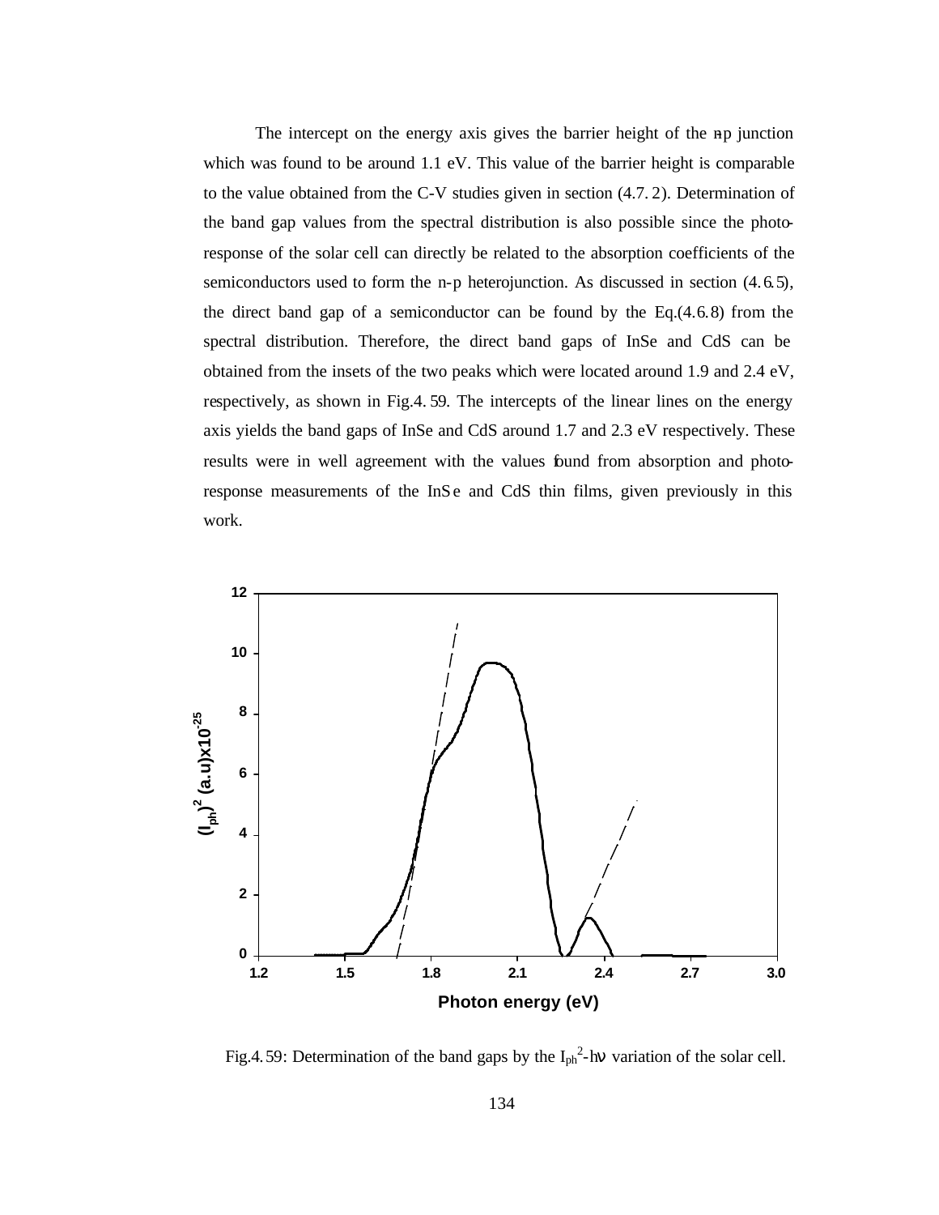The intercept on the energy axis gives the barrier height of the n-p junction which was found to be around 1.1 eV. This value of the barrier height is comparable to the value obtained from the C-V studies given in section (4.7.2). Determination of the band gap values from the spectral distribution is also possible since the photo-response of the solar cell can directly be related to the absorption coefficients of the semiconductors used to form the n-p heterojunction. As discussed in section (4.6.5), the direct band gap of a semiconductor can be found by the Eq.(4.6.8) from the spectral distribution. Therefore, the direct band gaps of InSe and CdS can be obtained from the insets of the two peaks which were located around 1.9 and 2.4 eV, respectively, as shown in Fig.4.59. The intercepts of the linear lines on the energy axis yields the band gaps of InSe and CdS around 1.7 and 2.3 eV respectively. These results were in well agreement with the values found from absorption and photo-response measurements of the InSe and CdS thin films, given previously in this work.

Fig.4.59: Determination of the band gaps by the $I_{ph}^2$-$h\nu$ variation of the solar cell.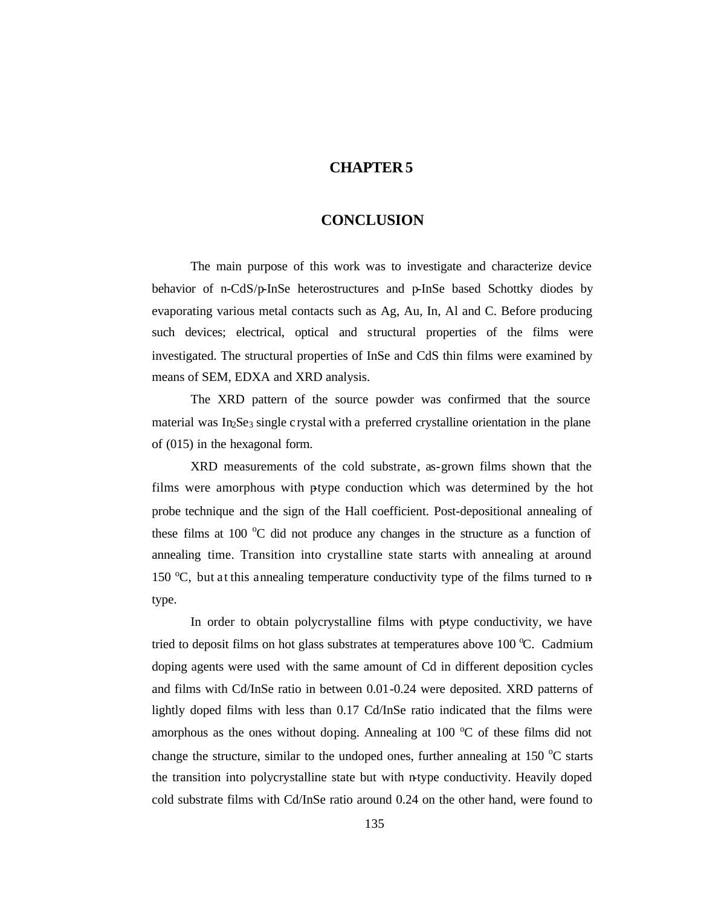# CHAPTER 5

# CONCLUSION

The main purpose of this work was to investigate and characterize device behavior of n-CdS/p-InSe heterostructures and p-InSe based Schottky diodes by evaporating various metal contacts such as Ag, Au, In, Al and C. Before producing such devices; electrical, optical and structural properties of the films were investigated. The structural properties of InSe and CdS thin films were examined by means of SEM, EDXA and XRD analysis.

The XRD pattern of the source powder was confirmed that the source material was $In_2Se_3$ single crystal with a preferred crystalline orientation in the plane of (015) in the hexagonal form.

XRD measurements of the cold substrate, as-grown films shown that the films were amorphous with p-type conduction which was determined by the hot probe technique and the sign of the Hall coefficient. Post-depositional annealing of these films at 100 $^oC$ did not produce any changes in the structure as a function of annealing time. Transition into crystalline state starts with annealing at around 150 $^oC$, but at this annealing temperature conductivity type of the films turned to n-type.

In order to obtain polycrystalline films with p-type conductivity, we have tried to deposit films on hot glass substrates at temperatures above 100 $^oC$. Cadmium doping agents were used with the same amount of Cd in different deposition cycles and films with Cd/InSe ratio in between 0.01-0.24 were deposited. XRD patterns of lightly doped films with less than 0.17 Cd/InSe ratio indicated that the films were amorphous as the ones without doping. Annealing at 100 $^oC$ of these films did not change the structure, similar to the undoped ones, further annealing at 150 $^oC$ starts the transition into polycrystalline state but with n-type conductivity. Heavily doped cold substrate films with Cd/InSe ratio around 0.24 on the other hand, were found to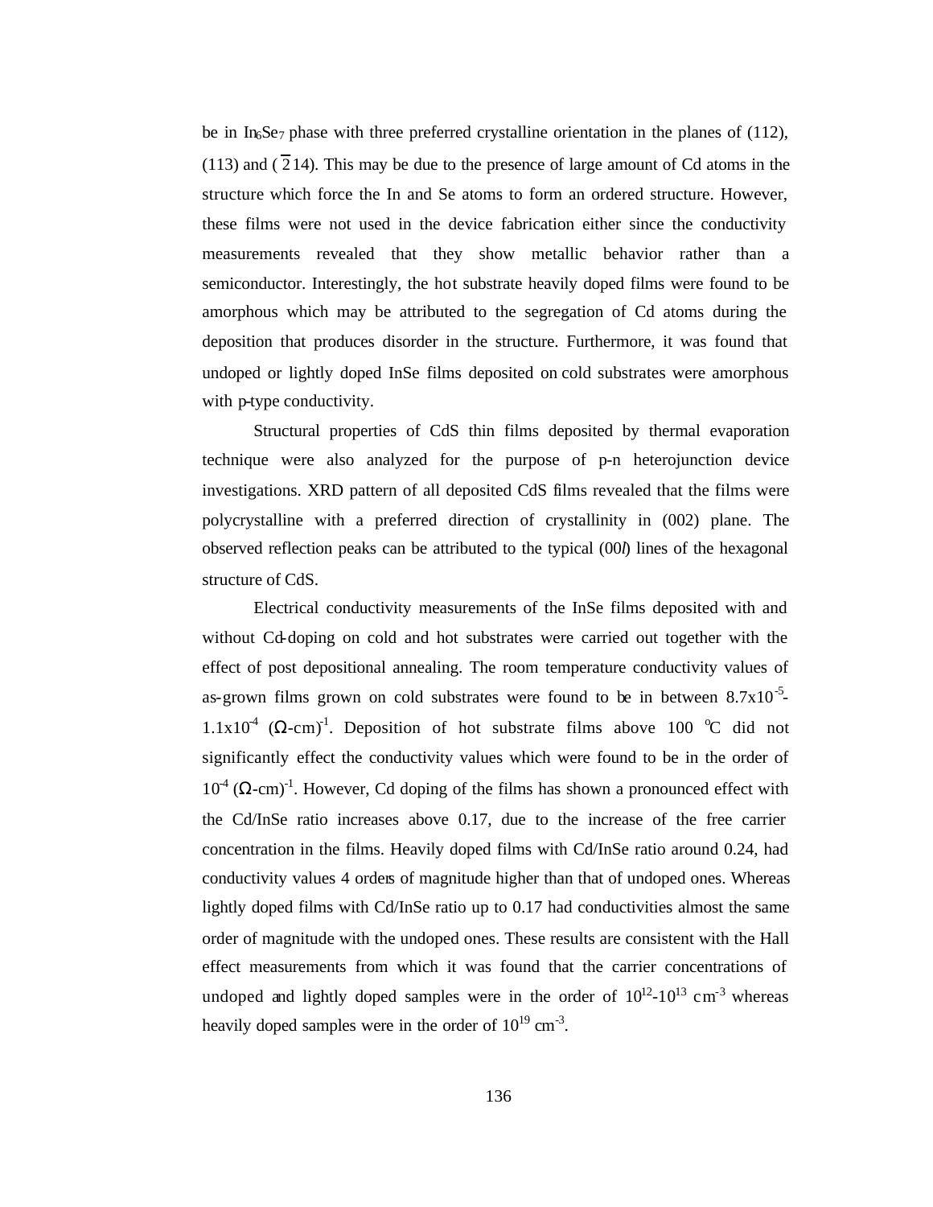be in $In_6Se_7$ phase with three preferred crystalline orientation in the planes of (112), (113) and ($\bar{2}14$). This may be due to the presence of large amount of Cd atoms in the structure which force the In and Se atoms to form an ordered structure. However, these films were not used in the device fabrication either since the conductivity measurements revealed that they show metallic behavior rather than a semiconductor. Interestingly, the hot substrate heavily doped films were found to be amorphous which may be attributed to the segregation of Cd atoms during the deposition that produces disorder in the structure. Furthermore, it was found that undoped or lightly doped InSe films deposited on cold substrates were amorphous with p-type conductivity.

Structural properties of CdS thin films deposited by thermal evaporation technique were also analyzed for the purpose of p-n heterojunction device investigations. XRD pattern of all deposited CdS films revealed that the films were polycrystalline with a preferred direction of crystallinity in (002) plane. The observed reflection peaks can be attributed to the typical (00*l*) lines of the hexagonal structure of CdS.

Electrical conductivity measurements of the InSe films deposited with and without Cd-doping on cold and hot substrates were carried out together with the effect of post depositional annealing. The room temperature conductivity values of as-grown films grown on cold substrates were found to be in between $8.7\times10^{-5}$-$1.1\times10^{-4}$ $(\Omega\text{-cm})^{-1}$. Deposition of hot substrate films above 100 $^{o}$C did not significantly effect the conductivity values which were found to be in the order of $10^{-4}$ $(\Omega\text{-cm})^{-1}$. However, Cd doping of the films has shown a pronounced effect with the Cd/InSe ratio increases above 0.17, due to the increase of the free carrier concentration in the films. Heavily doped films with Cd/InSe ratio around 0.24, had conductivity values 4 orders of magnitude higher than that of undoped ones. Whereas lightly doped films with Cd/InSe ratio up to 0.17 had conductivities almost the same order of magnitude with the undoped ones. These results are consistent with the Hall effect measurements from which it was found that the carrier concentrations of undoped and lightly doped samples were in the order of $10^{12}$-$10^{13}$ cm$^{-3}$ whereas heavily doped samples were in the order of $10^{19}$ cm$^{-3}$.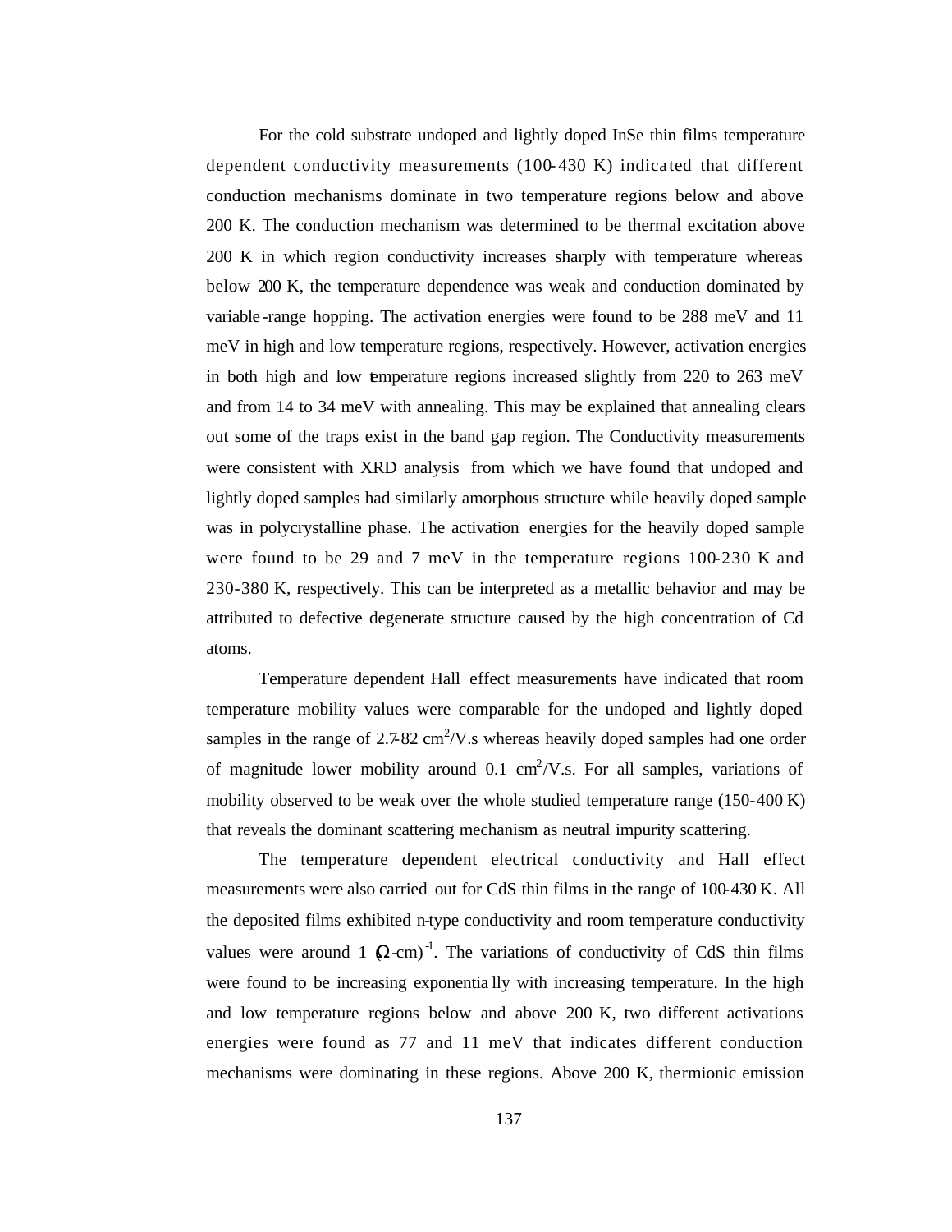For the cold substrate undoped and lightly doped InSe thin films temperature dependent conductivity measurements (100-430 K) indicated that different conduction mechanisms dominate in two temperature regions below and above 200 K. The conduction mechanism was determined to be thermal excitation above 200 K in which region conductivity increases sharply with temperature whereas below 200 K, the temperature dependence was weak and conduction dominated by variable-range hopping. The activation energies were found to be 288 meV and 11 meV in high and low temperature regions, respectively. However, activation energies in both high and low temperature regions increased slightly from 220 to 263 meV and from 14 to 34 meV with annealing. This may be explained that annealing clears out some of the traps exist in the band gap region. The Conductivity measurements were consistent with XRD analysis from which we have found that undoped and lightly doped samples had similarly amorphous structure while heavily doped sample was in polycrystalline phase. The activation energies for the heavily doped sample were found to be 29 and 7 meV in the temperature regions 100-230 K and 230-380 K, respectively. This can be interpreted as a metallic behavior and may be attributed to defective degenerate structure caused by the high concentration of Cd atoms.

Temperature dependent Hall effect measurements have indicated that room temperature mobility values were comparable for the undoped and lightly doped samples in the range of 2.7-82 $cm^2/V.s$ whereas heavily doped samples had one order of magnitude lower mobility around 0.1 $cm^2/V.s$. For all samples, variations of mobility observed to be weak over the whole studied temperature range (150-400 K) that reveals the dominant scattering mechanism as neutral impurity scattering.

The temperature dependent electrical conductivity and Hall effect measurements were also carried out for CdS thin films in the range of 100-430 K. All the deposited films exhibited n-type conductivity and room temperature conductivity values were around 1 $(\Omega\text{-cm})^{-1}$. The variations of conductivity of CdS thin films were found to be increasing exponentially with increasing temperature. In the high and low temperature regions below and above 200 K, two different activations energies were found as 77 and 11 meV that indicates different conduction mechanisms were dominating in these regions. Above 200 K, thermionic emission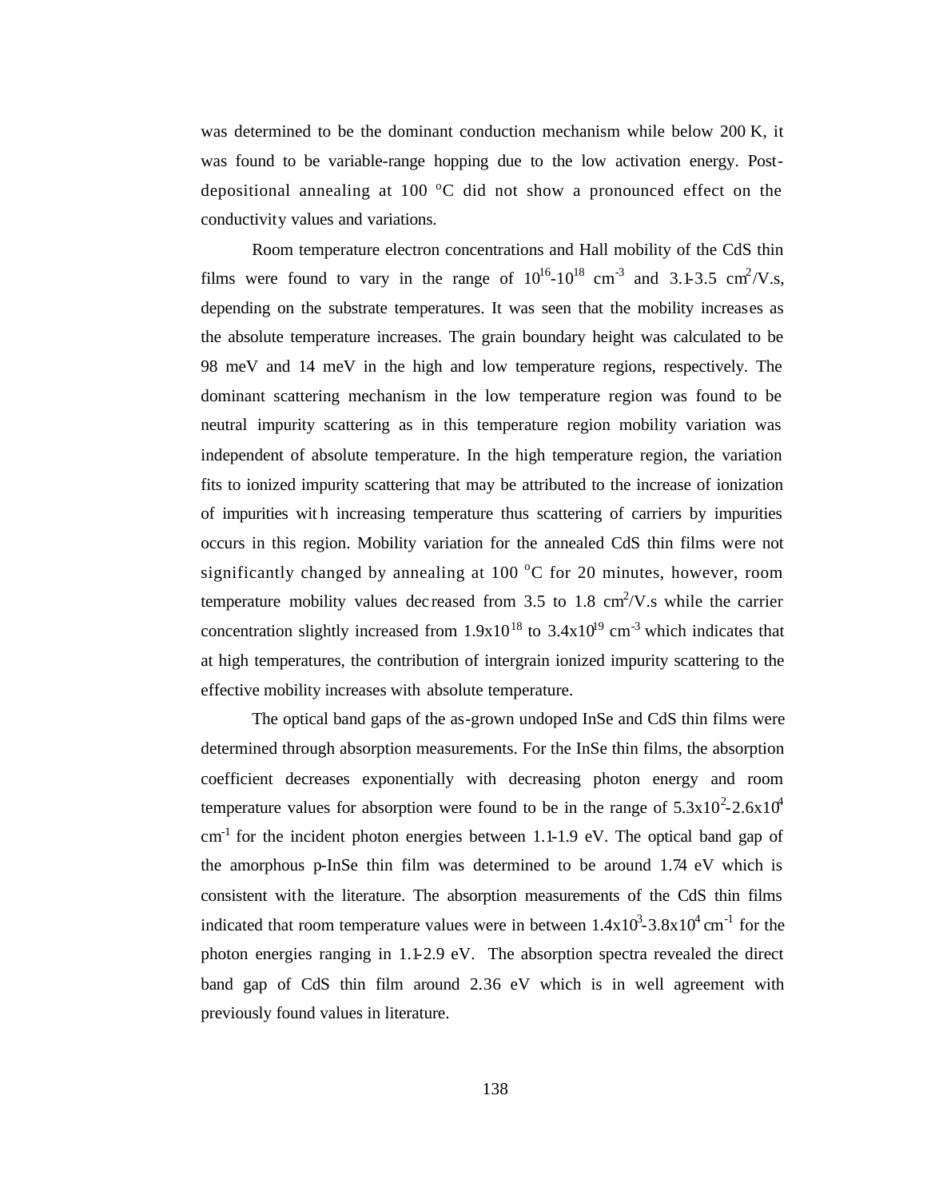was determined to be the dominant conduction mechanism while below 200 K, it was found to be variable-range hopping due to the low activation energy. Post-depositional annealing at 100 $^oC$ did not show a pronounced effect on the conductivity values and variations.

Room temperature electron concentrations and Hall mobility of the CdS thin films were found to vary in the range of $10^{16}$-$10^{18}$ $cm^{-3}$ and 3.1-3.5 $cm^2/V.s$, depending on the substrate temperatures. It was seen that the mobility increases as the absolute temperature increases. The grain boundary height was calculated to be 98 meV and 14 meV in the high and low temperature regions, respectively. The dominant scattering mechanism in the low temperature region was found to be neutral impurity scattering as in this temperature region mobility variation was independent of absolute temperature. In the high temperature region, the variation fits to ionized impurity scattering that may be attributed to the increase of ionization of impurities with increasing temperature thus scattering of carriers by impurities occurs in this region. Mobility variation for the annealed CdS thin films were not significantly changed by annealing at 100 $^oC$ for 20 minutes, however, room temperature mobility values decreased from 3.5 to 1.8 $cm^2/V.s$ while the carrier concentration slightly increased from $1.9x10^{18}$ to $3.4x10^{19}$ $cm^{-3}$ which indicates that at high temperatures, the contribution of intergrain ionized impurity scattering to the effective mobility increases with absolute temperature.

The optical band gaps of the as-grown undoped InSe and CdS thin films were determined through absorption measurements. For the InSe thin films, the absorption coefficient decreases exponentially with decreasing photon energy and room temperature values for absorption were found to be in the range of $5.3x10^2$-$2.6x10^4$ $cm^{-1}$ for the incident photon energies between 1.1-1.9 eV. The optical band gap of the amorphous p-InSe thin film was determined to be around 1.74 eV which is consistent with the literature. The absorption measurements of the CdS thin films indicated that room temperature values were in between $1.4x10^3$-$3.8x10^4$ $cm^{-1}$ for the photon energies ranging in 1.1-2.9 eV. The absorption spectra revealed the direct band gap of CdS thin film around 2.36 eV which is in well agreement with previously found values in literature.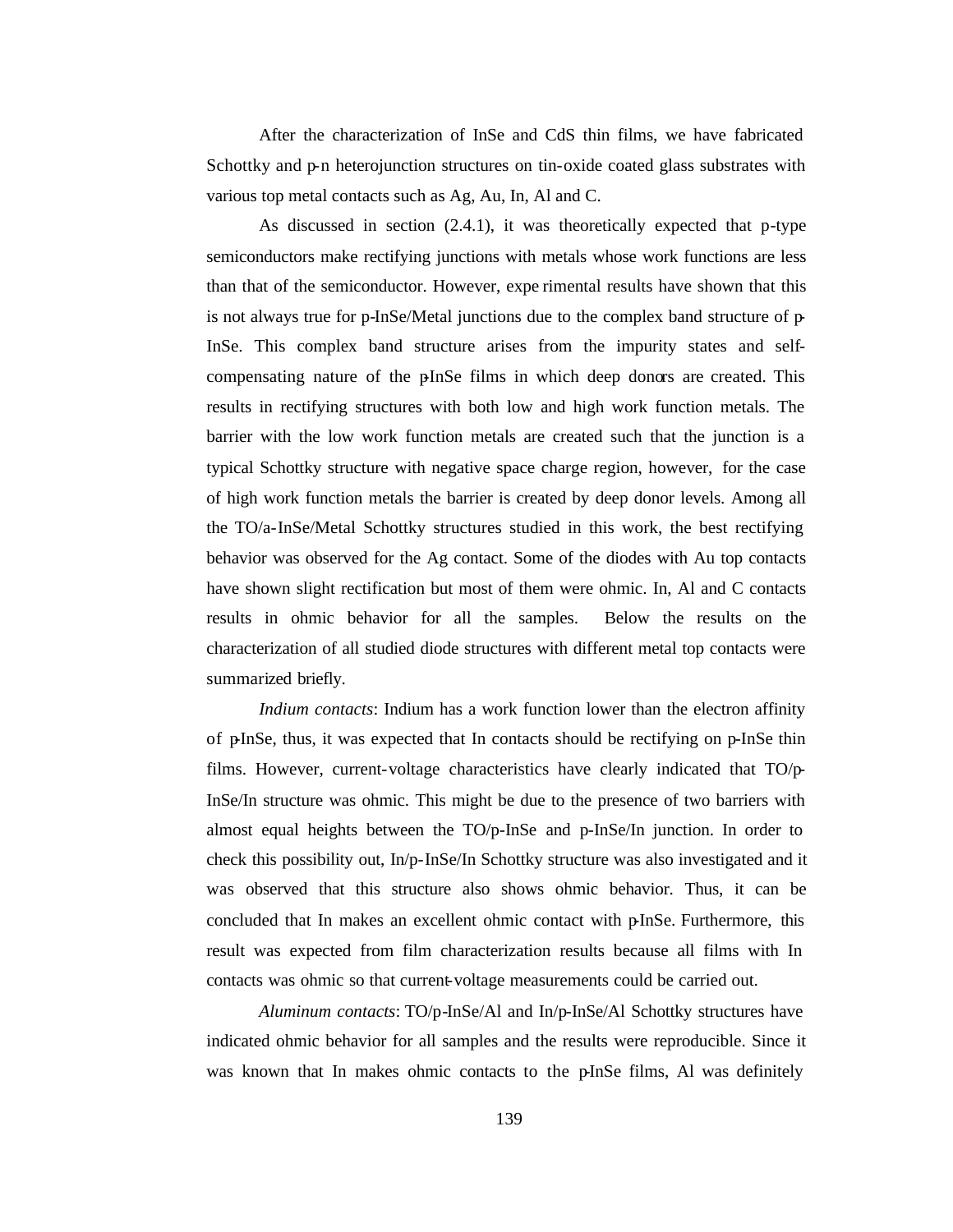After the characterization of InSe and CdS thin films, we have fabricated Schottky and p-n heterojunction structures on tin-oxide coated glass substrates with various top metal contacts such as Ag, Au, In, Al and C.

As discussed in section (2.4.1), it was theoretically expected that p-type semiconductors make rectifying junctions with metals whose work functions are less than that of the semiconductor. However, experimental results have shown that this is not always true for p-InSe/Metal junctions due to the complex band structure of p-InSe. This complex band structure arises from the impurity states and self-compensating nature of the p-InSe films in which deep donors are created. This results in rectifying structures with both low and high work function metals. The barrier with the low work function metals are created such that the junction is a typical Schottky structure with negative space charge region, however, for the case of high work function metals the barrier is created by deep donor levels. Among all the TO/a-InSe/Metal Schottky structures studied in this work, the best rectifying behavior was observed for the Ag contact. Some of the diodes with Au top contacts have shown slight rectification but most of them were ohmic. In, Al and C contacts results in ohmic behavior for all the samples. Below the results on the characterization of all studied diode structures with different metal top contacts were summarized briefly.

*Indium contacts*: Indium has a work function lower than the electron affinity of p-InSe, thus, it was expected that In contacts should be rectifying on p-InSe thin films. However, current-voltage characteristics have clearly indicated that TO/p-InSe/In structure was ohmic. This might be due to the presence of two barriers with almost equal heights between the TO/p-InSe and p-InSe/In junction. In order to check this possibility out, In/p-InSe/In Schottky structure was also investigated and it was observed that this structure also shows ohmic behavior. Thus, it can be concluded that In makes an excellent ohmic contact with p-InSe. Furthermore, this result was expected from film characterization results because all films with In contacts was ohmic so that current-voltage measurements could be carried out.

*Aluminum contacts*: TO/p-InSe/Al and In/p-InSe/Al Schottky structures have indicated ohmic behavior for all samples and the results were reproducible. Since it was known that In makes ohmic contacts to the p-InSe films, Al was definitely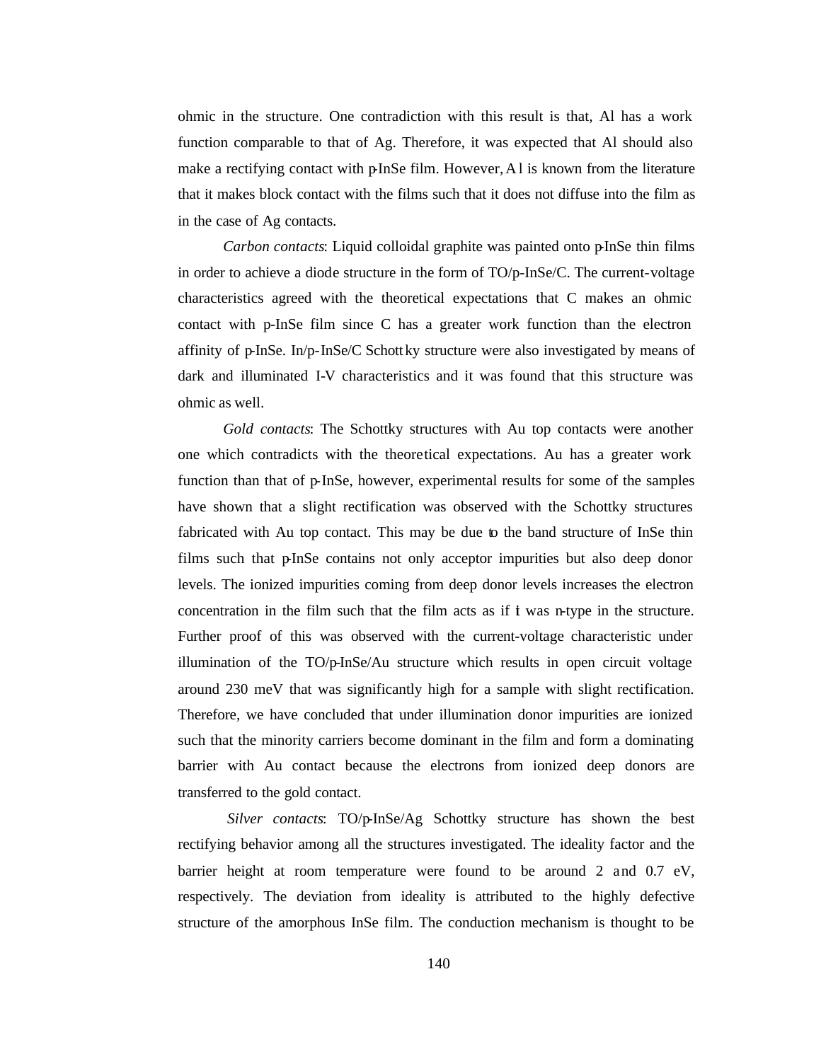ohmic in the structure. One contradiction with this result is that, Al has a work function comparable to that of Ag. Therefore, it was expected that Al should also make a rectifying contact with p-InSe film. However, Al is known from the literature that it makes block contact with the films such that it does not diffuse into the film as in the case of Ag contacts.

*Carbon contacts*: Liquid colloidal graphite was painted onto p-InSe thin films in order to achieve a diode structure in the form of TO/p-InSe/C. The current-voltage characteristics agreed with the theoretical expectations that C makes an ohmic contact with p-InSe film since C has a greater work function than the electron affinity of p-InSe. In/p-InSe/C Schottky structure were also investigated by means of dark and illuminated I-V characteristics and it was found that this structure was ohmic as well.

*Gold contacts*: The Schottky structures with Au top contacts were another one which contradicts with the theoretical expectations. Au has a greater work function than that of p-InSe, however, experimental results for some of the samples have shown that a slight rectification was observed with the Schottky structures fabricated with Au top contact. This may be due to the band structure of InSe thin films such that p-InSe contains not only acceptor impurities but also deep donor levels. The ionized impurities coming from deep donor levels increases the electron concentration in the film such that the film acts as if it was n-type in the structure. Further proof of this was observed with the current-voltage characteristic under illumination of the TO/p-InSe/Au structure which results in open circuit voltage around 230 meV that was significantly high for a sample with slight rectification. Therefore, we have concluded that under illumination donor impurities are ionized such that the minority carriers become dominant in the film and form a dominating barrier with Au contact because the electrons from ionized deep donors are transferred to the gold contact.

*Silver contacts*: TO/p-InSe/Ag Schottky structure has shown the best rectifying behavior among all the structures investigated. The ideality factor and the barrier height at room temperature were found to be around 2 and 0.7 eV, respectively. The deviation from ideality is attributed to the highly defective structure of the amorphous InSe film. The conduction mechanism is thought to be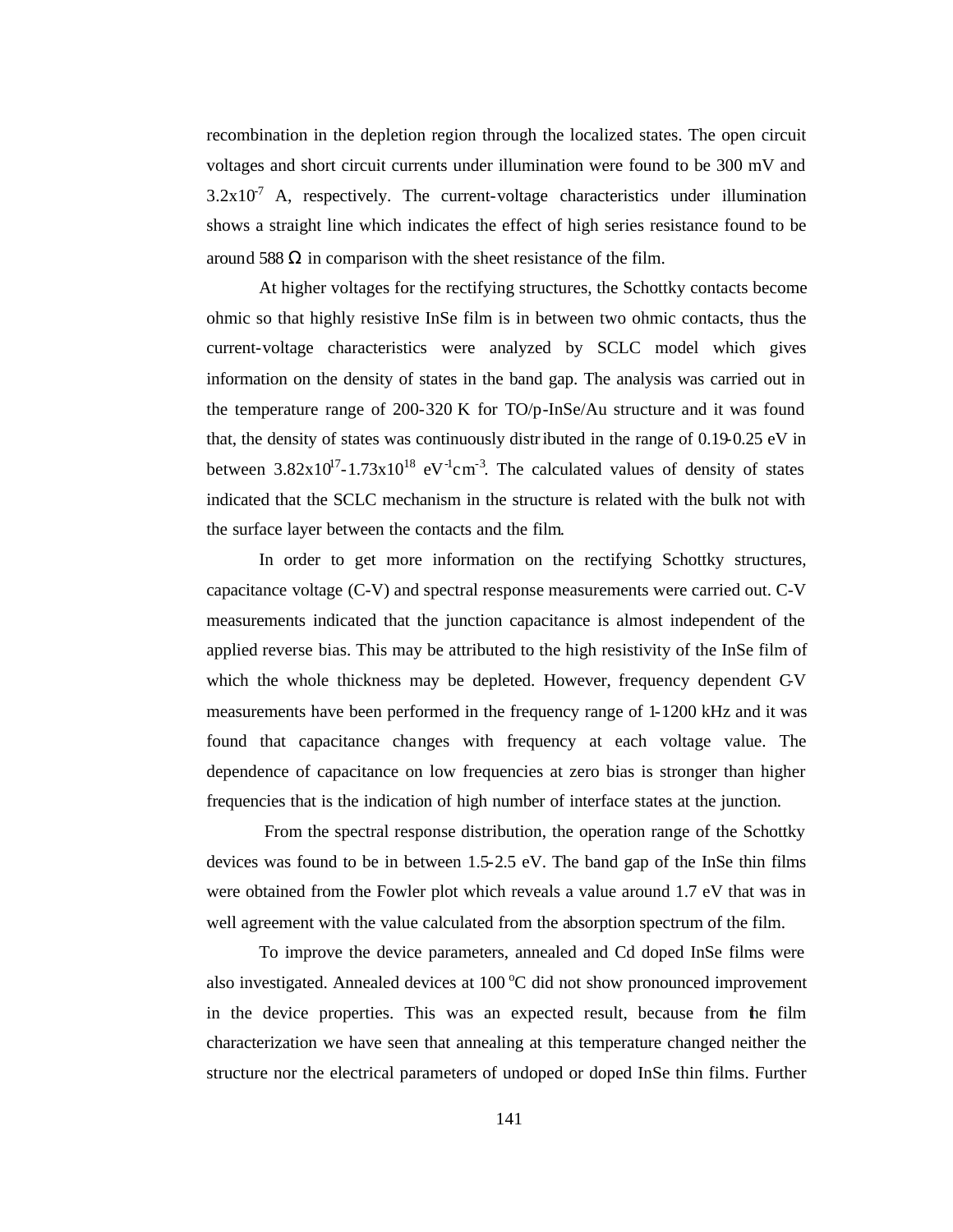recombination in the depletion region through the localized states. The open circuit voltages and short circuit currents under illumination were found to be 300 mV and $3.2\times10^{-7}$ A, respectively. The current-voltage characteristics under illumination shows a straight line which indicates the effect of high series resistance found to be around 588 $\Omega$ in comparison with the sheet resistance of the film.

At higher voltages for the rectifying structures, the Schottky contacts become ohmic so that highly resistive InSe film is in between two ohmic contacts, thus the current-voltage characteristics were analyzed by SCLC model which gives information on the density of states in the band gap. The analysis was carried out in the temperature range of 200-320 K for TO/p-InSe/Au structure and it was found that, the density of states was continuously distributed in the range of 0.19-0.25 eV in between $3.82\times10^{17}$-$1.73\times10^{18}$ $eV^{-1}cm^{-3}$. The calculated values of density of states indicated that the SCLC mechanism in the structure is related with the bulk not with the surface layer between the contacts and the film.

In order to get more information on the rectifying Schottky structures, capacitance voltage (C-V) and spectral response measurements were carried out. C-V measurements indicated that the junction capacitance is almost independent of the applied reverse bias. This may be attributed to the high resistivity of the InSe film of which the whole thickness may be depleted. However, frequency dependent C-V measurements have been performed in the frequency range of 1-1200 kHz and it was found that capacitance changes with frequency at each voltage value. The dependence of capacitance on low frequencies at zero bias is stronger than higher frequencies that is the indication of high number of interface states at the junction.

From the spectral response distribution, the operation range of the Schottky devices was found to be in between 1.5-2.5 eV. The band gap of the InSe thin films were obtained from the Fowler plot which reveals a value around 1.7 eV that was in well agreement with the value calculated from the absorption spectrum of the film.

To improve the device parameters, annealed and Cd doped InSe films were also investigated. Annealed devices at 100 $^{o}$C did not show pronounced improvement in the device properties. This was an expected result, because from the film characterization we have seen that annealing at this temperature changed neither the structure nor the electrical parameters of undoped or doped InSe thin films. Further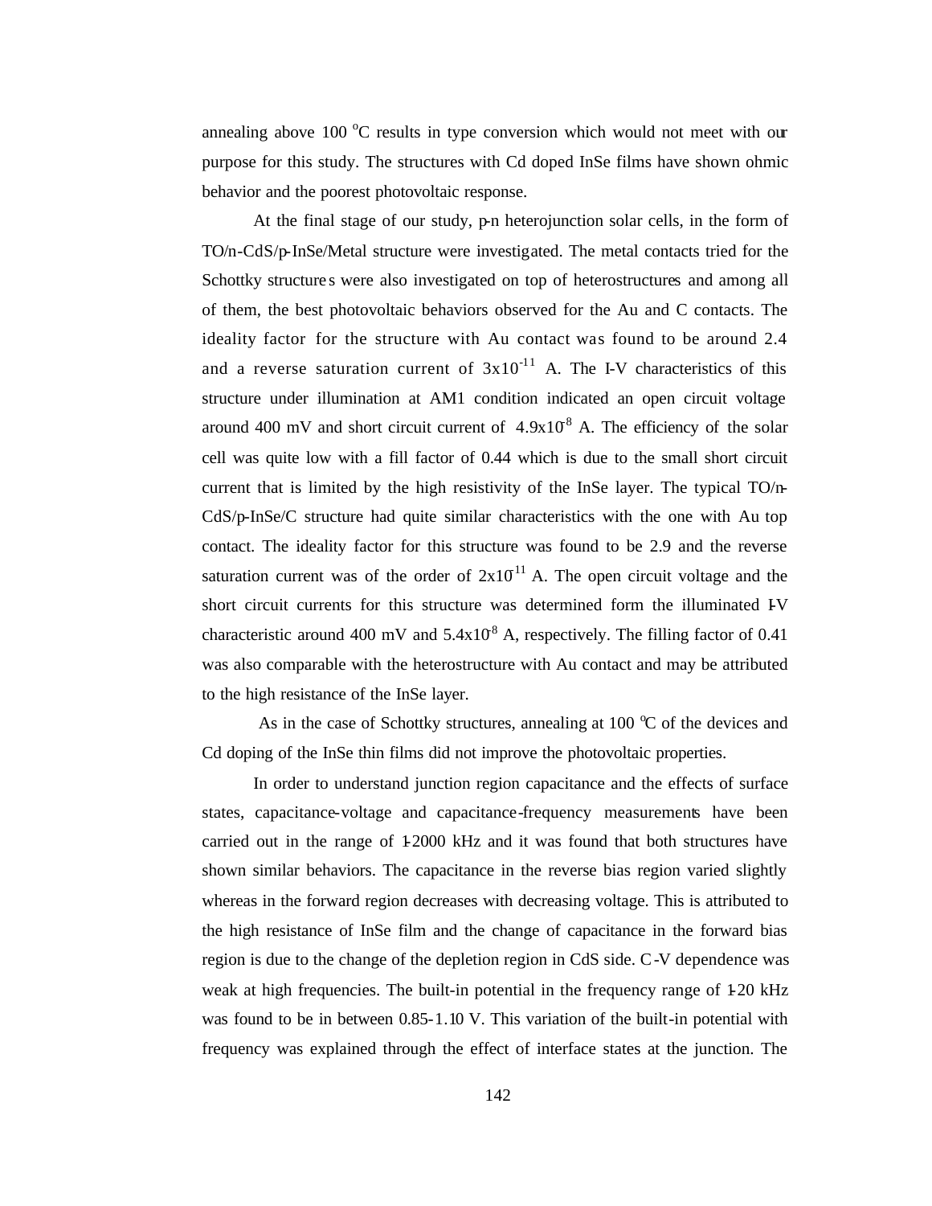annealing above 100 $^{o}$C results in type conversion which would not meet with our purpose for this study. The structures with Cd doped InSe films have shown ohmic behavior and the poorest photovoltaic response.

At the final stage of our study, p-n heterojunction solar cells, in the form of TO/n-CdS/p-InSe/Metal structure were investigated. The metal contacts tried for the Schottky structures were also investigated on top of heterostructures and among all of them, the best photovoltaic behaviors observed for the Au and C contacts. The ideality factor for the structure with Au contact was found to be around 2.4 and a reverse saturation current of $3\text{x}10^{-11}$ A. The I-V characteristics of this structure under illumination at AM1 condition indicated an open circuit voltage around 400 mV and short circuit current of $4.9\text{x}10^{-8}$ A. The efficiency of the solar cell was quite low with a fill factor of 0.44 which is due to the small short circuit current that is limited by the high resistivity of the InSe layer. The typical TO/n-CdS/p-InSe/C structure had quite similar characteristics with the one with Au top contact. The ideality factor for this structure was found to be 2.9 and the reverse saturation current was of the order of $2\text{x}10^{-11}$ A. The open circuit voltage and the short circuit currents for this structure was determined form the illuminated I-V characteristic around 400 mV and $5.4\text{x}10^{-8}$ A, respectively. The filling factor of 0.41 was also comparable with the heterostructure with Au contact and may be attributed to the high resistance of the InSe layer.

As in the case of Schottky structures, annealing at 100 $^{o}$C of the devices and Cd doping of the InSe thin films did not improve the photovoltaic properties.

In order to understand junction region capacitance and the effects of surface states, capacitance-voltage and capacitance-frequency measurements have been carried out in the range of 1-2000 kHz and it was found that both structures have shown similar behaviors. The capacitance in the reverse bias region varied slightly whereas in the forward region decreases with decreasing voltage. This is attributed to the high resistance of InSe film and the change of capacitance in the forward bias region is due to the change of the depletion region in CdS side. C-V dependence was weak at high frequencies. The built-in potential in the frequency range of 1-20 kHz was found to be in between 0.85-1.10 V. This variation of the built-in potential with frequency was explained through the effect of interface states at the junction. The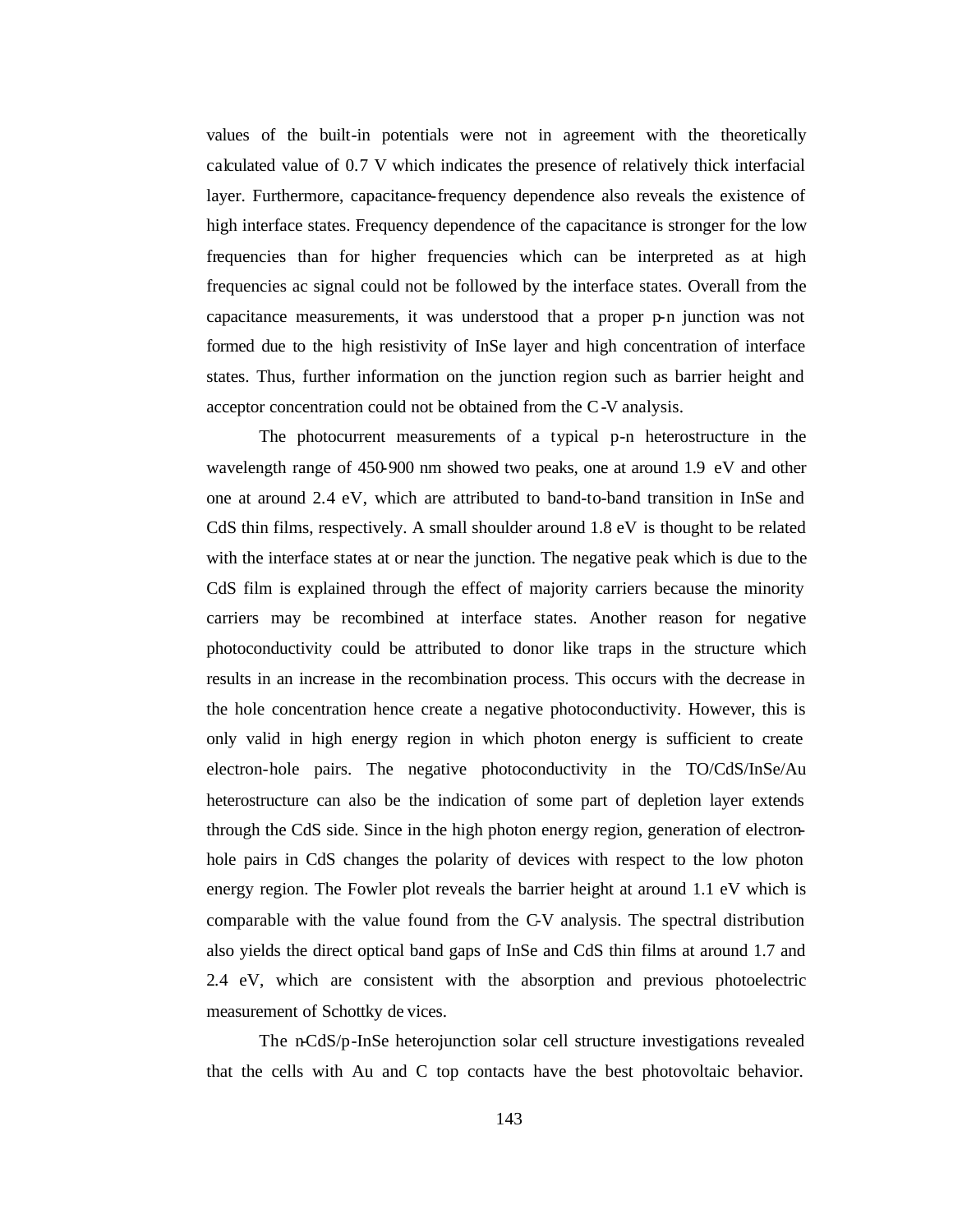values of the built-in potentials were not in agreement with the theoretically calculated value of 0.7 V which indicates the presence of relatively thick interfacial layer. Furthermore, capacitance-frequency dependence also reveals the existence of high interface states. Frequency dependence of the capacitance is stronger for the low frequencies than for higher frequencies which can be interpreted as at high frequencies ac signal could not be followed by the interface states. Overall from the capacitance measurements, it was understood that a proper p-n junction was not formed due to the high resistivity of InSe layer and high concentration of interface states. Thus, further information on the junction region such as barrier height and acceptor concentration could not be obtained from the C-V analysis.

The photocurrent measurements of a typical p-n heterostructure in the wavelength range of 450-900 nm showed two peaks, one at around 1.9 eV and other one at around 2.4 eV, which are attributed to band-to-band transition in InSe and CdS thin films, respectively. A small shoulder around 1.8 eV is thought to be related with the interface states at or near the junction. The negative peak which is due to the CdS film is explained through the effect of majority carriers because the minority carriers may be recombined at interface states. Another reason for negative photoconductivity could be attributed to donor like traps in the structure which results in an increase in the recombination process. This occurs with the decrease in the hole concentration hence create a negative photoconductivity. However, this is only valid in high energy region in which photon energy is sufficient to create electron-hole pairs. The negative photoconductivity in the TO/CdS/InSe/Au heterostructure can also be the indication of some part of depletion layer extends through the CdS side. Since in the high photon energy region, generation of electron-hole pairs in CdS changes the polarity of devices with respect to the low photon energy region. The Fowler plot reveals the barrier height at around 1.1 eV which is comparable with the value found from the C-V analysis. The spectral distribution also yields the direct optical band gaps of InSe and CdS thin films at around 1.7 and 2.4 eV, which are consistent with the absorption and previous photoelectric measurement of Schottky devices.

The n-CdS/p-InSe heterojunction solar cell structure investigations revealed that the cells with Au and C top contacts have the best photovoltaic behavior.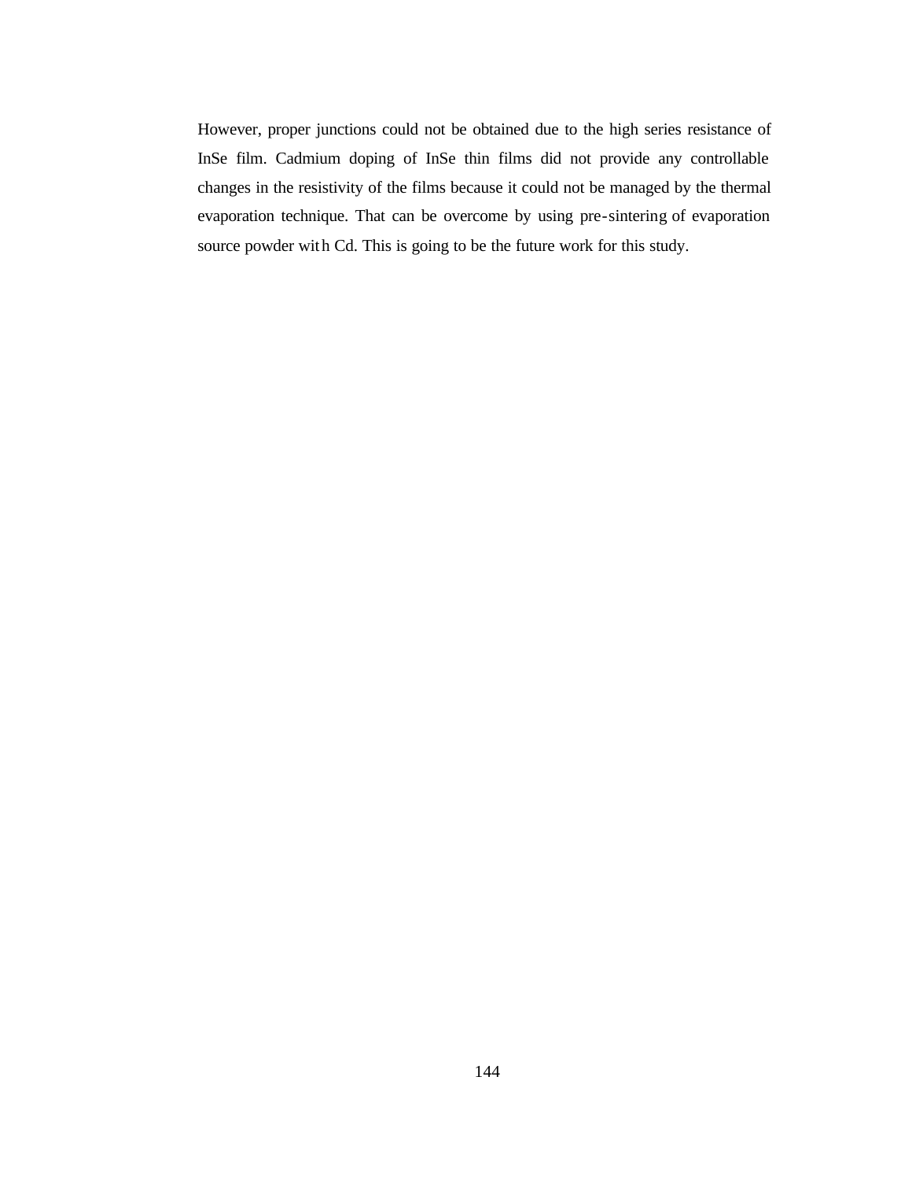However, proper junctions could not be obtained due to the high series resistance of InSe film. Cadmium doping of InSe thin films did not provide any controllable changes in the resistivity of the films because it could not be managed by the thermal evaporation technique. That can be overcome by using pre-sintering of evaporation source powder with Cd. This is going to be the future work for this study.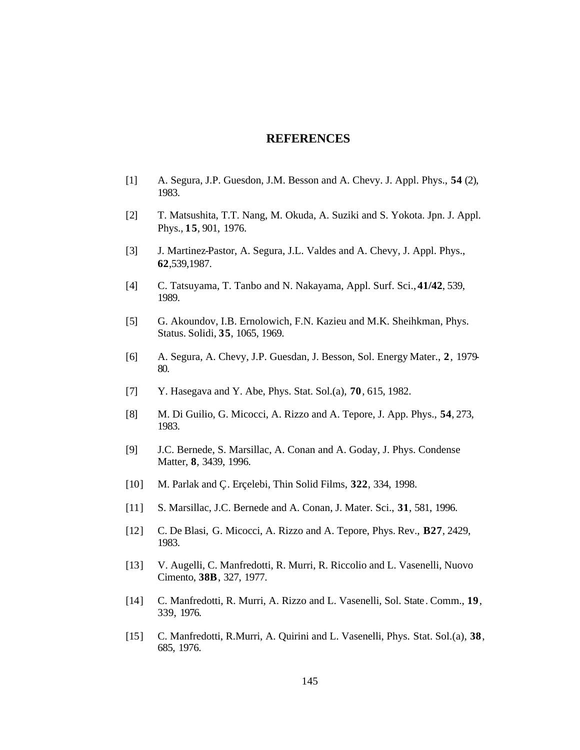# REFERENCES

[1] A. Segura, J.P. Guesdon, J.M. Besson and A. Chevy. J. Appl. Phys., **54** (2), 1983.

[2] T. Matsushita, T.T. Nang, M. Okuda, A. Suziki and S. Yokota. Jpn. J. Appl. Phys., **15**, 901, 1976.

[3] J. Martinez-Pastor, A. Segura, J.L. Valdes and A. Chevy, J. Appl. Phys., **62**,539,1987.

[4] C. Tatsuyama, T. Tanbo and N. Nakayama, Appl. Surf. Sci., **41/42**, 539, 1989.

[5] G. Akoundov, I.B. Ernolowich, F.N. Kazieu and M.K. Sheihkman, Phys. Status. Solidi, **35**, 1065, 1969.

[6] A. Segura, A. Chevy, J.P. Guesdan, J. Besson, Sol. Energy Mater., **2**, 1979-80.

[7] Y. Hasegava and Y. Abe, Phys. Stat. Sol.(a), **70**, 615, 1982.

[8] M. Di Guilio, G. Micocci, A. Rizzo and A. Tepore, J. App. Phys., **54**, 273, 1983.

[9] J.C. Bernede, S. Marsillac, A. Conan and A. Goday, J. Phys. Condense Matter, **8**, 3439, 1996.

[10] M. Parlak and Ç. Erçelebi, Thin Solid Films, **322**, 334, 1998.

[11] S. Marsillac, J.C. Bernede and A. Conan, J. Mater. Sci., **31**, 581, 1996.

[12] C. De Blasi, G. Micocci, A. Rizzo and A. Tepore, Phys. Rev., **B27**, 2429, 1983.

[13] V. Augelli, C. Manfredotti, R. Murri, R. Riccolio and L. Vasenelli, Nuovo Cimento, **38B**, 327, 1977.

[14] C. Manfredotti, R. Murri, A. Rizzo and L. Vasenelli, Sol. State. Comm., **19**, 339, 1976.

[15] C. Manfredotti, R.Murri, A. Quirini and L. Vasenelli, Phys. Stat. Sol.(a), **38**, 685, 1976.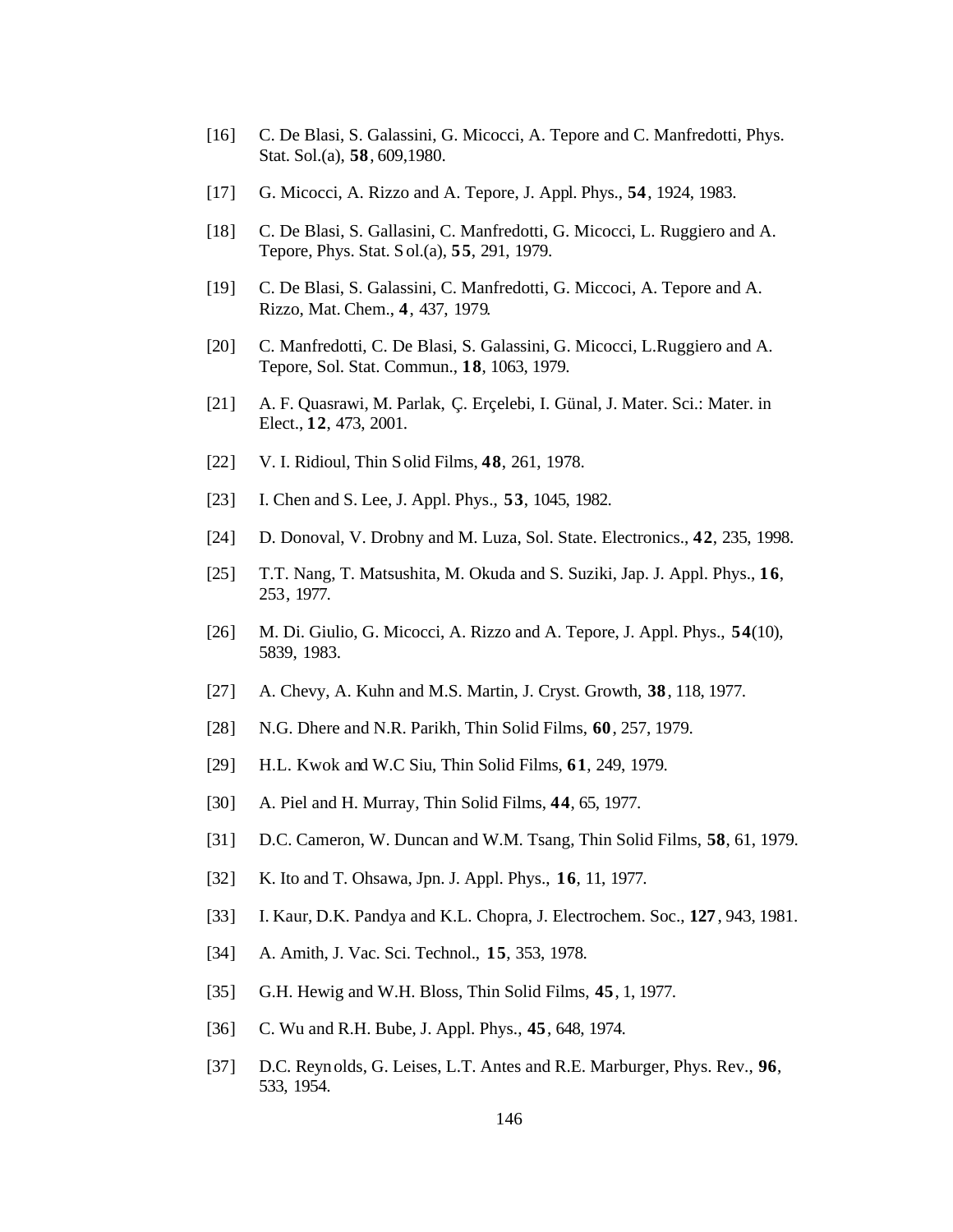[16] C. De Blasi, S. Galassini, G. Micocci, A. Tepore and C. Manfredotti, Phys. Stat. Sol.(a), **58**, 609,1980.

[17] G. Micocci, A. Rizzo and A. Tepore, J. Appl. Phys., **54**, 1924, 1983.

[18] C. De Blasi, S. Gallasini, C. Manfredotti, G. Micocci, L. Ruggiero and A. Tepore, Phys. Stat. Sol.(a), **55**, 291, 1979.

[19] C. De Blasi, S. Galassini, C. Manfredotti, G. Miccoci, A. Tepore and A. Rizzo, Mat. Chem., **4**, 437, 1979.

[20] C. Manfredotti, C. De Blasi, S. Galassini, G. Micocci, L.Ruggiero and A. Tepore, Sol. Stat. Commun., **18**, 1063, 1979.

[21] A. F. Quasrawi, M. Parlak, Ç. Erçelebi, I. Günal, J. Mater. Sci.: Mater. in Elect., **12**, 473, 2001.

[22] V. I. Ridioul, Thin Solid Films, **48**, 261, 1978.

[23] I. Chen and S. Lee, J. Appl. Phys., **53**, 1045, 1982.

[24] D. Donoval, V. Drobny and M. Luza, Sol. State. Electronics., **42**, 235, 1998.

[25] T.T. Nang, T. Matsushita, M. Okuda and S. Suziki, Jap. J. Appl. Phys., **16**, 253, 1977.

[26] M. Di. Giulio, G. Micocci, A. Rizzo and A. Tepore, J. Appl. Phys., **54**(10), 5839, 1983.

[27] A. Chevy, A. Kuhn and M.S. Martin, J. Cryst. Growth, **38**, 118, 1977.

[28] N.G. Dhere and N.R. Parikh, Thin Solid Films, **60**, 257, 1979.

[29] H.L. Kwok and W.C Siu, Thin Solid Films, **61**, 249, 1979.

[30] A. Piel and H. Murray, Thin Solid Films, **44**, 65, 1977.

[31] D.C. Cameron, W. Duncan and W.M. Tsang, Thin Solid Films, **58**, 61, 1979.

[32] K. Ito and T. Ohsawa, Jpn. J. Appl. Phys., **16**, 11, 1977.

[33] I. Kaur, D.K. Pandya and K.L. Chopra, J. Electrochem. Soc., **127**, 943, 1981.

[34] A. Amith, J. Vac. Sci. Technol., **15**, 353, 1978.

[35] G.H. Hewig and W.H. Bloss, Thin Solid Films, **45**, 1, 1977.

[36] C. Wu and R.H. Bube, J. Appl. Phys., **45**, 648, 1974.

[37] D.C. Reynolds, G. Leises, L.T. Antes and R.E. Marburger, Phys. Rev., **96**, 533, 1954.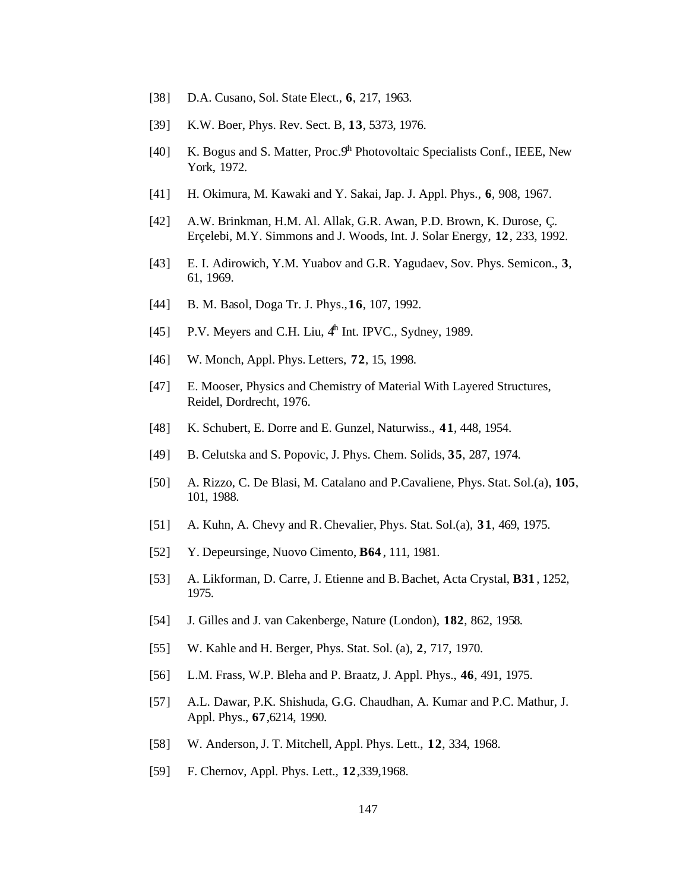[38] D.A. Cusano, Sol. State Elect., **6**, 217, 1963.

[39] K.W. Boer, Phys. Rev. Sect. B, **13**, 5373, 1976.

[40] K. Bogus and S. Matter, Proc.9th Photovoltaic Specialists Conf., IEEE, New York, 1972.

[41] H. Okimura, M. Kawaki and Y. Sakai, Jap. J. Appl. Phys., **6**, 908, 1967.

[42] A.W. Brinkman, H.M. Al. Allak, G.R. Awan, P.D. Brown, K. Durose, Ç. Erçelebi, M.Y. Simmons and J. Woods, Int. J. Solar Energy, **12**, 233, 1992.

[43] E. I. Adirowich, Y.M. Yuabov and G.R. Yagudaev, Sov. Phys. Semicon., **3**, 61, 1969.

[44] B. M. Basol, Doga Tr. J. Phys., **16**, 107, 1992.

[45] P.V. Meyers and C.H. Liu, 4th Int. IPVC., Sydney, 1989.

[46] W. Monch, Appl. Phys. Letters, **72**, 15, 1998.

[47] E. Mooser, Physics and Chemistry of Material With Layered Structures, Reidel, Dordrecht, 1976.

[48] K. Schubert, E. Dorre and E. Gunzel, Naturwiss., **41**, 448, 1954.

[49] B. Celutska and S. Popovic, J. Phys. Chem. Solids, **35**, 287, 1974.

[50] A. Rizzo, C. De Blasi, M. Catalano and P.Cavaliene, Phys. Stat. Sol.(a), **105**, 101, 1988.

[51] A. Kuhn, A. Chevy and R. Chevalier, Phys. Stat. Sol.(a), **31**, 469, 1975.

[52] Y. Depeursinge, Nuovo Cimento, **B64**, 111, 1981.

[53] A. Likforman, D. Carre, J. Etienne and B. Bachet, Acta Crystal, **B31**, 1252, 1975.

[54] J. Gilles and J. van Cakenberge, Nature (London), **182**, 862, 1958.

[55] W. Kahle and H. Berger, Phys. Stat. Sol. (a), **2**, 717, 1970.

[56] L.M. Frass, W.P. Bleha and P. Braatz, J. Appl. Phys., **46**, 491, 1975.

[57] A.L. Dawar, P.K. Shishuda, G.G. Chaudhan, A. Kumar and P.C. Mathur, J. Appl. Phys., **67**,6214, 1990.

[58] W. Anderson, J. T. Mitchell, Appl. Phys. Lett., **12**, 334, 1968.

[59] F. Chernov, Appl. Phys. Lett., **12**,339,1968.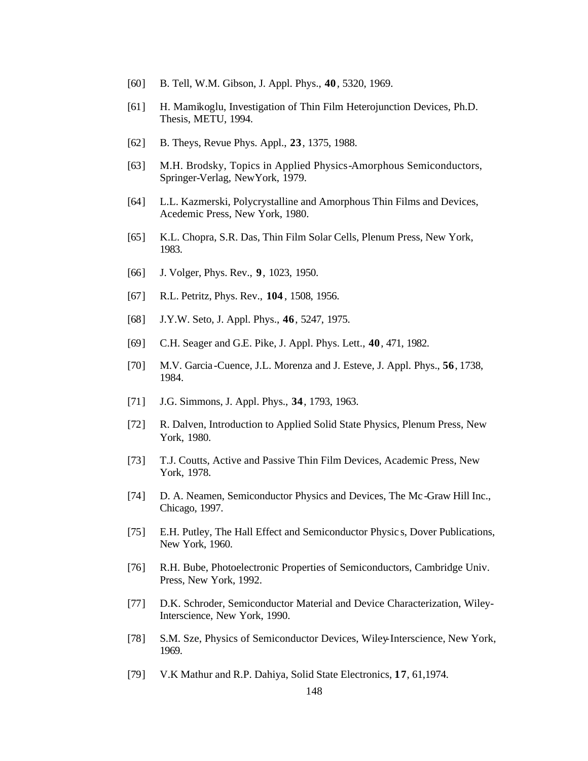[60] B. Tell, W.M. Gibson, J. Appl. Phys., **40**, 5320, 1969.

[61] H. Mamikoglu, Investigation of Thin Film Heterojunction Devices, Ph.D. Thesis, METU, 1994.

[62] B. Theys, Revue Phys. Appl., **23**, 1375, 1988.

[63] M.H. Brodsky, Topics in Applied Physics-Amorphous Semiconductors, Springer-Verlag, NewYork, 1979.

[64] L.L. Kazmerski, Polycrystalline and Amorphous Thin Films and Devices, Acedemic Press, New York, 1980.

[65] K.L. Chopra, S.R. Das, Thin Film Solar Cells, Plenum Press, New York, 1983.

[66] J. Volger, Phys. Rev., **9**, 1023, 1950.

[67] R.L. Petritz, Phys. Rev., **104**, 1508, 1956.

[68] J.Y.W. Seto, J. Appl. Phys., **46**, 5247, 1975.

[69] C.H. Seager and G.E. Pike, J. Appl. Phys. Lett., **40**, 471, 1982.

[70] M.V. Garcia-Cuence, J.L. Morenza and J. Esteve, J. Appl. Phys., **56**, 1738, 1984.

[71] J.G. Simmons, J. Appl. Phys., **34**, 1793, 1963.

[72] R. Dalven, Introduction to Applied Solid State Physics, Plenum Press, New York, 1980.

[73] T.J. Coutts, Active and Passive Thin Film Devices, Academic Press, New York, 1978.

[74] D. A. Neamen, Semiconductor Physics and Devices, The Mc-Graw Hill Inc., Chicago, 1997.

[75] E.H. Putley, The Hall Effect and Semiconductor Physics, Dover Publications, New York, 1960.

[76] R.H. Bube, Photoelectronic Properties of Semiconductors, Cambridge Univ. Press, New York, 1992.

[77] D.K. Schroder, Semiconductor Material and Device Characterization, Wiley-Interscience, New York, 1990.

[78] S.M. Sze, Physics of Semiconductor Devices, Wiley-Interscience, New York, 1969.

[79] V.K Mathur and R.P. Dahiya, Solid State Electronics, **17**, 61,1974.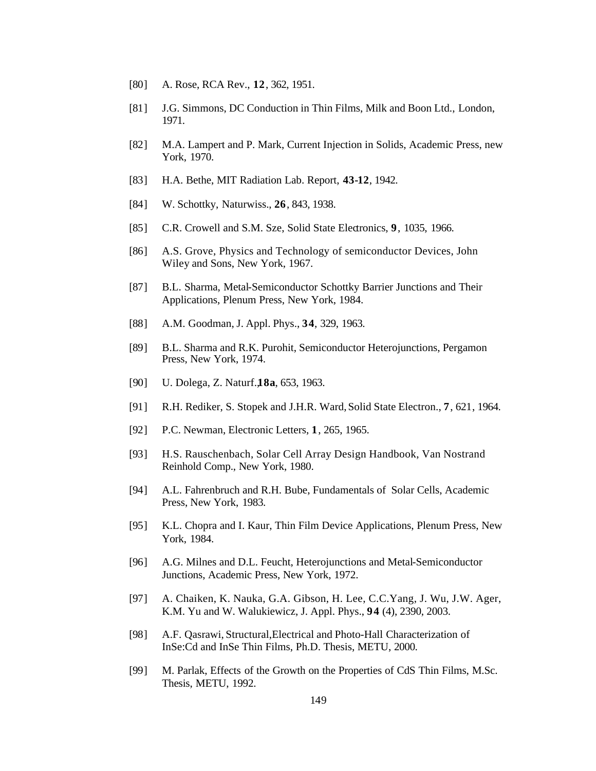[80] A. Rose, RCA Rev., **12**, 362, 1951.

[81] J.G. Simmons, DC Conduction in Thin Films, Milk and Boon Ltd., London, 1971.

[82] M.A. Lampert and P. Mark, Current Injection in Solids, Academic Press, new York, 1970.

[83] H.A. Bethe, MIT Radiation Lab. Report, **43-12**, 1942.

[84] W. Schottky, Naturwiss., **26**, 843, 1938.

[85] C.R. Crowell and S.M. Sze, Solid State Electronics, **9**, 1035, 1966.

[86] A.S. Grove, Physics and Technology of semiconductor Devices, John Wiley and Sons, New York, 1967.

[87] B.L. Sharma, Metal-Semiconductor Schottky Barrier Junctions and Their Applications, Plenum Press, New York, 1984.

[88] A.M. Goodman, J. Appl. Phys., **34**, 329, 1963.

[89] B.L. Sharma and R.K. Purohit, Semiconductor Heterojunctions, Pergamon Press, New York, 1974.

[90] U. Dolega, Z. Naturf.,**18a**, 653, 1963.

[91] R.H. Rediker, S. Stopek and J.H.R. Ward, Solid State Electron., **7**, 621, 1964.

[92] P.C. Newman, Electronic Letters, **1**, 265, 1965.

[93] H.S. Rauschenbach, Solar Cell Array Design Handbook, Van Nostrand Reinhold Comp., New York, 1980.

[94] A.L. Fahrenbruch and R.H. Bube, Fundamentals of Solar Cells, Academic Press, New York, 1983.

[95] K.L. Chopra and I. Kaur, Thin Film Device Applications, Plenum Press, New York, 1984.

[96] A.G. Milnes and D.L. Feucht, Heterojunctions and Metal-Semiconductor Junctions, Academic Press, New York, 1972.

[97] A. Chaiken, K. Nauka, G.A. Gibson, H. Lee, C.C.Yang, J. Wu, J.W. Ager, K.M. Yu and W. Walukiewicz, J. Appl. Phys., **94** (4), 2390, 2003.

[98] A.F. Qasrawi, Structural,Electrical and Photo-Hall Characterization of InSe:Cd and InSe Thin Films, Ph.D. Thesis, METU, 2000.

[99] M. Parlak, Effects of the Growth on the Properties of CdS Thin Films, M.Sc. Thesis, METU, 1992.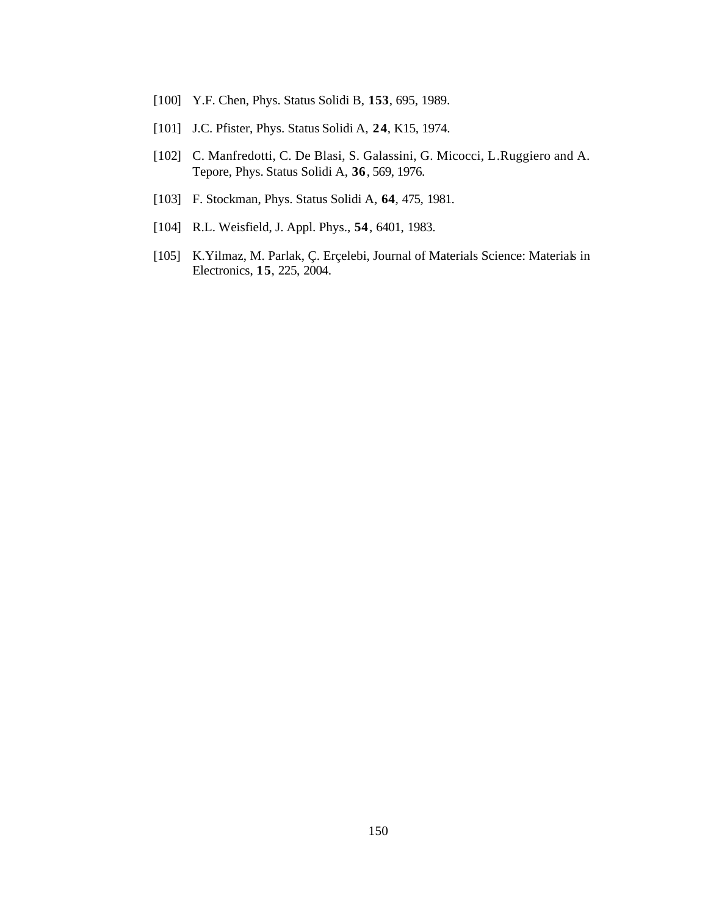[100] Y.F. Chen, Phys. Status Solidi B, **153**, 695, 1989.

[101] J.C. Pfister, Phys. Status Solidi A, **24**, K15, 1974.

[102] C. Manfredotti, C. De Blasi, S. Galassini, G. Micocci, L.Ruggiero and A. Tepore, Phys. Status Solidi A, **36**, 569, 1976.

[103] F. Stockman, Phys. Status Solidi A, **64**, 475, 1981.

[104] R.L. Weisfield, J. Appl. Phys., **54**, 6401, 1983.

[105] K.Yilmaz, M. Parlak, Ç. Erçelebi, Journal of Materials Science: Materials in Electronics, **15**, 225, 2004.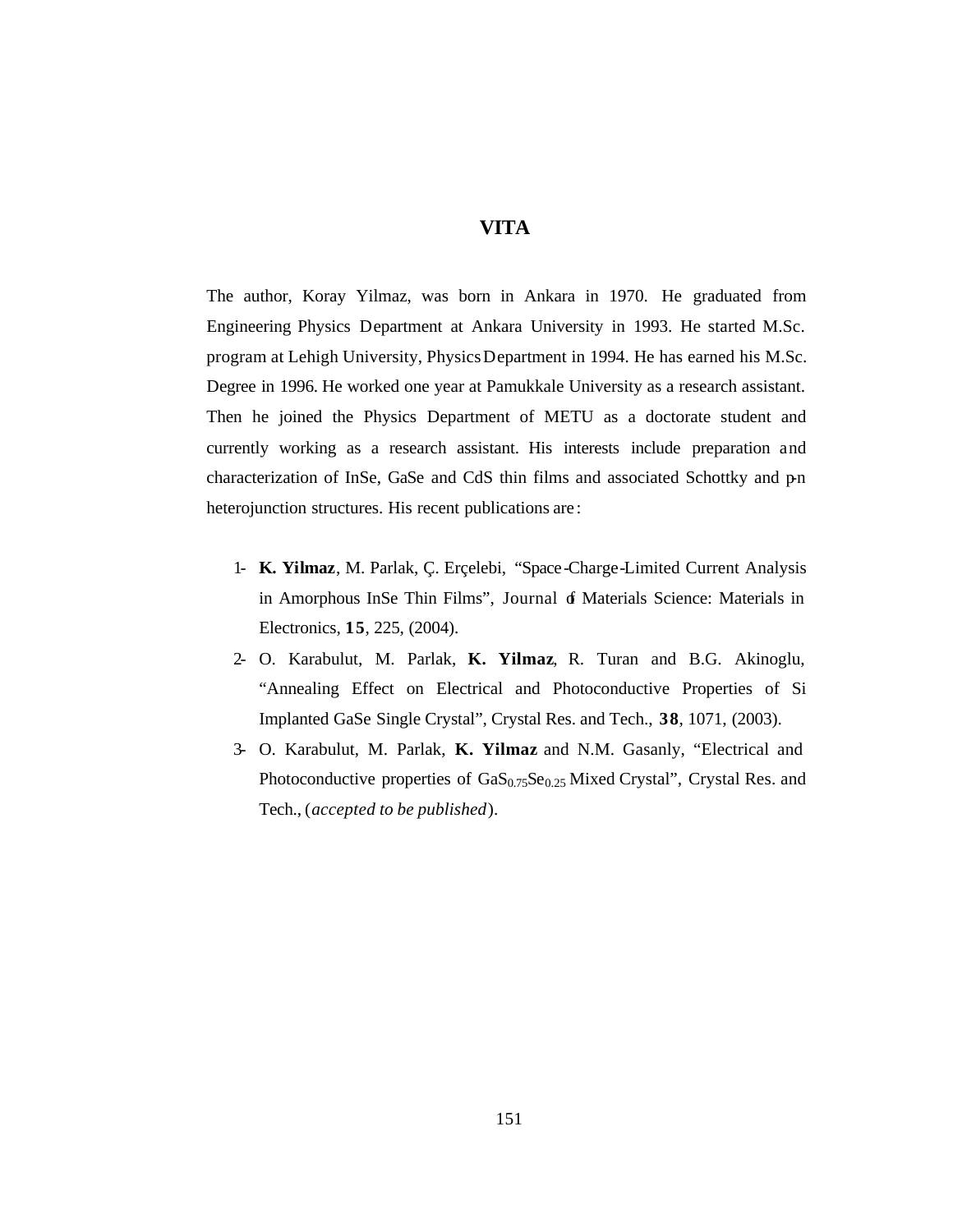# VITA

The author, Koray Yilmaz, was born in Ankara in 1970. He graduated from Engineering Physics Department at Ankara University in 1993. He started M.Sc. program at Lehigh University, Physics Department in 1994. He has earned his M.Sc. Degree in 1996. He worked one year at Pamukkale University as a research assistant. Then he joined the Physics Department of METU as a doctorate student and currently working as a research assistant. His interests include preparation and characterization of InSe, GaSe and CdS thin films and associated Schottky and p-n heterojunction structures. His recent publications are:

1- **K. Yilmaz**, M. Parlak, Ç. Erçelebi, "Space-Charge-Limited Current Analysis in Amorphous InSe Thin Films", Journal of Materials Science: Materials in Electronics, **15**, 225, (2004).

2- O. Karabulut, M. Parlak, **K. Yilmaz**, R. Turan and B.G. Akinoglu, "Annealing Effect on Electrical and Photoconductive Properties of Si Implanted GaSe Single Crystal", Crystal Res. and Tech., **38**, 1071, (2003).

3- O. Karabulut, M. Parlak, **K. Yilmaz** and N.M. Gasanly, "Electrical and Photoconductive properties of $GaS_{0.75}Se_{0.25}$ Mixed Crystal", Crystal Res. and Tech., (*accepted to be published*).